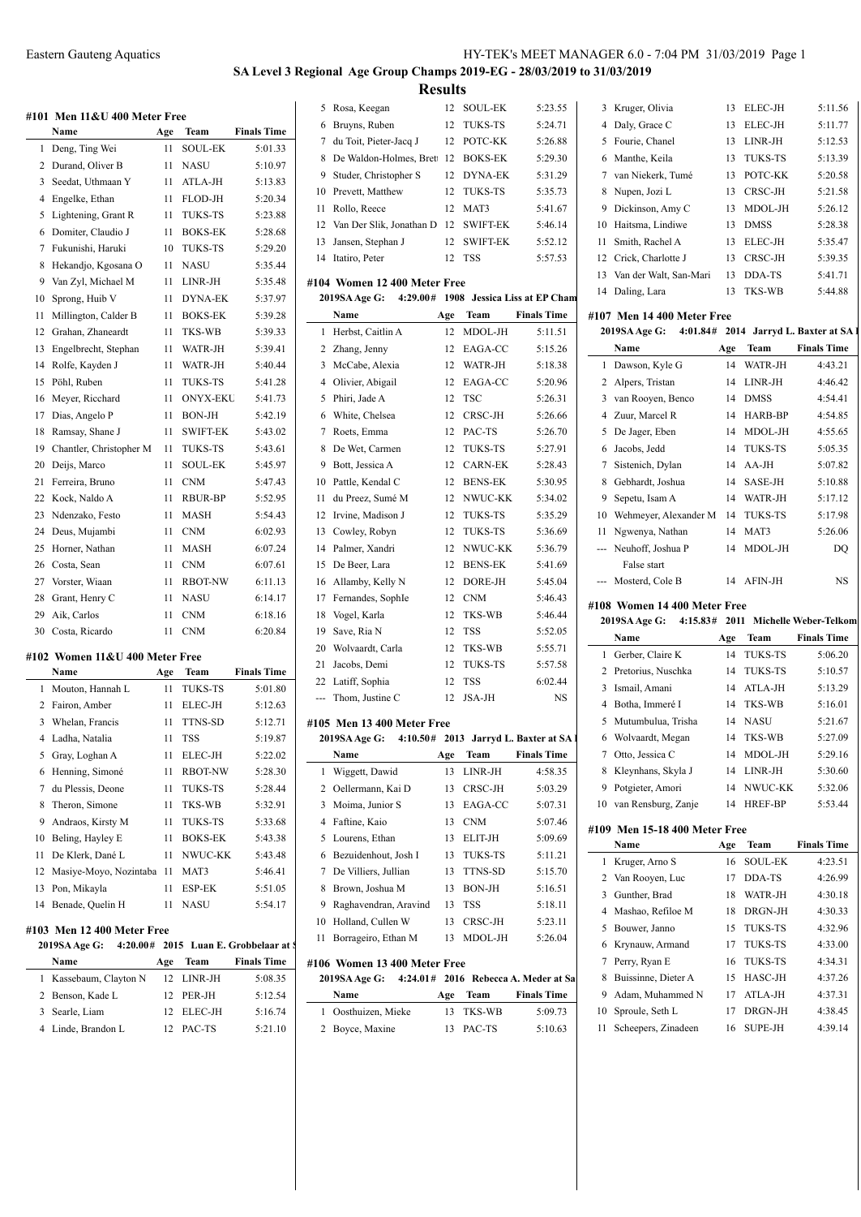# SA Level 3 Regional Age Group Champs 2019-EG - 28/03/2019 to 31/03/2019

## Results

### #101 Men 11&U 400 Meter Free

| | Name | Age | Team | Finals Time |
|---|---|---|---|---|
| 1 | Deng, Ting Wei | 11 | SOUL-EK | 5:01.33 |
| 2 | Durand, Oliver B | 11 | NASU | 5:10.97 |
| 3 | Seedat, Uthmaan Y | 11 | ATLA-JH | 5:13.83 |
| 4 | Engelke, Ethan | 11 | FLOD-JH | 5:20.34 |
| 5 | Lightening, Grant R | 11 | TUKS-TS | 5:23.88 |
| 6 | Domiter, Claudio J | 11 | BOKS-EK | 5:28.68 |
| 7 | Fukunishi, Haruki | 10 | TUKS-TS | 5:29.20 |
| 8 | Hekandjo, Kgosana O | 11 | NASU | 5:35.44 |
| 9 | Van Zyl, Michael M | 11 | LINR-JH | 5:35.48 |
| 10 | Sprong, Huib V | 11 | DYNA-EK | 5:37.97 |
| 11 | Millington, Calder B | 11 | BOKS-EK | 5:39.28 |
| 12 | Grahan, Zhaneardt | 11 | TKS-WB | 5:39.33 |
| 13 | Engelbrecht, Stephan | 11 | WATR-JH | 5:39.41 |
| 14 | Rolfe, Kayden J | 11 | WATR-JH | 5:40.44 |
| 15 | Pöhl, Ruben | 11 | TUKS-TS | 5:41.28 |
| 16 | Meyer, Ricchard | 11 | ONYX-EKU | 5:41.73 |
| 17 | Dias, Angelo P | 11 | BON-JH | 5:42.19 |
| 18 | Ramsay, Shane J | 11 | SWIFT-EK | 5:43.02 |
| 19 | Chantler, Christopher M | 11 | TUKS-TS | 5:43.61 |
| 20 | Deijs, Marco | 11 | SOUL-EK | 5:45.97 |
| 21 | Ferreira, Bruno | 11 | CNM | 5:47.43 |
| 22 | Kock, Naldo A | 11 | RBUR-BP | 5:52.95 |
| 23 | Ndenzako, Festo | 11 | MASH | 5:54.43 |
| 24 | Deus, Mujambi | 11 | CNM | 6:02.93 |
| 25 | Horner, Nathan | 11 | MASH | 6:07.24 |
| 26 | Costa, Sean | 11 | CNM | 6:07.61 |
| 27 | Vorster, Wiaan | 11 | RBOT-NW | 6:11.13 |
| 28 | Grant, Henry C | 11 | NASU | 6:14.17 |
| 29 | Aik, Carlos | 11 | CNM | 6:18.16 |
| 30 | Costa, Ricardo | 11 | CNM | 6:20.84 |

### #102 Women 11&U 400 Meter Free

| | Name | Age | Team | Finals Time |
|---|---|---|---|---|
| 1 | Mouton, Hannah L | 11 | TUKS-TS | 5:01.80 |
| 2 | Fairon, Amber | 11 | ELEC-JH | 5:12.63 |
| 3 | Whelan, Francis | 11 | TTNS-SD | 5:12.71 |
| 4 | Ladha, Natalia | 11 | TSS | 5:19.87 |
| 5 | Gray, Loghan A | 11 | ELEC-JH | 5:22.02 |
| 6 | Henning, Simoné | 11 | RBOT-NW | 5:28.30 |
| 7 | du Plessis, Deone | 11 | TUKS-TS | 5:28.44 |
| 8 | Theron, Simone | 11 | TKS-WB | 5:32.91 |
| 9 | Andraos, Kirsty M | 11 | TUKS-TS | 5:33.68 |
| 10 | Beling, Hayley E | 11 | BOKS-EK | 5:43.38 |
| 11 | De Klerk, Dané L | 11 | NWUC-KK | 5:43.48 |
| 12 | Masiye-Moyo, Nozintaba | 11 | MAT3 | 5:46.41 |
| 13 | Pon, Mikayla | 11 | ESP-EK | 5:51.05 |
| 14 | Benade, Quelin H | 11 | NASU | 5:54.17 |

### #103 Men 12 400 Meter Free

2019SA Age G: 4:20.00# 2015 Luan E. Grobbelaar at S

| | Name | Age | Team | Finals Time |
|---|---|---|---|---|
| 1 | Kassebaum, Clayton N | 12 | LINR-JH | 5:08.35 |
| 2 | Benson, Kade L | 12 | PER-JH | 5:12.54 |
| 3 | Searle, Liam | 12 | ELEC-JH | 5:16.74 |
| 4 | Linde, Brandon L | 12 | PAC-TS | 5:21.10 |
| 5 | Rosa, Keegan | 12 | SOUL-EK | 5:23.55 |
| 6 | Bruyns, Ruben | 12 | TUKS-TS | 5:24.71 |
| 7 | du Toit, Pieter-Jacq J | 12 | POTC-KK | 5:26.88 |
| 8 | De Waldon-Holmes, Brett | 12 | BOKS-EK | 5:29.30 |
| 9 | Studer, Christopher S | 12 | DYNA-EK | 5:31.29 |
| 10 | Prevett, Matthew | 12 | TUKS-TS | 5:35.73 |
| 11 | Rollo, Reece | 12 | MAT3 | 5:41.67 |
| 12 | Van Der Slik, Jonathan D | 12 | SWIFT-EK | 5:46.14 |
| 13 | Jansen, Stephan J | 12 | SWIFT-EK | 5:52.12 |
| 14 | Itatiro, Peter | 12 | TSS | 5:57.53 |

### #104 Women 12 400 Meter Free

2019SA Age G: 4:29.00# 1908 Jessica Liss at EP Cham

| | Name | Age | Team | Finals Time |
|---|---|---|---|---|
| 1 | Herbst, Caitlin A | 12 | MDOL-JH | 5:11.51 |
| 2 | Zhang, Jenny | 12 | EAGA-CC | 5:15.26 |
| 3 | McCabe, Alexia | 12 | WATR-JH | 5:18.38 |
| 4 | Olivier, Abigail | 12 | EAGA-CC | 5:20.96 |
| 5 | Phiri, Jade A | 12 | TSC | 5:26.31 |
| 6 | White, Chelsea | 12 | CRSC-JH | 5:26.66 |
| 7 | Roets, Emma | 12 | PAC-TS | 5:26.70 |
| 8 | De Wet, Carmen | 12 | TUKS-TS | 5:27.91 |
| 9 | Bott, Jessica A | 12 | CARN-EK | 5:28.43 |
| 10 | Pattle, Kendal C | 12 | BENS-EK | 5:30.95 |
| 11 | du Preez, Sumé M | 12 | NWUC-KK | 5:34.02 |
| 12 | Irvine, Madison J | 12 | TUKS-TS | 5:35.29 |
| 13 | Cowley, Robyn | 12 | TUKS-TS | 5:36.69 |
| 14 | Palmer, Xandri | 12 | NWUC-KK | 5:36.79 |
| 15 | De Beer, Lara | 12 | BENS-EK | 5:41.69 |
| 16 | Allamby, Kelly N | 12 | DORE-JH | 5:45.04 |
| 17 | Fernandes, Sophle | 12 | CNM | 5:46.43 |
| 18 | Vogel, Karla | 12 | TKS-WB | 5:46.44 |
| 19 | Save, Ria N | 12 | TSS | 5:52.05 |
| 20 | Wolvaardt, Carla | 12 | TKS-WB | 5:55.71 |
| 21 | Jacobs, Demi | 12 | TUKS-TS | 5:57.58 |
| 22 | Latiff, Sophia | 12 | TSS | 6:02.44 |
| --- | Thom, Justine C | 12 | JSA-JH | NS |

### #105 Men 13 400 Meter Free

2019SA Age G: 4:10.50# 2013 Jarryd L. Baxter at SA

| | Name | Age | Team | Finals Time |
|---|---|---|---|---|
| 1 | Wiggett, Dawid | 13 | LINR-JH | 4:58.35 |
| 2 | Oellermann, Kai D | 13 | CRSC-JH | 5:03.29 |
| 3 | Moima, Junior S | 13 | EAGA-CC | 5:07.31 |
| 4 | Faftine, Kaio | 13 | CNM | 5:07.46 |
| 5 | Lourens, Ethan | 13 | ELIT-JH | 5:09.69 |
| 6 | Bezuidenhout, Josh I | 13 | TUKS-TS | 5:11.21 |
| 7 | De Villiers, Jullian | 13 | TTNS-SD | 5:15.70 |
| 8 | Brown, Joshua M | 13 | BON-JH | 5:16.51 |
| 9 | Raghavendran, Aravind | 13 | TSS | 5:18.11 |
| 10 | Holland, Cullen W | 13 | CRSC-JH | 5:23.11 |
| 11 | Borrageiro, Ethan M | 13 | MDOL-JH | 5:26.04 |

### #106 Women 13 400 Meter Free

2019SA Age G: 4:24.01# 2016 Rebecca A. Meder at Sa

| | Name | Age | Team | Finals Time |
|---|---|---|---|---|
| 1 | Oosthuizen, Mieke | 13 | TKS-WB | 5:09.73 |
| 2 | Boyce, Maxine | 13 | PAC-TS | 5:10.63 |
| 3 | Kruger, Olivia | 13 | ELEC-JH | 5:11.56 |
| 4 | Daly, Grace C | 13 | ELEC-JH | 5:11.77 |
| 5 | Fourie, Chanel | 13 | LINR-JH | 5:12.53 |
| 6 | Manthe, Keila | 13 | TUKS-TS | 5:13.39 |
| 7 | van Niekerk, Tumé | 13 | POTC-KK | 5:20.58 |
| 8 | Nupen, Jozi L | 13 | CRSC-JH | 5:21.58 |
| 9 | Dickinson, Amy C | 13 | MDOL-JH | 5:26.12 |
| 10 | Haitsma, Lindiwe | 13 | DMSS | 5:28.38 |
| 11 | Smith, Rachel A | 13 | ELEC-JH | 5:35.47 |
| 12 | Crick, Charlotte J | 13 | CRSC-JH | 5:39.35 |
| 13 | Van der Walt, San-Mari | 13 | DDA-TS | 5:41.71 |
| 14 | Daling, Lara | 13 | TKS-WB | 5:44.88 |

### #107 Men 14 400 Meter Free

2019SA Age G: 4:01.84# 2014 Jarryd L. Baxter at SA

| | Name | Age | Team | Finals Time |
|---|---|---|---|---|
| 1 | Dawson, Kyle G | 14 | WATR-JH | 4:43.21 |
| 2 | Alpers, Tristan | 14 | LINR-JH | 4:46.42 |
| 3 | van Rooyen, Benco | 14 | DMSS | 4:54.41 |
| 4 | Zuur, Marcel R | 14 | HARB-BP | 4:54.85 |
| 5 | De Jager, Eben | 14 | MDOL-JH | 4:55.65 |
| 6 | Jacobs, Jedd | 14 | TUKS-TS | 5:05.35 |
| 7 | Sistenich, Dylan | 14 | AA-JH | 5:07.82 |
| 8 | Gebhardt, Joshua | 14 | SASE-JH | 5:10.88 |
| 9 | Sepetu, Isam A | 14 | WATR-JH | 5:17.12 |
| 10 | Wehmeyer, Alexander M | 14 | TUKS-TS | 5:17.98 |
| 11 | Ngwenya, Nathan | 14 | MAT3 | 5:26.06 |
| --- | Neuhoff, Joshua P | 14 | MDOL-JH | DQ |
| | False start | | | |
| --- | Mosterd, Cole B | 14 | AFIN-JH | NS |

### #108 Women 14 400 Meter Free

2019SA Age G: 4:15.83# 2011 Michelle Weber-Telkom

| | Name | Age | Team | Finals Time |
|---|---|---|---|---|
| 1 | Gerber, Claire K | 14 | TUKS-TS | 5:06.20 |
| 2 | Pretorius, Nuschka | 14 | TUKS-TS | 5:10.57 |
| 3 | Ismail, Amani | 14 | ATLA-JH | 5:13.29 |
| 4 | Botha, Immeré I | 14 | TKS-WB | 5:16.01 |
| 5 | Mutumbulua, Trisha | 14 | NASU | 5:21.67 |
| 6 | Wolvaardt, Megan | 14 | TKS-WB | 5:27.09 |
| 7 | Otto, Jessica C | 14 | MDOL-JH | 5:29.16 |
| 8 | Kleynhans, Skyla J | 14 | LINR-JH | 5:30.60 |
| 9 | Potgieter, Amori | 14 | NWUC-KK | 5:32.06 |
| 10 | van Rensburg, Zanje | 14 | HREF-BP | 5:53.44 |

### #109 Men 15-18 400 Meter Free

| | Name | Age | Team | Finals Time |
|---|---|---|---|---|
| 1 | Kruger, Arno S | 16 | SOUL-EK | 4:23.51 |
| 2 | Van Rooyen, Luc | 17 | DDA-TS | 4:26.99 |
| 3 | Gunther, Brad | 18 | WATR-JH | 4:30.18 |
| 4 | Mashao, Refiloe M | 18 | DRGN-JH | 4:30.33 |
| 5 | Bouwer, Janno | 15 | TUKS-TS | 4:32.96 |
| 6 | Krynauw, Armand | 17 | TUKS-TS | 4:33.00 |
| 7 | Perry, Ryan E | 16 | TUKS-TS | 4:34.31 |
| 8 | Buissinne, Dieter A | 15 | HASC-JH | 4:37.26 |
| 9 | Adam, Muhammed N | 17 | ATLA-JH | 4:37.31 |
| 10 | Sproule, Seth L | 17 | DRGN-JH | 4:38.45 |
| 11 | Scheepers, Zinadeen | 16 | SUPE-JH | 4:39.14 |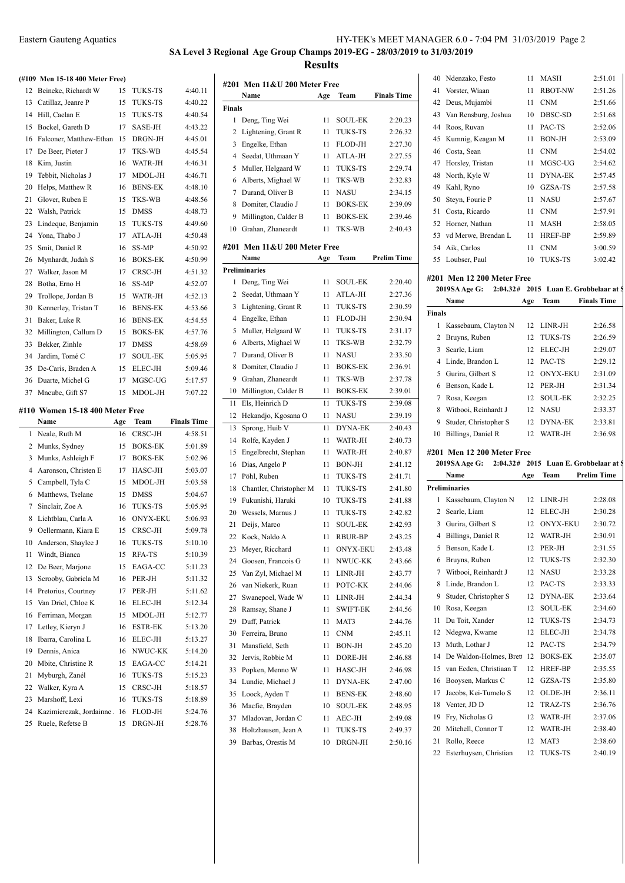## SA Level 3 Regional Age Group Champs 2019-EG - 28/03/2019 to 31/03/2019

## Results

### (#109 Men 15-18 400 Meter Free)

| | Name | Age | Team | Finals Time |
|---|---|---|---|---|
| 12 | Beineke, Richardt W | 15 | TUKS-TS | 4:40.11 |
| 13 | Catillaz, Jeanre P | 15 | TUKS-TS | 4:40.22 |
| 14 | Hill, Caelan E | 15 | TUKS-TS | 4:40.54 |
| 15 | Bockel, Gareth D | 17 | SASE-JH | 4:43.22 |
| 16 | Falconer, Matthew-Ethan | 15 | DRGN-JH | 4:45.01 |
| 17 | De Beer, Pieter J | 17 | TKS-WB | 4:45.54 |
| 18 | Kim, Justin | 16 | WATR-JH | 4:46.31 |
| 19 | Tebbit, Nicholas J | 17 | MDOL-JH | 4:46.71 |
| 20 | Helps, Matthew R | 16 | BENS-EK | 4:48.10 |
| 21 | Glover, Ruben E | 15 | TKS-WB | 4:48.56 |
| 22 | Walsh, Patrick | 15 | DMSS | 4:48.73 |
| 23 | Lindeque, Benjamin | 15 | TUKS-TS | 4:49.60 |
| 24 | Yona, Thabo J | 17 | ATLA-JH | 4:50.48 |
| 25 | Smit, Daniel R | 16 | SS-MP | 4:50.92 |
| 26 | Mynhardt, Judah S | 16 | BOKS-EK | 4:50.99 |
| 27 | Walker, Jason M | 17 | CRSC-JH | 4:51.32 |
| 28 | Botha, Erno H | 16 | SS-MP | 4:52.07 |
| 29 | Trollope, Jordan B | 15 | WATR-JH | 4:52.13 |
| 30 | Kennerley, Tristan T | 16 | BENS-EK | 4:53.66 |
| 31 | Baker, Luke R | 16 | BENS-EK | 4:54.55 |
| 32 | Millington, Callum D | 15 | BOKS-EK | 4:57.76 |
| 33 | Bekker, Zinhle | 17 | DMSS | 4:58.69 |
| 34 | Jardim, Tomé C | 17 | SOUL-EK | 5:05.95 |
| 35 | De-Caris, Braden A | 15 | ELEC-JH | 5:09.46 |
| 36 | Duarte, Michel G | 17 | MGSC-UG | 5:17.57 |
| 37 | Mncube, Gift S7 | 15 | MDOL-JH | 7:07.22 |

### #110 Women 15-18 400 Meter Free

| | Name | Age | Team | Finals Time |
|---|---|---|---|---|
| 1 | Neale, Ruth M | 16 | CRSC-JH | 4:58.51 |
| 2 | Munks, Sydney | 15 | BOKS-EK | 5:01.89 |
| 3 | Munks, Ashleigh F | 17 | BOKS-EK | 5:02.96 |
| 4 | Aaronson, Christen E | 17 | HASC-JH | 5:03.07 |
| 5 | Campbell, Tyla C | 15 | MDOL-JH | 5:03.58 |
| 6 | Matthews, Tselane | 15 | DMSS | 5:04.67 |
| 7 | Sinclair, Zoe A | 16 | TUKS-TS | 5:05.95 |
| 8 | Lichtblau, Carla A | 16 | ONYX-EKU | 5:06.93 |
| 9 | Oellermann, Kiara E | 15 | CRSC-JH | 5:09.78 |
| 10 | Anderson, Shaylee J | 16 | TUKS-TS | 5:10.10 |
| 11 | Windt, Bianca | 15 | RFA-TS | 5:10.39 |
| 12 | De Beer, Marjone | 15 | EAGA-CC | 5:11.23 |
| 13 | Scrooby, Gabriela M | 16 | PER-JH | 5:11.32 |
| 14 | Pretorius, Courtney | 17 | PER-JH | 5:11.62 |
| 15 | Van Driel, Chloe K | 16 | ELEC-JH | 5:12.34 |
| 16 | Ferriman, Morgan | 15 | MDOL-JH | 5:12.77 |
| 17 | Letley, Kieryn J | 16 | ESTR-EK | 5:13.20 |
| 18 | Ibarra, Carolina L | 16 | ELEC-JH | 5:13.27 |
| 19 | Dennis, Anica | 16 | NWUC-KK | 5:14.20 |
| 20 | Mbite, Christine R | 15 | EAGA-CC | 5:14.21 |
| 21 | Myburgh, Zanél | 16 | TUKS-TS | 5:15.23 |
| 22 | Walker, Kyra A | 15 | CRSC-JH | 5:18.57 |
| 23 | Marshoff, Lexi | 16 | TUKS-TS | 5:18.89 |
| 24 | Kazimierczak, Jordainne | 16 | FLOD-JH | 5:24.76 |
| 25 | Ruele, Refetse B | 15 | DRGN-JH | 5:28.76 |

### #201 Men 11&U 200 Meter Free

| | Name | Age | Team | Finals Time |
|---|---|---|---|---|
| **Finals** | | | | |
| 1 | Deng, Ting Wei | 11 | SOUL-EK | 2:20.23 |
| 2 | Lightening, Grant R | 11 | TUKS-TS | 2:26.32 |
| 3 | Engelke, Ethan | 11 | FLOD-JH | 2:27.30 |
| 4 | Seedat, Uthmaan Y | 11 | ATLA-JH | 2:27.55 |
| 5 | Muller, Helgaard W | 11 | TUKS-TS | 2:29.74 |
| 6 | Alberts, Mighael W | 11 | TKS-WB | 2:32.83 |
| 7 | Durand, Oliver B | 11 | NASU | 2:34.15 |
| 8 | Domiter, Claudio J | 11 | BOKS-EK | 2:39.09 |
| 9 | Millington, Calder B | 11 | BOKS-EK | 2:39.46 |
| 10 | Grahan, Zhaneardt | 11 | TKS-WB | 2:40.43 |

### #201 Men 11&U 200 Meter Free

| | Name | Age | Team | Prelim Time |
|---|---|---|---|---|
| **Preliminaries** | | | | |
| 1 | Deng, Ting Wei | 11 | SOUL-EK | 2:20.40 |
| 2 | Seedat, Uthmaan Y | 11 | ATLA-JH | 2:27.36 |
| 3 | Lightening, Grant R | 11 | TUKS-TS | 2:30.59 |
| 4 | Engelke, Ethan | 11 | FLOD-JH | 2:30.94 |
| 5 | Muller, Helgaard W | 11 | TUKS-TS | 2:31.17 |
| 6 | Alberts, Mighael W | 11 | TKS-WB | 2:32.79 |
| 7 | Durand, Oliver B | 11 | NASU | 2:33.50 |
| 8 | Domiter, Claudio J | 11 | BOKS-EK | 2:36.91 |
| 9 | Grahan, Zhaneardt | 11 | TKS-WB | 2:37.78 |
| 10 | Millington, Calder B | 11 | BOKS-EK | 2:39.01 |
| 11 | Els, Heinrich D | 11 | TUKS-TS | 2:39.08 |
| 12 | Hekandjo, Kgosana O | 11 | NASU | 2:39.19 |
| 13 | Sprong, Huib V | 11 | DYNA-EK | 2:40.43 |
| 14 | Rolfe, Kayden J | 11 | WATR-JH | 2:40.73 |
| 15 | Engelbrecht, Stephan | 11 | WATR-JH | 2:40.87 |
| 16 | Dias, Angelo P | 11 | BON-JH | 2:41.12 |
| 17 | Pöhl, Ruben | 11 | TUKS-TS | 2:41.71 |
| 18 | Chantler, Christopher M | 11 | TUKS-TS | 2:41.80 |
| 19 | Fukunishi, Haruki | 10 | TUKS-TS | 2:41.88 |
| 20 | Wessels, Marnus J | 11 | TUKS-TS | 2:42.82 |
| 21 | Deijs, Marco | 11 | SOUL-EK | 2:42.93 |
| 22 | Kock, Naldo A | 11 | RBUR-BP | 2:43.25 |
| 23 | Meyer, Ricchard | 11 | ONYX-EKU | 2:43.48 |
| 24 | Goosen, Francois G | 11 | NWUC-KK | 2:43.66 |
| 25 | Van Zyl, Michael M | 11 | LINR-JH | 2:43.77 |
| 26 | van Niekerk, Ruan | 11 | POTC-KK | 2:44.06 |
| 27 | Swanepoel, Wade W | 11 | LINR-JH | 2:44.34 |
| 28 | Ramsay, Shane J | 11 | SWIFT-EK | 2:44.56 |
| 29 | Duff, Patrick | 11 | MAT3 | 2:44.76 |
| 30 | Ferreira, Bruno | 11 | CNM | 2:45.11 |
| 31 | Mansfield, Seth | 11 | BON-JH | 2:45.20 |
| 32 | Jervis, Robbie M | 11 | DORE-JH | 2:46.88 |
| 33 | Popken, Menno W | 11 | HASC-JH | 2:46.98 |
| 34 | Lundie, Michael J | 11 | DYNA-EK | 2:47.00 |
| 35 | Loock, Ayden T | 11 | BENS-EK | 2:48.60 |
| 36 | Macfie, Brayden | 10 | SOUL-EK | 2:48.95 |
| 37 | Mladovan, Jordan C | 11 | AEC-JH | 2:49.08 |
| 38 | Holtzhausen, Jean A | 11 | TUKS-TS | 2:49.37 |
| 39 | Barbas, Orestis M | 10 | DRGN-JH | 2:50.16 |
| 40 | Ndenzako, Festo | 11 | MASH | 2:51.01 |
| 41 | Vorster, Wiaan | 11 | RBOT-NW | 2:51.26 |
| 42 | Deus, Mujambi | 11 | CNM | 2:51.66 |
| 43 | Van Rensburg, Joshua | 10 | DBSC-SD | 2:51.68 |
| 44 | Roos, Ruvan | 11 | PAC-TS | 2:52.06 |
| 45 | Kumnig, Keagan M | 11 | BON-JH | 2:53.09 |
| 46 | Costa, Sean | 11 | CNM | 2:54.02 |
| 47 | Horsley, Tristan | 11 | MGSC-UG | 2:54.62 |
| 48 | North, Kyle W | 11 | DYNA-EK | 2:57.45 |
| 49 | Kahl, Ryno | 10 | GZSA-TS | 2:57.58 |
| 50 | Steyn, Fourie P | 11 | NASU | 2:57.67 |
| 51 | Costa, Ricardo | 11 | CNM | 2:57.91 |
| 52 | Horner, Nathan | 11 | MASH | 2:58.05 |
| 53 | vd Merwe, Brendan L | 11 | HREF-BP | 2:59.89 |
| 54 | Aik, Carlos | 11 | CNM | 3:00.59 |
| 55 | Loubser, Paul | 10 | TUKS-TS | 3:02.42 |

### #201 Men 12 200 Meter Free

2019SA Age G: 2:04.32# 2015 Luan E. Grobbelaar at S

| | Name | Age | Team | Finals Time |
|---|---|---|---|---|
| **Finals** | | | | |
| 1 | Kassebaum, Clayton N | 12 | LINR-JH | 2:26.58 |
| 2 | Bruyns, Ruben | 12 | TUKS-TS | 2:26.59 |
| 3 | Searle, Liam | 12 | ELEC-JH | 2:29.07 |
| 4 | Linde, Brandon L | 12 | PAC-TS | 2:29.12 |
| 5 | Gurira, Gilbert S | 12 | ONYX-EKU | 2:31.09 |
| 6 | Benson, Kade L | 12 | PER-JH | 2:31.34 |
| 7 | Rosa, Keegan | 12 | SOUL-EK | 2:32.25 |
| 8 | Witbooi, Reinhardt J | 12 | NASU | 2:33.37 |
| 9 | Studer, Christopher S | 12 | DYNA-EK | 2:33.81 |
| 10 | Billings, Daniel R | 12 | WATR-JH | 2:36.98 |

### #201 Men 12 200 Meter Free

2019SA Age G: 2:04.32# 2015 Luan E. Grobbelaar at S

| | Name | Age | Team | Prelim Time |
|---|---|---|---|---|
| **Preliminaries** | | | | |
| 1 | Kassebaum, Clayton N | 12 | LINR-JH | 2:28.08 |
| 2 | Searle, Liam | 12 | ELEC-JH | 2:30.28 |
| 3 | Gurira, Gilbert S | 12 | ONYX-EKU | 2:30.72 |
| 4 | Billings, Daniel R | 12 | WATR-JH | 2:30.91 |
| 5 | Benson, Kade L | 12 | PER-JH | 2:31.55 |
| 6 | Bruyns, Ruben | 12 | TUKS-TS | 2:32.30 |
| 7 | Witbooi, Reinhardt J | 12 | NASU | 2:33.28 |
| 8 | Linde, Brandon L | 12 | PAC-TS | 2:33.33 |
| 9 | Studer, Christopher S | 12 | DYNA-EK | 2:33.64 |
| 10 | Rosa, Keegan | 12 | SOUL-EK | 2:34.60 |
| 11 | Du Toit, Xander | 12 | TUKS-TS | 2:34.73 |
| 12 | Ndegwa, Kwame | 12 | ELEC-JH | 2:34.78 |
| 13 | Muth, Lothar J | 12 | PAC-TS | 2:34.79 |
| 14 | De Waldon-Holmes, Brett | 12 | BOKS-EK | 2:35.07 |
| 15 | van Eeden, Christiaan T | 12 | HREF-BP | 2:35.55 |
| 16 | Booysen, Markus C | 12 | GZSA-TS | 2:35.80 |
| 17 | Jacobs, Kei-Tumelo S | 12 | OLDE-JH | 2:36.11 |
| 18 | Venter, JD D | 12 | TRAZ-TS | 2:36.76 |
| 19 | Fry, Nicholas G | 12 | WATR-JH | 2:37.06 |
| 20 | Mitchell, Connor T | 12 | WATR-JH | 2:38.40 |
| 21 | Rollo, Reece | 12 | MAT3 | 2:38.60 |
| 22 | Esterhuysen, Christian | 12 | TUKS-TS | 2:40.19 |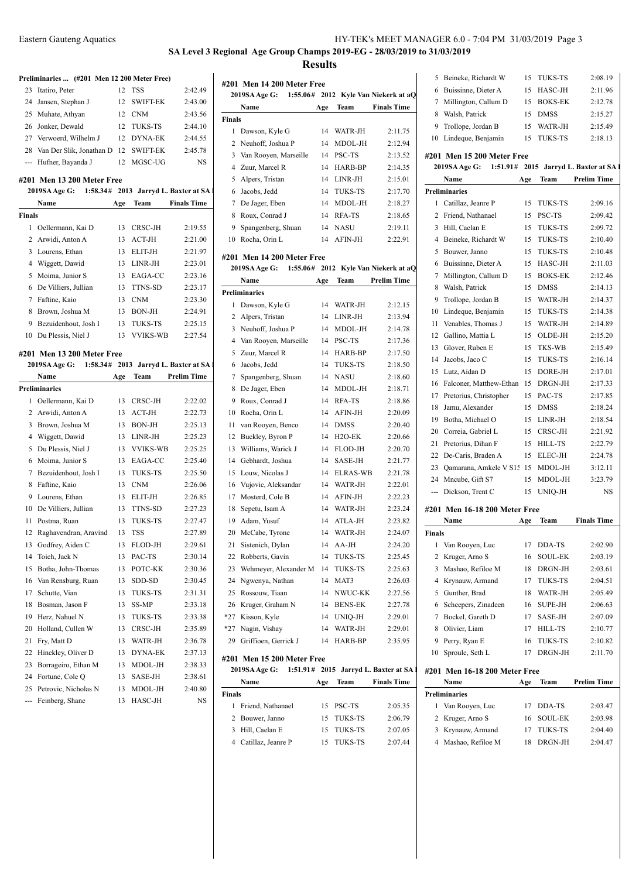## SA Level 3 Regional Age Group Champs 2019-EG - 28/03/2019 to 31/03/2019

## Results

### Preliminaries ... (#201 Men 12 200 Meter Free)

| | Name | Age | Team | Prelim Time |
|---|---|---|---|---|
| 23 | Itatiro, Peter | 12 | TSS | 2:42.49 |
| 24 | Jansen, Stephan J | 12 | SWIFT-EK | 2:43.00 |
| 25 | Muhate, Athyan | 12 | CNM | 2:43.56 |
| 26 | Jonker, Dewald | 12 | TUKS-TS | 2:44.10 |
| 27 | Verwoerd, Wilhelm J | 12 | DYNA-EK | 2:44.55 |
| 28 | Van Der Slik, Jonathan D | 12 | SWIFT-EK | 2:45.78 |
| --- | Hufner, Bayanda J | 12 | MGSC-UG | NS |

### #201 Men 13 200 Meter Free

2019SA Age G: 1:58.34# 2013 Jarryd L. Baxter at SA

| | Name | Age | Team | Finals Time |
|---|---|---|---|---|
| **Finals** | | | | |
| 1 | Oellermann, Kai D | 13 | CRSC-JH | 2:19.55 |
| 2 | Arwidi, Anton A | 13 | ACT-JH | 2:21.00 |
| 3 | Lourens, Ethan | 13 | ELIT-JH | 2:21.97 |
| 4 | Wiggett, Dawid | 13 | LINR-JH | 2:23.01 |
| 5 | Moima, Junior S | 13 | EAGA-CC | 2:23.16 |
| 6 | De Villiers, Jullian | 13 | TTNS-SD | 2:23.17 |
| 7 | Faftine, Kaio | 13 | CNM | 2:23.30 |
| 8 | Brown, Joshua M | 13 | BON-JH | 2:24.91 |
| 9 | Bezuidenhout, Josh I | 13 | TUKS-TS | 2:25.15 |
| 10 | Du Plessis, Niel J | 13 | VVIKS-WB | 2:27.54 |

### #201 Men 13 200 Meter Free

2019SA Age G: 1:58.34# 2013 Jarryd L. Baxter at SA

| | Name | Age | Team | Prelim Time |
|---|---|---|---|---|
| **Preliminaries** | | | | |
| 1 | Oellermann, Kai D | 13 | CRSC-JH | 2:22.02 |
| 2 | Arwidi, Anton A | 13 | ACT-JH | 2:22.73 |
| 3 | Brown, Joshua M | 13 | BON-JH | 2:25.13 |
| 4 | Wiggett, Dawid | 13 | LINR-JH | 2:25.23 |
| 5 | Du Plessis, Niel J | 13 | VVIKS-WB | 2:25.25 |
| 6 | Moima, Junior S | 13 | EAGA-CC | 2:25.40 |
| 7 | Bezuidenhout, Josh I | 13 | TUKS-TS | 2:25.50 |
| 8 | Faftine, Kaio | 13 | CNM | 2:26.06 |
| 9 | Lourens, Ethan | 13 | ELIT-JH | 2:26.85 |
| 10 | De Villiers, Jullian | 13 | TTNS-SD | 2:27.23 |
| 11 | Postma, Ruan | 13 | TUKS-TS | 2:27.47 |
| 12 | Raghavendran, Aravind | 13 | TSS | 2:27.89 |
| 13 | Godfrey, Aiden C | 13 | FLOD-JH | 2:29.61 |
| 14 | Toich, Jack N | 13 | PAC-TS | 2:30.14 |
| 15 | Botha, John-Thomas | 13 | POTC-KK | 2:30.36 |
| 16 | Van Rensburg, Ruan | 13 | SDD-SD | 2:30.45 |
| 17 | Schutte, Vian | 13 | TUKS-TS | 2:31.31 |
| 18 | Bosman, Jason F | 13 | SS-MP | 2:33.18 |
| 19 | Herz, Nahuel N | 13 | TUKS-TS | 2:33.38 |
| 20 | Holland, Cullen W | 13 | CRSC-JH | 2:35.89 |
| 21 | Fry, Matt D | 13 | WATR-JH | 2:36.78 |
| 22 | Hinckley, Oliver D | 13 | DYNA-EK | 2:37.13 |
| 23 | Borrageiro, Ethan M | 13 | MDOL-JH | 2:38.33 |
| 24 | Fortune, Cole Q | 13 | SASE-JH | 2:38.61 |
| 25 | Petrovic, Nicholas N | 13 | MDOL-JH | 2:40.80 |
| --- | Feinberg, Shane | 13 | HASC-JH | NS |

### #201 Men 14 200 Meter Free

2019SA Age G: 1:55.06# 2012 Kyle Van Niekerk at aQ

| | Name | Age | Team | Finals Time |
|---|---|---|---|---|
| **Finals** | | | | |
| 1 | Dawson, Kyle G | 14 | WATR-JH | 2:11.75 |
| 2 | Neuhoff, Joshua P | 14 | MDOL-JH | 2:12.94 |
| 3 | Van Rooyen, Marseille | 14 | PSC-TS | 2:13.52 |
| 4 | Zuur, Marcel R | 14 | HARB-BP | 2:14.35 |
| 5 | Alpers, Tristan | 14 | LINR-JH | 2:15.01 |
| 6 | Jacobs, Jedd | 14 | TUKS-TS | 2:17.70 |
| 7 | De Jager, Eben | 14 | MDOL-JH | 2:18.27 |
| 8 | Roux, Conrad J | 14 | RFA-TS | 2:18.65 |
| 9 | Spangenberg, Shuan | 14 | NASU | 2:19.11 |
| 10 | Rocha, Orin L | 14 | AFIN-JH | 2:22.91 |

### #201 Men 14 200 Meter Free

2019SA Age G: 1:55.06# 2012 Kyle Van Niekerk at aQ

| | Name | Age | Team | Prelim Time |
|---|---|---|---|---|
| **Preliminaries** | | | | |
| 1 | Dawson, Kyle G | 14 | WATR-JH | 2:12.15 |
| 2 | Alpers, Tristan | 14 | LINR-JH | 2:13.94 |
| 3 | Neuhoff, Joshua P | 14 | MDOL-JH | 2:14.78 |
| 4 | Van Rooyen, Marseille | 14 | PSC-TS | 2:17.36 |
| 5 | Zuur, Marcel R | 14 | HARB-BP | 2:17.50 |
| 6 | Jacobs, Jedd | 14 | TUKS-TS | 2:18.50 |
| 7 | Spangenberg, Shuan | 14 | NASU | 2:18.60 |
| 8 | De Jager, Eben | 14 | MDOL-JH | 2:18.71 |
| 9 | Roux, Conrad J | 14 | RFA-TS | 2:18.86 |
| 10 | Rocha, Orin L | 14 | AFIN-JH | 2:20.09 |
| 11 | van Rooyen, Benco | 14 | DMSS | 2:20.40 |
| 12 | Buckley, Byron P | 14 | H2O-EK | 2:20.66 |
| 13 | Williams, Warick J | 14 | FLOD-JH | 2:20.70 |
| 14 | Gebhardt, Joshua | 14 | SASE-JH | 2:21.77 |
| 15 | Louw, Nicolas J | 14 | ELRAS-WB | 2:21.78 |
| 16 | Vujovic, Aleksandar | 14 | WATR-JH | 2:22.01 |
| 17 | Mosterd, Cole B | 14 | AFIN-JH | 2:22.23 |
| 18 | Sepetu, Isam A | 14 | WATR-JH | 2:23.24 |
| 19 | Adam, Yusuf | 14 | ATLA-JH | 2:23.82 |
| 20 | McCabe, Tyrone | 14 | WATR-JH | 2:24.07 |
| 21 | Sistenich, Dylan | 14 | AA-JH | 2:24.20 |
| 22 | Robberts, Gavin | 14 | TUKS-TS | 2:25.45 |
| 23 | Wehmeyer, Alexander M | 14 | TUKS-TS | 2:25.63 |
| 24 | Ngwenya, Nathan | 14 | MAT3 | 2:26.03 |
| 25 | Rossouw, Tiaan | 14 | NWUC-KK | 2:27.56 |
| 26 | Kruger, Graham N | 14 | BENS-EK | 2:27.78 |
| *27 | Kisson, Kyle | 14 | UNIQ-JH | 2:29.01 |
| *27 | Nagin, Vishay | 14 | WATR-JH | 2:29.01 |
| 29 | Griffioen, Gerrick J | 14 | HARB-BP | 2:35.95 |

### #201 Men 15 200 Meter Free

2019SA Age G: 1:51.91# 2015 Jarryd L. Baxter at SA

| | Name | Age | Team | Finals Time |
|---|---|---|---|---|
| **Finals** | | | | |
| 1 | Friend, Nathanael | 15 | PSC-TS | 2:05.35 |
| 2 | Bouwer, Janno | 15 | TUKS-TS | 2:06.79 |
| 3 | Hill, Caelan E | 15 | TUKS-TS | 2:07.05 |
| 4 | Catillaz, Jeanre P | 15 | TUKS-TS | 2:07.44 |
| 5 | Beineke, Richardt W | 15 | TUKS-TS | 2:08.19 |
| 6 | Buissinne, Dieter A | 15 | HASC-JH | 2:11.96 |
| 7 | Millington, Callum D | 15 | BOKS-EK | 2:12.78 |
| 8 | Walsh, Patrick | 15 | DMSS | 2:15.27 |
| 9 | Trollope, Jordan B | 15 | WATR-JH | 2:15.49 |
| 10 | Lindeque, Benjamin | 15 | TUKS-TS | 2:18.13 |

### #201 Men 15 200 Meter Free

2019SA Age G: 1:51.91# 2015 Jarryd L. Baxter at SA

| | Name | Age | Team | Prelim Time |
|---|---|---|---|---|
| **Preliminaries** | | | | |
| 1 | Catillaz, Jeanre P | 15 | TUKS-TS | 2:09.16 |
| 2 | Friend, Nathanael | 15 | PSC-TS | 2:09.42 |
| 3 | Hill, Caelan E | 15 | TUKS-TS | 2:09.72 |
| 4 | Beineke, Richardt W | 15 | TUKS-TS | 2:10.40 |
| 5 | Bouwer, Janno | 15 | TUKS-TS | 2:10.48 |
| 6 | Buissinne, Dieter A | 15 | HASC-JH | 2:11.03 |
| 7 | Millington, Callum D | 15 | BOKS-EK | 2:12.46 |
| 8 | Walsh, Patrick | 15 | DMSS | 2:14.13 |
| 9 | Trollope, Jordan B | 15 | WATR-JH | 2:14.37 |
| 10 | Lindeque, Benjamin | 15 | TUKS-TS | 2:14.38 |
| 11 | Venables, Thomas J | 15 | WATR-JH | 2:14.89 |
| 12 | Gallino, Mattia L | 15 | OLDE-JH | 2:15.20 |
| 13 | Glover, Ruben E | 15 | TKS-WB | 2:15.49 |
| 14 | Jacobs, Jaco C | 15 | TUKS-TS | 2:16.14 |
| 15 | Lutz, Aidan D | 15 | DORE-JH | 2:17.01 |
| 16 | Falconer, Matthew-Ethan | 15 | DRGN-JH | 2:17.33 |
| 17 | Pretorius, Christopher | 15 | PAC-TS | 2:17.85 |
| 18 | Jamu, Alexander | 15 | DMSS | 2:18.24 |
| 19 | Botha, Michael O | 15 | LINR-JH | 2:18.54 |
| 20 | Correia, Gabriel L | 15 | CRSC-JH | 2:21.92 |
| 21 | Pretorius, Dihan F | 15 | HILL-TS | 2:22.79 |
| 22 | De-Caris, Braden A | 15 | ELEC-JH | 2:24.78 |
| 23 | Qamarana, Amkele V S15 | 15 | MDOL-JH | 3:12.11 |
| 24 | Mncube, Gift S7 | 15 | MDOL-JH | 3:23.79 |
| --- | Dickson, Trent C | 15 | UNIQ-JH | NS |

### #201 Men 16-18 200 Meter Free

| | Name | Age | Team | Finals Time |
|---|---|---|---|---|
| **Finals** | | | | |
| 1 | Van Rooyen, Luc | 17 | DDA-TS | 2:02.90 |
| 2 | Kruger, Arno S | 16 | SOUL-EK | 2:03.19 |
| 3 | Mashao, Refiloe M | 18 | DRGN-JH | 2:03.61 |
| 4 | Krynauw, Armand | 17 | TUKS-TS | 2:04.51 |
| 5 | Gunther, Brad | 18 | WATR-JH | 2:05.49 |
| 6 | Scheepers, Zinadeen | 16 | SUPE-JH | 2:06.63 |
| 7 | Bockel, Gareth D | 17 | SASE-JH | 2:07.09 |
| 8 | Olivier, Liam | 17 | HILL-TS | 2:10.77 |
| 9 | Perry, Ryan E | 16 | TUKS-TS | 2:10.82 |
| 10 | Sproule, Seth L | 17 | DRGN-JH | 2:11.70 |

### #201 Men 16-18 200 Meter Free

| | Name | Age | Team | Prelim Time |
|---|---|---|---|---|
| **Preliminaries** | | | | |
| 1 | Van Rooyen, Luc | 17 | DDA-TS | 2:03.47 |
| 2 | Kruger, Arno S | 16 | SOUL-EK | 2:03.98 |
| 3 | Krynauw, Armand | 17 | TUKS-TS | 2:04.40 |
| 4 | Mashao, Refiloe M | 18 | DRGN-JH | 2:04.47 |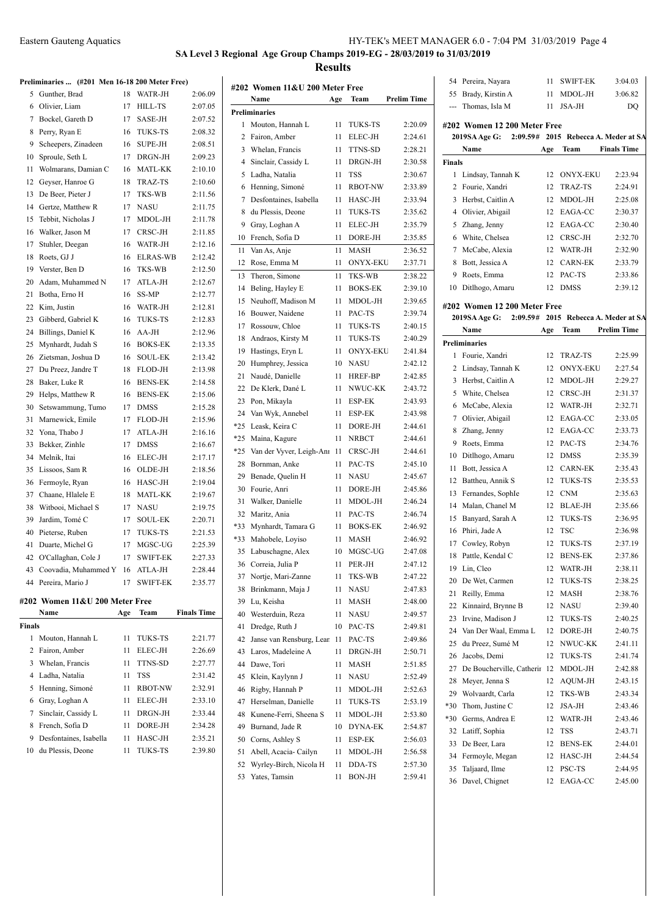## SA Level 3 Regional Age Group Champs 2019-EG - 28/03/2019 to 31/03/2019

## Results

### Preliminaries ... (#201 Men 16-18 200 Meter Free)

| | Name | Age | Team | Prelim Time |
|---|---|---|---|---|
| 5 | Gunther, Brad | 18 | WATR-JH | 2:06.09 |
| 6 | Olivier, Liam | 17 | HILL-TS | 2:07.05 |
| 7 | Bockel, Gareth D | 17 | SASE-JH | 2:07.52 |
| 8 | Perry, Ryan E | 16 | TUKS-TS | 2:08.32 |
| 9 | Scheepers, Zinadeen | 16 | SUPE-JH | 2:08.51 |
| 10 | Sproule, Seth L | 17 | DRGN-JH | 2:09.23 |
| 11 | Wolmarans, Damian C | 16 | MATL-KK | 2:10.10 |
| 12 | Geyser, Hanroe G | 18 | TRAZ-TS | 2:10.60 |
| 13 | De Beer, Pieter J | 17 | TKS-WB | 2:11.56 |
| 14 | Gertze, Matthew R | 17 | NASU | 2:11.75 |
| 15 | Tebbit, Nicholas J | 17 | MDOL-JH | 2:11.78 |
| 16 | Walker, Jason M | 17 | CRSC-JH | 2:11.85 |
| 17 | Stuhler, Deegan | 16 | WATR-JH | 2:12.16 |
| 18 | Roets, GJ J | 16 | ELRAS-WB | 2:12.42 |
| 19 | Verster, Ben D | 16 | TKS-WB | 2:12.50 |
| 20 | Adam, Muhammed N | 17 | ATLA-JH | 2:12.67 |
| 21 | Botha, Erno H | 16 | SS-MP | 2:12.77 |
| 22 | Kim, Justin | 16 | WATR-JH | 2:12.81 |
| 23 | Gibberd, Gabriel K | 16 | TUKS-TS | 2:12.83 |
| 24 | Billings, Daniel K | 16 | AA-JH | 2:12.96 |
| 25 | Mynhardt, Judah S | 16 | BOKS-EK | 2:13.35 |
| 26 | Zietsman, Joshua D | 16 | SOUL-EK | 2:13.42 |
| 27 | Du Preez, Jandre T | 18 | FLOD-JH | 2:13.98 |
| 28 | Baker, Luke R | 16 | BENS-EK | 2:14.58 |
| 29 | Helps, Matthew R | 16 | BENS-EK | 2:15.06 |
| 30 | Setswammung, Tumo | 17 | DMSS | 2:15.28 |
| 31 | Marnewick, Emile | 17 | FLOD-JH | 2:15.96 |
| 32 | Yona, Thabo J | 17 | ATLA-JH | 2:16.16 |
| 33 | Bekker, Zinhle | 17 | DMSS | 2:16.67 |
| 34 | Melnik, Itai | 16 | ELEC-JH | 2:17.17 |
| 35 | Lissoos, Sam R | 16 | OLDE-JH | 2:18.56 |
| 36 | Fermoyle, Ryan | 16 | HASC-JH | 2:19.04 |
| 37 | Chaane, Hlalele E | 18 | MATL-KK | 2:19.67 |
| 38 | Witbooi, Michael S | 17 | NASU | 2:19.75 |
| 39 | Jardim, Tomé C | 17 | SOUL-EK | 2:20.71 |
| 40 | Pieterse, Ruben | 17 | TUKS-TS | 2:21.53 |
| 41 | Duarte, Michel G | 17 | MGSC-UG | 2:25.39 |
| 42 | O'Callaghan, Cole J | 17 | SWIFT-EK | 2:27.33 |
| 43 | Coovadia, Muhammed Y | 16 | ATLA-JH | 2:28.44 |
| 44 | Pereira, Mario J | 17 | SWIFT-EK | 2:35.77 |

### #202 Women 11&U 200 Meter Free

**Finals**

| | Name | Age | Team | Finals Time |
|---|---|---|---|---|
| 1 | Mouton, Hannah L | 11 | TUKS-TS | 2:21.77 |
| 2 | Fairon, Amber | 11 | ELEC-JH | 2:26.69 |
| 3 | Whelan, Francis | 11 | TTNS-SD | 2:27.77 |
| 4 | Ladha, Natalia | 11 | TSS | 2:31.42 |
| 5 | Henning, Simoné | 11 | RBOT-NW | 2:32.91 |
| 6 | Gray, Loghan A | 11 | ELEC-JH | 2:33.10 |
| 7 | Sinclair, Cassidy L | 11 | DRGN-JH | 2:33.44 |
| 8 | French, Sofia D | 11 | DORE-JH | 2:34.28 |
| 9 | Desfontaines, Isabella | 11 | HASC-JH | 2:35.21 |
| 10 | du Plessis, Deone | 11 | TUKS-TS | 2:39.80 |

### #202 Women 11&U 200 Meter Free

**Preliminaries**

| | Name | Age | Team | Prelim Time |
|---|---|---|---|---|
| 1 | Mouton, Hannah L | 11 | TUKS-TS | 2:20.09 |
| 2 | Fairon, Amber | 11 | ELEC-JH | 2:24.61 |
| 3 | Whelan, Francis | 11 | TTNS-SD | 2:28.21 |
| 4 | Sinclair, Cassidy L | 11 | DRGN-JH | 2:30.58 |
| 5 | Ladha, Natalia | 11 | TSS | 2:30.67 |
| 6 | Henning, Simoné | 11 | RBOT-NW | 2:33.89 |
| 7 | Desfontaines, Isabella | 11 | HASC-JH | 2:33.94 |
| 8 | du Plessis, Deone | 11 | TUKS-TS | 2:35.62 |
| 9 | Gray, Loghan A | 11 | ELEC-JH | 2:35.79 |
| 10 | French, Sofia D | 11 | DORE-JH | 2:35.85 |
| 11 | Van As, Anje | 11 | MASH | 2:36.52 |
| 12 | Rose, Emma M | 11 | ONYX-EKU | 2:37.71 |
| 13 | Theron, Simone | 11 | TKS-WB | 2:38.22 |
| 14 | Beling, Hayley E | 11 | BOKS-EK | 2:39.10 |
| 15 | Neuhoff, Madison M | 11 | MDOL-JH | 2:39.65 |
| 16 | Bouwer, Naidene | 11 | PAC-TS | 2:39.74 |
| 17 | Rossouw, Chloe | 11 | TUKS-TS | 2:40.15 |
| 18 | Andraos, Kirsty M | 11 | TUKS-TS | 2:40.29 |
| 19 | Hastings, Eryn L | 11 | ONYX-EKU | 2:41.84 |
| 20 | Humphrey, Jessica | 10 | NASU | 2:42.12 |
| 21 | Naudé, Danielle | 11 | HREF-BP | 2:42.85 |
| 22 | De Klerk, Dané L | 11 | NWUC-KK | 2:43.72 |
| 23 | Pon, Mikayla | 11 | ESP-EK | 2:43.93 |
| 24 | Van Wyk, Annebel | 11 | ESP-EK | 2:43.98 |
| *25 | Leask, Keira C | 11 | DORE-JH | 2:44.61 |
| *25 | Maina, Kagure | 11 | NRBCT | 2:44.61 |
| *25 | Van der Vyver, Leigh-Ani | 11 | CRSC-JH | 2:44.61 |
| 28 | Bornman, Anke | 11 | PAC-TS | 2:45.10 |
| 29 | Benade, Quelin H | 11 | NASU | 2:45.67 |
| 30 | Fourie, Anri | 11 | DORE-JH | 2:45.86 |
| 31 | Walker, Danielle | 11 | MDOL-JH | 2:46.24 |
| 32 | Maritz, Ania | 11 | PAC-TS | 2:46.74 |
| *33 | Mynhardt, Tamara G | 11 | BOKS-EK | 2:46.92 |
| *33 | Mahobele, Loyiso | 11 | MASH | 2:46.92 |
| 35 | Labuschagne, Alex | 10 | MGSC-UG | 2:47.08 |
| 36 | Correia, Julia P | 11 | PER-JH | 2:47.12 |
| 37 | Nortje, Mari-Zanne | 11 | TKS-WB | 2:47.22 |
| 38 | Brinkmann, Maja J | 11 | NASU | 2:47.83 |
| 39 | Lu, Keisha | 11 | MASH | 2:48.00 |
| 40 | Westerduin, Reza | 11 | NASU | 2:49.57 |
| 41 | Dredge, Ruth J | 10 | PAC-TS | 2:49.81 |
| 42 | Janse van Rensburg, Lear | 11 | PAC-TS | 2:49.86 |
| 43 | Laros, Madeleine A | 11 | DRGN-JH | 2:50.71 |
| 44 | Dawe, Tori | 11 | MASH | 2:51.85 |
| 45 | Klein, Kaylynn J | 11 | NASU | 2:52.49 |
| 46 | Rigby, Hannah P | 11 | MDOL-JH | 2:52.63 |
| 47 | Herselman, Danielle | 11 | TUKS-TS | 2:53.19 |
| 48 | Kunene-Ferri, Sheena S | 11 | MDOL-JH | 2:53.80 |
| 49 | Burnand, Jade R | 10 | DYNA-EK | 2:54.87 |
| 50 | Corns, Ashley S | 11 | ESP-EK | 2:56.03 |
| 51 | Abell, Acacia- Cailyn | 11 | MDOL-JH | 2:56.58 |
| 52 | Wyrley-Birch, Nicola H | 11 | DDA-TS | 2:57.30 |
| 53 | Yates, Tamsin | 11 | BON-JH | 2:59.41 |
| 54 | Pereira, Nayara | 11 | SWIFT-EK | 3:04.03 |
| 55 | Brady, Kirstin A | 11 | MDOL-JH | 3:06.82 |
| --- | Thomas, Isla M | 11 | JSA-JH | DQ |

### #202 Women 12 200 Meter Free

2019SA Age G: 2:09.59# 2015 Rebecca A. Meder at SA

**Finals**

| | Name | Age | Team | Finals Time |
|---|---|---|---|---|
| 1 | Lindsay, Tannah K | 12 | ONYX-EKU | 2:23.94 |
| 2 | Fourie, Xandri | 12 | TRAZ-TS | 2:24.91 |
| 3 | Herbst, Caitlin A | 12 | MDOL-JH | 2:25.08 |
| 4 | Olivier, Abigail | 12 | EAGA-CC | 2:30.37 |
| 5 | Zhang, Jenny | 12 | EAGA-CC | 2:30.40 |
| 6 | White, Chelsea | 12 | CRSC-JH | 2:32.70 |
| 7 | McCabe, Alexia | 12 | WATR-JH | 2:32.90 |
| 8 | Bott, Jessica A | 12 | CARN-EK | 2:33.79 |
| 9 | Roets, Emma | 12 | PAC-TS | 2:33.86 |
| 10 | Ditlhogo, Amaru | 12 | DMSS | 2:39.12 |

### #202 Women 12 200 Meter Free

2019SA Age G: 2:09.59# 2015 Rebecca A. Meder at SA

**Preliminaries**

| | Name | Age | Team | Prelim Time |
|---|---|---|---|---|
| 1 | Fourie, Xandri | 12 | TRAZ-TS | 2:25.99 |
| 2 | Lindsay, Tannah K | 12 | ONYX-EKU | 2:27.54 |
| 3 | Herbst, Caitlin A | 12 | MDOL-JH | 2:29.27 |
| 5 | White, Chelsea | 12 | CRSC-JH | 2:31.37 |
| 6 | McCabe, Alexia | 12 | WATR-JH | 2:32.71 |
| 7 | Olivier, Abigail | 12 | EAGA-CC | 2:33.05 |
| 8 | Zhang, Jenny | 12 | EAGA-CC | 2:33.73 |
| 9 | Roets, Emma | 12 | PAC-TS | 2:34.76 |
| 10 | Ditlhogo, Amaru | 12 | DMSS | 2:35.39 |
| 11 | Bott, Jessica A | 12 | CARN-EK | 2:35.43 |
| 12 | Battheu, Annik S | 12 | TUKS-TS | 2:35.53 |
| 13 | Fernandes, Sophle | 12 | CNM | 2:35.63 |
| 14 | Malan, Chanel M | 12 | BLAE-JH | 2:35.66 |
| 15 | Banyard, Sarah A | 12 | TUKS-TS | 2:36.95 |
| 16 | Phiri, Jade A | 12 | TSC | 2:36.98 |
| 17 | Cowley, Robyn | 12 | TUKS-TS | 2:37.19 |
| 18 | Pattle, Kendal C | 12 | BENS-EK | 2:37.86 |
| 19 | Lin, Cleo | 12 | WATR-JH | 2:38.11 |
| 20 | De Wet, Carmen | 12 | TUKS-TS | 2:38.25 |
| 21 | Reilly, Emma | 12 | MASH | 2:38.76 |
| 22 | Kinnaird, Brynne B | 12 | NASU | 2:39.40 |
| 23 | Irvine, Madison J | 12 | TUKS-TS | 2:40.25 |
| 24 | Van Der Waal, Emma L | 12 | DORE-JH | 2:40.75 |
| 25 | du Preez, Sumé M | 12 | NWUC-KK | 2:41.11 |
| 26 | Jacobs, Demi | 12 | TUKS-TS | 2:41.74 |
| 27 | De Boucherville, Catherir | 12 | MDOL-JH | 2:42.88 |
| 28 | Meyer, Jenna S | 12 | AQUM-JH | 2:43.15 |
| 29 | Wolvaardt, Carla | 12 | TKS-WB | 2:43.34 |
| *30 | Thom, Justine C | 12 | JSA-JH | 2:43.46 |
| *30 | Germs, Andrea E | 12 | WATR-JH | 2:43.46 |
| 32 | Latiff, Sophia | 12 | TSS | 2:43.71 |
| 33 | De Beer, Lara | 12 | BENS-EK | 2:44.01 |
| 34 | Fermoyle, Megan | 12 | HASC-JH | 2:44.54 |
| 35 | Taljaard, Ilme | 12 | PSC-TS | 2:44.95 |
| 36 | Davel, Chignet | 12 | EAGA-CC | 2:45.00 |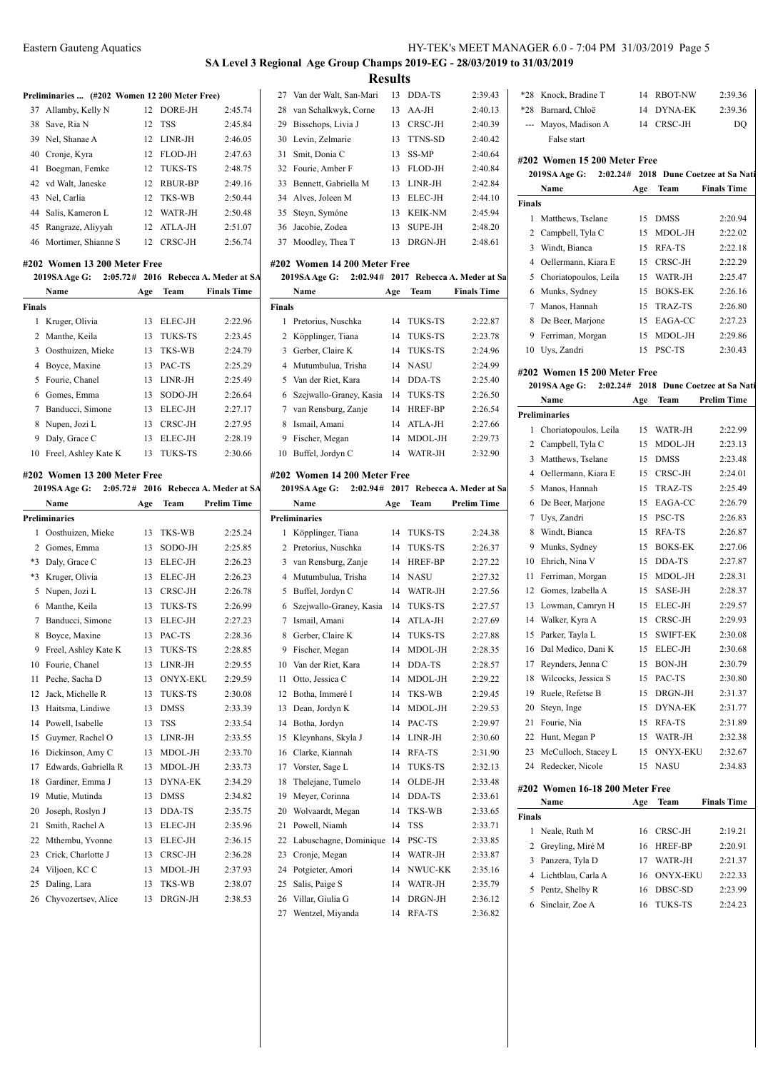# SA Level 3 Regional Age Group Champs 2019-EG - 28/03/2019 to 31/03/2019

## Results

### Preliminaries ... (#202 Women 12 200 Meter Free)

| | Name | Age | Team | Prelim Time |
|---|---|---|---|---|
| 37 | Allamby, Kelly N | 12 | DORE-JH | 2:45.74 |
| 38 | Save, Ria N | 12 | TSS | 2:45.84 |
| 39 | Nel, Shanae A | 12 | LINR-JH | 2:46.05 |
| 40 | Cronje, Kyra | 12 | FLOD-JH | 2:47.63 |
| 41 | Boegman, Femke | 12 | TUKS-TS | 2:48.75 |
| 42 | vd Walt, Janeske | 12 | RBUR-BP | 2:49.16 |
| 43 | Nel, Carlia | 12 | TKS-WB | 2:50.44 |
| 44 | Salis, Kameron L | 12 | WATR-JH | 2:50.48 |
| 45 | Rangraze, Aliyyah | 12 | ATLA-JH | 2:51.07 |
| 46 | Mortimer, Shianne S | 12 | CRSC-JH | 2:56.74 |

### #202 Women 13 200 Meter Free

2019SA Age G: 2:05.72# 2016 Rebecca A. Meder at SA

| | Name | Age | Team | Finals Time |
|---|---|---|---|---|
| **Finals** | | | | |
| 1 | Kruger, Olivia | 13 | ELEC-JH | 2:22.96 |
| 2 | Manthe, Keila | 13 | TUKS-TS | 2:23.45 |
| 3 | Oosthuizen, Mieke | 13 | TKS-WB | 2:24.79 |
| 4 | Boyce, Maxine | 13 | PAC-TS | 2:25.29 |
| 5 | Fourie, Chanel | 13 | LINR-JH | 2:25.49 |
| 6 | Gomes, Emma | 13 | SODO-JH | 2:26.64 |
| 7 | Banducci, Simone | 13 | ELEC-JH | 2:27.17 |
| 8 | Nupen, Jozi L | 13 | CRSC-JH | 2:27.95 |
| 9 | Daly, Grace C | 13 | ELEC-JH | 2:28.19 |
| 10 | Freel, Ashley Kate K | 13 | TUKS-TS | 2:30.66 |

### #202 Women 13 200 Meter Free

2019SA Age G: 2:05.72# 2016 Rebecca A. Meder at SA

| | Name | Age | Team | Prelim Time |
|---|---|---|---|---|
| **Preliminaries** | | | | |
| 1 | Oosthuizen, Mieke | 13 | TKS-WB | 2:25.24 |
| 2 | Gomes, Emma | 13 | SODO-JH | 2:25.85 |
| *3 | Daly, Grace C | 13 | ELEC-JH | 2:26.23 |
| *3 | Kruger, Olivia | 13 | ELEC-JH | 2:26.23 |
| 5 | Nupen, Jozi L | 13 | CRSC-JH | 2:26.78 |
| 6 | Manthe, Keila | 13 | TUKS-TS | 2:26.99 |
| 7 | Banducci, Simone | 13 | ELEC-JH | 2:27.23 |
| 8 | Boyce, Maxine | 13 | PAC-TS | 2:28.36 |
| 9 | Freel, Ashley Kate K | 13 | TUKS-TS | 2:28.85 |
| 10 | Fourie, Chanel | 13 | LINR-JH | 2:29.55 |
| 11 | Peche, Sacha D | 13 | ONYX-EKU | 2:29.59 |
| 12 | Jack, Michelle R | 13 | TUKS-TS | 2:30.08 |
| 13 | Haitsma, Lindiwe | 13 | DMSS | 2:33.39 |
| 14 | Powell, Isabelle | 13 | TSS | 2:33.54 |
| 15 | Guymer, Rachel O | 13 | LINR-JH | 2:33.55 |
| 16 | Dickinson, Amy C | 13 | MDOL-JH | 2:33.70 |
| 17 | Edwards, Gabriella R | 13 | MDOL-JH | 2:33.73 |
| 18 | Gardiner, Emma J | 13 | DYNA-EK | 2:34.29 |
| 19 | Mutie, Mutinda | 13 | DMSS | 2:34.82 |
| 20 | Joseph, Roslyn J | 13 | DDA-TS | 2:35.75 |
| 21 | Smith, Rachel A | 13 | ELEC-JH | 2:35.96 |
| 22 | Mthembu, Yvonne | 13 | ELEC-JH | 2:36.15 |
| 23 | Crick, Charlotte J | 13 | CRSC-JH | 2:36.28 |
| 24 | Viljoen, KC C | 13 | MDOL-JH | 2:37.93 |
| 25 | Daling, Lara | 13 | TKS-WB | 2:38.07 |
| 26 | Chyvozertsev, Alice | 13 | DRGN-JH | 2:38.53 |
| 27 | Van der Walt, San-Mari | 13 | DDA-TS | 2:39.43 |
| 28 | van Schalkwyk, Corne | 13 | AA-JH | 2:40.13 |
| 29 | Bisschops, Livia J | 13 | CRSC-JH | 2:40.39 |
| 30 | Levin, Zelmarie | 13 | TTNS-SD | 2:40.42 |
| 31 | Smit, Donia C | 13 | SS-MP | 2:40.64 |
| 32 | Fourie, Amber F | 13 | FLOD-JH | 2:40.84 |
| 33 | Bennett, Gabriella M | 13 | LINR-JH | 2:42.84 |
| 34 | Alves, Joleen M | 13 | ELEC-JH | 2:44.10 |
| 35 | Steyn, Symóne | 13 | KEIK-NM | 2:45.94 |
| 36 | Jacobie, Zodea | 13 | SUPE-JH | 2:48.20 |
| 37 | Moodley, Thea T | 13 | DRGN-JH | 2:48.61 |

### #202 Women 14 200 Meter Free

2019SA Age G: 2:02.94# 2017 Rebecca A. Meder at Sa

| | Name | Age | Team | Finals Time |
|---|---|---|---|---|
| **Finals** | | | | |
| 1 | Pretorius, Nuschka | 14 | TUKS-TS | 2:22.87 |
| 2 | Köpplinger, Tiana | 14 | TUKS-TS | 2:23.78 |
| 3 | Gerber, Claire K | 14 | TUKS-TS | 2:24.96 |
| 4 | Mutumbulua, Trisha | 14 | NASU | 2:24.99 |
| 5 | Van der Riet, Kara | 14 | DDA-TS | 2:25.40 |
| 6 | Szejwallo-Graney, Kasia | 14 | TUKS-TS | 2:26.50 |
| 7 | van Rensburg, Zanje | 14 | HREF-BP | 2:26.54 |
| 8 | Ismail, Amani | 14 | ATLA-JH | 2:27.66 |
| 9 | Fischer, Megan | 14 | MDOL-JH | 2:29.73 |
| 10 | Buffel, Jordyn C | 14 | WATR-JH | 2:32.90 |

### #202 Women 14 200 Meter Free

2019SA Age G: 2:02.94# 2017 Rebecca A. Meder at Sa

| | Name | Age | Team | Prelim Time |
|---|---|---|---|---|
| **Preliminaries** | | | | |
| 1 | Köpplinger, Tiana | 14 | TUKS-TS | 2:24.38 |
| 2 | Pretorius, Nuschka | 14 | TUKS-TS | 2:26.37 |
| 3 | van Rensburg, Zanje | 14 | HREF-BP | 2:27.22 |
| 4 | Mutumbulua, Trisha | 14 | NASU | 2:27.32 |
| 5 | Buffel, Jordyn C | 14 | WATR-JH | 2:27.56 |
| 6 | Szejwallo-Graney, Kasia | 14 | TUKS-TS | 2:27.57 |
| 7 | Ismail, Amani | 14 | ATLA-JH | 2:27.69 |
| 8 | Gerber, Claire K | 14 | TUKS-TS | 2:27.88 |
| 9 | Fischer, Megan | 14 | MDOL-JH | 2:28.35 |
| 10 | Van der Riet, Kara | 14 | DDA-TS | 2:28.57 |
| 11 | Otto, Jessica C | 14 | MDOL-JH | 2:29.22 |
| 12 | Botha, Immeré I | 14 | TKS-WB | 2:29.45 |
| 13 | Dean, Jordyn K | 14 | MDOL-JH | 2:29.53 |
| 14 | Botha, Jordyn | 14 | PAC-TS | 2:29.97 |
| 15 | Kleynhans, Skyla J | 14 | LINR-JH | 2:30.60 |
| 16 | Clarke, Kiannah | 14 | RFA-TS | 2:31.90 |
| 17 | Vorster, Sage L | 14 | TUKS-TS | 2:32.13 |
| 18 | Thelejane, Tumelo | 14 | OLDE-JH | 2:33.48 |
| 19 | Meyer, Corinna | 14 | DDA-TS | 2:33.61 |
| 20 | Wolvaardt, Megan | 14 | TKS-WB | 2:33.65 |
| 21 | Powell, Niamh | 14 | TSS | 2:33.71 |
| 22 | Labuschagne, Dominique | 14 | PSC-TS | 2:33.85 |
| 23 | Cronje, Megan | 14 | WATR-JH | 2:33.87 |
| 24 | Potgieter, Amori | 14 | NWUC-KK | 2:35.16 |
| 25 | Salis, Paige S | 14 | WATR-JH | 2:35.79 |
| 26 | Villar, Giulia G | 14 | DRGN-JH | 2:36.12 |
| 27 | Wentzel, Miyanda | 14 | RFA-TS | 2:36.82 |
| *28 | Knock, Bradine T | 14 | RBOT-NW | 2:39.36 |
| *28 | Barnard, Chloë | 14 | DYNA-EK | 2:39.36 |
| --- | Mayos, Madison A | 14 | CRSC-JH | DQ |
| | False start | | | |

### #202 Women 15 200 Meter Free

2019SA Age G: 2:02.24# 2018 Dune Coetzee at Sa Nati

| | Name | Age | Team | Finals Time |
|---|---|---|---|---|
| **Finals** | | | | |
| 1 | Matthews, Tselane | 15 | DMSS | 2:20.94 |
| 2 | Campbell, Tyla C | 15 | MDOL-JH | 2:22.02 |
| 3 | Windt, Bianca | 15 | RFA-TS | 2:22.18 |
| 4 | Oellermann, Kiara E | 15 | CRSC-JH | 2:22.29 |
| 5 | Choriatopoulos, Leila | 15 | WATR-JH | 2:25.47 |
| 6 | Munks, Sydney | 15 | BOKS-EK | 2:26.16 |
| 7 | Manos, Hannah | 15 | TRAZ-TS | 2:26.80 |
| 8 | De Beer, Marjone | 15 | EAGA-CC | 2:27.23 |
| 9 | Ferriman, Morgan | 15 | MDOL-JH | 2:29.86 |
| 10 | Uys, Zandri | 15 | PSC-TS | 2:30.43 |

### #202 Women 15 200 Meter Free

2019SA Age G: 2:02.24# 2018 Dune Coetzee at Sa Nati

| | Name | Age | Team | Prelim Time |
|---|---|---|---|---|
| **Preliminaries** | | | | |
| 1 | Choriatopoulos, Leila | 15 | WATR-JH | 2:22.99 |
| 2 | Campbell, Tyla C | 15 | MDOL-JH | 2:23.13 |
| 3 | Matthews, Tselane | 15 | DMSS | 2:23.48 |
| 4 | Oellermann, Kiara E | 15 | CRSC-JH | 2:24.01 |
| 5 | Manos, Hannah | 15 | TRAZ-TS | 2:25.49 |
| 6 | De Beer, Marjone | 15 | EAGA-CC | 2:26.79 |
| 7 | Uys, Zandri | 15 | PSC-TS | 2:26.83 |
| 8 | Windt, Bianca | 15 | RFA-TS | 2:26.87 |
| 9 | Munks, Sydney | 15 | BOKS-EK | 2:27.06 |
| 10 | Ehrich, Nina V | 15 | DDA-TS | 2:27.87 |
| 11 | Ferriman, Morgan | 15 | MDOL-JH | 2:28.31 |
| 12 | Gomes, Izabella A | 15 | SASE-JH | 2:28.37 |
| 13 | Lowman, Camryn H | 15 | ELEC-JH | 2:29.57 |
| 14 | Walker, Kyra A | 15 | CRSC-JH | 2:29.93 |
| 15 | Parker, Tayla L | 15 | SWIFT-EK | 2:30.08 |
| 16 | Dal Medico, Dani K | 15 | ELEC-JH | 2:30.68 |
| 17 | Reynders, Jenna C | 15 | BON-JH | 2:30.79 |
| 18 | Wilcocks, Jessica S | 15 | PAC-TS | 2:30.80 |
| 19 | Ruele, Refetse B | 15 | DRGN-JH | 2:31.37 |
| 20 | Steyn, Inge | 15 | DYNA-EK | 2:31.77 |
| 21 | Fourie, Nia | 15 | RFA-TS | 2:31.89 |
| 22 | Hunt, Megan P | 15 | WATR-JH | 2:32.38 |
| 23 | McCulloch, Stacey L | 15 | ONYX-EKU | 2:32.67 |
| 24 | Redecker, Nicole | 15 | NASU | 2:34.83 |

### #202 Women 16-18 200 Meter Free

| | Name | Age | Team | Finals Time |
|---|---|---|---|---|
| **Finals** | | | | |
| 1 | Neale, Ruth M | 16 | CRSC-JH | 2:19.21 |
| 2 | Greyling, Miré M | 16 | HREF-BP | 2:20.91 |
| 3 | Panzera, Tyla D | 17 | WATR-JH | 2:21.37 |
| 4 | Lichtblau, Carla A | 16 | ONYX-EKU | 2:22.33 |
| 5 | Pentz, Shelby R | 16 | DBSC-SD | 2:23.99 |
| 6 | Sinclair, Zoe A | 16 | TUKS-TS | 2:24.23 |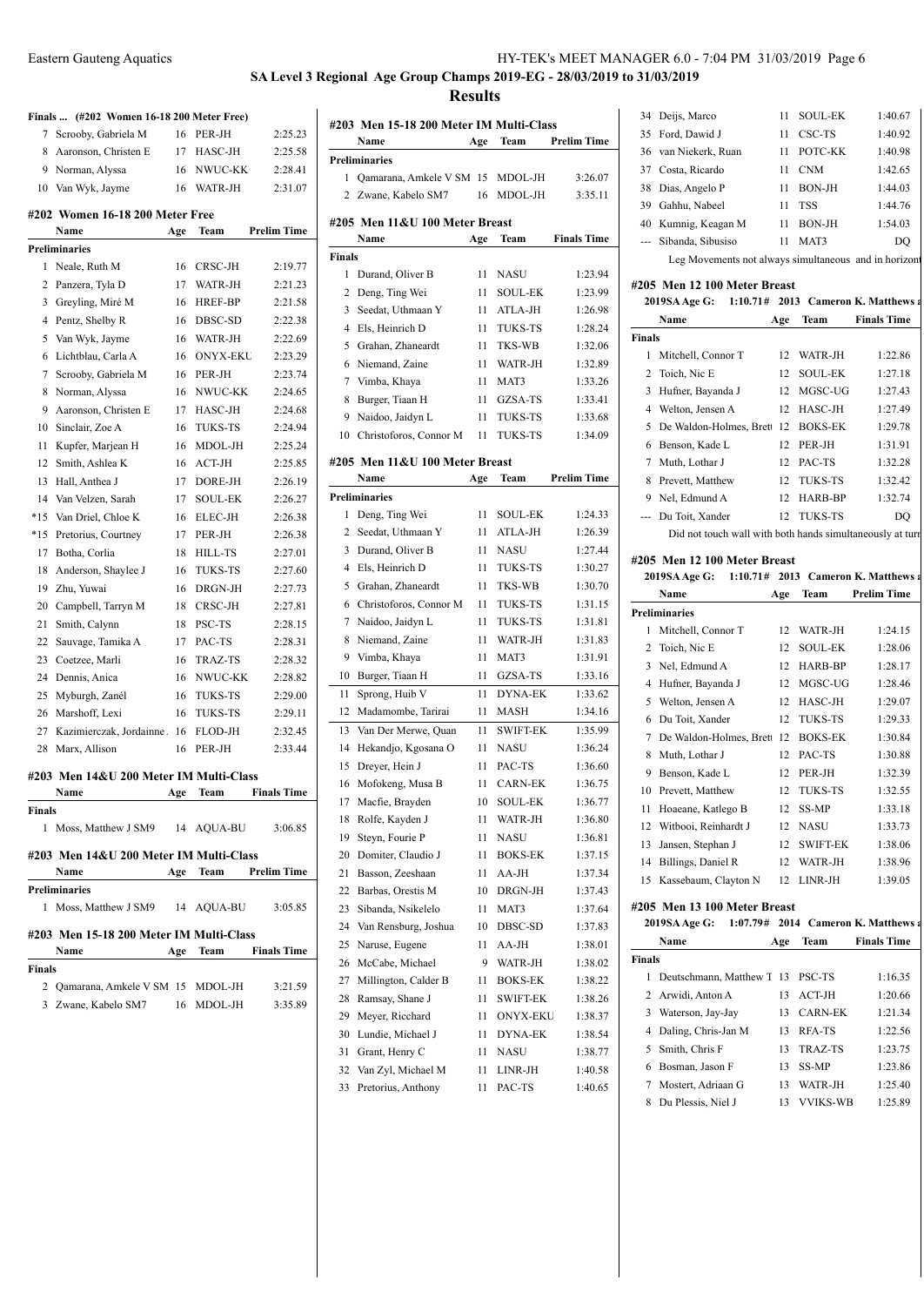SA Level 3 Regional Age Group Champs 2019-EG - 28/03/2019 to 31/03/2019

## Results

### Finals ... (#202 Women 16-18 200 Meter Free)

| Place | Name | Age | Team | Time |
|---|---|---|---|---|
| 7 | Scrooby, Gabriela M | 16 | PER-JH | 2:25.23 |
| 8 | Aaronson, Christen E | 17 | HASC-JH | 2:25.58 |
| 9 | Norman, Alyssa | 16 | NWUC-KK | 2:28.41 |
| 10 | Van Wyk, Jayme | 16 | WATR-JH | 2:31.07 |

### #202 Women 16-18 200 Meter Free

| | Name | Age | Team | Prelim Time |
|---|---|---|---|---|
| **Preliminaries** | | | | |
| 1 | Neale, Ruth M | 16 | CRSC-JH | 2:19.77 |
| 2 | Panzera, Tyla D | 17 | WATR-JH | 2:21.23 |
| 3 | Greyling, Miré M | 16 | HREF-BP | 2:21.58 |
| 4 | Pentz, Shelby R | 16 | DBSC-SD | 2:22.38 |
| 5 | Van Wyk, Jayme | 16 | WATR-JH | 2:22.69 |
| 6 | Lichtblau, Carla A | 16 | ONYX-EKU | 2:23.29 |
| 7 | Scrooby, Gabriela M | 16 | PER-JH | 2:23.74 |
| 8 | Norman, Alyssa | 16 | NWUC-KK | 2:24.65 |
| 9 | Aaronson, Christen E | 17 | HASC-JH | 2:24.68 |
| 10 | Sinclair, Zoe A | 16 | TUKS-TS | 2:24.94 |
| 11 | Kupfer, Marjean H | 16 | MDOL-JH | 2:25.24 |
| 12 | Smith, Ashlea K | 16 | ACT-JH | 2:25.85 |
| 13 | Hall, Anthea J | 17 | DORE-JH | 2:26.19 |
| 14 | Van Velzen, Sarah | 17 | SOUL-EK | 2:26.27 |
| *15 | Van Driel, Chloe K | 16 | ELEC-JH | 2:26.38 |
| *15 | Pretorius, Courtney | 17 | PER-JH | 2:26.38 |
| 17 | Botha, Corlia | 18 | HILL-TS | 2:27.01 |
| 18 | Anderson, Shaylee J | 16 | TUKS-TS | 2:27.60 |
| 19 | Zhu, Yuwai | 16 | DRGN-JH | 2:27.73 |
| 20 | Campbell, Tarryn M | 18 | CRSC-JH | 2:27.81 |
| 21 | Smith, Calynn | 18 | PSC-TS | 2:28.15 |
| 22 | Sauvage, Tamika A | 17 | PAC-TS | 2:28.31 |
| 23 | Coetzee, Marli | 16 | TRAZ-TS | 2:28.32 |
| 24 | Dennis, Anica | 16 | NWUC-KK | 2:28.82 |
| 25 | Myburgh, Zanél | 16 | TUKS-TS | 2:29.00 |
| 26 | Marshoff, Lexi | 16 | TUKS-TS | 2:29.11 |
| 27 | Kazimierczak, Jordainne . | 16 | FLOD-JH | 2:32.45 |
| 28 | Marx, Allison | 16 | PER-JH | 2:33.44 |

### #203 Men 14&U 200 Meter IM Multi-Class

| | Name | Age | Team | Finals Time |
|---|---|---|---|---|
| **Finals** | | | | |
| 1 | Moss, Matthew J SM9 | 14 | AQUA-BU | 3:06.85 |

### #203 Men 14&U 200 Meter IM Multi-Class

| | Name | Age | Team | Prelim Time |
|---|---|---|---|---|
| **Preliminaries** | | | | |
| 1 | Moss, Matthew J SM9 | 14 | AQUA-BU | 3:05.85 |

### #203 Men 15-18 200 Meter IM Multi-Class

| | Name | Age | Team | Finals Time |
|---|---|---|---|---|
| **Finals** | | | | |
| 2 | Qamarana, Amkele V SM | 15 | MDOL-JH | 3:21.59 |
| 3 | Zwane, Kabelo SM7 | 16 | MDOL-JH | 3:35.89 |

### #203 Men 15-18 200 Meter IM Multi-Class

| | Name | Age | Team | Prelim Time |
|---|---|---|---|---|
| **Preliminaries** | | | | |
| 1 | Qamarana, Amkele V SM | 15 | MDOL-JH | 3:26.07 |
| 2 | Zwane, Kabelo SM7 | 16 | MDOL-JH | 3:35.11 |

### #205 Men 11&U 100 Meter Breast

| | Name | Age | Team | Finals Time |
|---|---|---|---|---|
| **Finals** | | | | |
| 1 | Durand, Oliver B | 11 | NASU | 1:23.94 |
| 2 | Deng, Ting Wei | 11 | SOUL-EK | 1:23.99 |
| 3 | Seedat, Uthmaan Y | 11 | ATLA-JH | 1:26.98 |
| 4 | Els, Heinrich D | 11 | TUKS-TS | 1:28.24 |
| 5 | Grahan, Zhaneardt | 11 | TKS-WB | 1:32.06 |
| 6 | Niemand, Zaine | 11 | WATR-JH | 1:32.89 |
| 7 | Vimba, Khaya | 11 | MAT3 | 1:33.26 |
| 8 | Burger, Tiaan H | 11 | GZSA-TS | 1:33.41 |
| 9 | Naidoo, Jaidyn L | 11 | TUKS-TS | 1:33.68 |
| 10 | Christoforos, Connor M | 11 | TUKS-TS | 1:34.09 |

### #205 Men 11&U 100 Meter Breast

| | Name | Age | Team | Prelim Time |
|---|---|---|---|---|
| **Preliminaries** | | | | |
| 1 | Deng, Ting Wei | 11 | SOUL-EK | 1:24.33 |
| 2 | Seedat, Uthmaan Y | 11 | ATLA-JH | 1:26.39 |
| 3 | Durand, Oliver B | 11 | NASU | 1:27.44 |
| 4 | Els, Heinrich D | 11 | TUKS-TS | 1:30.27 |
| 5 | Grahan, Zhaneardt | 11 | TKS-WB | 1:30.70 |
| 6 | Christoforos, Connor M | 11 | TUKS-TS | 1:31.15 |
| 7 | Naidoo, Jaidyn L | 11 | TUKS-TS | 1:31.81 |
| 8 | Niemand, Zaine | 11 | WATR-JH | 1:31.83 |
| 9 | Vimba, Khaya | 11 | MAT3 | 1:31.91 |
| 10 | Burger, Tiaan H | 11 | GZSA-TS | 1:33.16 |
| 11 | Sprong, Huib V | 11 | DYNA-EK | 1:33.62 |
| 12 | Madamombe, Tirirai | 11 | MASH | 1:34.16 |
| 13 | Van Der Merwe, Quan | 11 | SWIFT-EK | 1:35.99 |
| 14 | Hekandjo, Kgosana O | 11 | NASU | 1:36.24 |
| 15 | Dreyer, Hein J | 11 | PAC-TS | 1:36.60 |
| 16 | Mofokeng, Musa B | 11 | CARN-EK | 1:36.75 |
| 17 | Macfie, Brayden | 10 | SOUL-EK | 1:36.77 |
| 18 | Rolfe, Kayden J | 11 | WATR-JH | 1:36.80 |
| 19 | Steyn, Fourie P | 11 | NASU | 1:36.81 |
| 20 | Domiter, Claudio J | 11 | BOKS-EK | 1:37.15 |
| 21 | Basson, Zeeshaan | 11 | AA-JH | 1:37.34 |
| 22 | Barbas, Orestis M | 10 | DRGN-JH | 1:37.43 |
| 23 | Sibanda, Nsikelelo | 11 | MAT3 | 1:37.64 |
| 24 | Van Rensburg, Joshua | 10 | DBSC-SD | 1:37.83 |
| 25 | Naruse, Eugene | 11 | AA-JH | 1:38.01 |
| 26 | McCabe, Michael | 9 | WATR-JH | 1:38.02 |
| 27 | Millington, Calder B | 11 | BOKS-EK | 1:38.22 |
| 28 | Ramsay, Shane J | 11 | SWIFT-EK | 1:38.26 |
| 29 | Meyer, Ricchard | 11 | ONYX-EKU | 1:38.37 |
| 30 | Lundie, Michael J | 11 | DYNA-EK | 1:38.54 |
| 31 | Grant, Henry C | 11 | NASU | 1:38.77 |
| 32 | Van Zyl, Michael M | 11 | LINR-JH | 1:40.58 |
| 33 | Pretorius, Anthony | 11 | PAC-TS | 1:40.65 |
| 34 | Deijs, Marco | 11 | SOUL-EK | 1:40.67 |
| 35 | Ford, Dawid J | 11 | CSC-TS | 1:40.92 |
| 36 | van Niekerk, Ruan | 11 | POTC-KK | 1:40.98 |
| 37 | Costa, Ricardo | 11 | CNM | 1:42.65 |
| 38 | Dias, Angelo P | 11 | BON-JH | 1:44.03 |
| 39 | Gahhu, Nabeel | 11 | TSS | 1:44.76 |
| 40 | Kumnig, Keagan M | 11 | BON-JH | 1:54.03 |
| --- | Sibanda, Sibusiso | 11 | MAT3 | DQ |

Leg Movements not always simultaneous and in horizont

### #205 Men 12 100 Meter Breast

2019SA Age G: 1:10.71# 2013 Cameron K. Matthews

| | Name | Age | Team | Finals Time |
|---|---|---|---|---|
| **Finals** | | | | |
| 1 | Mitchell, Connor T | 12 | WATR-JH | 1:22.86 |
| 2 | Toich, Nic E | 12 | SOUL-EK | 1:27.18 |
| 3 | Hufner, Bayanda J | 12 | MGSC-UG | 1:27.43 |
| 4 | Welton, Jensen A | 12 | HASC-JH | 1:27.49 |
| 5 | De Waldon-Holmes, Brett | 12 | BOKS-EK | 1:29.78 |
| 6 | Benson, Kade L | 12 | PER-JH | 1:31.91 |
| 7 | Muth, Lothar J | 12 | PAC-TS | 1:32.28 |
| 8 | Prevett, Matthew | 12 | TUKS-TS | 1:32.42 |
| 9 | Nel, Edmund A | 12 | HARB-BP | 1:32.74 |
| --- | Du Toit, Xander | 12 | TUKS-TS | DQ |

Did not touch wall with both hands simultaneously at turn

### #205 Men 12 100 Meter Breast

2019SA Age G: 1:10.71# 2013 Cameron K. Matthews

| | Name | Age | Team | Prelim Time |
|---|---|---|---|---|
| **Preliminaries** | | | | |
| 1 | Mitchell, Connor T | 12 | WATR-JH | 1:24.15 |
| 2 | Toich, Nic E | 12 | SOUL-EK | 1:28.06 |
| 3 | Nel, Edmund A | 12 | HARB-BP | 1:28.17 |
| 4 | Hufner, Bayanda J | 12 | MGSC-UG | 1:28.46 |
| 5 | Welton, Jensen A | 12 | HASC-JH | 1:29.07 |
| 6 | Du Toit, Xander | 12 | TUKS-TS | 1:29.33 |
| 7 | De Waldon-Holmes, Brett | 12 | BOKS-EK | 1:30.84 |
| 8 | Muth, Lothar J | 12 | PAC-TS | 1:30.88 |
| 9 | Benson, Kade L | 12 | PER-JH | 1:32.39 |
| 10 | Prevett, Matthew | 12 | TUKS-TS | 1:32.55 |
| 11 | Hoaeane, Katlego B | 12 | SS-MP | 1:33.18 |
| 12 | Witbooi, Reinhardt J | 12 | NASU | 1:33.73 |
| 13 | Jansen, Stephan J | 12 | SWIFT-EK | 1:38.06 |
| 14 | Billings, Daniel R | 12 | WATR-JH | 1:38.96 |
| 15 | Kassebaum, Clayton N | 12 | LINR-JH | 1:39.05 |

### #205 Men 13 100 Meter Breast

2019SA Age G: 1:07.79# 2014 Cameron K. Matthews

| | Name | Age | Team | Finals Time |
|---|---|---|---|---|
| **Finals** | | | | |
| 1 | Deutschmann, Matthew T | 13 | PSC-TS | 1:16.35 |
| 2 | Arwidi, Anton A | 13 | ACT-JH | 1:20.66 |
| 3 | Waterson, Jay-Jay | 13 | CARN-EK | 1:21.34 |
| 4 | Daling, Chris-Jan M | 13 | RFA-TS | 1:22.56 |
| 5 | Smith, Chris F | 13 | TRAZ-TS | 1:23.75 |
| 6 | Bosman, Jason F | 13 | SS-MP | 1:23.86 |
| 7 | Mostert, Adriaan G | 13 | WATR-JH | 1:25.40 |
| 8 | Du Plessis, Niel J | 13 | VVIKS-WB | 1:25.89 |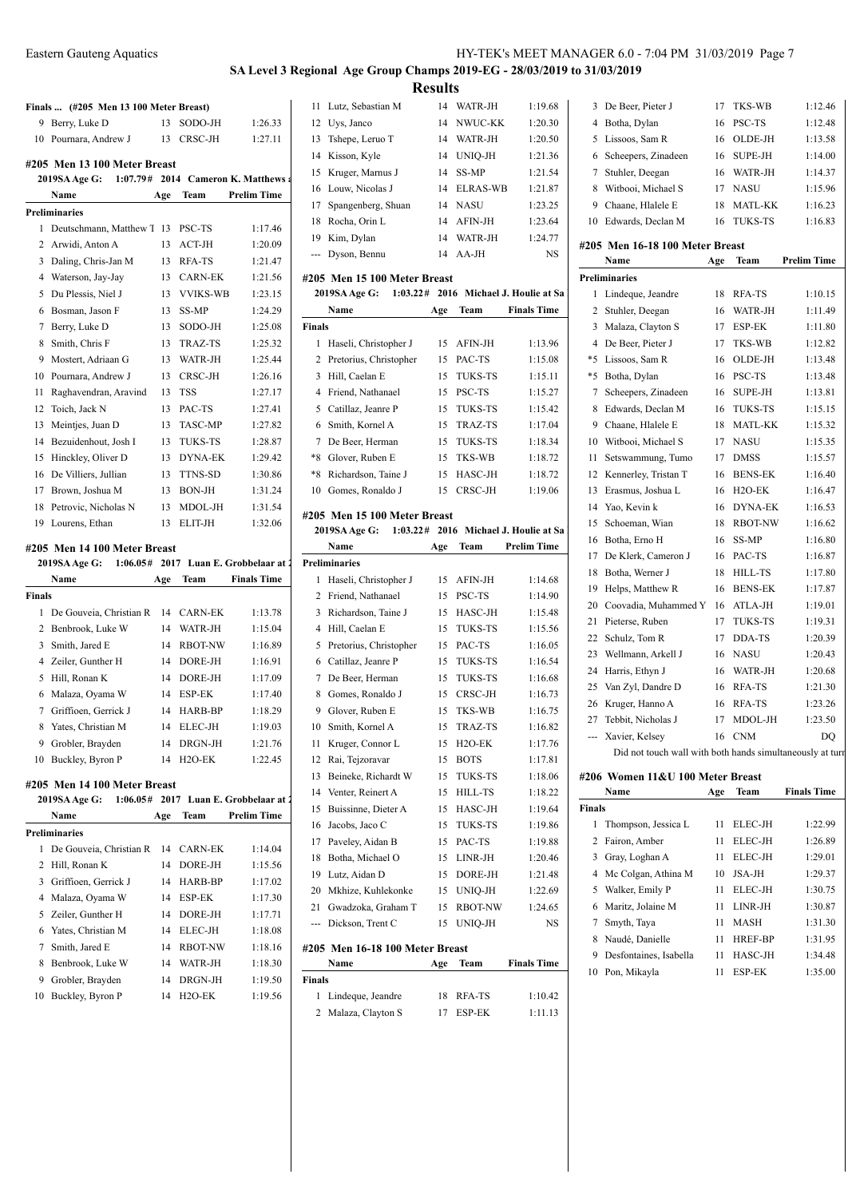## SA Level 3 Regional Age Group Champs 2019-EG - 28/03/2019 to 31/03/2019

## Results

### Finals ... (#205 Men 13 100 Meter Breast)

| | Name | Age | Team | Finals Time |
|---|---|---|---|---|
| 9 | Berry, Luke D | 13 | SODO-JH | 1:26.33 |
| 10 | Pournara, Andrew J | 13 | CRSC-JH | 1:27.11 |

### #205 Men 13 100 Meter Breast

2019SA Age G: 1:07.79# 2014 Cameron K. Matthews

| | Name | Age | Team | Prelim Time |
|---|---|---|---|---|
| **Preliminaries** | | | | |
| 1 | Deutschmann, Matthew T | 13 | PSC-TS | 1:17.46 |
| 2 | Arwidi, Anton A | 13 | ACT-JH | 1:20.09 |
| 3 | Daling, Chris-Jan M | 13 | RFA-TS | 1:21.47 |
| 4 | Waterson, Jay-Jay | 13 | CARN-EK | 1:21.56 |
| 5 | Du Plessis, Niel J | 13 | VVIKS-WB | 1:23.15 |
| 6 | Bosman, Jason F | 13 | SS-MP | 1:24.29 |
| 7 | Berry, Luke D | 13 | SODO-JH | 1:25.08 |
| 8 | Smith, Chris F | 13 | TRAZ-TS | 1:25.32 |
| 9 | Mostert, Adriaan G | 13 | WATR-JH | 1:25.44 |
| 10 | Pournara, Andrew J | 13 | CRSC-JH | 1:26.16 |
| 11 | Raghavendran, Aravind | 13 | TSS | 1:27.17 |
| 12 | Toich, Jack N | 13 | PAC-TS | 1:27.41 |
| 13 | Meintjes, Juan D | 13 | TASC-MP | 1:27.82 |
| 14 | Bezuidenhout, Josh I | 13 | TUKS-TS | 1:28.87 |
| 15 | Hinckley, Oliver D | 13 | DYNA-EK | 1:29.42 |
| 16 | De Villiers, Jullian | 13 | TTNS-SD | 1:30.86 |
| 17 | Brown, Joshua M | 13 | BON-JH | 1:31.24 |
| 18 | Petrovic, Nicholas N | 13 | MDOL-JH | 1:31.54 |
| 19 | Lourens, Ethan | 13 | ELIT-JH | 1:32.06 |

### #205 Men 14 100 Meter Breast

2019SA Age G: 1:06.05# 2017 Luan E. Grobbelaar at

| | Name | Age | Team | Finals Time |
|---|---|---|---|---|
| **Finals** | | | | |
| 1 | De Gouveia, Christian R | 14 | CARN-EK | 1:13.78 |
| 2 | Benbrook, Luke W | 14 | WATR-JH | 1:15.04 |
| 3 | Smith, Jared E | 14 | RBOT-NW | 1:16.89 |
| 4 | Zeiler, Gunther H | 14 | DORE-JH | 1:16.91 |
| 5 | Hill, Ronan K | 14 | DORE-JH | 1:17.09 |
| 6 | Malaza, Oyama W | 14 | ESP-EK | 1:17.40 |
| 7 | Griffioen, Gerrick J | 14 | HARB-BP | 1:18.29 |
| 8 | Yates, Christian M | 14 | ELEC-JH | 1:19.03 |
| 9 | Grobler, Brayden | 14 | DRGN-JH | 1:21.76 |
| 10 | Buckley, Byron P | 14 | H2O-EK | 1:22.45 |

### #205 Men 14 100 Meter Breast

2019SA Age G: 1:06.05# 2017 Luan E. Grobbelaar at

| | Name | Age | Team | Prelim Time |
|---|---|---|---|---|
| **Preliminaries** | | | | |
| 1 | De Gouveia, Christian R | 14 | CARN-EK | 1:14.04 |
| 2 | Hill, Ronan K | 14 | DORE-JH | 1:15.56 |
| 3 | Griffioen, Gerrick J | 14 | HARB-BP | 1:17.02 |
| 4 | Malaza, Oyama W | 14 | ESP-EK | 1:17.30 |
| 5 | Zeiler, Gunther H | 14 | DORE-JH | 1:17.71 |
| 6 | Yates, Christian M | 14 | ELEC-JH | 1:18.08 |
| 7 | Smith, Jared E | 14 | RBOT-NW | 1:18.16 |
| 8 | Benbrook, Luke W | 14 | WATR-JH | 1:18.30 |
| 9 | Grobler, Brayden | 14 | DRGN-JH | 1:19.50 |
| 10 | Buckley, Byron P | 14 | H2O-EK | 1:19.56 |
| 11 | Lutz, Sebastian M | 14 | WATR-JH | 1:19.68 |
| 12 | Uys, Janco | 14 | NWUC-KK | 1:20.30 |
| 13 | Tshepe, Leruo T | 14 | WATR-JH | 1:20.50 |
| 14 | Kisson, Kyle | 14 | UNIQ-JH | 1:21.36 |
| 15 | Kruger, Marnus J | 14 | SS-MP | 1:21.54 |
| 16 | Louw, Nicolas J | 14 | ELRAS-WB | 1:21.87 |
| 17 | Spangenberg, Shuan | 14 | NASU | 1:23.25 |
| 18 | Rocha, Orin L | 14 | AFIN-JH | 1:23.64 |
| 19 | Kim, Dylan | 14 | WATR-JH | 1:24.77 |
| --- | Dyson, Bennu | 14 | AA-JH | NS |

### #205 Men 15 100 Meter Breast

2019SA Age G: 1:03.22# 2016 Michael J. Houlie at Sa

| | Name | Age | Team | Finals Time |
|---|---|---|---|---|
| **Finals** | | | | |
| 1 | Haseli, Christopher J | 15 | AFIN-JH | 1:13.96 |
| 2 | Pretorius, Christopher | 15 | PAC-TS | 1:15.08 |
| 3 | Hill, Caelan E | 15 | TUKS-TS | 1:15.11 |
| 4 | Friend, Nathanael | 15 | PSC-TS | 1:15.27 |
| 5 | Catillaz, Jeanre P | 15 | TUKS-TS | 1:15.42 |
| 6 | Smith, Kornel A | 15 | TRAZ-TS | 1:17.04 |
| 7 | De Beer, Herman | 15 | TUKS-TS | 1:18.34 |
| *8 | Glover, Ruben E | 15 | TKS-WB | 1:18.72 |
| *8 | Richardson, Taine J | 15 | HASC-JH | 1:18.72 |
| 10 | Gomes, Ronaldo J | 15 | CRSC-JH | 1:19.06 |

### #205 Men 15 100 Meter Breast

2019SA Age G: 1:03.22# 2016 Michael J. Houlie at Sa

| | Name | Age | Team | Prelim Time |
|---|---|---|---|---|
| **Preliminaries** | | | | |
| 1 | Haseli, Christopher J | 15 | AFIN-JH | 1:14.68 |
| 2 | Friend, Nathanael | 15 | PSC-TS | 1:14.90 |
| 3 | Richardson, Taine J | 15 | HASC-JH | 1:15.48 |
| 4 | Hill, Caelan E | 15 | TUKS-TS | 1:15.56 |
| 5 | Pretorius, Christopher | 15 | PAC-TS | 1:16.05 |
| 6 | Catillaz, Jeanre P | 15 | TUKS-TS | 1:16.54 |
| 7 | De Beer, Herman | 15 | TUKS-TS | 1:16.68 |
| 8 | Gomes, Ronaldo J | 15 | CRSC-JH | 1:16.73 |
| 9 | Glover, Ruben E | 15 | TKS-WB | 1:16.75 |
| 10 | Smith, Kornel A | 15 | TRAZ-TS | 1:16.82 |
| 11 | Kruger, Connor L | 15 | H2O-EK | 1:17.76 |
| 12 | Rai, Tejzoravar | 15 | BOTS | 1:17.81 |
| 13 | Beineke, Richardt W | 15 | TUKS-TS | 1:18.06 |
| 14 | Venter, Reinert A | 15 | HILL-TS | 1:18.22 |
| 15 | Buissinne, Dieter A | 15 | HASC-JH | 1:19.64 |
| 16 | Jacobs, Jaco C | 15 | TUKS-TS | 1:19.86 |
| 17 | Paveley, Aidan B | 15 | PAC-TS | 1:19.88 |
| 18 | Botha, Michael O | 15 | LINR-JH | 1:20.46 |
| 19 | Lutz, Aidan D | 15 | DORE-JH | 1:21.48 |
| 20 | Mkhize, Kuhlekonke | 15 | UNIQ-JH | 1:22.69 |
| 21 | Gwadzoka, Graham T | 15 | RBOT-NW | 1:24.65 |
| --- | Dickson, Trent C | 15 | UNIQ-JH | NS |

### #205 Men 16-18 100 Meter Breast

| | Name | Age | Team | Finals Time |
|---|---|---|---|---|
| **Finals** | | | | |
| 1 | Lindeque, Jeandre | 18 | RFA-TS | 1:10.42 |
| 2 | Malaza, Clayton S | 17 | ESP-EK | 1:11.13 |
| 3 | De Beer, Pieter J | 17 | TKS-WB | 1:12.46 |
| 4 | Botha, Dylan | 16 | PSC-TS | 1:12.48 |
| 5 | Lissoos, Sam R | 16 | OLDE-JH | 1:13.58 |
| 6 | Scheepers, Zinadeen | 16 | SUPE-JH | 1:14.00 |
| 7 | Stuhler, Deegan | 16 | WATR-JH | 1:14.37 |
| 8 | Witbooi, Michael S | 17 | NASU | 1:15.96 |
| 9 | Chaane, Hlalele E | 18 | MATL-KK | 1:16.23 |
| 10 | Edwards, Declan M | 16 | TUKS-TS | 1:16.83 |

### #205 Men 16-18 100 Meter Breast

| | Name | Age | Team | Prelim Time |
|---|---|---|---|---|
| **Preliminaries** | | | | |
| 1 | Lindeque, Jeandre | 18 | RFA-TS | 1:10.15 |
| 2 | Stuhler, Deegan | 16 | WATR-JH | 1:11.49 |
| 3 | Malaza, Clayton S | 17 | ESP-EK | 1:11.80 |
| 4 | De Beer, Pieter J | 17 | TKS-WB | 1:12.82 |
| *5 | Lissoos, Sam R | 16 | OLDE-JH | 1:13.48 |
| *5 | Botha, Dylan | 16 | PSC-TS | 1:13.48 |
| 7 | Scheepers, Zinadeen | 16 | SUPE-JH | 1:13.81 |
| 8 | Edwards, Declan M | 16 | TUKS-TS | 1:15.15 |
| 9 | Chaane, Hlalele E | 18 | MATL-KK | 1:15.32 |
| 10 | Witbooi, Michael S | 17 | NASU | 1:15.35 |
| 11 | Setswammung, Tumo | 17 | DMSS | 1:15.57 |
| 12 | Kennerley, Tristan T | 16 | BENS-EK | 1:16.40 |
| 13 | Erasmus, Joshua L | 16 | H2O-EK | 1:16.47 |
| 14 | Yao, Kevin k | 16 | DYNA-EK | 1:16.53 |
| 15 | Schoeman, Wian | 18 | RBOT-NW | 1:16.62 |
| 16 | Botha, Erno H | 16 | SS-MP | 1:16.80 |
| 17 | De Klerk, Cameron J | 16 | PAC-TS | 1:16.87 |
| 18 | Botha, Werner J | 18 | HILL-TS | 1:17.80 |
| 19 | Helps, Matthew R | 16 | BENS-EK | 1:17.87 |
| 20 | Coovadia, Muhammed Y | 16 | ATLA-JH | 1:19.01 |
| 21 | Pieterse, Ruben | 17 | TUKS-TS | 1:19.31 |
| 22 | Schulz, Tom R | 17 | DDA-TS | 1:20.39 |
| 23 | Wellmann, Arkell J | 16 | NASU | 1:20.43 |
| 24 | Harris, Ethyn J | 16 | WATR-JH | 1:20.68 |
| 25 | Van Zyl, Dandre D | 16 | RFA-TS | 1:21.30 |
| 26 | Kruger, Hanno A | 16 | RFA-TS | 1:23.26 |
| 27 | Tebbit, Nicholas J | 17 | MDOL-JH | 1:23.50 |
| --- | Xavier, Kelsey | 16 | CNM | DQ |

Did not touch wall with both hands simultaneously at turn

### #206 Women 11&U 100 Meter Breast

| | Name | Age | Team | Finals Time |
|---|---|---|---|---|
| **Finals** | | | | |
| 1 | Thompson, Jessica L | 11 | ELEC-JH | 1:22.99 |
| 2 | Fairon, Amber | 11 | ELEC-JH | 1:26.89 |
| 3 | Gray, Loghan A | 11 | ELEC-JH | 1:29.01 |
| 4 | Mc Colgan, Athina M | 10 | JSA-JH | 1:29.37 |
| 5 | Walker, Emily P | 11 | ELEC-JH | 1:30.75 |
| 6 | Maritz, Jolaine M | 11 | LINR-JH | 1:30.87 |
| 7 | Smyth, Taya | 11 | MASH | 1:31.30 |
| 8 | Naudé, Danielle | 11 | HREF-BP | 1:31.95 |
| 9 | Desfontaines, Isabella | 11 | HASC-JH | 1:34.48 |
| 10 | Pon, Mikayla | 11 | ESP-EK | 1:35.00 |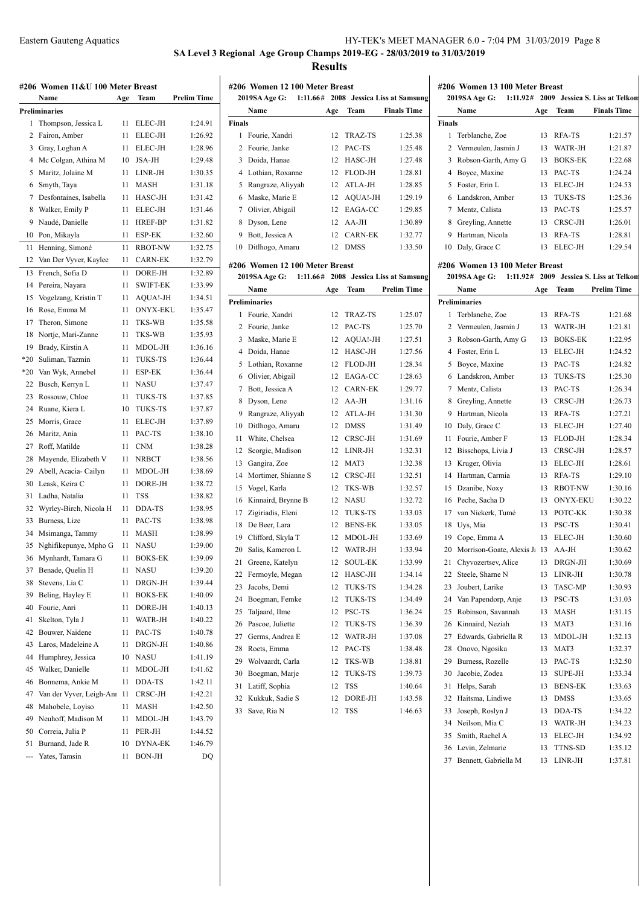## SA Level 3 Regional Age Group Champs 2019-EG - 28/03/2019 to 31/03/2019

## Results

### #206 Women 11&U 100 Meter Breast

| | Name | Age | Team | Prelim Time |
|---|---|---|---|---|
| **Preliminaries** | | | | |
| 1 | Thompson, Jessica L | 11 | ELEC-JH | 1:24.91 |
| 2 | Fairon, Amber | 11 | ELEC-JH | 1:26.92 |
| 3 | Gray, Loghan A | 11 | ELEC-JH | 1:28.96 |
| 4 | Mc Colgan, Athina M | 10 | JSA-JH | 1:29.48 |
| 5 | Maritz, Jolaine M | 11 | LINR-JH | 1:30.35 |
| 6 | Smyth, Taya | 11 | MASH | 1:31.18 |
| 7 | Desfontaines, Isabella | 11 | HASC-JH | 1:31.42 |
| 8 | Walker, Emily P | 11 | ELEC-JH | 1:31.46 |
| 9 | Naudé, Danielle | 11 | HREF-BP | 1:31.82 |
| 10 | Pon, Mikayla | 11 | ESP-EK | 1:32.60 |
| 11 | Henning, Simoné | 11 | RBOT-NW | 1:32.75 |
| 12 | Van Der Vyver, Kaylee | 11 | CARN-EK | 1:32.79 |
| 13 | French, Sofia D | 11 | DORE-JH | 1:32.89 |
| 14 | Pereira, Nayara | 11 | SWIFT-EK | 1:33.99 |
| 15 | Vogelzang, Kristin T | 11 | AQUA!-JH | 1:34.51 |
| 16 | Rose, Emma M | 11 | ONYX-EKU | 1:35.47 |
| 17 | Theron, Simone | 11 | TKS-WB | 1:35.58 |
| 18 | Nortje, Mari-Zanne | 11 | TKS-WB | 1:35.93 |
| 19 | Brady, Kirstin A | 11 | MDOL-JH | 1:36.16 |
| *20 | Suliman, Tazmin | 11 | TUKS-TS | 1:36.44 |
| *20 | Van Wyk, Annebel | 11 | ESP-EK | 1:36.44 |
| 22 | Busch, Kerryn L | 11 | NASU | 1:37.47 |
| 23 | Rossouw, Chloe | 11 | TUKS-TS | 1:37.85 |
| 24 | Ruane, Kiera L | 10 | TUKS-TS | 1:37.87 |
| 25 | Morris, Grace | 11 | ELEC-JH | 1:37.89 |
| 26 | Maritz, Ania | 11 | PAC-TS | 1:38.10 |
| 27 | Roff, Matilde | 11 | CNM | 1:38.28 |
| 28 | Mayende, Elizabeth V | 11 | NRBCT | 1:38.56 |
| 29 | Abell, Acacia- Cailyn | 11 | MDOL-JH | 1:38.69 |
| 30 | Leask, Keira C | 11 | DORE-JH | 1:38.72 |
| 31 | Ladha, Natalia | 11 | TSS | 1:38.82 |
| 32 | Wyrley-Birch, Nicola H | 11 | DDA-TS | 1:38.95 |
| 33 | Burness, Lize | 11 | PAC-TS | 1:38.98 |
| 34 | Msimanga, Tammy | 11 | MASH | 1:38.99 |
| 35 | Nghifikepunye, Mpho G | 11 | NASU | 1:39.00 |
| 36 | Mynhardt, Tamara G | 11 | BOKS-EK | 1:39.09 |
| 37 | Benade, Quelin H | 11 | NASU | 1:39.20 |
| 38 | Stevens, Lia C | 11 | DRGN-JH | 1:39.44 |
| 39 | Beling, Hayley E | 11 | BOKS-EK | 1:40.09 |
| 40 | Fourie, Anri | 11 | DORE-JH | 1:40.13 |
| 41 | Skelton, Tyla J | 11 | WATR-JH | 1:40.22 |
| 42 | Bouwer, Naidene | 11 | PAC-TS | 1:40.78 |
| 43 | Laros, Madeleine A | 11 | DRGN-JH | 1:40.86 |
| 44 | Humphrey, Jessica | 10 | NASU | 1:41.19 |
| 45 | Walker, Danielle | 11 | MDOL-JH | 1:41.62 |
| 46 | Bonnema, Ankie M | 11 | DDA-TS | 1:42.11 |
| 47 | Van der Vyver, Leigh-Ann | 11 | CRSC-JH | 1:42.21 |
| 48 | Mahobele, Loyiso | 11 | MASH | 1:42.50 |
| 49 | Neuhoff, Madison M | 11 | MDOL-JH | 1:43.79 |
| 50 | Correia, Julia P | 11 | PER-JH | 1:44.52 |
| 51 | Burnand, Jade R | 10 | DYNA-EK | 1:46.79 |
| --- | Yates, Tamsin | 11 | BON-JH | DQ |

### #206 Women 12 100 Meter Breast

2019SA Age G: 1:11.66# 2008 Jessica Liss at Samsung

| | Name | Age | Team | Finals Time |
|---|---|---|---|---|
| **Finals** | | | | |
| 1 | Fourie, Xandri | 12 | TRAZ-TS | 1:25.38 |
| 2 | Fourie, Janke | 12 | PAC-TS | 1:25.48 |
| 3 | Doida, Hanae | 12 | HASC-JH | 1:27.48 |
| 4 | Lothian, Roxanne | 12 | FLOD-JH | 1:28.81 |
| 5 | Rangraze, Aliyyah | 12 | ATLA-JH | 1:28.85 |
| 6 | Maske, Marie E | 12 | AQUA!-JH | 1:29.19 |
| 7 | Olivier, Abigail | 12 | EAGA-CC | 1:29.85 |
| 8 | Dyson, Lene | 12 | AA-JH | 1:30.89 |
| 9 | Bott, Jessica A | 12 | CARN-EK | 1:32.77 |
| 10 | Ditlhogo, Amaru | 12 | DMSS | 1:33.50 |

### #206 Women 12 100 Meter Breast

2019SA Age G: 1:11.66# 2008 Jessica Liss at Samsung

| | Name | Age | Team | Prelim Time |
|---|---|---|---|---|
| **Preliminaries** | | | | |
| 1 | Fourie, Xandri | 12 | TRAZ-TS | 1:25.07 |
| 2 | Fourie, Janke | 12 | PAC-TS | 1:25.70 |
| 3 | Maske, Marie E | 12 | AQUA!-JH | 1:27.51 |
| 4 | Doida, Hanae | 12 | HASC-JH | 1:27.56 |
| 5 | Lothian, Roxanne | 12 | FLOD-JH | 1:28.34 |
| 6 | Olivier, Abigail | 12 | EAGA-CC | 1:28.63 |
| 7 | Bott, Jessica A | 12 | CARN-EK | 1:29.77 |
| 8 | Dyson, Lene | 12 | AA-JH | 1:31.16 |
| 9 | Rangraze, Aliyyah | 12 | ATLA-JH | 1:31.30 |
| 10 | Ditlhogo, Amaru | 12 | DMSS | 1:31.49 |
| 11 | White, Chelsea | 12 | CRSC-JH | 1:31.69 |
| 12 | Scorgie, Madison | 12 | LINR-JH | 1:32.31 |
| 13 | Gangira, Zoe | 12 | MAT3 | 1:32.38 |
| 14 | Mortimer, Shianne S | 12 | CRSC-JH | 1:32.51 |
| 15 | Vogel, Karla | 12 | TKS-WB | 1:32.57 |
| 16 | Kinnaird, Brynne B | 12 | NASU | 1:32.72 |
| 17 | Zigiriadis, Eleni | 12 | TUKS-TS | 1:33.03 |
| 18 | De Beer, Lara | 12 | BENS-EK | 1:33.05 |
| 19 | Clifford, Skyla T | 12 | MDOL-JH | 1:33.69 |
| 20 | Salis, Kameron L | 12 | WATR-JH | 1:33.94 |
| 21 | Greene, Katelyn | 12 | SOUL-EK | 1:33.99 |
| 22 | Fermoyle, Megan | 12 | HASC-JH | 1:34.14 |
| 23 | Jacobs, Demi | 12 | TUKS-TS | 1:34.28 |
| 24 | Boegman, Femke | 12 | TUKS-TS | 1:34.49 |
| 25 | Taljaard, Ilme | 12 | PSC-TS | 1:36.24 |
| 26 | Pascoe, Juliette | 12 | TUKS-TS | 1:36.39 |
| 27 | Germs, Andrea E | 12 | WATR-JH | 1:37.08 |
| 28 | Roets, Emma | 12 | PAC-TS | 1:38.48 |
| 29 | Wolvaardt, Carla | 12 | TKS-WB | 1:38.81 |
| 30 | Boegman, Marje | 12 | TUKS-TS | 1:39.73 |
| 31 | Latiff, Sophia | 12 | TSS | 1:40.64 |
| 32 | Kukkuk, Sadie S | 12 | DORE-JH | 1:43.58 |
| 33 | Save, Ria N | 12 | TSS | 1:46.63 |

### #206 Women 13 100 Meter Breast

2019SA Age G: 1:11.92# 2009 Jessica S. Liss at Telkom

| | Name | Age | Team | Finals Time |
|---|---|---|---|---|
| **Finals** | | | | |
| 1 | Terblanche, Zoe | 13 | RFA-TS | 1:21.57 |
| 2 | Vermeulen, Jasmin J | 13 | WATR-JH | 1:21.87 |
| 3 | Robson-Garth, Amy G | 13 | BOKS-EK | 1:22.68 |
| 4 | Boyce, Maxine | 13 | PAC-TS | 1:24.24 |
| 5 | Foster, Erin L | 13 | ELEC-JH | 1:24.53 |
| 6 | Landskron, Amber | 13 | TUKS-TS | 1:25.36 |
| 7 | Mentz, Calista | 13 | PAC-TS | 1:25.57 |
| 8 | Greyling, Annette | 13 | CRSC-JH | 1:26.01 |
| 9 | Hartman, Nicola | 13 | RFA-TS | 1:28.81 |
| 10 | Daly, Grace C | 13 | ELEC-JH | 1:29.54 |

### #206 Women 13 100 Meter Breast

2019SA Age G: 1:11.92# 2009 Jessica S. Liss at Telkom

| | Name | Age | Team | Prelim Time |
|---|---|---|---|---|
| **Preliminaries** | | | | |
| 1 | Terblanche, Zoe | 13 | RFA-TS | 1:21.68 |
| 2 | Vermeulen, Jasmin J | 13 | WATR-JH | 1:21.81 |
| 3 | Robson-Garth, Amy G | 13 | BOKS-EK | 1:22.95 |
| 4 | Foster, Erin L | 13 | ELEC-JH | 1:24.52 |
| 5 | Boyce, Maxine | 13 | PAC-TS | 1:24.82 |
| 6 | Landskron, Amber | 13 | TUKS-TS | 1:25.30 |
| 7 | Mentz, Calista | 13 | PAC-TS | 1:26.34 |
| 8 | Greyling, Annette | 13 | CRSC-JH | 1:26.73 |
| 9 | Hartman, Nicola | 13 | RFA-TS | 1:27.21 |
| 10 | Daly, Grace C | 13 | ELEC-JH | 1:27.40 |
| 11 | Fourie, Amber F | 13 | FLOD-JH | 1:28.34 |
| 12 | Bisschops, Livia J | 13 | CRSC-JH | 1:28.57 |
| 13 | Kruger, Olivia | 13 | ELEC-JH | 1:28.61 |
| 14 | Hartman, Carmia | 13 | RFA-TS | 1:29.10 |
| 15 | Dzanibe, Noxy | 13 | RBOT-NW | 1:30.16 |
| 16 | Peche, Sacha D | 13 | ONYX-EKU | 1:30.22 |
| 17 | van Niekerk, Tumé | 13 | POTC-KK | 1:30.38 |
| 18 | Uys, Mia | 13 | PSC-TS | 1:30.41 |
| 19 | Cope, Emma A | 13 | ELEC-JH | 1:30.60 |
| 20 | Morrison-Goate, Alexis J | 13 | AA-JH | 1:30.62 |
| 21 | Chyvozertsev, Alice | 13 | DRGN-JH | 1:30.69 |
| 22 | Steele, Sharne N | 13 | LINR-JH | 1:30.78 |
| 23 | Joubert, Larike | 13 | TASC-MP | 1:30.93 |
| 24 | Van Papendorp, Anje | 13 | PSC-TS | 1:31.03 |
| 25 | Robinson, Savannah | 13 | MASH | 1:31.15 |
| 26 | Kinnaird, Neziah | 13 | MAT3 | 1:31.16 |
| 27 | Edwards, Gabriella R | 13 | MDOL-JH | 1:32.13 |
| 28 | Onovo, Ngosika | 13 | MAT3 | 1:32.37 |
| 29 | Burness, Rozelle | 13 | PAC-TS | 1:32.50 |
| 30 | Jacobie, Zodea | 13 | SUPE-JH | 1:33.34 |
| 31 | Helps, Sarah | 13 | BENS-EK | 1:33.63 |
| 32 | Haitsma, Lindiwe | 13 | DMSS | 1:33.65 |
| 33 | Joseph, Roslyn J | 13 | DDA-TS | 1:34.22 |
| 34 | Neilson, Mia C | 13 | WATR-JH | 1:34.23 |
| 35 | Smith, Rachel A | 13 | ELEC-JH | 1:34.92 |
| 36 | Levin, Zelmarie | 13 | TTNS-SD | 1:35.12 |
| 37 | Bennett, Gabriella M | 13 | LINR-JH | 1:37.81 |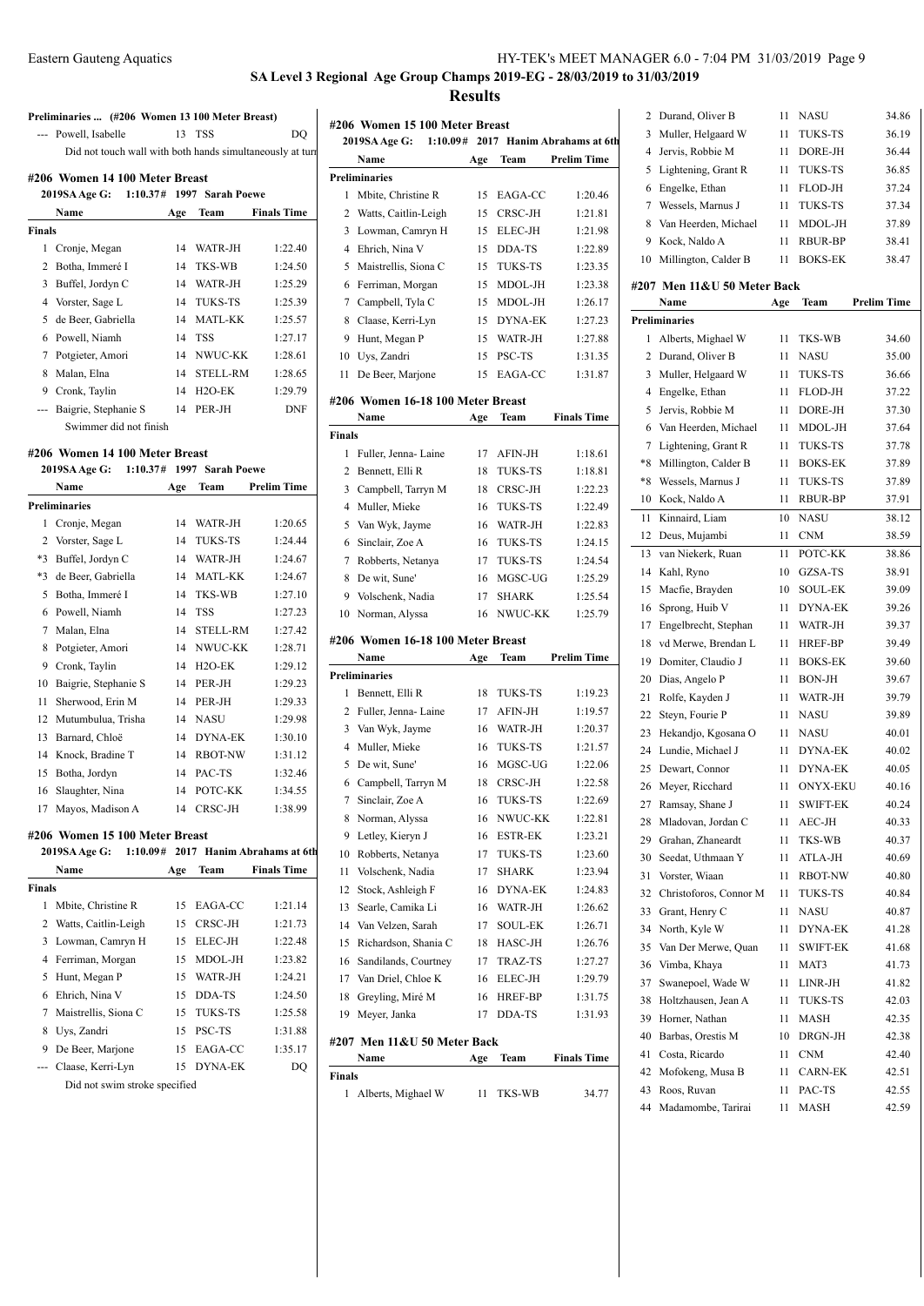**SA Level 3 Regional Age Group Champs 2019-EG - 28/03/2019 to 31/03/2019**

## Results

### Preliminaries ... (#206 Women 13 100 Meter Breast)

| | Name | Age | Team | Prelim Time |
|---|---|---|---|---|
| --- | Powell, Isabelle | 13 | TSS | DQ |
| | Did not touch wall with both hands simultaneously at turn | | | |

### #206 Women 14 100 Meter Breast

2019SA Age G: 1:10.37# 1997 Sarah Poewe

| | Name | Age | Team | Finals Time |
|---|---|---|---|---|
| **Finals** | | | | |
| 1 | Cronje, Megan | 14 | WATR-JH | 1:22.40 |
| 2 | Botha, Immeré I | 14 | TKS-WB | 1:24.50 |
| 3 | Buffel, Jordyn C | 14 | WATR-JH | 1:25.29 |
| 4 | Vorster, Sage L | 14 | TUKS-TS | 1:25.39 |
| 5 | de Beer, Gabriella | 14 | MATL-KK | 1:25.57 |
| 6 | Powell, Niamh | 14 | TSS | 1:27.17 |
| 7 | Potgieter, Amori | 14 | NWUC-KK | 1:28.61 |
| 8 | Malan, Elna | 14 | STELL-RM | 1:28.65 |
| 9 | Cronk, Taylin | 14 | H2O-EK | 1:29.79 |
| --- | Baigrie, Stephanie S | 14 | PER-JH | DNF |
| | Swimmer did not finish | | | |

### #206 Women 14 100 Meter Breast

2019SA Age G: 1:10.37# 1997 Sarah Poewe

| | Name | Age | Team | Prelim Time |
|---|---|---|---|---|
| **Preliminaries** | | | | |
| 1 | Cronje, Megan | 14 | WATR-JH | 1:20.65 |
| 2 | Vorster, Sage L | 14 | TUKS-TS | 1:24.44 |
| *3 | Buffel, Jordyn C | 14 | WATR-JH | 1:24.67 |
| *3 | de Beer, Gabriella | 14 | MATL-KK | 1:24.67 |
| 5 | Botha, Immeré I | 14 | TKS-WB | 1:27.10 |
| 6 | Powell, Niamh | 14 | TSS | 1:27.23 |
| 7 | Malan, Elna | 14 | STELL-RM | 1:27.42 |
| 8 | Potgieter, Amori | 14 | NWUC-KK | 1:28.71 |
| 9 | Cronk, Taylin | 14 | H2O-EK | 1:29.12 |
| 10 | Baigrie, Stephanie S | 14 | PER-JH | 1:29.23 |
| 11 | Sherwood, Erin M | 14 | PER-JH | 1:29.33 |
| 12 | Mutumbulua, Trisha | 14 | NASU | 1:29.98 |
| 13 | Barnard, Chloë | 14 | DYNA-EK | 1:30.10 |
| 14 | Knock, Bradine T | 14 | RBOT-NW | 1:31.12 |
| 15 | Botha, Jordyn | 14 | PAC-TS | 1:32.46 |
| 16 | Slaughter, Nina | 14 | POTC-KK | 1:34.55 |
| 17 | Mayos, Madison A | 14 | CRSC-JH | 1:38.99 |

### #206 Women 15 100 Meter Breast

2019SA Age G: 1:10.09# 2017 Hanim Abrahams at 6th

| | Name | Age | Team | Finals Time |
|---|---|---|---|---|
| **Finals** | | | | |
| 1 | Mbite, Christine R | 15 | EAGA-CC | 1:21.14 |
| 2 | Watts, Caitlin-Leigh | 15 | CRSC-JH | 1:21.73 |
| 3 | Lowman, Camryn H | 15 | ELEC-JH | 1:22.48 |
| 4 | Ferriman, Morgan | 15 | MDOL-JH | 1:23.82 |
| 5 | Hunt, Megan P | 15 | WATR-JH | 1:24.21 |
| 6 | Ehrich, Nina V | 15 | DDA-TS | 1:24.50 |
| 7 | Maistrellis, Siona C | 15 | TUKS-TS | 1:25.58 |
| 8 | Uys, Zandri | 15 | PSC-TS | 1:31.88 |
| 9 | De Beer, Marjone | 15 | EAGA-CC | 1:35.17 |
| --- | Claase, Kerri-Lyn | 15 | DYNA-EK | DQ |
| | Did not swim stroke specified | | | |

### #206 Women 15 100 Meter Breast

2019SA Age G: 1:10.09# 2017 Hanim Abrahams at 6th

| | Name | Age | Team | Prelim Time |
|---|---|---|---|---|
| **Preliminaries** | | | | |
| 1 | Mbite, Christine R | 15 | EAGA-CC | 1:20.46 |
| 2 | Watts, Caitlin-Leigh | 15 | CRSC-JH | 1:21.81 |
| 3 | Lowman, Camryn H | 15 | ELEC-JH | 1:21.98 |
| 4 | Ehrich, Nina V | 15 | DDA-TS | 1:22.89 |
| 5 | Maistrellis, Siona C | 15 | TUKS-TS | 1:23.35 |
| 6 | Ferriman, Morgan | 15 | MDOL-JH | 1:23.38 |
| 7 | Campbell, Tyla C | 15 | MDOL-JH | 1:26.17 |
| 8 | Claase, Kerri-Lyn | 15 | DYNA-EK | 1:27.23 |
| 9 | Hunt, Megan P | 15 | WATR-JH | 1:27.88 |
| 10 | Uys, Zandri | 15 | PSC-TS | 1:31.35 |
| 11 | De Beer, Marjone | 15 | EAGA-CC | 1:31.87 |

### #206 Women 16-18 100 Meter Breast

| | Name | Age | Team | Finals Time |
|---|---|---|---|---|
| **Finals** | | | | |
| 1 | Fuller, Jenna- Laine | 17 | AFIN-JH | 1:18.61 |
| 2 | Bennett, Elli R | 18 | TUKS-TS | 1:18.81 |
| 3 | Campbell, Tarryn M | 18 | CRSC-JH | 1:22.23 |
| 4 | Muller, Mieke | 16 | TUKS-TS | 1:22.49 |
| 5 | Van Wyk, Jayme | 16 | WATR-JH | 1:22.83 |
| 6 | Sinclair, Zoe A | 16 | TUKS-TS | 1:24.15 |
| 7 | Robberts, Netanya | 17 | TUKS-TS | 1:24.54 |
| 8 | De wit, Sune' | 16 | MGSC-UG | 1:25.29 |
| 9 | Volschenk, Nadia | 17 | SHARK | 1:25.54 |
| 10 | Norman, Alyssa | 16 | NWUC-KK | 1:25.79 |

### #206 Women 16-18 100 Meter Breast

| | Name | Age | Team | Prelim Time |
|---|---|---|---|---|
| **Preliminaries** | | | | |
| 1 | Bennett, Elli R | 18 | TUKS-TS | 1:19.23 |
| 2 | Fuller, Jenna- Laine | 17 | AFIN-JH | 1:19.57 |
| 3 | Van Wyk, Jayme | 16 | WATR-JH | 1:20.37 |
| 4 | Muller, Mieke | 16 | TUKS-TS | 1:21.57 |
| 5 | De wit, Sune' | 16 | MGSC-UG | 1:22.06 |
| 6 | Campbell, Tarryn M | 18 | CRSC-JH | 1:22.58 |
| 7 | Sinclair, Zoe A | 16 | TUKS-TS | 1:22.69 |
| 8 | Norman, Alyssa | 16 | NWUC-KK | 1:22.81 |
| 9 | Letley, Kieryn J | 16 | ESTR-EK | 1:23.21 |
| 10 | Robberts, Netanya | 17 | TUKS-TS | 1:23.60 |
| 11 | Volschenk, Nadia | 17 | SHARK | 1:23.94 |
| 12 | Stock, Ashleigh F | 16 | DYNA-EK | 1:24.83 |
| 13 | Searle, Camika Li | 16 | WATR-JH | 1:26.62 |
| 14 | Van Velzen, Sarah | 17 | SOUL-EK | 1:26.71 |
| 15 | Richardson, Shania C | 18 | HASC-JH | 1:26.76 |
| 16 | Sandilands, Courtney | 17 | TRAZ-TS | 1:27.27 |
| 17 | Van Driel, Chloe K | 16 | ELEC-JH | 1:29.79 |
| 18 | Greyling, Miré M | 16 | HREF-BP | 1:31.75 |
| 19 | Meyer, Janka | 17 | DDA-TS | 1:31.93 |

### #207 Men 11&U 50 Meter Back

| | Name | Age | Team | Finals Time |
|---|---|---|---|---|
| **Finals** | | | | |
| 1 | Alberts, Mighael W | 11 | TKS-WB | 34.77 |
| 2 | Durand, Oliver B | 11 | NASU | 34.86 |
| 3 | Muller, Helgaard W | 11 | TUKS-TS | 36.19 |
| 4 | Jervis, Robbie M | 11 | DORE-JH | 36.44 |
| 5 | Lightening, Grant R | 11 | TUKS-TS | 36.85 |
| 6 | Engelke, Ethan | 11 | FLOD-JH | 37.24 |
| 7 | Wessels, Marnus J | 11 | TUKS-TS | 37.34 |
| 8 | Van Heerden, Michael | 11 | MDOL-JH | 37.89 |
| 9 | Kock, Naldo A | 11 | RBUR-BP | 38.41 |
| 10 | Millington, Calder B | 11 | BOKS-EK | 38.47 |

### #207 Men 11&U 50 Meter Back

| | Name | Age | Team | Prelim Time |
|---|---|---|---|---|
| **Preliminaries** | | | | |
| 1 | Alberts, Mighael W | 11 | TKS-WB | 34.60 |
| 2 | Durand, Oliver B | 11 | NASU | 35.00 |
| 3 | Muller, Helgaard W | 11 | TUKS-TS | 36.66 |
| 4 | Engelke, Ethan | 11 | FLOD-JH | 37.22 |
| 5 | Jervis, Robbie M | 11 | DORE-JH | 37.30 |
| 6 | Van Heerden, Michael | 11 | MDOL-JH | 37.64 |
| 7 | Lightening, Grant R | 11 | TUKS-TS | 37.78 |
| *8 | Millington, Calder B | 11 | BOKS-EK | 37.89 |
| *8 | Wessels, Marnus J | 11 | TUKS-TS | 37.89 |
| 10 | Kock, Naldo A | 11 | RBUR-BP | 37.91 |
| 11 | Kinnaird, Liam | 10 | NASU | 38.12 |
| 12 | Deus, Mujambi | 11 | CNM | 38.59 |
| 13 | van Niekerk, Ruan | 11 | POTC-KK | 38.86 |
| 14 | Kahl, Ryno | 10 | GZSA-TS | 38.91 |
| 15 | Macfie, Brayden | 10 | SOUL-EK | 39.09 |
| 16 | Sprong, Huib V | 11 | DYNA-EK | 39.26 |
| 17 | Engelbrecht, Stephan | 11 | WATR-JH | 39.37 |
| 18 | vd Merwe, Brendan L | 11 | HREF-BP | 39.49 |
| 19 | Domiter, Claudio J | 11 | BOKS-EK | 39.60 |
| 20 | Dias, Angelo P | 11 | BON-JH | 39.67 |
| 21 | Rolfe, Kayden J | 11 | WATR-JH | 39.79 |
| 22 | Steyn, Fourie P | 11 | NASU | 39.89 |
| 23 | Hekandjo, Kgosana O | 11 | NASU | 40.01 |
| 24 | Lundie, Michael J | 11 | DYNA-EK | 40.02 |
| 25 | Dewart, Connor | 11 | DYNA-EK | 40.05 |
| 26 | Meyer, Ricchard | 11 | ONYX-EKU | 40.16 |
| 27 | Ramsay, Shane J | 11 | SWIFT-EK | 40.24 |
| 28 | Mladovan, Jordan C | 11 | AEC-JH | 40.33 |
| 29 | Grahan, Zhaneardt | 11 | TKS-WB | 40.37 |
| 30 | Seedat, Uthmaan Y | 11 | ATLA-JH | 40.69 |
| 31 | Vorster, Wiaan | 11 | RBOT-NW | 40.80 |
| 32 | Christoforos, Connor M | 11 | TUKS-TS | 40.84 |
| 33 | Grant, Henry C | 11 | NASU | 40.87 |
| 34 | North, Kyle W | 11 | DYNA-EK | 41.28 |
| 35 | Van Der Merwe, Quan | 11 | SWIFT-EK | 41.68 |
| 36 | Vimba, Khaya | 11 | MAT3 | 41.73 |
| 37 | Swanepoel, Wade W | 11 | LINR-JH | 41.82 |
| 38 | Holtzhausen, Jean A | 11 | TUKS-TS | 42.03 |
| 39 | Horner, Nathan | 11 | MASH | 42.35 |
| 40 | Barbas, Orestis M | 10 | DRGN-JH | 42.38 |
| 41 | Costa, Ricardo | 11 | CNM | 42.40 |
| 42 | Mofokeng, Musa B | 11 | CARN-EK | 42.51 |
| 43 | Roos, Ruvan | 11 | PAC-TS | 42.55 |
| 44 | Madamombe, Tarirai | 11 | MASH | 42.59 |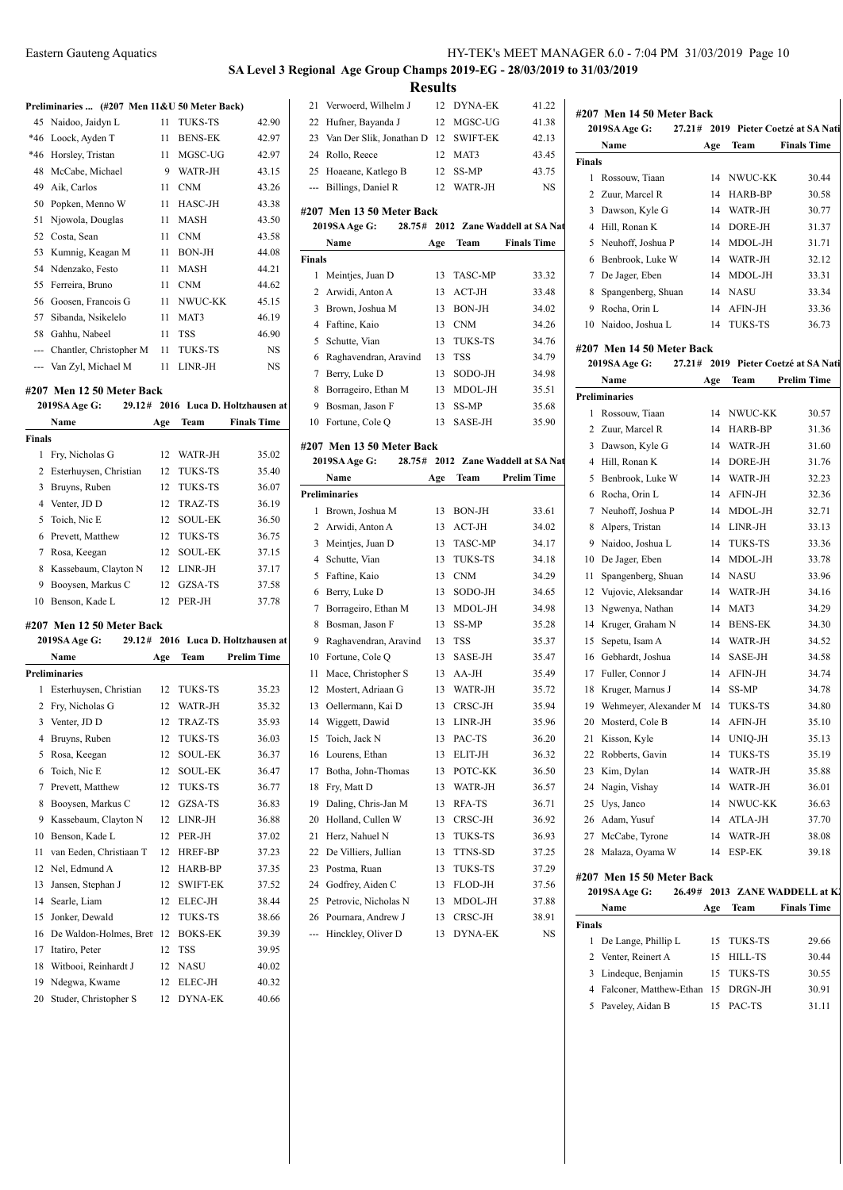**SA Level 3 Regional Age Group Champs 2019-EG - 28/03/2019 to 31/03/2019**

**Results**

### Preliminaries ... (#207 Men 11&U 50 Meter Back)

| | Name | Age | Team | Prelim Time |
|---|---|---|---|---|
| 45 | Naidoo, Jaidyn L | 11 | TUKS-TS | 42.90 |
| *46 | Loock, Ayden T | 11 | BENS-EK | 42.97 |
| *46 | Horsley, Tristan | 11 | MGSC-UG | 42.97 |
| 48 | McCabe, Michael | 9 | WATR-JH | 43.15 |
| 49 | Aik, Carlos | 11 | CNM | 43.26 |
| 50 | Popken, Menno W | 11 | HASC-JH | 43.38 |
| 51 | Njowola, Douglas | 11 | MASH | 43.50 |
| 52 | Costa, Sean | 11 | CNM | 43.58 |
| 53 | Kumnig, Keagan M | 11 | BON-JH | 44.08 |
| 54 | Ndenzako, Festo | 11 | MASH | 44.21 |
| 55 | Ferreira, Bruno | 11 | CNM | 44.62 |
| 56 | Goosen, Francois G | 11 | NWUC-KK | 45.15 |
| 57 | Sibanda, Nsikelelo | 11 | MAT3 | 46.19 |
| 58 | Gahhu, Nabeel | 11 | TSS | 46.90 |
| --- | Chantler, Christopher M | 11 | TUKS-TS | NS |
| --- | Van Zyl, Michael M | 11 | LINR-JH | NS |

### #207 Men 12 50 Meter Back

2019SA Age G: 29.12# 2016 Luca D. Holtzhausen at

| | Name | Age | Team | Finals Time |
|---|---|---|---|---|
| **Finals** | | | | |
| 1 | Fry, Nicholas G | 12 | WATR-JH | 35.02 |
| 2 | Esterhuysen, Christian | 12 | TUKS-TS | 35.40 |
| 3 | Bruyns, Ruben | 12 | TUKS-TS | 36.07 |
| 4 | Venter, JD D | 12 | TRAZ-TS | 36.19 |
| 5 | Toich, Nic E | 12 | SOUL-EK | 36.50 |
| 6 | Prevett, Matthew | 12 | TUKS-TS | 36.75 |
| 7 | Rosa, Keegan | 12 | SOUL-EK | 37.15 |
| 8 | Kassebaum, Clayton N | 12 | LINR-JH | 37.17 |
| 9 | Booysen, Markus C | 12 | GZSA-TS | 37.58 |
| 10 | Benson, Kade L | 12 | PER-JH | 37.78 |

### #207 Men 12 50 Meter Back

2019SA Age G: 29.12# 2016 Luca D. Holtzhausen at

| | Name | Age | Team | Prelim Time |
|---|---|---|---|---|
| **Preliminaries** | | | | |
| 1 | Esterhuysen, Christian | 12 | TUKS-TS | 35.23 |
| 2 | Fry, Nicholas G | 12 | WATR-JH | 35.32 |
| 3 | Venter, JD D | 12 | TRAZ-TS | 35.93 |
| 4 | Bruyns, Ruben | 12 | TUKS-TS | 36.03 |
| 5 | Rosa, Keegan | 12 | SOUL-EK | 36.37 |
| 6 | Toich, Nic E | 12 | SOUL-EK | 36.47 |
| 7 | Prevett, Matthew | 12 | TUKS-TS | 36.77 |
| 8 | Booysen, Markus C | 12 | GZSA-TS | 36.83 |
| 9 | Kassebaum, Clayton N | 12 | LINR-JH | 36.88 |
| 10 | Benson, Kade L | 12 | PER-JH | 37.02 |
| 11 | van Eeden, Christiaan T | 12 | HREF-BP | 37.23 |
| 12 | Nel, Edmund A | 12 | HARB-BP | 37.35 |
| 13 | Jansen, Stephan J | 12 | SWIFT-EK | 37.52 |
| 14 | Searle, Liam | 12 | ELEC-JH | 38.44 |
| 15 | Jonker, Dewald | 12 | TUKS-TS | 38.66 |
| 16 | De Waldon-Holmes, Bret | 12 | BOKS-EK | 39.39 |
| 17 | Itatiro, Peter | 12 | TSS | 39.95 |
| 18 | Witbooi, Reinhardt J | 12 | NASU | 40.02 |
| 19 | Ndegwa, Kwame | 12 | ELEC-JH | 40.32 |
| 20 | Studer, Christopher S | 12 | DYNA-EK | 40.66 |
| 21 | Verwoerd, Wilhelm J | 12 | DYNA-EK | 41.22 |
| 22 | Hufner, Bayanda J | 12 | MGSC-UG | 41.38 |
| 23 | Van Der Slik, Jonathan D | 12 | SWIFT-EK | 42.13 |
| 24 | Rollo, Reece | 12 | MAT3 | 43.45 |
| 25 | Hoaeane, Katlego B | 12 | SS-MP | 43.75 |
| --- | Billings, Daniel R | 12 | WATR-JH | NS |

### #207 Men 13 50 Meter Back

2019SA Age G: 28.75# 2012 Zane Waddell at SA Nat

| | Name | Age | Team | Finals Time |
|---|---|---|---|---|
| **Finals** | | | | |
| 1 | Meintjes, Juan D | 13 | TASC-MP | 33.32 |
| 2 | Arwidi, Anton A | 13 | ACT-JH | 33.48 |
| 3 | Brown, Joshua M | 13 | BON-JH | 34.02 |
| 4 | Faftine, Kaio | 13 | CNM | 34.26 |
| 5 | Schutte, Vian | 13 | TUKS-TS | 34.76 |
| 6 | Raghavendran, Aravind | 13 | TSS | 34.79 |
| 7 | Berry, Luke D | 13 | SODO-JH | 34.98 |
| 8 | Borrageiro, Ethan M | 13 | MDOL-JH | 35.51 |
| 9 | Bosman, Jason F | 13 | SS-MP | 35.68 |
| 10 | Fortune, Cole Q | 13 | SASE-JH | 35.90 |

### #207 Men 13 50 Meter Back

2019SA Age G: 28.75# 2012 Zane Waddell at SA Nat

| | Name | Age | Team | Prelim Time |
|---|---|---|---|---|
| **Preliminaries** | | | | |
| 1 | Brown, Joshua M | 13 | BON-JH | 33.61 |
| 2 | Arwidi, Anton A | 13 | ACT-JH | 34.02 |
| 3 | Meintjes, Juan D | 13 | TASC-MP | 34.17 |
| 4 | Schutte, Vian | 13 | TUKS-TS | 34.18 |
| 5 | Faftine, Kaio | 13 | CNM | 34.29 |
| 6 | Berry, Luke D | 13 | SODO-JH | 34.65 |
| 7 | Borrageiro, Ethan M | 13 | MDOL-JH | 34.98 |
| 8 | Bosman, Jason F | 13 | SS-MP | 35.28 |
| 9 | Raghavendran, Aravind | 13 | TSS | 35.37 |
| 10 | Fortune, Cole Q | 13 | SASE-JH | 35.47 |
| 11 | Mace, Christopher S | 13 | AA-JH | 35.49 |
| 12 | Mostert, Adriaan G | 13 | WATR-JH | 35.72 |
| 13 | Oellermann, Kai D | 13 | CRSC-JH | 35.94 |
| 14 | Wiggett, Dawid | 13 | LINR-JH | 35.96 |
| 15 | Toich, Jack N | 13 | PAC-TS | 36.20 |
| 16 | Lourens, Ethan | 13 | ELIT-JH | 36.32 |
| 17 | Botha, John-Thomas | 13 | POTC-KK | 36.50 |
| 18 | Fry, Matt D | 13 | WATR-JH | 36.57 |
| 19 | Daling, Chris-Jan M | 13 | RFA-TS | 36.71 |
| 20 | Holland, Cullen W | 13 | CRSC-JH | 36.92 |
| 21 | Herz, Nahuel N | 13 | TUKS-TS | 36.93 |
| 22 | De Villiers, Jullian | 13 | TTNS-SD | 37.25 |
| 23 | Postma, Ruan | 13 | TUKS-TS | 37.29 |
| 24 | Godfrey, Aiden C | 13 | FLOD-JH | 37.56 |
| 25 | Petrovic, Nicholas N | 13 | MDOL-JH | 37.88 |
| 26 | Pournara, Andrew J | 13 | CRSC-JH | 38.91 |
| --- | Hinckley, Oliver D | 13 | DYNA-EK | NS |

### #207 Men 14 50 Meter Back

2019SA Age G: 27.21# 2019 Pieter Coetzé at SA Nati

| | Name | Age | Team | Finals Time |
|---|---|---|---|---|
| **Finals** | | | | |
| 1 | Rossouw, Tiaan | 14 | NWUC-KK | 30.44 |
| 2 | Zuur, Marcel R | 14 | HARB-BP | 30.58 |
| 3 | Dawson, Kyle G | 14 | WATR-JH | 30.77 |
| 4 | Hill, Ronan K | 14 | DORE-JH | 31.37 |
| 5 | Neuhoff, Joshua P | 14 | MDOL-JH | 31.71 |
| 6 | Benbrook, Luke W | 14 | WATR-JH | 32.12 |
| 7 | De Jager, Eben | 14 | MDOL-JH | 33.31 |
| 8 | Spangenberg, Shuan | 14 | NASU | 33.34 |
| 9 | Rocha, Orin L | 14 | AFIN-JH | 33.36 |
| 10 | Naidoo, Joshua L | 14 | TUKS-TS | 36.73 |

### #207 Men 14 50 Meter Back

2019SA Age G: 27.21# 2019 Pieter Coetzé at SA Nati

| | Name | Age | Team | Prelim Time |
|---|---|---|---|---|
| **Preliminaries** | | | | |
| 1 | Rossouw, Tiaan | 14 | NWUC-KK | 30.57 |
| 2 | Zuur, Marcel R | 14 | HARB-BP | 31.36 |
| 3 | Dawson, Kyle G | 14 | WATR-JH | 31.60 |
| 4 | Hill, Ronan K | 14 | DORE-JH | 31.76 |
| 5 | Benbrook, Luke W | 14 | WATR-JH | 32.23 |
| 6 | Rocha, Orin L | 14 | AFIN-JH | 32.36 |
| 7 | Neuhoff, Joshua P | 14 | MDOL-JH | 32.71 |
| 8 | Alpers, Tristan | 14 | LINR-JH | 33.13 |
| 9 | Naidoo, Joshua L | 14 | TUKS-TS | 33.36 |
| 10 | De Jager, Eben | 14 | MDOL-JH | 33.78 |
| 11 | Spangenberg, Shuan | 14 | NASU | 33.96 |
| 12 | Vujovic, Aleksandar | 14 | WATR-JH | 34.16 |
| 13 | Ngwenya, Nathan | 14 | MAT3 | 34.29 |
| 14 | Kruger, Graham N | 14 | BENS-EK | 34.30 |
| 15 | Sepetu, Isam A | 14 | WATR-JH | 34.52 |
| 16 | Gebhardt, Joshua | 14 | SASE-JH | 34.58 |
| 17 | Fuller, Connor J | 14 | AFIN-JH | 34.74 |
| 18 | Kruger, Marnus J | 14 | SS-MP | 34.78 |
| 19 | Wehmeyer, Alexander M | 14 | TUKS-TS | 34.80 |
| 20 | Mosterd, Cole B | 14 | AFIN-JH | 35.10 |
| 21 | Kisson, Kyle | 14 | UNIQ-JH | 35.13 |
| 22 | Robberts, Gavin | 14 | TUKS-TS | 35.19 |
| 23 | Kim, Dylan | 14 | WATR-JH | 35.88 |
| 24 | Nagin, Vishay | 14 | WATR-JH | 36.01 |
| 25 | Uys, Janco | 14 | NWUC-KK | 36.63 |
| 26 | Adam, Yusuf | 14 | ATLA-JH | 37.70 |
| 27 | McCabe, Tyrone | 14 | WATR-JH | 38.08 |
| 28 | Malaza, Oyama W | 14 | ESP-EK | 39.18 |

### #207 Men 15 50 Meter Back

2019SA Age G: 26.49# 2013 ZANE WADDELL at K

| | Name | Age | Team | Finals Time |
|---|---|---|---|---|
| **Finals** | | | | |
| 1 | De Lange, Phillip L | 15 | TUKS-TS | 29.66 |
| 2 | Venter, Reinert A | 15 | HILL-TS | 30.44 |
| 3 | Lindeque, Benjamin | 15 | TUKS-TS | 30.55 |
| 4 | Falconer, Matthew-Ethan | 15 | DRGN-JH | 30.91 |
| 5 | Paveley, Aidan B | 15 | PAC-TS | 31.11 |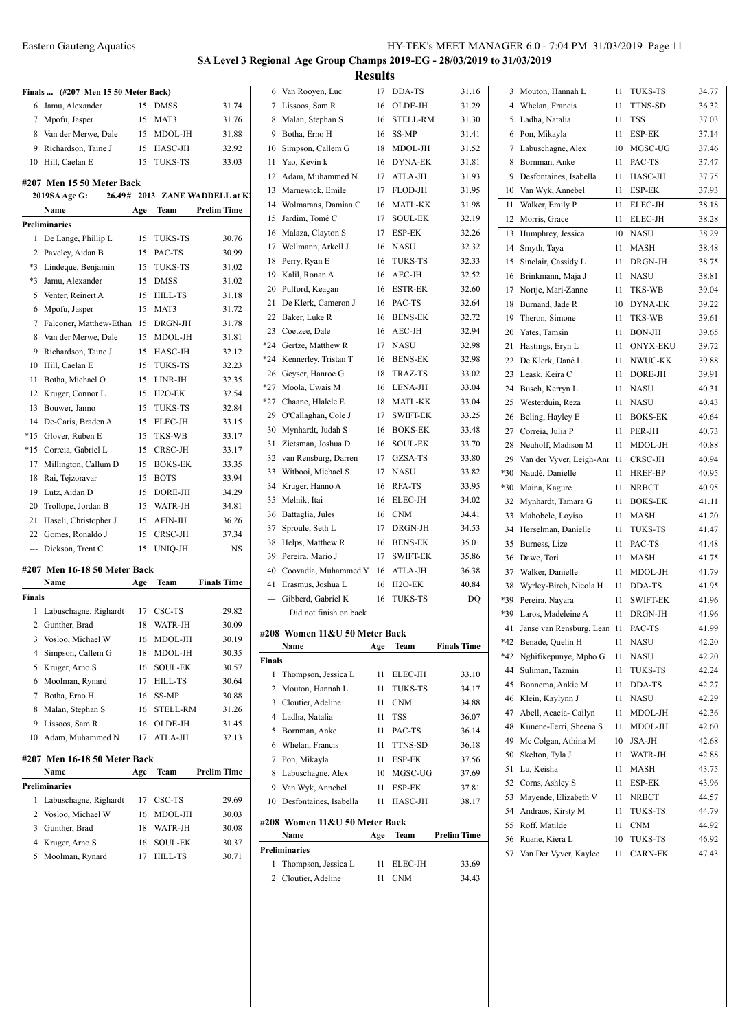**SA Level 3 Regional Age Group Champs 2019-EG - 28/03/2019 to 31/03/2019**

**Results**

**Finals ... (#207 Men 15 50 Meter Back)**

| | Name | Age | Team | Finals Time |
|---|---|---|---|---|
| 6 | Jamu, Alexander | 15 | DMSS | 31.74 |
| 7 | Mpofu, Jasper | 15 | MAT3 | 31.76 |
| 8 | Van der Merwe, Dale | 15 | MDOL-JH | 31.88 |
| 9 | Richardson, Taine J | 15 | HASC-JH | 32.92 |
| 10 | Hill, Caelan E | 15 | TUKS-TS | 33.03 |

**#207 Men 15 50 Meter Back**

2019SA Age G: 26.49# 2013 ZANE WADDELL at K

| | Name | Age | Team | Prelim Time |
|---|---|---|---|---|
| **Preliminaries** | | | | |
| 1 | De Lange, Phillip L | 15 | TUKS-TS | 30.76 |
| 2 | Paveley, Aidan B | 15 | PAC-TS | 30.99 |
| *3 | Lindeque, Benjamin | 15 | TUKS-TS | 31.02 |
| *3 | Jamu, Alexander | 15 | DMSS | 31.02 |
| 5 | Venter, Reinert A | 15 | HILL-TS | 31.18 |
| 6 | Mpofu, Jasper | 15 | MAT3 | 31.72 |
| 7 | Falconer, Matthew-Ethan | 15 | DRGN-JH | 31.78 |
| 8 | Van der Merwe, Dale | 15 | MDOL-JH | 31.81 |
| 9 | Richardson, Taine J | 15 | HASC-JH | 32.12 |
| 10 | Hill, Caelan E | 15 | TUKS-TS | 32.23 |
| 11 | Botha, Michael O | 15 | LINR-JH | 32.35 |
| 12 | Kruger, Connor L | 15 | H2O-EK | 32.54 |
| 13 | Bouwer, Janno | 15 | TUKS-TS | 32.84 |
| 14 | De-Caris, Braden A | 15 | ELEC-JH | 33.15 |
| *15 | Glover, Ruben E | 15 | TKS-WB | 33.17 |
| *15 | Correia, Gabriel L | 15 | CRSC-JH | 33.17 |
| 17 | Millington, Callum D | 15 | BOKS-EK | 33.35 |
| 18 | Rai, Tejzoravar | 15 | BOTS | 33.94 |
| 19 | Lutz, Aidan D | 15 | DORE-JH | 34.29 |
| 20 | Trollope, Jordan B | 15 | WATR-JH | 34.81 |
| 21 | Haseli, Christopher J | 15 | AFIN-JH | 36.26 |
| 22 | Gomes, Ronaldo J | 15 | CRSC-JH | 37.34 |
| --- | Dickson, Trent C | 15 | UNIQ-JH | NS |

**#207 Men 16-18 50 Meter Back**

| | Name | Age | Team | Finals Time |
|---|---|---|---|---|
| **Finals** | | | | |
| 1 | Labuschagne, Righardt | 17 | CSC-TS | 29.82 |
| 2 | Gunther, Brad | 18 | WATR-JH | 30.09 |
| 3 | Vosloo, Michael W | 16 | MDOL-JH | 30.19 |
| 4 | Simpson, Callem G | 18 | MDOL-JH | 30.35 |
| 5 | Kruger, Arno S | 16 | SOUL-EK | 30.57 |
| 6 | Moolman, Rynard | 17 | HILL-TS | 30.64 |
| 7 | Botha, Erno H | 16 | SS-MP | 30.88 |
| 8 | Malan, Stephan S | 16 | STELL-RM | 31.26 |
| 9 | Lissoos, Sam R | 16 | OLDE-JH | 31.45 |
| 10 | Adam, Muhammed N | 17 | ATLA-JH | 32.13 |

**#207 Men 16-18 50 Meter Back**

| | Name | Age | Team | Prelim Time |
|---|---|---|---|---|
| **Preliminaries** | | | | |
| 1 | Labuschagne, Righardt | 17 | CSC-TS | 29.69 |
| 2 | Vosloo, Michael W | 16 | MDOL-JH | 30.03 |
| 3 | Gunther, Brad | 18 | WATR-JH | 30.08 |
| 4 | Kruger, Arno S | 16 | SOUL-EK | 30.37 |
| 5 | Moolman, Rynard | 17 | HILL-TS | 30.71 |
| 6 | Van Rooyen, Luc | 17 | DDA-TS | 31.16 |
| 7 | Lissoos, Sam R | 16 | OLDE-JH | 31.29 |
| 8 | Malan, Stephan S | 16 | STELL-RM | 31.30 |
| 9 | Botha, Erno H | 16 | SS-MP | 31.41 |
| 10 | Simpson, Callem G | 18 | MDOL-JH | 31.52 |
| 11 | Yao, Kevin k | 16 | DYNA-EK | 31.81 |
| 12 | Adam, Muhammed N | 17 | ATLA-JH | 31.93 |
| 13 | Marnewick, Emile | 17 | FLOD-JH | 31.95 |
| 14 | Wolmarans, Damian C | 16 | MATL-KK | 31.98 |
| 15 | Jardim, Tomé C | 17 | SOUL-EK | 32.19 |
| 16 | Malaza, Clayton S | 17 | ESP-EK | 32.26 |
| 17 | Wellmann, Arkell J | 16 | NASU | 32.32 |
| 18 | Perry, Ryan E | 16 | TUKS-TS | 32.33 |
| 19 | Kalil, Ronan A | 16 | AEC-JH | 32.52 |
| 20 | Pulford, Keagan | 16 | ESTR-EK | 32.60 |
| 21 | De Klerk, Cameron J | 16 | PAC-TS | 32.64 |
| 22 | Baker, Luke R | 16 | BENS-EK | 32.72 |
| 23 | Coetzee, Dale | 16 | AEC-JH | 32.94 |
| *24 | Gertze, Matthew R | 17 | NASU | 32.98 |
| *24 | Kennerley, Tristan T | 16 | BENS-EK | 32.98 |
| 26 | Geyser, Hanroe G | 18 | TRAZ-TS | 33.02 |
| *27 | Moola, Uwais M | 16 | LENA-JH | 33.04 |
| *27 | Chaane, Hlalele E | 18 | MATL-KK | 33.04 |
| 29 | O'Callaghan, Cole J | 17 | SWIFT-EK | 33.25 |
| 30 | Mynhardt, Judah S | 16 | BOKS-EK | 33.48 |
| 31 | Zietsman, Joshua D | 16 | SOUL-EK | 33.70 |
| 32 | van Rensburg, Darren | 17 | GZSA-TS | 33.80 |
| 33 | Witbooi, Michael S | 17 | NASU | 33.82 |
| 34 | Kruger, Hanno A | 16 | RFA-TS | 33.95 |
| 35 | Melnik, Itai | 16 | ELEC-JH | 34.02 |
| 36 | Battaglia, Jules | 16 | CNM | 34.41 |
| 37 | Sproule, Seth L | 17 | DRGN-JH | 34.53 |
| 38 | Helps, Matthew R | 16 | BENS-EK | 35.01 |
| 39 | Pereira, Mario J | 17 | SWIFT-EK | 35.86 |
| 40 | Coovadia, Muhammed Y | 16 | ATLA-JH | 36.38 |
| 41 | Erasmus, Joshua L | 16 | H2O-EK | 40.84 |
| --- | Gibberd, Gabriel K | 16 | TUKS-TS | DQ |
| | Did not finish on back | | | |

**#208 Women 11&U 50 Meter Back**

| | Name | Age | Team | Finals Time |
|---|---|---|---|---|
| **Finals** | | | | |
| 1 | Thompson, Jessica L | 11 | ELEC-JH | 33.10 |
| 2 | Mouton, Hannah L | 11 | TUKS-TS | 34.17 |
| 3 | Cloutier, Adeline | 11 | CNM | 34.88 |
| 4 | Ladha, Natalia | 11 | TSS | 36.07 |
| 5 | Bornman, Anke | 11 | PAC-TS | 36.14 |
| 6 | Whelan, Francis | 11 | TTNS-SD | 36.18 |
| 7 | Pon, Mikayla | 11 | ESP-EK | 37.56 |
| 8 | Labuschagne, Alex | 10 | MGSC-UG | 37.69 |
| 9 | Van Wyk, Annebel | 11 | ESP-EK | 37.81 |
| 10 | Desfontaines, Isabella | 11 | HASC-JH | 38.17 |

**#208 Women 11&U 50 Meter Back**

| | Name | Age | Team | Prelim Time |
|---|---|---|---|---|
| **Preliminaries** | | | | |
| 1 | Thompson, Jessica L | 11 | ELEC-JH | 33.69 |
| 2 | Cloutier, Adeline | 11 | CNM | 34.43 |
| 3 | Mouton, Hannah L | 11 | TUKS-TS | 34.77 |
| 4 | Whelan, Francis | 11 | TTNS-SD | 36.32 |
| 5 | Ladha, Natalia | 11 | TSS | 37.03 |
| 6 | Pon, Mikayla | 11 | ESP-EK | 37.14 |
| 7 | Labuschagne, Alex | 10 | MGSC-UG | 37.46 |
| 8 | Bornman, Anke | 11 | PAC-TS | 37.47 |
| 9 | Desfontaines, Isabella | 11 | HASC-JH | 37.75 |
| 10 | Van Wyk, Annebel | 11 | ESP-EK | 37.93 |
| 11 | Walker, Emily P | 11 | ELEC-JH | 38.18 |
| 12 | Morris, Grace | 11 | ELEC-JH | 38.28 |
| 13 | Humphrey, Jessica | 10 | NASU | 38.29 |
| 14 | Smyth, Taya | 11 | MASH | 38.48 |
| 15 | Sinclair, Cassidy L | 11 | DRGN-JH | 38.75 |
| 16 | Brinkmann, Maja J | 11 | NASU | 38.81 |
| 17 | Nortje, Mari-Zanne | 11 | TKS-WB | 39.04 |
| 18 | Burnand, Jade R | 10 | DYNA-EK | 39.22 |
| 19 | Theron, Simone | 11 | TKS-WB | 39.61 |
| 20 | Yates, Tamsin | 11 | BON-JH | 39.65 |
| 21 | Hastings, Eryn L | 11 | ONYX-EKU | 39.72 |
| 22 | De Klerk, Dané L | 11 | NWUC-KK | 39.88 |
| 23 | Leask, Keira C | 11 | DORE-JH | 39.91 |
| 24 | Busch, Kerryn L | 11 | NASU | 40.31 |
| 25 | Westerduin, Reza | 11 | NASU | 40.43 |
| 26 | Beling, Hayley E | 11 | BOKS-EK | 40.64 |
| 27 | Correia, Julia P | 11 | PER-JH | 40.73 |
| 28 | Neuhoff, Madison M | 11 | MDOL-JH | 40.88 |
| 29 | Van der Vyver, Leigh-Ann | 11 | CRSC-JH | 40.94 |
| *30 | Naudé, Danielle | 11 | HREF-BP | 40.95 |
| *30 | Maina, Kagure | 11 | NRBCT | 40.95 |
| 32 | Mynhardt, Tamara G | 11 | BOKS-EK | 41.11 |
| 33 | Mahobele, Loyiso | 11 | MASH | 41.20 |
| 34 | Herselman, Danielle | 11 | TUKS-TS | 41.47 |
| 35 | Burness, Lize | 11 | PAC-TS | 41.48 |
| 36 | Dawe, Tori | 11 | MASH | 41.75 |
| 37 | Walker, Danielle | 11 | MDOL-JH | 41.79 |
| 38 | Wyrley-Birch, Nicola H | 11 | DDA-TS | 41.95 |
| *39 | Pereira, Nayara | 11 | SWIFT-EK | 41.96 |
| *39 | Laros, Madeleine A | 11 | DRGN-JH | 41.96 |
| 41 | Janse van Rensburg, Lean | 11 | PAC-TS | 41.99 |
| *42 | Benade, Quelin H | 11 | NASU | 42.20 |
| *42 | Nghifikepunye, Mpho G | 11 | NASU | 42.20 |
| 44 | Suliman, Tazmin | 11 | TUKS-TS | 42.24 |
| 45 | Bonnema, Ankie M | 11 | DDA-TS | 42.27 |
| 46 | Klein, Kaylynn J | 11 | NASU | 42.29 |
| 47 | Abell, Acacia- Cailyn | 11 | MDOL-JH | 42.36 |
| 48 | Kunene-Ferri, Sheena S | 11 | MDOL-JH | 42.60 |
| 49 | Mc Colgan, Athina M | 10 | JSA-JH | 42.68 |
| 50 | Skelton, Tyla J | 11 | WATR-JH | 42.88 |
| 51 | Lu, Keisha | 11 | MASH | 43.75 |
| 52 | Corns, Ashley S | 11 | ESP-EK | 43.96 |
| 53 | Mayende, Elizabeth V | 11 | NRBCT | 44.57 |
| 54 | Andraos, Kirsty M | 11 | TUKS-TS | 44.79 |
| 55 | Roff, Matilde | 11 | CNM | 44.92 |
| 56 | Ruane, Kiera L | 10 | TUKS-TS | 46.92 |
| 57 | Van Der Vyver, Kaylee | 11 | CARN-EK | 47.43 |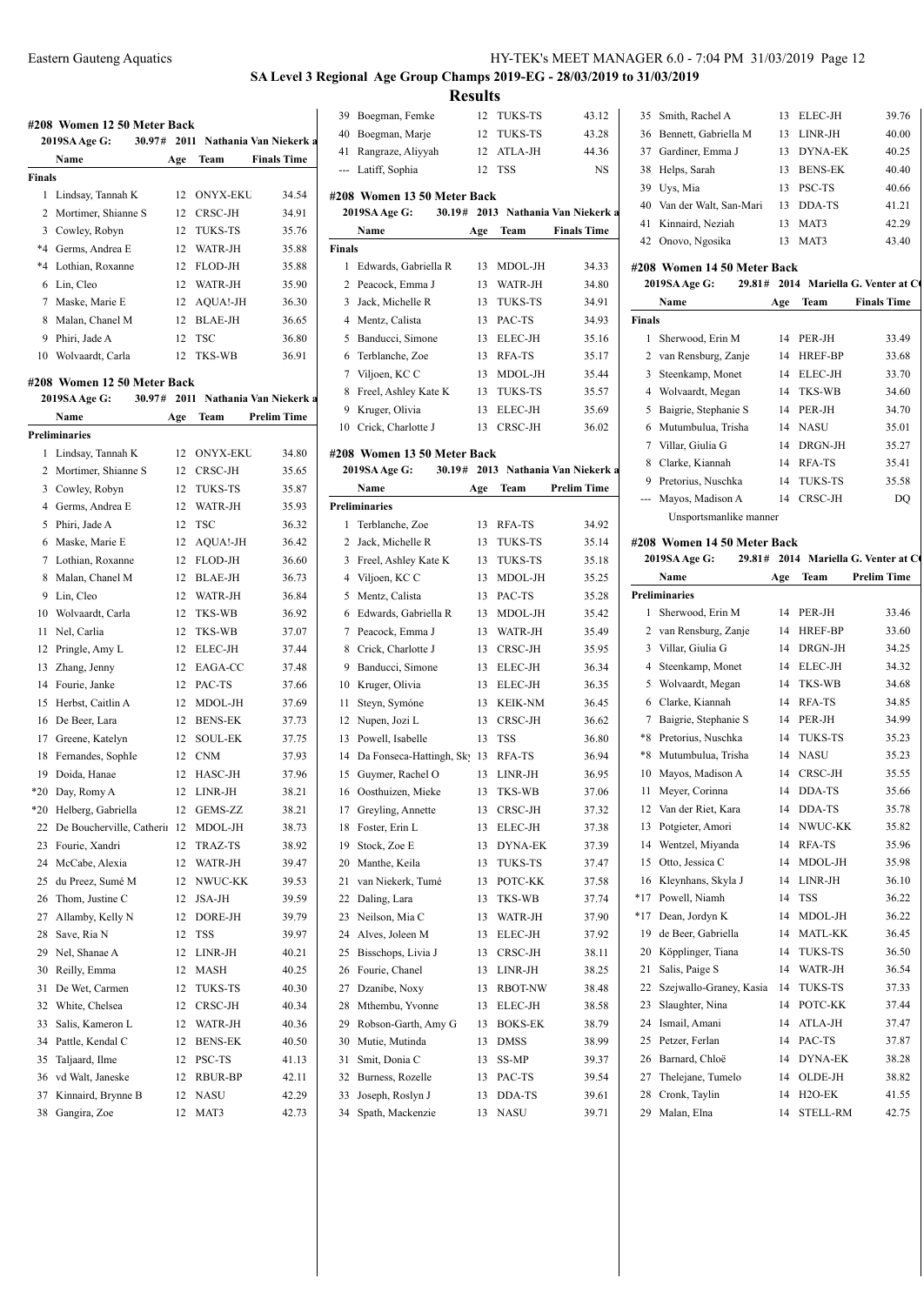## SA Level 3 Regional Age Group Champs 2019-EG - 28/03/2019 to 31/03/2019

### Results

#### #208 Women 12 50 Meter Back

2019SA Age G: 30.97# 2011 Nathania Van Niekerk a

| | Name | Age | Team | Finals Time |
|---|---|---|---|---|
| **Finals** | | | | |
| 1 | Lindsay, Tannah K | 12 | ONYX-EKU | 34.54 |
| 2 | Mortimer, Shianne S | 12 | CRSC-JH | 34.91 |
| 3 | Cowley, Robyn | 12 | TUKS-TS | 35.76 |
| *4 | Germs, Andrea E | 12 | WATR-JH | 35.88 |
| *4 | Lothian, Roxanne | 12 | FLOD-JH | 35.88 |
| 6 | Lin, Cleo | 12 | WATR-JH | 35.90 |
| 7 | Maske, Marie E | 12 | AQUA!-JH | 36.30 |
| 8 | Malan, Chanel M | 12 | BLAE-JH | 36.65 |
| 9 | Phiri, Jade A | 12 | TSC | 36.80 |
| 10 | Wolvaardt, Carla | 12 | TKS-WB | 36.91 |

#### #208 Women 12 50 Meter Back

2019SA Age G: 30.97# 2011 Nathania Van Niekerk a

| | Name | Age | Team | Prelim Time |
|---|---|---|---|---|
| **Preliminaries** | | | | |
| 1 | Lindsay, Tannah K | 12 | ONYX-EKU | 34.80 |
| 2 | Mortimer, Shianne S | 12 | CRSC-JH | 35.65 |
| 3 | Cowley, Robyn | 12 | TUKS-TS | 35.87 |
| 4 | Germs, Andrea E | 12 | WATR-JH | 35.93 |
| 5 | Phiri, Jade A | 12 | TSC | 36.32 |
| 6 | Maske, Marie E | 12 | AQUA!-JH | 36.42 |
| 7 | Lothian, Roxanne | 12 | FLOD-JH | 36.60 |
| 8 | Malan, Chanel M | 12 | BLAE-JH | 36.73 |
| 9 | Lin, Cleo | 12 | WATR-JH | 36.84 |
| 10 | Wolvaardt, Carla | 12 | TKS-WB | 36.92 |
| 11 | Nel, Carlia | 12 | TKS-WB | 37.07 |
| 12 | Pringle, Amy L | 12 | ELEC-JH | 37.44 |
| 13 | Zhang, Jenny | 12 | EAGA-CC | 37.48 |
| 14 | Fourie, Janke | 12 | PAC-TS | 37.66 |
| 15 | Herbst, Caitlin A | 12 | MDOL-JH | 37.69 |
| 16 | De Beer, Lara | 12 | BENS-EK | 37.73 |
| 17 | Greene, Katelyn | 12 | SOUL-EK | 37.75 |
| 18 | Fernandes, Sophle | 12 | CNM | 37.93 |
| 19 | Doida, Hanae | 12 | HASC-JH | 37.96 |
| *20 | Day, Romy A | 12 | LINR-JH | 38.21 |
| *20 | Helberg, Gabriella | 12 | GEMS-ZZ | 38.21 |
| 22 | De Boucherville, Catherin | 12 | MDOL-JH | 38.73 |
| 23 | Fourie, Xandri | 12 | TRAZ-TS | 38.92 |
| 24 | McCabe, Alexia | 12 | WATR-JH | 39.47 |
| 25 | du Preez, Sumé M | 12 | NWUC-KK | 39.53 |
| 26 | Thom, Justine C | 12 | JSA-JH | 39.59 |
| 27 | Allamby, Kelly N | 12 | DORE-JH | 39.79 |
| 28 | Save, Ria N | 12 | TSS | 39.97 |
| 29 | Nel, Shanae A | 12 | LINR-JH | 40.21 |
| 30 | Reilly, Emma | 12 | MASH | 40.25 |
| 31 | De Wet, Carmen | 12 | TUKS-TS | 40.30 |
| 32 | White, Chelsea | 12 | CRSC-JH | 40.34 |
| 33 | Salis, Kameron L | 12 | WATR-JH | 40.36 |
| 34 | Pattle, Kendal C | 12 | BENS-EK | 40.50 |
| 35 | Taljaard, Ilme | 12 | PSC-TS | 41.13 |
| 36 | vd Walt, Janeske | 12 | RBUR-BP | 42.11 |
| 37 | Kinnaird, Brynne B | 12 | NASU | 42.29 |
| 38 | Gangira, Zoe | 12 | MAT3 | 42.73 |
| 39 | Boegman, Femke | 12 | TUKS-TS | 43.12 |
| 40 | Boegman, Marje | 12 | TUKS-TS | 43.28 |
| 41 | Rangraze, Aliyyah | 12 | ATLA-JH | 44.36 |
| --- | Latiff, Sophia | 12 | TSS | NS |

#### #208 Women 13 50 Meter Back

2019SA Age G: 30.19# 2013 Nathania Van Niekerk a

| | Name | Age | Team | Finals Time |
|---|---|---|---|---|
| **Finals** | | | | |
| 1 | Edwards, Gabriella R | 13 | MDOL-JH | 34.33 |
| 2 | Peacock, Emma J | 13 | WATR-JH | 34.80 |
| 3 | Jack, Michelle R | 13 | TUKS-TS | 34.91 |
| 4 | Mentz, Calista | 13 | PAC-TS | 34.93 |
| 5 | Banducci, Simone | 13 | ELEC-JH | 35.16 |
| 6 | Terblanche, Zoe | 13 | RFA-TS | 35.17 |
| 7 | Viljoen, KC C | 13 | MDOL-JH | 35.44 |
| 8 | Freel, Ashley Kate K | 13 | TUKS-TS | 35.57 |
| 9 | Kruger, Olivia | 13 | ELEC-JH | 35.69 |
| 10 | Crick, Charlotte J | 13 | CRSC-JH | 36.02 |

#### #208 Women 13 50 Meter Back

2019SA Age G: 30.19# 2013 Nathania Van Niekerk a

| | Name | Age | Team | Prelim Time |
|---|---|---|---|---|
| **Preliminaries** | | | | |
| 1 | Terblanche, Zoe | 13 | RFA-TS | 34.92 |
| 2 | Jack, Michelle R | 13 | TUKS-TS | 35.14 |
| 3 | Freel, Ashley Kate K | 13 | TUKS-TS | 35.18 |
| 4 | Viljoen, KC C | 13 | MDOL-JH | 35.25 |
| 5 | Mentz, Calista | 13 | PAC-TS | 35.28 |
| 6 | Edwards, Gabriella R | 13 | MDOL-JH | 35.42 |
| 7 | Peacock, Emma J | 13 | WATR-JH | 35.49 |
| 8 | Crick, Charlotte J | 13 | CRSC-JH | 35.95 |
| 9 | Banducci, Simone | 13 | ELEC-JH | 36.34 |
| 10 | Kruger, Olivia | 13 | ELEC-JH | 36.35 |
| 11 | Steyn, Symóne | 13 | KEIK-NM | 36.45 |
| 12 | Nupen, Jozi L | 13 | CRSC-JH | 36.62 |
| 13 | Powell, Isabelle | 13 | TSS | 36.80 |
| 14 | Da Fonseca-Hattingh, Sky | 13 | RFA-TS | 36.94 |
| 15 | Guymer, Rachel O | 13 | LINR-JH | 36.95 |
| 16 | Oosthuizen, Mieke | 13 | TKS-WB | 37.06 |
| 17 | Greyling, Annette | 13 | CRSC-JH | 37.32 |
| 18 | Foster, Erin L | 13 | ELEC-JH | 37.38 |
| 19 | Stock, Zoe E | 13 | DYNA-EK | 37.39 |
| 20 | Manthe, Keila | 13 | TUKS-TS | 37.47 |
| 21 | van Niekerk, Tumé | 13 | POTC-KK | 37.58 |
| 22 | Daling, Lara | 13 | TKS-WB | 37.74 |
| 23 | Neilson, Mia C | 13 | WATR-JH | 37.90 |
| 24 | Alves, Joleen M | 13 | ELEC-JH | 37.92 |
| 25 | Bisschops, Livia J | 13 | CRSC-JH | 38.11 |
| 26 | Fourie, Chanel | 13 | LINR-JH | 38.25 |
| 27 | Dzanibe, Noxy | 13 | RBOT-NW | 38.48 |
| 28 | Mthembu, Yvonne | 13 | ELEC-JH | 38.58 |
| 29 | Robson-Garth, Amy G | 13 | BOKS-EK | 38.79 |
| 30 | Mutie, Mutinda | 13 | DMSS | 38.99 |
| 31 | Smit, Donia C | 13 | SS-MP | 39.37 |
| 32 | Burness, Rozelle | 13 | PAC-TS | 39.54 |
| 33 | Joseph, Roslyn J | 13 | DDA-TS | 39.61 |
| 34 | Spath, Mackenzie | 13 | NASU | 39.71 |
| 35 | Smith, Rachel A | 13 | ELEC-JH | 39.76 |
| 36 | Bennett, Gabriella M | 13 | LINR-JH | 40.00 |
| 37 | Gardiner, Emma J | 13 | DYNA-EK | 40.25 |
| 38 | Helps, Sarah | 13 | BENS-EK | 40.40 |
| 39 | Uys, Mia | 13 | PSC-TS | 40.66 |
| 40 | Van der Walt, San-Mari | 13 | DDA-TS | 41.21 |
| 41 | Kinnaird, Neziah | 13 | MAT3 | 42.29 |
| 42 | Onovo, Ngosika | 13 | MAT3 | 43.40 |

#### #208 Women 14 50 Meter Back

2019SA Age G: 29.81# 2014 Mariella G. Venter at C

| | Name | Age | Team | Finals Time |
|---|---|---|---|---|
| **Finals** | | | | |
| 1 | Sherwood, Erin M | 14 | PER-JH | 33.49 |
| 2 | van Rensburg, Zanje | 14 | HREF-BP | 33.68 |
| 3 | Steenkamp, Monet | 14 | ELEC-JH | 33.70 |
| 4 | Wolvaardt, Megan | 14 | TKS-WB | 34.60 |
| 5 | Baigrie, Stephanie S | 14 | PER-JH | 34.70 |
| 6 | Mutumbulua, Trisha | 14 | NASU | 35.01 |
| 7 | Villar, Giulia G | 14 | DRGN-JH | 35.27 |
| 8 | Clarke, Kiannah | 14 | RFA-TS | 35.41 |
| 9 | Pretorius, Nuschka | 14 | TUKS-TS | 35.58 |
| --- | Mayos, Madison A | 14 | CRSC-JH | DQ |
| | Unsportsmanlike manner | | | |

#### #208 Women 14 50 Meter Back

2019SA Age G: 29.81# 2014 Mariella G. Venter at C

| | Name | Age | Team | Prelim Time |
|---|---|---|---|---|
| **Preliminaries** | | | | |
| 1 | Sherwood, Erin M | 14 | PER-JH | 33.46 |
| 2 | van Rensburg, Zanje | 14 | HREF-BP | 33.60 |
| 3 | Villar, Giulia G | 14 | DRGN-JH | 34.25 |
| 4 | Steenkamp, Monet | 14 | ELEC-JH | 34.32 |
| 5 | Wolvaardt, Megan | 14 | TKS-WB | 34.68 |
| 6 | Clarke, Kiannah | 14 | RFA-TS | 34.85 |
| 7 | Baigrie, Stephanie S | 14 | PER-JH | 34.99 |
| *8 | Pretorius, Nuschka | 14 | TUKS-TS | 35.23 |
| *8 | Mutumbulua, Trisha | 14 | NASU | 35.23 |
| 10 | Mayos, Madison A | 14 | CRSC-JH | 35.55 |
| 11 | Meyer, Corinna | 14 | DDA-TS | 35.66 |
| 12 | Van der Riet, Kara | 14 | DDA-TS | 35.78 |
| 13 | Potgieter, Amori | 14 | NWUC-KK | 35.82 |
| 14 | Wentzel, Miyanda | 14 | RFA-TS | 35.96 |
| 15 | Otto, Jessica C | 14 | MDOL-JH | 35.98 |
| 16 | Kleynhans, Skyla J | 14 | LINR-JH | 36.10 |
| *17 | Powell, Niamh | 14 | TSS | 36.22 |
| *17 | Dean, Jordyn K | 14 | MDOL-JH | 36.22 |
| 19 | de Beer, Gabriella | 14 | MATL-KK | 36.45 |
| 20 | Köpplinger, Tiana | 14 | TUKS-TS | 36.50 |
| 21 | Salis, Paige S | 14 | WATR-JH | 36.54 |
| 22 | Szejwallo-Graney, Kasia | 14 | TUKS-TS | 37.33 |
| 23 | Slaughter, Nina | 14 | POTC-KK | 37.44 |
| 24 | Ismail, Amani | 14 | ATLA-JH | 37.47 |
| 25 | Petzer, Ferlan | 14 | PAC-TS | 37.87 |
| 26 | Barnard, Chloë | 14 | DYNA-EK | 38.28 |
| 27 | Thelejane, Tumelo | 14 | OLDE-JH | 38.82 |
| 28 | Cronk, Taylin | 14 | H2O-EK | 41.55 |
| 29 | Malan, Elna | 14 | STELL-RM | 42.75 |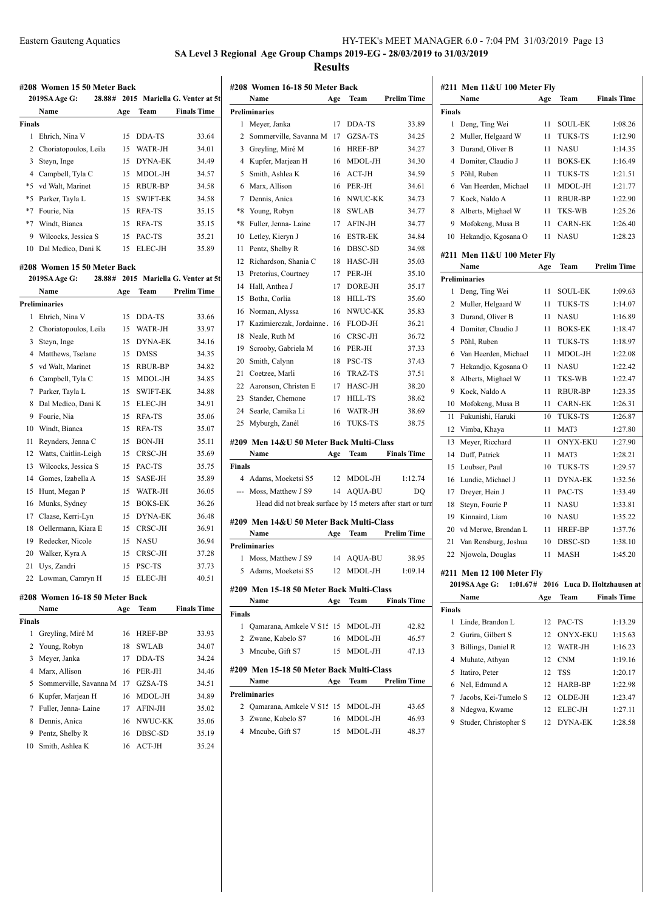# SA Level 3 Regional Age Group Champs 2019-EG - 28/03/2019 to 31/03/2019

## Results

### #208 Women 15 50 Meter Back

2019SA Age G: 28.88# 2015 Mariella G. Venter at 5t

| | Name | Age | Team | Finals Time |
|---|---|---|---|---|
| **Finals** | | | | |
| 1 | Ehrich, Nina V | 15 | DDA-TS | 33.64 |
| 2 | Choriatopoulos, Leila | 15 | WATR-JH | 34.01 |
| 3 | Steyn, Inge | 15 | DYNA-EK | 34.49 |
| 4 | Campbell, Tyla C | 15 | MDOL-JH | 34.57 |
| *5 | vd Walt, Marinet | 15 | RBUR-BP | 34.58 |
| *5 | Parker, Tayla L | 15 | SWIFT-EK | 34.58 |
| *7 | Fourie, Nia | 15 | RFA-TS | 35.15 |
| *7 | Windt, Bianca | 15 | RFA-TS | 35.15 |
| 9 | Wilcocks, Jessica S | 15 | PAC-TS | 35.21 |
| 10 | Dal Medico, Dani K | 15 | ELEC-JH | 35.89 |

### #208 Women 15 50 Meter Back

2019SA Age G: 28.88# 2015 Mariella G. Venter at 5t

| | Name | Age | Team | Prelim Time |
|---|---|---|---|---|
| **Preliminaries** | | | | |
| 1 | Ehrich, Nina V | 15 | DDA-TS | 33.66 |
| 2 | Choriatopoulos, Leila | 15 | WATR-JH | 33.97 |
| 3 | Steyn, Inge | 15 | DYNA-EK | 34.16 |
| 4 | Matthews, Tselane | 15 | DMSS | 34.35 |
| 5 | vd Walt, Marinet | 15 | RBUR-BP | 34.82 |
| 6 | Campbell, Tyla C | 15 | MDOL-JH | 34.85 |
| 7 | Parker, Tayla L | 15 | SWIFT-EK | 34.88 |
| 8 | Dal Medico, Dani K | 15 | ELEC-JH | 34.91 |
| 9 | Fourie, Nia | 15 | RFA-TS | 35.06 |
| 10 | Windt, Bianca | 15 | RFA-TS | 35.07 |
| 11 | Reynders, Jenna C | 15 | BON-JH | 35.11 |
| 12 | Watts, Caitlin-Leigh | 15 | CRSC-JH | 35.69 |
| 13 | Wilcocks, Jessica S | 15 | PAC-TS | 35.75 |
| 14 | Gomes, Izabella A | 15 | SASE-JH | 35.89 |
| 15 | Hunt, Megan P | 15 | WATR-JH | 36.05 |
| 16 | Munks, Sydney | 15 | BOKS-EK | 36.26 |
| 17 | Claase, Kerri-Lyn | 15 | DYNA-EK | 36.48 |
| 18 | Oellermann, Kiara E | 15 | CRSC-JH | 36.91 |
| 19 | Redecker, Nicole | 15 | NASU | 36.94 |
| 20 | Walker, Kyra A | 15 | CRSC-JH | 37.28 |
| 21 | Uys, Zandri | 15 | PSC-TS | 37.73 |
| 22 | Lowman, Camryn H | 15 | ELEC-JH | 40.51 |

### #208 Women 16-18 50 Meter Back

| | Name | Age | Team | Finals Time |
|---|---|---|---|---|
| **Finals** | | | | |
| 1 | Greyling, Miré M | 16 | HREF-BP | 33.93 |
| 2 | Young, Robyn | 18 | SWLAB | 34.07 |
| 3 | Meyer, Janka | 17 | DDA-TS | 34.24 |
| 4 | Marx, Allison | 16 | PER-JH | 34.46 |
| 5 | Sommerville, Savanna M | 17 | GZSA-TS | 34.51 |
| 6 | Kupfer, Marjean H | 16 | MDOL-JH | 34.89 |
| 7 | Fuller, Jenna- Laine | 17 | AFIN-JH | 35.02 |
| 8 | Dennis, Anica | 16 | NWUC-KK | 35.06 |
| 9 | Pentz, Shelby R | 16 | DBSC-SD | 35.19 |
| 10 | Smith, Ashlea K | 16 | ACT-JH | 35.24 |

### #208 Women 16-18 50 Meter Back

| | Name | Age | Team | Prelim Time |
|---|---|---|---|---|
| **Preliminaries** | | | | |
| 1 | Meyer, Janka | 17 | DDA-TS | 33.89 |
| 2 | Sommerville, Savanna M | 17 | GZSA-TS | 34.25 |
| 3 | Greyling, Miré M | 16 | HREF-BP | 34.27 |
| 4 | Kupfer, Marjean H | 16 | MDOL-JH | 34.30 |
| 5 | Smith, Ashlea K | 16 | ACT-JH | 34.59 |
| 6 | Marx, Allison | 16 | PER-JH | 34.61 |
| 7 | Dennis, Anica | 16 | NWUC-KK | 34.73 |
| *8 | Young, Robyn | 18 | SWLAB | 34.77 |
| *8 | Fuller, Jenna- Laine | 17 | AFIN-JH | 34.77 |
| 10 | Letley, Kieryn J | 16 | ESTR-EK | 34.84 |
| 11 | Pentz, Shelby R | 16 | DBSC-SD | 34.98 |
| 12 | Richardson, Shania C | 18 | HASC-JH | 35.03 |
| 13 | Pretorius, Courtney | 17 | PER-JH | 35.10 |
| 14 | Hall, Anthea J | 17 | DORE-JH | 35.17 |
| 15 | Botha, Corlia | 18 | HILL-TS | 35.60 |
| 16 | Norman, Alyssa | 16 | NWUC-KK | 35.83 |
| 17 | Kazimierczak, Jordainne . | 16 | FLOD-JH | 36.21 |
| 18 | Neale, Ruth M | 16 | CRSC-JH | 36.72 |
| 19 | Scrooby, Gabriela M | 16 | PER-JH | 37.33 |
| 20 | Smith, Calynn | 18 | PSC-TS | 37.43 |
| 21 | Coetzee, Marli | 16 | TRAZ-TS | 37.51 |
| 22 | Aaronson, Christen E | 17 | HASC-JH | 38.20 |
| 23 | Stander, Chemone | 17 | HILL-TS | 38.62 |
| 24 | Searle, Camika Li | 16 | WATR-JH | 38.69 |
| 25 | Myburgh, Zanél | 16 | TUKS-TS | 38.75 |

### #209 Men 14&U 50 Meter Back Multi-Class

| | Name | Age | Team | Finals Time |
|---|---|---|---|---|
| **Finals** | | | | |
| 4 | Adams, Moeketsi S5 | 12 | MDOL-JH | 1:12.74 |
| --- | Moss, Matthew J S9 | 14 | AQUA-BU | DQ |
| | Head did not break surface by 15 meters after start or turn | | | |

### #209 Men 14&U 50 Meter Back Multi-Class

| | Name | Age | Team | Prelim Time |
|---|---|---|---|---|
| **Preliminaries** | | | | |
| 1 | Moss, Matthew J S9 | 14 | AQUA-BU | 38.95 |
| 5 | Adams, Moeketsi S5 | 12 | MDOL-JH | 1:09.14 |

### #209 Men 15-18 50 Meter Back Multi-Class

| | Name | Age | Team | Finals Time |
|---|---|---|---|---|
| **Finals** | | | | |
| 1 | Qamarana, Amkele V S15 | 15 | MDOL-JH | 42.82 |
| 2 | Zwane, Kabelo S7 | 16 | MDOL-JH | 46.57 |
| 3 | Mncube, Gift S7 | 15 | MDOL-JH | 47.13 |

### #209 Men 15-18 50 Meter Back Multi-Class

| | Name | Age | Team | Prelim Time |
|---|---|---|---|---|
| **Preliminaries** | | | | |
| 2 | Qamarana, Amkele V S15 | 15 | MDOL-JH | 43.65 |
| 3 | Zwane, Kabelo S7 | 16 | MDOL-JH | 46.93 |
| 4 | Mncube, Gift S7 | 15 | MDOL-JH | 48.37 |

### #211 Men 11&U 100 Meter Fly

| | Name | Age | Team | Finals Time |
|---|---|---|---|---|
| **Finals** | | | | |
| 1 | Deng, Ting Wei | 11 | SOUL-EK | 1:08.26 |
| 2 | Muller, Helgaard W | 11 | TUKS-TS | 1:12.90 |
| 3 | Durand, Oliver B | 11 | NASU | 1:14.35 |
| 4 | Domiter, Claudio J | 11 | BOKS-EK | 1:16.49 |
| 5 | Pöhl, Ruben | 11 | TUKS-TS | 1:21.51 |
| 6 | Van Heerden, Michael | 11 | MDOL-JH | 1:21.77 |
| 7 | Kock, Naldo A | 11 | RBUR-BP | 1:22.90 |
| 8 | Alberts, Mighael W | 11 | TKS-WB | 1:25.26 |
| 9 | Mofokeng, Musa B | 11 | CARN-EK | 1:26.40 |
| 10 | Hekandjo, Kgosana O | 11 | NASU | 1:28.23 |

### #211 Men 11&U 100 Meter Fly

| | Name | Age | Team | Prelim Time |
|---|---|---|---|---|
| **Preliminaries** | | | | |
| 1 | Deng, Ting Wei | 11 | SOUL-EK | 1:09.63 |
| 2 | Muller, Helgaard W | 11 | TUKS-TS | 1:14.07 |
| 3 | Durand, Oliver B | 11 | NASU | 1:16.89 |
| 4 | Domiter, Claudio J | 11 | BOKS-EK | 1:18.47 |
| 5 | Pöhl, Ruben | 11 | TUKS-TS | 1:18.97 |
| 6 | Van Heerden, Michael | 11 | MDOL-JH | 1:22.08 |
| 7 | Hekandjo, Kgosana O | 11 | NASU | 1:22.42 |
| 8 | Alberts, Mighael W | 11 | TKS-WB | 1:22.47 |
| 9 | Kock, Naldo A | 11 | RBUR-BP | 1:23.35 |
| 10 | Mofokeng, Musa B | 11 | CARN-EK | 1:26.31 |
| 11 | Fukunishi, Haruki | 10 | TUKS-TS | 1:26.87 |
| 12 | Vimba, Khaya | 11 | MAT3 | 1:27.80 |
| 13 | Meyer, Ricchard | 11 | ONYX-EKU | 1:27.90 |
| 14 | Duff, Patrick | 11 | MAT3 | 1:28.21 |
| 15 | Loubser, Paul | 10 | TUKS-TS | 1:29.57 |
| 16 | Lundie, Michael J | 11 | DYNA-EK | 1:32.56 |
| 17 | Dreyer, Hein J | 11 | PAC-TS | 1:33.49 |
| 18 | Steyn, Fourie P | 11 | NASU | 1:33.81 |
| 19 | Kinnaird, Liam | 10 | NASU | 1:35.22 |
| 20 | vd Merwe, Brendan L | 11 | HREF-BP | 1:37.76 |
| 21 | Van Rensburg, Joshua | 10 | DBSC-SD | 1:38.10 |
| 22 | Njowola, Douglas | 11 | MASH | 1:45.20 |

### #211 Men 12 100 Meter Fly

2019SA Age G: 1:01.67# 2016 Luca D. Holtzhausen at

| | Name | Age | Team | Finals Time |
|---|---|---|---|---|
| **Finals** | | | | |
| 1 | Linde, Brandon L | 12 | PAC-TS | 1:13.29 |
| 2 | Gurira, Gilbert S | 12 | ONYX-EKU | 1:15.63 |
| 3 | Billings, Daniel R | 12 | WATR-JH | 1:16.23 |
| 4 | Muhate, Athyan | 12 | CNM | 1:19.16 |
| 5 | Itatiro, Peter | 12 | TSS | 1:20.17 |
| 6 | Nel, Edmund A | 12 | HARB-BP | 1:22.98 |
| 7 | Jacobs, Kei-Tumelo S | 12 | OLDE-JH | 1:23.47 |
| 8 | Ndegwa, Kwame | 12 | ELEC-JH | 1:27.11 |
| 9 | Studer, Christopher S | 12 | DYNA-EK | 1:28.58 |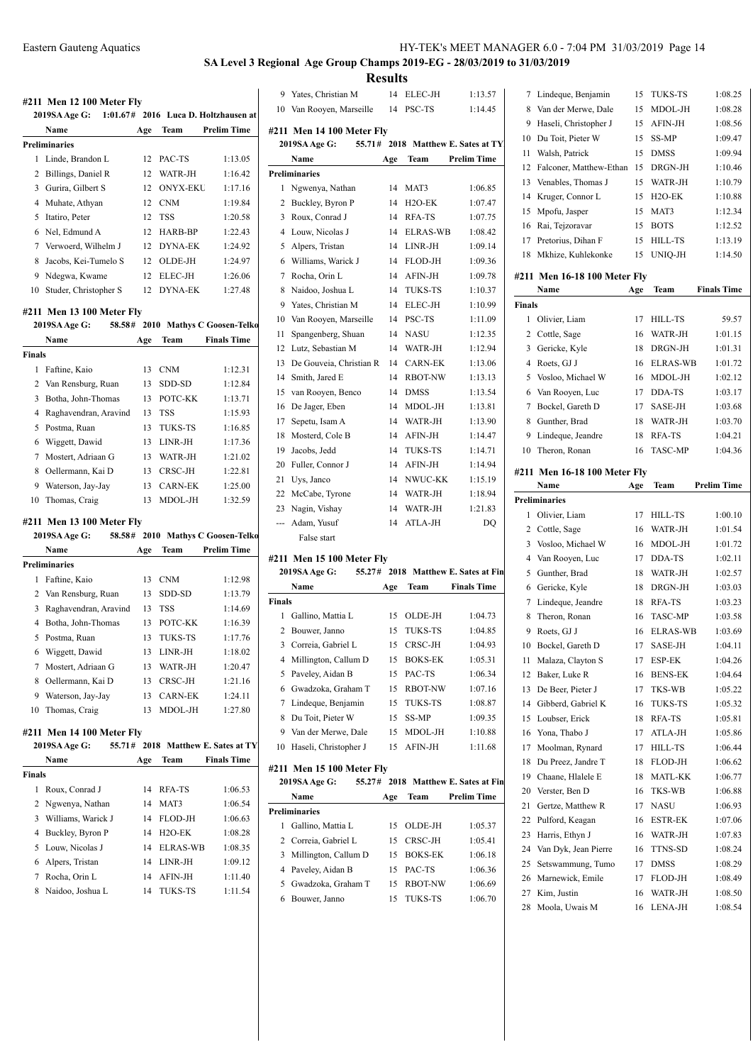## SA Level 3 Regional Age Group Champs 2019-EG - 28/03/2019 to 31/03/2019

## Results

### #211 Men 12 100 Meter Fly

2019SA Age G: 1:01.67# 2016 Luca D. Holtzhausen at

| | Name | Age | Team | Prelim Time |
|---|---|---|---|---|
| **Preliminaries** | | | | |
| 1 | Linde, Brandon L | 12 | PAC-TS | 1:13.05 |
| 2 | Billings, Daniel R | 12 | WATR-JH | 1:16.42 |
| 3 | Gurira, Gilbert S | 12 | ONYX-EKU | 1:17.16 |
| 4 | Muhate, Athyan | 12 | CNM | 1:19.84 |
| 5 | Itatiro, Peter | 12 | TSS | 1:20.58 |
| 6 | Nel, Edmund A | 12 | HARB-BP | 1:22.43 |
| 7 | Verwoerd, Wilhelm J | 12 | DYNA-EK | 1:24.92 |
| 8 | Jacobs, Kei-Tumelo S | 12 | OLDE-JH | 1:24.97 |
| 9 | Ndegwa, Kwame | 12 | ELEC-JH | 1:26.06 |
| 10 | Studer, Christopher S | 12 | DYNA-EK | 1:27.48 |

### #211 Men 13 100 Meter Fly

2019SA Age G: 58.58# 2010 Mathys C Goosen-Telko

| | Name | Age | Team | Finals Time |
|---|---|---|---|---|
| **Finals** | | | | |
| 1 | Faftine, Kaio | 13 | CNM | 1:12.31 |
| 2 | Van Rensburg, Ruan | 13 | SDD-SD | 1:12.84 |
| 3 | Botha, John-Thomas | 13 | POTC-KK | 1:13.71 |
| 4 | Raghavendran, Aravind | 13 | TSS | 1:15.93 |
| 5 | Postma, Ruan | 13 | TUKS-TS | 1:16.85 |
| 6 | Wiggett, Dawid | 13 | LINR-JH | 1:17.36 |
| 7 | Mostert, Adriaan G | 13 | WATR-JH | 1:21.02 |
| 8 | Oellermann, Kai D | 13 | CRSC-JH | 1:22.81 |
| 9 | Waterson, Jay-Jay | 13 | CARN-EK | 1:25.00 |
| 10 | Thomas, Craig | 13 | MDOL-JH | 1:32.59 |

### #211 Men 13 100 Meter Fly

2019SA Age G: 58.58# 2010 Mathys C Goosen-Telko

| | Name | Age | Team | Prelim Time |
|---|---|---|---|---|
| **Preliminaries** | | | | |
| 1 | Faftine, Kaio | 13 | CNM | 1:12.98 |
| 2 | Van Rensburg, Ruan | 13 | SDD-SD | 1:13.79 |
| 3 | Raghavendran, Aravind | 13 | TSS | 1:14.69 |
| 4 | Botha, John-Thomas | 13 | POTC-KK | 1:16.39 |
| 5 | Postma, Ruan | 13 | TUKS-TS | 1:17.76 |
| 6 | Wiggett, Dawid | 13 | LINR-JH | 1:18.02 |
| 7 | Mostert, Adriaan G | 13 | WATR-JH | 1:20.47 |
| 8 | Oellermann, Kai D | 13 | CRSC-JH | 1:21.16 |
| 9 | Waterson, Jay-Jay | 13 | CARN-EK | 1:24.11 |
| 10 | Thomas, Craig | 13 | MDOL-JH | 1:27.80 |

### #211 Men 14 100 Meter Fly

2019SA Age G: 55.71# 2018 Matthew E. Sates at TY

| | Name | Age | Team | Finals Time |
|---|---|---|---|---|
| **Finals** | | | | |
| 1 | Roux, Conrad J | 14 | RFA-TS | 1:06.53 |
| 2 | Ngwenya, Nathan | 14 | MAT3 | 1:06.54 |
| 3 | Williams, Warick J | 14 | FLOD-JH | 1:06.63 |
| 4 | Buckley, Byron P | 14 | H2O-EK | 1:08.28 |
| 5 | Louw, Nicolas J | 14 | ELRAS-WB | 1:08.35 |
| 6 | Alpers, Tristan | 14 | LINR-JH | 1:09.12 |
| 7 | Rocha, Orin L | 14 | AFIN-JH | 1:11.40 |
| 8 | Naidoo, Joshua L | 14 | TUKS-TS | 1:11.54 |
| 9 | Yates, Christian M | 14 | ELEC-JH | 1:13.57 |
| 10 | Van Rooyen, Marseille | 14 | PSC-TS | 1:14.45 |

### #211 Men 14 100 Meter Fly

2019SA Age G: 55.71# 2018 Matthew E. Sates at TY

| | Name | Age | Team | Prelim Time |
|---|---|---|---|---|
| **Preliminaries** | | | | |
| 1 | Ngwenya, Nathan | 14 | MAT3 | 1:06.85 |
| 2 | Buckley, Byron P | 14 | H2O-EK | 1:07.47 |
| 3 | Roux, Conrad J | 14 | RFA-TS | 1:07.75 |
| 4 | Louw, Nicolas J | 14 | ELRAS-WB | 1:08.42 |
| 5 | Alpers, Tristan | 14 | LINR-JH | 1:09.14 |
| 6 | Williams, Warick J | 14 | FLOD-JH | 1:09.36 |
| 7 | Rocha, Orin L | 14 | AFIN-JH | 1:09.78 |
| 8 | Naidoo, Joshua L | 14 | TUKS-TS | 1:10.37 |
| 9 | Yates, Christian M | 14 | ELEC-JH | 1:10.99 |
| 10 | Van Rooyen, Marseille | 14 | PSC-TS | 1:11.09 |
| 11 | Spangenberg, Shuan | 14 | NASU | 1:12.35 |
| 12 | Lutz, Sebastian M | 14 | WATR-JH | 1:12.94 |
| 13 | De Gouveia, Christian R | 14 | CARN-EK | 1:13.06 |
| 14 | Smith, Jared E | 14 | RBOT-NW | 1:13.13 |
| 15 | van Rooyen, Benco | 14 | DMSS | 1:13.54 |
| 16 | De Jager, Eben | 14 | MDOL-JH | 1:13.81 |
| 17 | Sepetu, Isam A | 14 | WATR-JH | 1:13.90 |
| 18 | Mosterd, Cole B | 14 | AFIN-JH | 1:14.47 |
| 19 | Jacobs, Jedd | 14 | TUKS-TS | 1:14.71 |
| 20 | Fuller, Connor J | 14 | AFIN-JH | 1:14.94 |
| 21 | Uys, Janco | 14 | NWUC-KK | 1:15.19 |
| 22 | McCabe, Tyrone | 14 | WATR-JH | 1:18.94 |
| 23 | Nagin, Vishay | 14 | WATR-JH | 1:21.83 |
| --- | Adam, Yusuf | 14 | ATLA-JH | DQ |
| | False start | | | |

### #211 Men 15 100 Meter Fly

2019SA Age G: 55.27# 2018 Matthew E. Sates at Fin

| | Name | Age | Team | Finals Time |
|---|---|---|---|---|
| **Finals** | | | | |
| 1 | Gallino, Mattia L | 15 | OLDE-JH | 1:04.73 |
| 2 | Bouwer, Janno | 15 | TUKS-TS | 1:04.85 |
| 3 | Correia, Gabriel L | 15 | CRSC-JH | 1:04.93 |
| 4 | Millington, Callum D | 15 | BOKS-EK | 1:05.31 |
| 5 | Paveley, Aidan B | 15 | PAC-TS | 1:06.34 |
| 6 | Gwadzoka, Graham T | 15 | RBOT-NW | 1:07.16 |
| 7 | Lindeque, Benjamin | 15 | TUKS-TS | 1:08.87 |
| 8 | Du Toit, Pieter W | 15 | SS-MP | 1:09.35 |
| 9 | Van der Merwe, Dale | 15 | MDOL-JH | 1:10.88 |
| 10 | Haseli, Christopher J | 15 | AFIN-JH | 1:11.68 |

### #211 Men 15 100 Meter Fly

2019SA Age G: 55.27# 2018 Matthew E. Sates at Fin

| | Name | Age | Team | Prelim Time |
|---|---|---|---|---|
| **Preliminaries** | | | | |
| 1 | Gallino, Mattia L | 15 | OLDE-JH | 1:05.37 |
| 2 | Correia, Gabriel L | 15 | CRSC-JH | 1:05.41 |
| 3 | Millington, Callum D | 15 | BOKS-EK | 1:06.18 |
| 4 | Paveley, Aidan B | 15 | PAC-TS | 1:06.36 |
| 5 | Gwadzoka, Graham T | 15 | RBOT-NW | 1:06.69 |
| 6 | Bouwer, Janno | 15 | TUKS-TS | 1:06.70 |
| 7 | Lindeque, Benjamin | 15 | TUKS-TS | 1:08.25 |
| 8 | Van der Merwe, Dale | 15 | MDOL-JH | 1:08.28 |
| 9 | Haseli, Christopher J | 15 | AFIN-JH | 1:08.56 |
| 10 | Du Toit, Pieter W | 15 | SS-MP | 1:09.47 |
| 11 | Walsh, Patrick | 15 | DMSS | 1:09.94 |
| 12 | Falconer, Matthew-Ethan | 15 | DRGN-JH | 1:10.46 |
| 13 | Venables, Thomas J | 15 | WATR-JH | 1:10.79 |
| 14 | Kruger, Connor L | 15 | H2O-EK | 1:10.88 |
| 15 | Mpofu, Jasper | 15 | MAT3 | 1:12.34 |
| 16 | Rai, Tejzoravar | 15 | BOTS | 1:12.52 |
| 17 | Pretorius, Dihan F | 15 | HILL-TS | 1:13.19 |
| 18 | Mkhize, Kuhlekonke | 15 | UNIQ-JH | 1:14.50 |

### #211 Men 16-18 100 Meter Fly

| | Name | Age | Team | Finals Time |
|---|---|---|---|---|
| **Finals** | | | | |
| 1 | Olivier, Liam | 17 | HILL-TS | 59.57 |
| 2 | Cottle, Sage | 16 | WATR-JH | 1:01.15 |
| 3 | Gericke, Kyle | 18 | DRGN-JH | 1:01.31 |
| 4 | Roets, GJ J | 16 | ELRAS-WB | 1:01.72 |
| 5 | Vosloo, Michael W | 16 | MDOL-JH | 1:02.12 |
| 6 | Van Rooyen, Luc | 17 | DDA-TS | 1:03.17 |
| 7 | Bockel, Gareth D | 17 | SASE-JH | 1:03.68 |
| 8 | Gunther, Brad | 18 | WATR-JH | 1:03.70 |
| 9 | Lindeque, Jeandre | 18 | RFA-TS | 1:04.21 |
| 10 | Theron, Ronan | 16 | TASC-MP | 1:04.36 |

### #211 Men 16-18 100 Meter Fly

| | Name | Age | Team | Prelim Time |
|---|---|---|---|---|
| **Preliminaries** | | | | |
| 1 | Olivier, Liam | 17 | HILL-TS | 1:00.10 |
| 2 | Cottle, Sage | 16 | WATR-JH | 1:01.54 |
| 3 | Vosloo, Michael W | 16 | MDOL-JH | 1:01.72 |
| 4 | Van Rooyen, Luc | 17 | DDA-TS | 1:02.11 |
| 5 | Gunther, Brad | 18 | WATR-JH | 1:02.57 |
| 6 | Gericke, Kyle | 18 | DRGN-JH | 1:03.03 |
| 7 | Lindeque, Jeandre | 18 | RFA-TS | 1:03.23 |
| 8 | Theron, Ronan | 16 | TASC-MP | 1:03.58 |
| 9 | Roets, GJ J | 16 | ELRAS-WB | 1:03.69 |
| 10 | Bockel, Gareth D | 17 | SASE-JH | 1:04.11 |
| 11 | Malaza, Clayton S | 17 | ESP-EK | 1:04.26 |
| 12 | Baker, Luke R | 16 | BENS-EK | 1:04.64 |
| 13 | De Beer, Pieter J | 17 | TKS-WB | 1:05.22 |
| 14 | Gibberd, Gabriel K | 16 | TUKS-TS | 1:05.32 |
| 15 | Loubser, Erick | 18 | RFA-TS | 1:05.81 |
| 16 | Yona, Thabo J | 17 | ATLA-JH | 1:05.86 |
| 17 | Moolman, Rynard | 17 | HILL-TS | 1:06.44 |
| 18 | Du Preez, Jandre T | 18 | FLOD-JH | 1:06.62 |
| 19 | Chaane, Hlalele E | 18 | MATL-KK | 1:06.77 |
| 20 | Verster, Ben D | 16 | TKS-WB | 1:06.88 |
| 21 | Gertze, Matthew R | 17 | NASU | 1:06.93 |
| 22 | Pulford, Keagan | 16 | ESTR-EK | 1:07.06 |
| 23 | Harris, Ethyn J | 16 | WATR-JH | 1:07.83 |
| 24 | Van Dyk, Jean Pierre | 16 | TTNS-SD | 1:08.24 |
| 25 | Setswammung, Tumo | 17 | DMSS | 1:08.29 |
| 26 | Marnewick, Emile | 17 | FLOD-JH | 1:08.49 |
| 27 | Kim, Justin | 16 | WATR-JH | 1:08.50 |
| 28 | Moola, Uwais M | 16 | LENA-JH | 1:08.54 |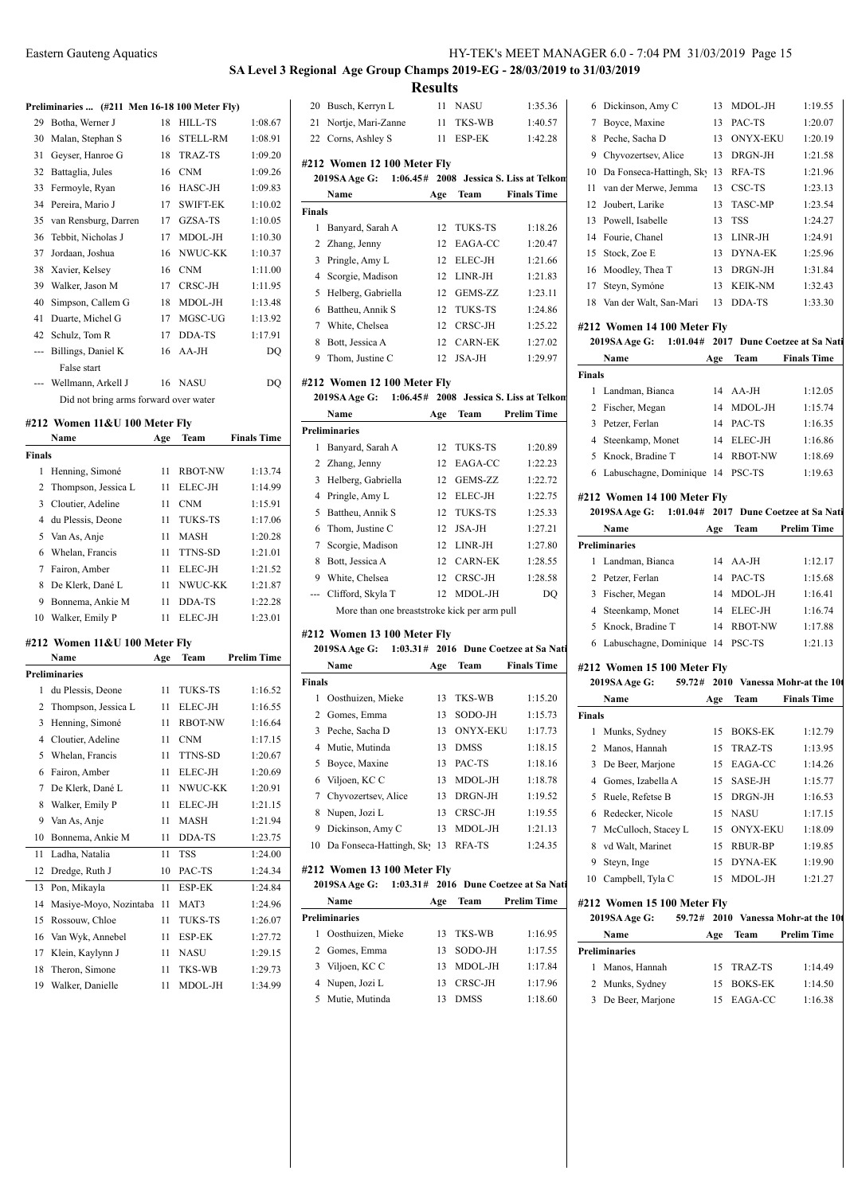**SA Level 3 Regional Age Group Champs 2019-EG - 28/03/2019 to 31/03/2019**

**Results**

### Preliminaries ... (#211 Men 16-18 100 Meter Fly)

| | Name | Age | Team | Prelim Time |
|---|---|---|---|---|
| 29 | Botha, Werner J | 18 | HILL-TS | 1:08.67 |
| 30 | Malan, Stephan S | 16 | STELL-RM | 1:08.91 |
| 31 | Geyser, Hanroe G | 18 | TRAZ-TS | 1:09.20 |
| 32 | Battaglia, Jules | 16 | CNM | 1:09.26 |
| 33 | Fermoyle, Ryan | 16 | HASC-JH | 1:09.83 |
| 34 | Pereira, Mario J | 17 | SWIFT-EK | 1:10.02 |
| 35 | van Rensburg, Darren | 17 | GZSA-TS | 1:10.05 |
| 36 | Tebbit, Nicholas J | 17 | MDOL-JH | 1:10.30 |
| 37 | Jordaan, Joshua | 16 | NWUC-KK | 1:10.37 |
| 38 | Xavier, Kelsey | 16 | CNM | 1:11.00 |
| 39 | Walker, Jason M | 17 | CRSC-JH | 1:11.95 |
| 40 | Simpson, Callem G | 18 | MDOL-JH | 1:13.48 |
| 41 | Duarte, Michel G | 17 | MGSC-UG | 1:13.92 |
| 42 | Schulz, Tom R | 17 | DDA-TS | 1:17.91 |
| --- | Billings, Daniel K | 16 | AA-JH | DQ |
| | False start | | | |
| --- | Wellmann, Arkell J | 16 | NASU | DQ |
| | Did not bring arms forward over water | | | |

### #212 Women 11&U 100 Meter Fly

| | Name | Age | Team | Finals Time |
|---|---|---|---|---|
| **Finals** | | | | |
| 1 | Henning, Simoné | 11 | RBOT-NW | 1:13.74 |
| 2 | Thompson, Jessica L | 11 | ELEC-JH | 1:14.99 |
| 3 | Cloutier, Adeline | 11 | CNM | 1:15.91 |
| 4 | du Plessis, Deone | 11 | TUKS-TS | 1:17.06 |
| 5 | Van As, Anje | 11 | MASH | 1:20.28 |
| 6 | Whelan, Francis | 11 | TTNS-SD | 1:21.01 |
| 7 | Fairon, Amber | 11 | ELEC-JH | 1:21.52 |
| 8 | De Klerk, Dané L | 11 | NWUC-KK | 1:21.87 |
| 9 | Bonnema, Ankie M | 11 | DDA-TS | 1:22.28 |
| 10 | Walker, Emily P | 11 | ELEC-JH | 1:23.01 |

### #212 Women 11&U 100 Meter Fly

| | Name | Age | Team | Prelim Time |
|---|---|---|---|---|
| **Preliminaries** | | | | |
| 1 | du Plessis, Deone | 11 | TUKS-TS | 1:16.52 |
| 2 | Thompson, Jessica L | 11 | ELEC-JH | 1:16.55 |
| 3 | Henning, Simoné | 11 | RBOT-NW | 1:16.64 |
| 4 | Cloutier, Adeline | 11 | CNM | 1:17.15 |
| 5 | Whelan, Francis | 11 | TTNS-SD | 1:20.67 |
| 6 | Fairon, Amber | 11 | ELEC-JH | 1:20.69 |
| 7 | De Klerk, Dané L | 11 | NWUC-KK | 1:20.91 |
| 8 | Walker, Emily P | 11 | ELEC-JH | 1:21.15 |
| 9 | Van As, Anje | 11 | MASH | 1:21.94 |
| 10 | Bonnema, Ankie M | 11 | DDA-TS | 1:23.75 |
| 11 | Ladha, Natalia | 11 | TSS | 1:24.00 |
| 12 | Dredge, Ruth J | 10 | PAC-TS | 1:24.34 |
| 13 | Pon, Mikayla | 11 | ESP-EK | 1:24.84 |
| 14 | Masiye-Moyo, Nozintaba | 11 | MAT3 | 1:24.96 |
| 15 | Rossouw, Chloe | 11 | TUKS-TS | 1:26.07 |
| 16 | Van Wyk, Annebel | 11 | ESP-EK | 1:27.72 |
| 17 | Klein, Kaylynn J | 11 | NASU | 1:29.15 |
| 18 | Theron, Simone | 11 | TKS-WB | 1:29.73 |
| 19 | Walker, Danielle | 11 | MDOL-JH | 1:34.99 |
| 20 | Busch, Kerryn L | 11 | NASU | 1:35.36 |
| 21 | Nortje, Mari-Zanne | 11 | TKS-WB | 1:40.57 |
| 22 | Corns, Ashley S | 11 | ESP-EK | 1:42.28 |

### #212 Women 12 100 Meter Fly

2019SA Age G: 1:06.45# 2008 Jessica S. Liss at Telkom

| | Name | Age | Team | Finals Time |
|---|---|---|---|---|
| **Finals** | | | | |
| 1 | Banyard, Sarah A | 12 | TUKS-TS | 1:18.26 |
| 2 | Zhang, Jenny | 12 | EAGA-CC | 1:20.47 |
| 3 | Pringle, Amy L | 12 | ELEC-JH | 1:21.66 |
| 4 | Scorgie, Madison | 12 | LINR-JH | 1:21.83 |
| 5 | Helberg, Gabriella | 12 | GEMS-ZZ | 1:23.11 |
| 6 | Battheu, Annik S | 12 | TUKS-TS | 1:24.86 |
| 7 | White, Chelsea | 12 | CRSC-JH | 1:25.22 |
| 8 | Bott, Jessica A | 12 | CARN-EK | 1:27.02 |
| 9 | Thom, Justine C | 12 | JSA-JH | 1:29.97 |

### #212 Women 12 100 Meter Fly

2019SA Age G: 1:06.45# 2008 Jessica S. Liss at Telkom

| | Name | Age | Team | Prelim Time |
|---|---|---|---|---|
| **Preliminaries** | | | | |
| 1 | Banyard, Sarah A | 12 | TUKS-TS | 1:20.89 |
| 2 | Zhang, Jenny | 12 | EAGA-CC | 1:22.23 |
| 3 | Helberg, Gabriella | 12 | GEMS-ZZ | 1:22.72 |
| 4 | Pringle, Amy L | 12 | ELEC-JH | 1:22.75 |
| 5 | Battheu, Annik S | 12 | TUKS-TS | 1:25.33 |
| 6 | Thom, Justine C | 12 | JSA-JH | 1:27.21 |
| 7 | Scorgie, Madison | 12 | LINR-JH | 1:27.80 |
| 8 | Bott, Jessica A | 12 | CARN-EK | 1:28.55 |
| 9 | White, Chelsea | 12 | CRSC-JH | 1:28.58 |
| --- | Clifford, Skyla T | 12 | MDOL-JH | DQ |
| | More than one breaststroke kick per arm pull | | | |

### #212 Women 13 100 Meter Fly

2019SA Age G: 1:03.31# 2016 Dune Coetzee at Sa Nati

| | Name | Age | Team | Finals Time |
|---|---|---|---|---|
| **Finals** | | | | |
| 1 | Oosthuizen, Mieke | 13 | TKS-WB | 1:15.20 |
| 2 | Gomes, Emma | 13 | SODO-JH | 1:15.73 |
| 3 | Peche, Sacha D | 13 | ONYX-EKU | 1:17.73 |
| 4 | Mutie, Mutinda | 13 | DMSS | 1:18.15 |
| 5 | Boyce, Maxine | 13 | PAC-TS | 1:18.16 |
| 6 | Viljoen, KC C | 13 | MDOL-JH | 1:18.78 |
| 7 | Chyvozertsev, Alice | 13 | DRGN-JH | 1:19.52 |
| 8 | Nupen, Jozi L | 13 | CRSC-JH | 1:19.55 |
| 9 | Dickinson, Amy C | 13 | MDOL-JH | 1:21.13 |
| 10 | Da Fonseca-Hattingh, Sky | 13 | RFA-TS | 1:24.35 |

### #212 Women 13 100 Meter Fly

2019SA Age G: 1:03.31# 2016 Dune Coetzee at Sa Nati

| | Name | Age | Team | Prelim Time |
|---|---|---|---|---|
| **Preliminaries** | | | | |
| 1 | Oosthuizen, Mieke | 13 | TKS-WB | 1:16.95 |
| 2 | Gomes, Emma | 13 | SODO-JH | 1:17.55 |
| 3 | Viljoen, KC C | 13 | MDOL-JH | 1:17.84 |
| 4 | Nupen, Jozi L | 13 | CRSC-JH | 1:17.96 |
| 5 | Mutie, Mutinda | 13 | DMSS | 1:18.60 |
| 6 | Dickinson, Amy C | 13 | MDOL-JH | 1:19.55 |
| 7 | Boyce, Maxine | 13 | PAC-TS | 1:20.07 |
| 8 | Peche, Sacha D | 13 | ONYX-EKU | 1:20.19 |
| 9 | Chyvozertsev, Alice | 13 | DRGN-JH | 1:21.58 |
| 10 | Da Fonseca-Hattingh, Sky | 13 | RFA-TS | 1:21.96 |
| 11 | van der Merwe, Jemma | 13 | CSC-TS | 1:23.13 |
| 12 | Joubert, Larike | 13 | TASC-MP | 1:23.54 |
| 13 | Powell, Isabelle | 13 | TSS | 1:24.27 |
| 14 | Fourie, Chanel | 13 | LINR-JH | 1:24.91 |
| 15 | Stock, Zoe E | 13 | DYNA-EK | 1:25.96 |
| 16 | Moodley, Thea T | 13 | DRGN-JH | 1:31.84 |
| 17 | Steyn, Symóne | 13 | KEIK-NM | 1:32.43 |
| 18 | Van der Walt, San-Mari | 13 | DDA-TS | 1:33.30 |

### #212 Women 14 100 Meter Fly

2019SA Age G: 1:01.04# 2017 Dune Coetzee at Sa Nati

| | Name | Age | Team | Finals Time |
|---|---|---|---|---|
| **Finals** | | | | |
| 1 | Landman, Bianca | 14 | AA-JH | 1:12.05 |
| 2 | Fischer, Megan | 14 | MDOL-JH | 1:15.74 |
| 3 | Petzer, Ferlan | 14 | PAC-TS | 1:16.35 |
| 4 | Steenkamp, Monet | 14 | ELEC-JH | 1:16.86 |
| 5 | Knock, Bradine T | 14 | RBOT-NW | 1:18.69 |
| 6 | Labuschagne, Dominique | 14 | PSC-TS | 1:19.63 |

### #212 Women 14 100 Meter Fly

2019SA Age G: 1:01.04# 2017 Dune Coetzee at Sa Nati

| | Name | Age | Team | Prelim Time |
|---|---|---|---|---|
| **Preliminaries** | | | | |
| 1 | Landman, Bianca | 14 | AA-JH | 1:12.17 |
| 2 | Petzer, Ferlan | 14 | PAC-TS | 1:15.68 |
| 3 | Fischer, Megan | 14 | MDOL-JH | 1:16.41 |
| 4 | Steenkamp, Monet | 14 | ELEC-JH | 1:16.74 |
| 5 | Knock, Bradine T | 14 | RBOT-NW | 1:17.88 |
| 6 | Labuschagne, Dominique | 14 | PSC-TS | 1:21.13 |

### #212 Women 15 100 Meter Fly

2019SA Age G: 59.72# 2010 Vanessa Mohr-at the 10t

| | Name | Age | Team | Finals Time |
|---|---|---|---|---|
| **Finals** | | | | |
| 1 | Munks, Sydney | 15 | BOKS-EK | 1:12.79 |
| 2 | Manos, Hannah | 15 | TRAZ-TS | 1:13.95 |
| 3 | De Beer, Marjone | 15 | EAGA-CC | 1:14.26 |
| 4 | Gomes, Izabella A | 15 | SASE-JH | 1:15.77 |
| 5 | Ruele, Refetse B | 15 | DRGN-JH | 1:16.53 |
| 6 | Redecker, Nicole | 15 | NASU | 1:17.15 |
| 7 | McCulloch, Stacey L | 15 | ONYX-EKU | 1:18.09 |
| 8 | vd Walt, Marinet | 15 | RBUR-BP | 1:19.85 |
| 9 | Steyn, Inge | 15 | DYNA-EK | 1:19.90 |
| 10 | Campbell, Tyla C | 15 | MDOL-JH | 1:21.27 |

### #212 Women 15 100 Meter Fly

2019SA Age G: 59.72# 2010 Vanessa Mohr-at the 10t

| | Name | Age | Team | Prelim Time |
|---|---|---|---|---|
| **Preliminaries** | | | | |
| 1 | Manos, Hannah | 15 | TRAZ-TS | 1:14.49 |
| 2 | Munks, Sydney | 15 | BOKS-EK | 1:14.50 |
| 3 | De Beer, Marjone | 15 | EAGA-CC | 1:16.38 |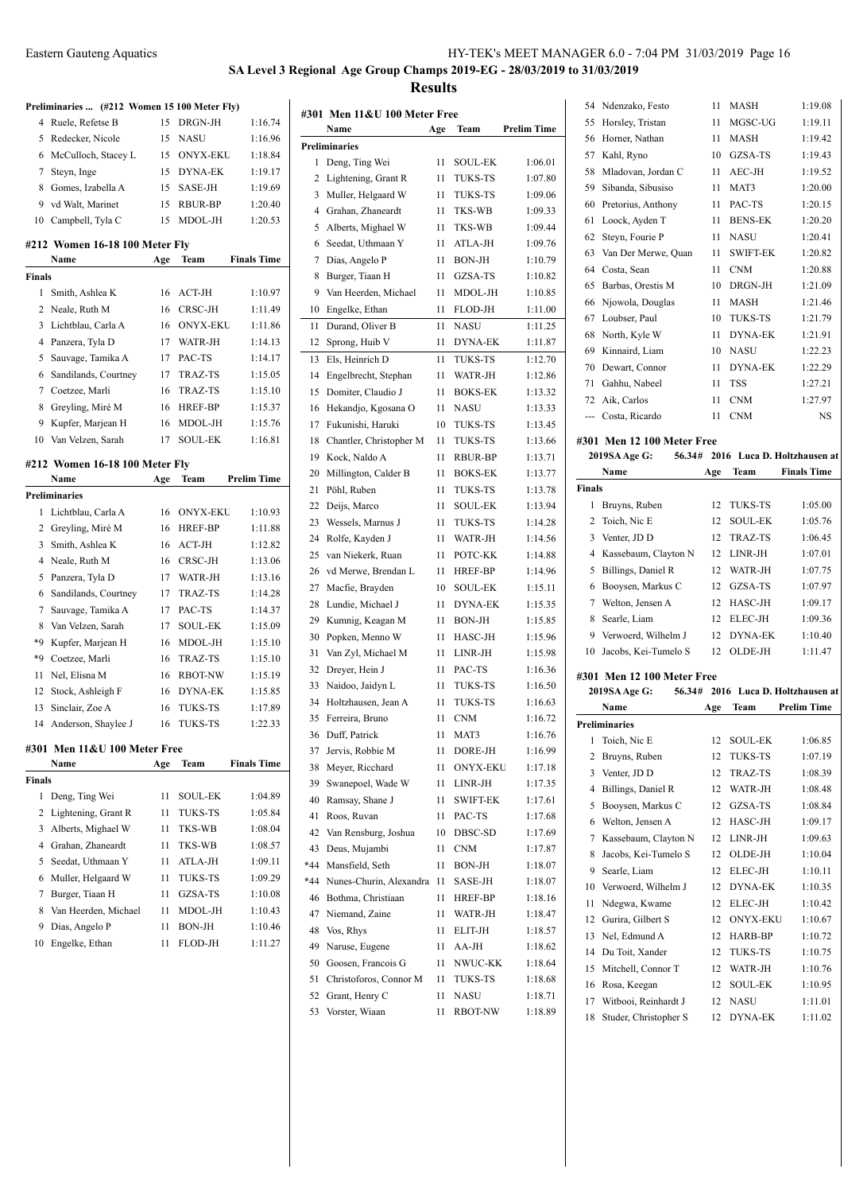## SA Level 3 Regional Age Group Champs 2019-EG - 28/03/2019 to 31/03/2019

### Results

**Preliminaries ... (#212 Women 15 100 Meter Fly)**

| | Name | Age | Team | Prelim Time |
|---|---|---|---|---|
| 4 | Ruele, Refetse B | 15 | DRGN-JH | 1:16.74 |
| 5 | Redecker, Nicole | 15 | NASU | 1:16.96 |
| 6 | McCulloch, Stacey L | 15 | ONYX-EKU | 1:18.84 |
| 7 | Steyn, Inge | 15 | DYNA-EK | 1:19.17 |
| 8 | Gomes, Izabella A | 15 | SASE-JH | 1:19.69 |
| 9 | vd Walt, Marinet | 15 | RBUR-BP | 1:20.40 |
| 10 | Campbell, Tyla C | 15 | MDOL-JH | 1:20.53 |

**#212 Women 16-18 100 Meter Fly**

| | Name | Age | Team | Finals Time |
|---|---|---|---|---|
| **Finals** | | | | |
| 1 | Smith, Ashlea K | 16 | ACT-JH | 1:10.97 |
| 2 | Neale, Ruth M | 16 | CRSC-JH | 1:11.49 |
| 3 | Lichtblau, Carla A | 16 | ONYX-EKU | 1:11.86 |
| 4 | Panzera, Tyla D | 17 | WATR-JH | 1:14.13 |
| 5 | Sauvage, Tamika A | 17 | PAC-TS | 1:14.17 |
| 6 | Sandilands, Courtney | 17 | TRAZ-TS | 1:15.05 |
| 7 | Coetzee, Marli | 16 | TRAZ-TS | 1:15.10 |
| 8 | Greyling, Miré M | 16 | HREF-BP | 1:15.37 |
| 9 | Kupfer, Marjean H | 16 | MDOL-JH | 1:15.76 |
| 10 | Van Velzen, Sarah | 17 | SOUL-EK | 1:16.81 |

**#212 Women 16-18 100 Meter Fly**

| | Name | Age | Team | Prelim Time |
|---|---|---|---|---|
| **Preliminaries** | | | | |
| 1 | Lichtblau, Carla A | 16 | ONYX-EKU | 1:10.93 |
| 2 | Greyling, Miré M | 16 | HREF-BP | 1:11.88 |
| 3 | Smith, Ashlea K | 16 | ACT-JH | 1:12.82 |
| 4 | Neale, Ruth M | 16 | CRSC-JH | 1:13.06 |
| 5 | Panzera, Tyla D | 17 | WATR-JH | 1:13.16 |
| 6 | Sandilands, Courtney | 17 | TRAZ-TS | 1:14.28 |
| 7 | Sauvage, Tamika A | 17 | PAC-TS | 1:14.37 |
| 8 | Van Velzen, Sarah | 17 | SOUL-EK | 1:15.09 |
| *9 | Kupfer, Marjean H | 16 | MDOL-JH | 1:15.10 |
| *9 | Coetzee, Marli | 16 | TRAZ-TS | 1:15.10 |
| 11 | Nel, Elisna M | 16 | RBOT-NW | 1:15.19 |
| 12 | Stock, Ashleigh F | 16 | DYNA-EK | 1:15.85 |
| 13 | Sinclair, Zoe A | 16 | TUKS-TS | 1:17.89 |
| 14 | Anderson, Shaylee J | 16 | TUKS-TS | 1:22.33 |

**#301 Men 11&U 100 Meter Free**

| | Name | Age | Team | Finals Time |
|---|---|---|---|---|
| **Finals** | | | | |
| 1 | Deng, Ting Wei | 11 | SOUL-EK | 1:04.89 |
| 2 | Lightening, Grant R | 11 | TUKS-TS | 1:05.84 |
| 3 | Alberts, Mighael W | 11 | TKS-WB | 1:08.04 |
| 4 | Grahan, Zhaneardt | 11 | TKS-WB | 1:08.57 |
| 5 | Seedat, Uthmaan Y | 11 | ATLA-JH | 1:09.11 |
| 6 | Muller, Helgaard W | 11 | TUKS-TS | 1:09.29 |
| 7 | Burger, Tiaan H | 11 | GZSA-TS | 1:10.08 |
| 8 | Van Heerden, Michael | 11 | MDOL-JH | 1:10.43 |
| 9 | Dias, Angelo P | 11 | BON-JH | 1:10.46 |
| 10 | Engelke, Ethan | 11 | FLOD-JH | 1:11.27 |

**#301 Men 11&U 100 Meter Free**

| | Name | Age | Team | Prelim Time |
|---|---|---|---|---|
| **Preliminaries** | | | | |
| 1 | Deng, Ting Wei | 11 | SOUL-EK | 1:06.01 |
| 2 | Lightening, Grant R | 11 | TUKS-TS | 1:07.80 |
| 3 | Muller, Helgaard W | 11 | TUKS-TS | 1:09.06 |
| 4 | Grahan, Zhaneardt | 11 | TKS-WB | 1:09.33 |
| 5 | Alberts, Mighael W | 11 | TKS-WB | 1:09.44 |
| 6 | Seedat, Uthmaan Y | 11 | ATLA-JH | 1:09.76 |
| 7 | Dias, Angelo P | 11 | BON-JH | 1:10.79 |
| 8 | Burger, Tiaan H | 11 | GZSA-TS | 1:10.82 |
| 9 | Van Heerden, Michael | 11 | MDOL-JH | 1:10.85 |
| 10 | Engelke, Ethan | 11 | FLOD-JH | 1:11.00 |
| 11 | Durand, Oliver B | 11 | NASU | 1:11.25 |
| 12 | Sprong, Huib V | 11 | DYNA-EK | 1:11.87 |
| 13 | Els, Heinrich D | 11 | TUKS-TS | 1:12.70 |
| 14 | Engelbrecht, Stephan | 11 | WATR-JH | 1:12.86 |
| 15 | Domiter, Claudio J | 11 | BOKS-EK | 1:13.32 |
| 16 | Hekandjo, Kgosana O | 11 | NASU | 1:13.33 |
| 17 | Fukunishi, Haruki | 10 | TUKS-TS | 1:13.45 |
| 18 | Chantler, Christopher M | 11 | TUKS-TS | 1:13.66 |
| 19 | Kock, Naldo A | 11 | RBUR-BP | 1:13.71 |
| 20 | Millington, Calder B | 11 | BOKS-EK | 1:13.77 |
| 21 | Pöhl, Ruben | 11 | TUKS-TS | 1:13.78 |
| 22 | Deijs, Marco | 11 | SOUL-EK | 1:13.94 |
| 23 | Wessels, Marnus J | 11 | TUKS-TS | 1:14.28 |
| 24 | Rolfe, Kayden J | 11 | WATR-JH | 1:14.56 |
| 25 | van Niekerk, Ruan | 11 | POTC-KK | 1:14.88 |
| 26 | vd Merwe, Brendan L | 11 | HREF-BP | 1:14.96 |
| 27 | Macfie, Brayden | 10 | SOUL-EK | 1:15.11 |
| 28 | Lundie, Michael J | 11 | DYNA-EK | 1:15.35 |
| 29 | Kumnig, Keagan M | 11 | BON-JH | 1:15.85 |
| 30 | Popken, Menno W | 11 | HASC-JH | 1:15.96 |
| 31 | Van Zyl, Michael M | 11 | LINR-JH | 1:15.98 |
| 32 | Dreyer, Hein J | 11 | PAC-TS | 1:16.36 |
| 33 | Naidoo, Jaidyn L | 11 | TUKS-TS | 1:16.50 |
| 34 | Holtzhausen, Jean A | 11 | TUKS-TS | 1:16.63 |
| 35 | Ferreira, Bruno | 11 | CNM | 1:16.72 |
| 36 | Duff, Patrick | 11 | MAT3 | 1:16.76 |
| 37 | Jervis, Robbie M | 11 | DORE-JH | 1:16.99 |
| 38 | Meyer, Ricchard | 11 | ONYX-EKU | 1:17.18 |
| 39 | Swanepoel, Wade W | 11 | LINR-JH | 1:17.35 |
| 40 | Ramsay, Shane J | 11 | SWIFT-EK | 1:17.61 |
| 41 | Roos, Ruvan | 11 | PAC-TS | 1:17.68 |
| 42 | Van Rensburg, Joshua | 10 | DBSC-SD | 1:17.69 |
| 43 | Deus, Mujambi | 11 | CNM | 1:17.87 |
| *44 | Mansfield, Seth | 11 | BON-JH | 1:18.07 |
| *44 | Nunes-Churin, Alexandra | 11 | SASE-JH | 1:18.07 |
| 46 | Bothma, Christiaan | 11 | HREF-BP | 1:18.16 |
| 47 | Niemand, Zaine | 11 | WATR-JH | 1:18.47 |
| 48 | Vos, Rhys | 11 | ELIT-JH | 1:18.57 |
| 49 | Naruse, Eugene | 11 | AA-JH | 1:18.62 |
| 50 | Goosen, Francois G | 11 | NWUC-KK | 1:18.64 |
| 51 | Christoforos, Connor M | 11 | TUKS-TS | 1:18.68 |
| 52 | Grant, Henry C | 11 | NASU | 1:18.71 |
| 53 | Vorster, Wiaan | 11 | RBOT-NW | 1:18.89 |
| 54 | Ndenzako, Festo | 11 | MASH | 1:19.08 |
| 55 | Horsley, Tristan | 11 | MGSC-UG | 1:19.11 |
| 56 | Horner, Nathan | 11 | MASH | 1:19.42 |
| 57 | Kahl, Ryno | 10 | GZSA-TS | 1:19.43 |
| 58 | Mladovan, Jordan C | 11 | AEC-JH | 1:19.52 |
| 59 | Sibanda, Sibusiso | 11 | MAT3 | 1:20.00 |
| 60 | Pretorius, Anthony | 11 | PAC-TS | 1:20.15 |
| 61 | Loock, Ayden T | 11 | BENS-EK | 1:20.20 |
| 62 | Steyn, Fourie P | 11 | NASU | 1:20.41 |
| 63 | Van Der Merwe, Quan | 11 | SWIFT-EK | 1:20.82 |
| 64 | Costa, Sean | 11 | CNM | 1:20.88 |
| 65 | Barbas, Orestis M | 10 | DRGN-JH | 1:21.09 |
| 66 | Njowola, Douglas | 11 | MASH | 1:21.46 |
| 67 | Loubser, Paul | 10 | TUKS-TS | 1:21.79 |
| 68 | North, Kyle W | 11 | DYNA-EK | 1:21.91 |
| 69 | Kinnaird, Liam | 10 | NASU | 1:22.23 |
| 70 | Dewart, Connor | 11 | DYNA-EK | 1:22.29 |
| 71 | Gahhu, Nabeel | 11 | TSS | 1:27.21 |
| 72 | Aik, Carlos | 11 | CNM | 1:27.97 |
| --- | Costa, Ricardo | 11 | CNM | NS |

**#301 Men 12 100 Meter Free**

2019SA Age G: 56.34# 2016 Luca D. Holtzhausen at

| | Name | Age | Team | Finals Time |
|---|---|---|---|---|
| **Finals** | | | | |
| 1 | Bruyns, Ruben | 12 | TUKS-TS | 1:05.00 |
| 2 | Toich, Nic E | 12 | SOUL-EK | 1:05.76 |
| 3 | Venter, JD D | 12 | TRAZ-TS | 1:06.45 |
| 4 | Kassebaum, Clayton N | 12 | LINR-JH | 1:07.01 |
| 5 | Billings, Daniel R | 12 | WATR-JH | 1:07.75 |
| 6 | Booysen, Markus C | 12 | GZSA-TS | 1:07.97 |
| 7 | Welton, Jensen A | 12 | HASC-JH | 1:09.17 |
| 8 | Searle, Liam | 12 | ELEC-JH | 1:09.36 |
| 9 | Verwoerd, Wilhelm J | 12 | DYNA-EK | 1:10.40 |
| 10 | Jacobs, Kei-Tumelo S | 12 | OLDE-JH | 1:11.47 |

**#301 Men 12 100 Meter Free**

2019SA Age G: 56.34# 2016 Luca D. Holtzhausen at

| | Name | Age | Team | Prelim Time |
|---|---|---|---|---|
| **Preliminaries** | | | | |
| 1 | Toich, Nic E | 12 | SOUL-EK | 1:06.85 |
| 2 | Bruyns, Ruben | 12 | TUKS-TS | 1:07.19 |
| 3 | Venter, JD D | 12 | TRAZ-TS | 1:08.39 |
| 4 | Billings, Daniel R | 12 | WATR-JH | 1:08.48 |
| 5 | Booysen, Markus C | 12 | GZSA-TS | 1:08.84 |
| 6 | Welton, Jensen A | 12 | HASC-JH | 1:09.17 |
| 7 | Kassebaum, Clayton N | 12 | LINR-JH | 1:09.63 |
| 8 | Jacobs, Kei-Tumelo S | 12 | OLDE-JH | 1:10.04 |
| 9 | Searle, Liam | 12 | ELEC-JH | 1:10.11 |
| 10 | Verwoerd, Wilhelm J | 12 | DYNA-EK | 1:10.35 |
| 11 | Ndegwa, Kwame | 12 | ELEC-JH | 1:10.42 |
| 12 | Gurira, Gilbert S | 12 | ONYX-EKU | 1:10.67 |
| 13 | Nel, Edmund A | 12 | HARB-BP | 1:10.72 |
| 14 | Du Toit, Xander | 12 | TUKS-TS | 1:10.75 |
| 15 | Mitchell, Connor T | 12 | WATR-JH | 1:10.76 |
| 16 | Rosa, Keegan | 12 | SOUL-EK | 1:10.95 |
| 17 | Witbooi, Reinhardt J | 12 | NASU | 1:11.01 |
| 18 | Studer, Christopher S | 12 | DYNA-EK | 1:11.02 |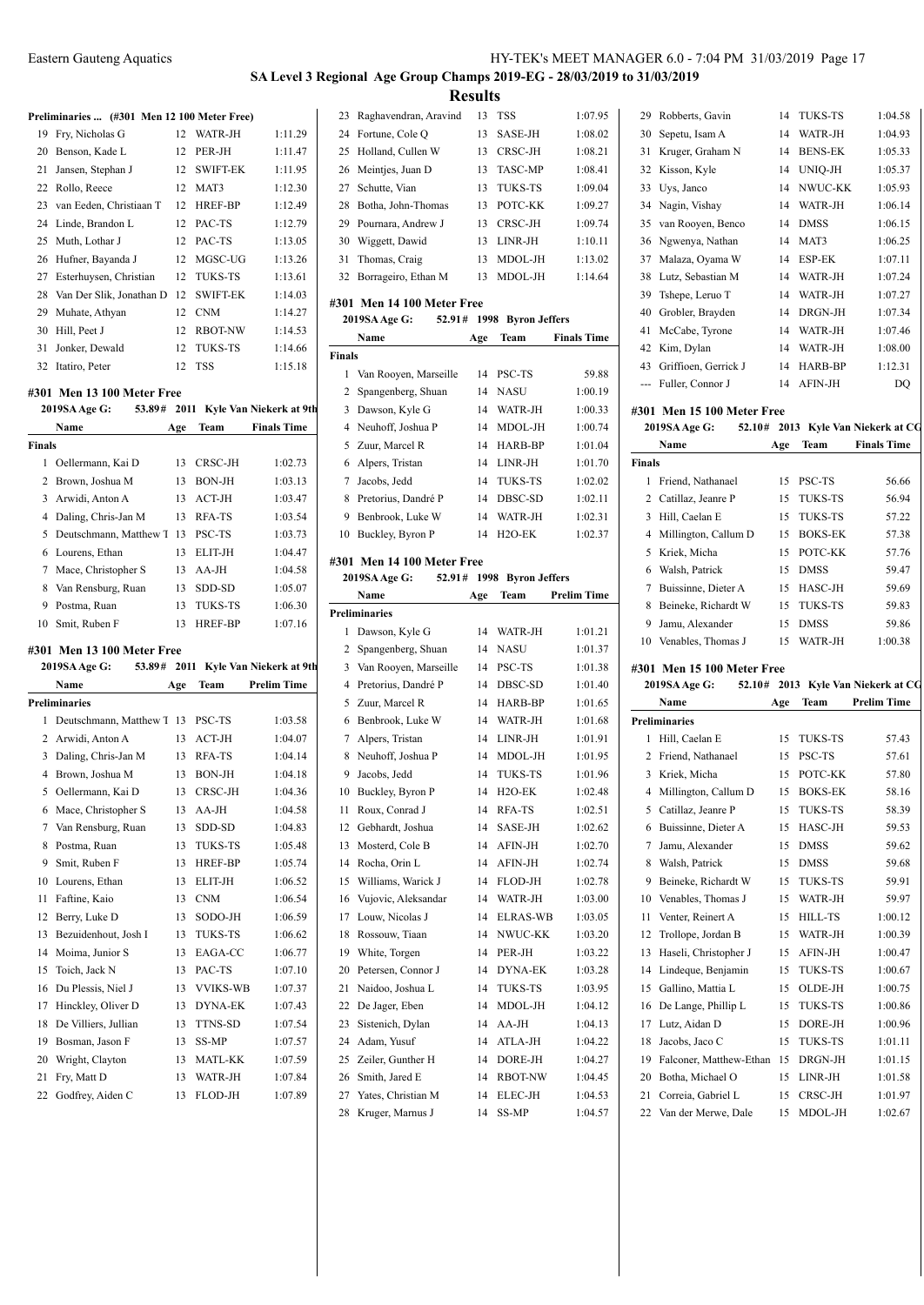## SA Level 3 Regional Age Group Champs 2019-EG - 28/03/2019 to 31/03/2019

### Results

**Preliminaries ... (#301 Men 12 100 Meter Free)**

| | Name | Age | Team | Prelim Time |
|---|---|---|---|---|
| 19 | Fry, Nicholas G | 12 | WATR-JH | 1:11.29 |
| 20 | Benson, Kade L | 12 | PER-JH | 1:11.47 |
| 21 | Jansen, Stephan J | 12 | SWIFT-EK | 1:11.95 |
| 22 | Rollo, Reece | 12 | MAT3 | 1:12.30 |
| 23 | van Eeden, Christiaan T | 12 | HREF-BP | 1:12.49 |
| 24 | Linde, Brandon L | 12 | PAC-TS | 1:12.79 |
| 25 | Muth, Lothar J | 12 | PAC-TS | 1:13.05 |
| 26 | Hufner, Bayanda J | 12 | MGSC-UG | 1:13.26 |
| 27 | Esterhuysen, Christian | 12 | TUKS-TS | 1:13.61 |
| 28 | Van Der Slik, Jonathan D | 12 | SWIFT-EK | 1:14.03 |
| 29 | Muhate, Athyan | 12 | CNM | 1:14.27 |
| 30 | Hill, Peet J | 12 | RBOT-NW | 1:14.53 |
| 31 | Jonker, Dewald | 12 | TUKS-TS | 1:14.66 |
| 32 | Itatiro, Peter | 12 | TSS | 1:15.18 |

#### #301 Men 13 100 Meter Free

2019SA Age G: 53.89# 2011 Kyle Van Niekerk at 9th

| | Name | Age | Team | Finals Time |
|---|---|---|---|---|
| **Finals** | | | | |
| 1 | Oellermann, Kai D | 13 | CRSC-JH | 1:02.73 |
| 2 | Brown, Joshua M | 13 | BON-JH | 1:03.13 |
| 3 | Arwidi, Anton A | 13 | ACT-JH | 1:03.47 |
| 4 | Daling, Chris-Jan M | 13 | RFA-TS | 1:03.54 |
| 5 | Deutschmann, Matthew T | 13 | PSC-TS | 1:03.73 |
| 6 | Lourens, Ethan | 13 | ELIT-JH | 1:04.47 |
| 7 | Mace, Christopher S | 13 | AA-JH | 1:04.58 |
| 8 | Van Rensburg, Ruan | 13 | SDD-SD | 1:05.07 |
| 9 | Postma, Ruan | 13 | TUKS-TS | 1:06.30 |
| 10 | Smit, Ruben F | 13 | HREF-BP | 1:07.16 |

#### #301 Men 13 100 Meter Free

2019SA Age G: 53.89# 2011 Kyle Van Niekerk at 9th

| | Name | Age | Team | Prelim Time |
|---|---|---|---|---|
| **Preliminaries** | | | | |
| 1 | Deutschmann, Matthew T | 13 | PSC-TS | 1:03.58 |
| 2 | Arwidi, Anton A | 13 | ACT-JH | 1:04.07 |
| 3 | Daling, Chris-Jan M | 13 | RFA-TS | 1:04.14 |
| 4 | Brown, Joshua M | 13 | BON-JH | 1:04.18 |
| 5 | Oellermann, Kai D | 13 | CRSC-JH | 1:04.36 |
| 6 | Mace, Christopher S | 13 | AA-JH | 1:04.58 |
| 7 | Van Rensburg, Ruan | 13 | SDD-SD | 1:04.83 |
| 8 | Postma, Ruan | 13 | TUKS-TS | 1:05.48 |
| 9 | Smit, Ruben F | 13 | HREF-BP | 1:05.74 |
| 10 | Lourens, Ethan | 13 | ELIT-JH | 1:06.52 |
| 11 | Faftine, Kaio | 13 | CNM | 1:06.54 |
| 12 | Berry, Luke D | 13 | SODO-JH | 1:06.59 |
| 13 | Bezuidenhout, Josh I | 13 | TUKS-TS | 1:06.62 |
| 14 | Moima, Junior S | 13 | EAGA-CC | 1:06.77 |
| 15 | Toich, Jack N | 13 | PAC-TS | 1:07.10 |
| 16 | Du Plessis, Niel J | 13 | VVIKS-WB | 1:07.37 |
| 17 | Hinckley, Oliver D | 13 | DYNA-EK | 1:07.43 |
| 18 | De Villiers, Jullian | 13 | TTNS-SD | 1:07.54 |
| 19 | Bosman, Jason F | 13 | SS-MP | 1:07.57 |
| 20 | Wright, Clayton | 13 | MATL-KK | 1:07.59 |
| 21 | Fry, Matt D | 13 | WATR-JH | 1:07.84 |
| 22 | Godfrey, Aiden C | 13 | FLOD-JH | 1:07.89 |
| 23 | Raghavendran, Aravind | 13 | TSS | 1:07.95 |
| 24 | Fortune, Cole Q | 13 | SASE-JH | 1:08.02 |
| 25 | Holland, Cullen W | 13 | CRSC-JH | 1:08.21 |
| 26 | Meintjes, Juan D | 13 | TASC-MP | 1:08.41 |
| 27 | Schutte, Vian | 13 | TUKS-TS | 1:09.04 |
| 28 | Botha, John-Thomas | 13 | POTC-KK | 1:09.27 |
| 29 | Pournara, Andrew J | 13 | CRSC-JH | 1:09.74 |
| 30 | Wiggett, Dawid | 13 | LINR-JH | 1:10.11 |
| 31 | Thomas, Craig | 13 | MDOL-JH | 1:13.02 |
| 32 | Borrageiro, Ethan M | 13 | MDOL-JH | 1:14.64 |

#### #301 Men 14 100 Meter Free

2019SA Age G: 52.91# 1998 Byron Jeffers

| | Name | Age | Team | Finals Time |
|---|---|---|---|---|
| **Finals** | | | | |
| 1 | Van Rooyen, Marseille | 14 | PSC-TS | 59.88 |
| 2 | Spangenberg, Shuan | 14 | NASU | 1:00.19 |
| 3 | Dawson, Kyle G | 14 | WATR-JH | 1:00.33 |
| 4 | Neuhoff, Joshua P | 14 | MDOL-JH | 1:00.74 |
| 5 | Zuur, Marcel R | 14 | HARB-BP | 1:01.04 |
| 6 | Alpers, Tristan | 14 | LINR-JH | 1:01.70 |
| 7 | Jacobs, Jedd | 14 | TUKS-TS | 1:02.02 |
| 8 | Pretorius, Dandré P | 14 | DBSC-SD | 1:02.11 |
| 9 | Benbrook, Luke W | 14 | WATR-JH | 1:02.31 |
| 10 | Buckley, Byron P | 14 | H2O-EK | 1:02.37 |

#### #301 Men 14 100 Meter Free

2019SA Age G: 52.91# 1998 Byron Jeffers

| | Name | Age | Team | Prelim Time |
|---|---|---|---|---|
| **Preliminaries** | | | | |
| 1 | Dawson, Kyle G | 14 | WATR-JH | 1:01.21 |
| 2 | Spangenberg, Shuan | 14 | NASU | 1:01.37 |
| 3 | Van Rooyen, Marseille | 14 | PSC-TS | 1:01.38 |
| 4 | Pretorius, Dandré P | 14 | DBSC-SD | 1:01.40 |
| 5 | Zuur, Marcel R | 14 | HARB-BP | 1:01.65 |
| 6 | Benbrook, Luke W | 14 | WATR-JH | 1:01.68 |
| 7 | Alpers, Tristan | 14 | LINR-JH | 1:01.91 |
| 8 | Neuhoff, Joshua P | 14 | MDOL-JH | 1:01.95 |
| 9 | Jacobs, Jedd | 14 | TUKS-TS | 1:01.96 |
| 10 | Buckley, Byron P | 14 | H2O-EK | 1:02.48 |
| 11 | Roux, Conrad J | 14 | RFA-TS | 1:02.51 |
| 12 | Gebhardt, Joshua | 14 | SASE-JH | 1:02.62 |
| 13 | Mosterd, Cole B | 14 | AFIN-JH | 1:02.70 |
| 14 | Rocha, Orin L | 14 | AFIN-JH | 1:02.74 |
| 15 | Williams, Warick J | 14 | FLOD-JH | 1:02.78 |
| 16 | Vujovic, Aleksandar | 14 | WATR-JH | 1:03.00 |
| 17 | Louw, Nicolas J | 14 | ELRAS-WB | 1:03.05 |
| 18 | Rossouw, Tiaan | 14 | NWUC-KK | 1:03.20 |
| 19 | White, Torgen | 14 | PER-JH | 1:03.22 |
| 20 | Petersen, Connor J | 14 | DYNA-EK | 1:03.28 |
| 21 | Naidoo, Joshua L | 14 | TUKS-TS | 1:03.95 |
| 22 | De Jager, Eben | 14 | MDOL-JH | 1:04.12 |
| 23 | Sistenich, Dylan | 14 | AA-JH | 1:04.13 |
| 24 | Adam, Yusuf | 14 | ATLA-JH | 1:04.22 |
| 25 | Zeiler, Gunther H | 14 | DORE-JH | 1:04.27 |
| 26 | Smith, Jared E | 14 | RBOT-NW | 1:04.45 |
| 27 | Yates, Christian M | 14 | ELEC-JH | 1:04.53 |
| 28 | Kruger, Marnus J | 14 | SS-MP | 1:04.57 |
| 29 | Robberts, Gavin | 14 | TUKS-TS | 1:04.58 |
| 30 | Sepetu, Isam A | 14 | WATR-JH | 1:04.93 |
| 31 | Kruger, Graham N | 14 | BENS-EK | 1:05.33 |
| 32 | Kisson, Kyle | 14 | UNIQ-JH | 1:05.37 |
| 33 | Uys, Janco | 14 | NWUC-KK | 1:05.93 |
| 34 | Nagin, Vishay | 14 | WATR-JH | 1:06.14 |
| 35 | van Rooyen, Benco | 14 | DMSS | 1:06.15 |
| 36 | Ngwenya, Nathan | 14 | MAT3 | 1:06.25 |
| 37 | Malaza, Oyama W | 14 | ESP-EK | 1:07.11 |
| 38 | Lutz, Sebastian M | 14 | WATR-JH | 1:07.24 |
| 39 | Tshepe, Leruo T | 14 | WATR-JH | 1:07.27 |
| 40 | Grobler, Brayden | 14 | DRGN-JH | 1:07.34 |
| 41 | McCabe, Tyrone | 14 | WATR-JH | 1:07.46 |
| 42 | Kim, Dylan | 14 | WATR-JH | 1:08.00 |
| 43 | Griffioen, Gerrick J | 14 | HARB-BP | 1:12.31 |
| --- | Fuller, Connor J | 14 | AFIN-JH | DQ |

#### #301 Men 15 100 Meter Free

2019SA Age G: 52.10# 2013 Kyle Van Niekerk at CG

| | Name | Age | Team | Finals Time |
|---|---|---|---|---|
| **Finals** | | | | |
| 1 | Friend, Nathanael | 15 | PSC-TS | 56.66 |
| 2 | Catillaz, Jeanre P | 15 | TUKS-TS | 56.94 |
| 3 | Hill, Caelan E | 15 | TUKS-TS | 57.22 |
| 4 | Millington, Callum D | 15 | BOKS-EK | 57.38 |
| 5 | Kriek, Micha | 15 | POTC-KK | 57.76 |
| 6 | Walsh, Patrick | 15 | DMSS | 59.47 |
| 7 | Buissinne, Dieter A | 15 | HASC-JH | 59.69 |
| 8 | Beineke, Richardt W | 15 | TUKS-TS | 59.83 |
| 9 | Jamu, Alexander | 15 | DMSS | 59.86 |
| 10 | Venables, Thomas J | 15 | WATR-JH | 1:00.38 |

#### #301 Men 15 100 Meter Free

2019SA Age G: 52.10# 2013 Kyle Van Niekerk at CG

| | Name | Age | Team | Prelim Time |
|---|---|---|---|---|
| **Preliminaries** | | | | |
| 1 | Hill, Caelan E | 15 | TUKS-TS | 57.43 |
| 2 | Friend, Nathanael | 15 | PSC-TS | 57.61 |
| 3 | Kriek, Micha | 15 | POTC-KK | 57.80 |
| 4 | Millington, Callum D | 15 | BOKS-EK | 58.16 |
| 5 | Catillaz, Jeanre P | 15 | TUKS-TS | 58.39 |
| 6 | Buissinne, Dieter A | 15 | HASC-JH | 59.53 |
| 7 | Jamu, Alexander | 15 | DMSS | 59.62 |
| 8 | Walsh, Patrick | 15 | DMSS | 59.68 |
| 9 | Beineke, Richardt W | 15 | TUKS-TS | 59.91 |
| 10 | Venables, Thomas J | 15 | WATR-JH | 59.97 |
| 11 | Venter, Reinert A | 15 | HILL-TS | 1:00.12 |
| 12 | Trollope, Jordan B | 15 | WATR-JH | 1:00.39 |
| 13 | Haseli, Christopher J | 15 | AFIN-JH | 1:00.47 |
| 14 | Lindeque, Benjamin | 15 | TUKS-TS | 1:00.67 |
| 15 | Gallino, Mattia L | 15 | OLDE-JH | 1:00.75 |
| 16 | De Lange, Phillip L | 15 | TUKS-TS | 1:00.86 |
| 17 | Lutz, Aidan D | 15 | DORE-JH | 1:00.96 |
| 18 | Jacobs, Jaco C | 15 | TUKS-TS | 1:01.11 |
| 19 | Falconer, Matthew-Ethan | 15 | DRGN-JH | 1:01.15 |
| 20 | Botha, Michael O | 15 | LINR-JH | 1:01.58 |
| 21 | Correia, Gabriel L | 15 | CRSC-JH | 1:01.97 |
| 22 | Van der Merwe, Dale | 15 | MDOL-JH | 1:02.67 |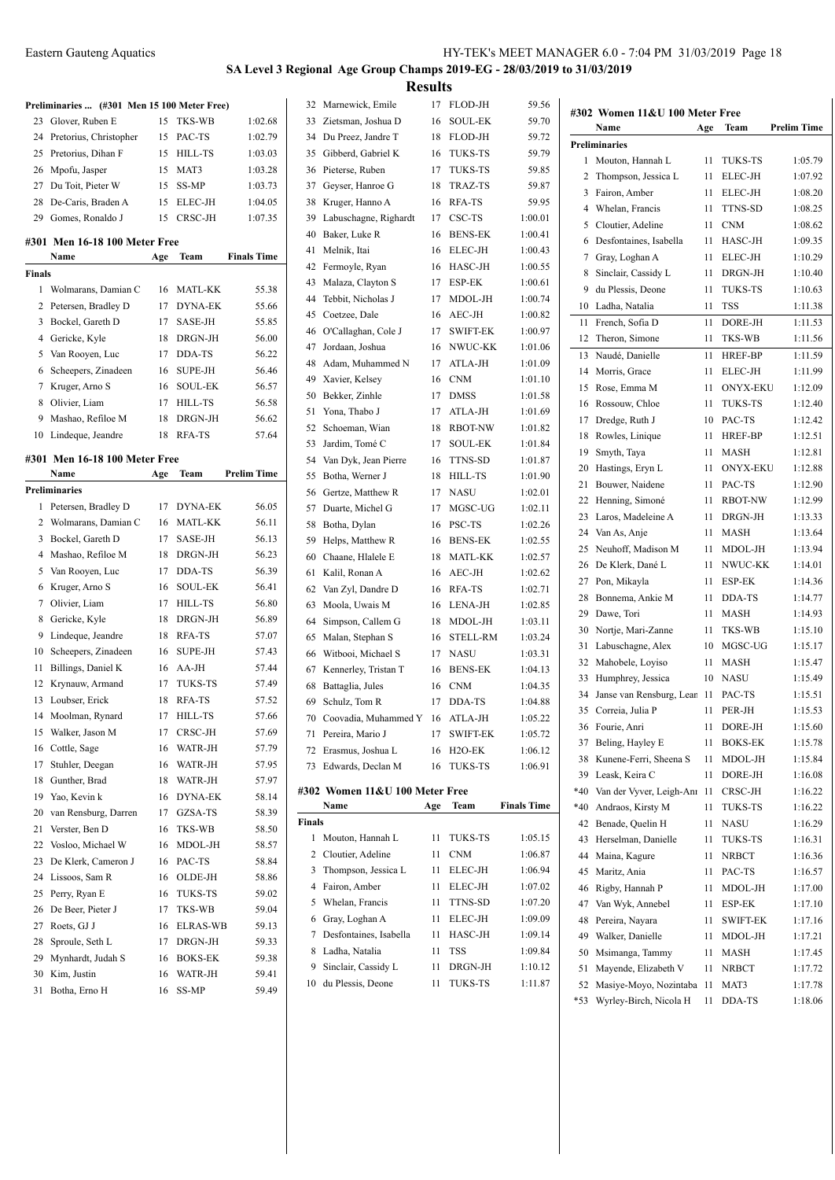## SA Level 3 Regional Age Group Champs 2019-EG - 28/03/2019 to 31/03/2019

### Results

**Preliminaries ... (#301 Men 15 100 Meter Free)**

| | Name | Age | Team | Prelim Time |
|---|---|---|---|---|
| 23 | Glover, Ruben E | 15 | TKS-WB | 1:02.68 |
| 24 | Pretorius, Christopher | 15 | PAC-TS | 1:02.79 |
| 25 | Pretorius, Dihan F | 15 | HILL-TS | 1:03.03 |
| 26 | Mpofu, Jasper | 15 | MAT3 | 1:03.28 |
| 27 | Du Toit, Pieter W | 15 | SS-MP | 1:03.73 |
| 28 | De-Caris, Braden A | 15 | ELEC-JH | 1:04.05 |
| 29 | Gomes, Ronaldo J | 15 | CRSC-JH | 1:07.35 |

### #301 Men 16-18 100 Meter Free

| | Name | Age | Team | Finals Time |
|---|---|---|---|---|
| **Finals** | | | | |
| 1 | Wolmarans, Damian C | 16 | MATL-KK | 55.38 |
| 2 | Petersen, Bradley D | 17 | DYNA-EK | 55.66 |
| 3 | Bockel, Gareth D | 17 | SASE-JH | 55.85 |
| 4 | Gericke, Kyle | 18 | DRGN-JH | 56.00 |
| 5 | Van Rooyen, Luc | 17 | DDA-TS | 56.22 |
| 6 | Scheepers, Zinadeen | 16 | SUPE-JH | 56.46 |
| 7 | Kruger, Arno S | 16 | SOUL-EK | 56.57 |
| 8 | Olivier, Liam | 17 | HILL-TS | 56.58 |
| 9 | Mashao, Refiloe M | 18 | DRGN-JH | 56.62 |
| 10 | Lindeque, Jeandre | 18 | RFA-TS | 57.64 |

### #301 Men 16-18 100 Meter Free

| | Name | Age | Team | Prelim Time |
|---|---|---|---|---|
| **Preliminaries** | | | | |
| 1 | Petersen, Bradley D | 17 | DYNA-EK | 56.05 |
| 2 | Wolmarans, Damian C | 16 | MATL-KK | 56.11 |
| 3 | Bockel, Gareth D | 17 | SASE-JH | 56.13 |
| 4 | Mashao, Refiloe M | 18 | DRGN-JH | 56.23 |
| 5 | Van Rooyen, Luc | 17 | DDA-TS | 56.39 |
| 6 | Kruger, Arno S | 16 | SOUL-EK | 56.41 |
| 7 | Olivier, Liam | 17 | HILL-TS | 56.80 |
| 8 | Gericke, Kyle | 18 | DRGN-JH | 56.89 |
| 9 | Lindeque, Jeandre | 18 | RFA-TS | 57.07 |
| 10 | Scheepers, Zinadeen | 16 | SUPE-JH | 57.43 |
| 11 | Billings, Daniel K | 16 | AA-JH | 57.44 |
| 12 | Krynauw, Armand | 17 | TUKS-TS | 57.49 |
| 13 | Loubser, Erick | 18 | RFA-TS | 57.52 |
| 14 | Moolman, Rynard | 17 | HILL-TS | 57.66 |
| 15 | Walker, Jason M | 17 | CRSC-JH | 57.69 |
| 16 | Cottle, Sage | 16 | WATR-JH | 57.79 |
| 17 | Stuhler, Deegan | 16 | WATR-JH | 57.95 |
| 18 | Gunther, Brad | 18 | WATR-JH | 57.97 |
| 19 | Yao, Kevin k | 16 | DYNA-EK | 58.14 |
| 20 | van Rensburg, Darren | 17 | GZSA-TS | 58.39 |
| 21 | Verster, Ben D | 16 | TKS-WB | 58.50 |
| 22 | Vosloo, Michael W | 16 | MDOL-JH | 58.57 |
| 23 | De Klerk, Cameron J | 16 | PAC-TS | 58.84 |
| 24 | Lissoos, Sam R | 16 | OLDE-JH | 58.86 |
| 25 | Perry, Ryan E | 16 | TUKS-TS | 59.02 |
| 26 | De Beer, Pieter J | 17 | TKS-WB | 59.04 |
| 27 | Roets, GJ J | 16 | ELRAS-WB | 59.13 |
| 28 | Sproule, Seth L | 17 | DRGN-JH | 59.33 |
| 29 | Mynhardt, Judah S | 16 | BOKS-EK | 59.38 |
| 30 | Kim, Justin | 16 | WATR-JH | 59.41 |
| 31 | Botha, Erno H | 16 | SS-MP | 59.49 |
| 32 | Marnewick, Emile | 17 | FLOD-JH | 59.56 |
| 33 | Zietsman, Joshua D | 16 | SOUL-EK | 59.70 |
| 34 | Du Preez, Jandre T | 18 | FLOD-JH | 59.72 |
| 35 | Gibberd, Gabriel K | 16 | TUKS-TS | 59.79 |
| 36 | Pieterse, Ruben | 17 | TUKS-TS | 59.85 |
| 37 | Geyser, Hanroe G | 18 | TRAZ-TS | 59.87 |
| 38 | Kruger, Hanno A | 16 | RFA-TS | 59.95 |
| 39 | Labuschagne, Righardt | 17 | CSC-TS | 1:00.01 |
| 40 | Baker, Luke R | 16 | BENS-EK | 1:00.41 |
| 41 | Melnik, Itai | 16 | ELEC-JH | 1:00.43 |
| 42 | Fermoyle, Ryan | 16 | HASC-JH | 1:00.55 |
| 43 | Malaza, Clayton S | 17 | ESP-EK | 1:00.61 |
| 44 | Tebbit, Nicholas J | 17 | MDOL-JH | 1:00.74 |
| 45 | Coetzee, Dale | 16 | AEC-JH | 1:00.82 |
| 46 | O'Callaghan, Cole J | 17 | SWIFT-EK | 1:00.97 |
| 47 | Jordaan, Joshua | 16 | NWUC-KK | 1:01.06 |
| 48 | Adam, Muhammed N | 17 | ATLA-JH | 1:01.09 |
| 49 | Xavier, Kelsey | 16 | CNM | 1:01.10 |
| 50 | Bekker, Zinhle | 17 | DMSS | 1:01.58 |
| 51 | Yona, Thabo J | 17 | ATLA-JH | 1:01.69 |
| 52 | Schoeman, Wian | 18 | RBOT-NW | 1:01.82 |
| 53 | Jardim, Tomé C | 17 | SOUL-EK | 1:01.84 |
| 54 | Van Dyk, Jean Pierre | 16 | TTNS-SD | 1:01.87 |
| 55 | Botha, Werner J | 18 | HILL-TS | 1:01.90 |
| 56 | Gertze, Matthew R | 17 | NASU | 1:02.01 |
| 57 | Duarte, Michel G | 17 | MGSC-UG | 1:02.11 |
| 58 | Botha, Dylan | 16 | PSC-TS | 1:02.26 |
| 59 | Helps, Matthew R | 16 | BENS-EK | 1:02.55 |
| 60 | Chaane, Hlalele E | 18 | MATL-KK | 1:02.57 |
| 61 | Kalil, Ronan A | 16 | AEC-JH | 1:02.62 |
| 62 | Van Zyl, Dandre D | 16 | RFA-TS | 1:02.71 |
| 63 | Moola, Uwais M | 16 | LENA-JH | 1:02.85 |
| 64 | Simpson, Callem G | 18 | MDOL-JH | 1:03.11 |
| 65 | Malan, Stephan S | 16 | STELL-RM | 1:03.24 |
| 66 | Witbooi, Michael S | 17 | NASU | 1:03.31 |
| 67 | Kennerley, Tristan T | 16 | BENS-EK | 1:04.13 |
| 68 | Battaglia, Jules | 16 | CNM | 1:04.35 |
| 69 | Schulz, Tom R | 17 | DDA-TS | 1:04.88 |
| 70 | Coovadia, Muhammed Y | 16 | ATLA-JH | 1:05.22 |
| 71 | Pereira, Mario J | 17 | SWIFT-EK | 1:05.72 |
| 72 | Erasmus, Joshua L | 16 | H2O-EK | 1:06.12 |
| 73 | Edwards, Declan M | 16 | TUKS-TS | 1:06.91 |

### #302 Women 11&U 100 Meter Free

| | Name | Age | Team | Finals Time |
|---|---|---|---|---|
| **Finals** | | | | |
| 1 | Mouton, Hannah L | 11 | TUKS-TS | 1:05.15 |
| 2 | Cloutier, Adeline | 11 | CNM | 1:06.87 |
| 3 | Thompson, Jessica L | 11 | ELEC-JH | 1:06.94 |
| 4 | Fairon, Amber | 11 | ELEC-JH | 1:07.02 |
| 5 | Whelan, Francis | 11 | TTNS-SD | 1:07.20 |
| 6 | Gray, Loghan A | 11 | ELEC-JH | 1:09.09 |
| 7 | Desfontaines, Isabella | 11 | HASC-JH | 1:09.14 |
| 8 | Ladha, Natalia | 11 | TSS | 1:09.84 |
| 9 | Sinclair, Cassidy L | 11 | DRGN-JH | 1:10.12 |
| 10 | du Plessis, Deone | 11 | TUKS-TS | 1:11.87 |

### #302 Women 11&U 100 Meter Free

| | Name | Age | Team | Prelim Time |
|---|---|---|---|---|
| **Preliminaries** | | | | |
| 1 | Mouton, Hannah L | 11 | TUKS-TS | 1:05.79 |
| 2 | Thompson, Jessica L | 11 | ELEC-JH | 1:07.92 |
| 3 | Fairon, Amber | 11 | ELEC-JH | 1:08.20 |
| 4 | Whelan, Francis | 11 | TTNS-SD | 1:08.25 |
| 5 | Cloutier, Adeline | 11 | CNM | 1:08.62 |
| 6 | Desfontaines, Isabella | 11 | HASC-JH | 1:09.35 |
| 7 | Gray, Loghan A | 11 | ELEC-JH | 1:10.29 |
| 8 | Sinclair, Cassidy L | 11 | DRGN-JH | 1:10.40 |
| 9 | du Plessis, Deone | 11 | TUKS-TS | 1:10.63 |
| 10 | Ladha, Natalia | 11 | TSS | 1:11.38 |
| 11 | French, Sofia D | 11 | DORE-JH | 1:11.53 |
| 12 | Theron, Simone | 11 | TKS-WB | 1:11.56 |
| 13 | Naudé, Danielle | 11 | HREF-BP | 1:11.59 |
| 14 | Morris, Grace | 11 | ELEC-JH | 1:11.99 |
| 15 | Rose, Emma M | 11 | ONYX-EKU | 1:12.09 |
| 16 | Rossouw, Chloe | 11 | TUKS-TS | 1:12.40 |
| 17 | Dredge, Ruth J | 10 | PAC-TS | 1:12.42 |
| 18 | Rowles, Linique | 11 | HREF-BP | 1:12.51 |
| 19 | Smyth, Taya | 11 | MASH | 1:12.81 |
| 20 | Hastings, Eryn L | 11 | ONYX-EKU | 1:12.88 |
| 21 | Bouwer, Naidene | 11 | PAC-TS | 1:12.90 |
| 22 | Henning, Simoné | 11 | RBOT-NW | 1:12.99 |
| 23 | Laros, Madeleine A | 11 | DRGN-JH | 1:13.33 |
| 24 | Van As, Anje | 11 | MASH | 1:13.64 |
| 25 | Neuhoff, Madison M | 11 | MDOL-JH | 1:13.94 |
| 26 | De Klerk, Dané L | 11 | NWUC-KK | 1:14.01 |
| 27 | Pon, Mikayla | 11 | ESP-EK | 1:14.36 |
| 28 | Bonnema, Ankie M | 11 | DDA-TS | 1:14.77 |
| 29 | Dawe, Tori | 11 | MASH | 1:14.93 |
| 30 | Nortje, Mari-Zanne | 11 | TKS-WB | 1:15.10 |
| 31 | Labuschagne, Alex | 10 | MGSC-UG | 1:15.17 |
| 32 | Mahobele, Loyiso | 11 | MASH | 1:15.47 |
| 33 | Humphrey, Jessica | 10 | NASU | 1:15.49 |
| 34 | Janse van Rensburg, Lean | 11 | PAC-TS | 1:15.51 |
| 35 | Correia, Julia P | 11 | PER-JH | 1:15.53 |
| 36 | Fourie, Anri | 11 | DORE-JH | 1:15.60 |
| 37 | Beling, Hayley E | 11 | BOKS-EK | 1:15.78 |
| 38 | Kunene-Ferri, Sheena S | 11 | MDOL-JH | 1:15.84 |
| 39 | Leask, Keira C | 11 | DORE-JH | 1:16.08 |
| *40 | Van der Vyver, Leigh-Ani | 11 | CRSC-JH | 1:16.22 |
| *40 | Andraos, Kirsty M | 11 | TUKS-TS | 1:16.22 |
| 42 | Benade, Quelin H | 11 | NASU | 1:16.29 |
| 43 | Herselman, Danielle | 11 | TUKS-TS | 1:16.31 |
| 44 | Maina, Kagure | 11 | NRBCT | 1:16.36 |
| 45 | Maritz, Ania | 11 | PAC-TS | 1:16.57 |
| 46 | Rigby, Hannah P | 11 | MDOL-JH | 1:17.00 |
| 47 | Van Wyk, Annebel | 11 | ESP-EK | 1:17.10 |
| 48 | Pereira, Nayara | 11 | SWIFT-EK | 1:17.16 |
| 49 | Walker, Danielle | 11 | MDOL-JH | 1:17.21 |
| 50 | Msimanga, Tammy | 11 | MASH | 1:17.45 |
| 51 | Mayende, Elizabeth V | 11 | NRBCT | 1:17.72 |
| 52 | Masiye-Moyo, Nozintaba | 11 | MAT3 | 1:17.78 |
| *53 | Wyrley-Birch, Nicola H | 11 | DDA-TS | 1:18.06 |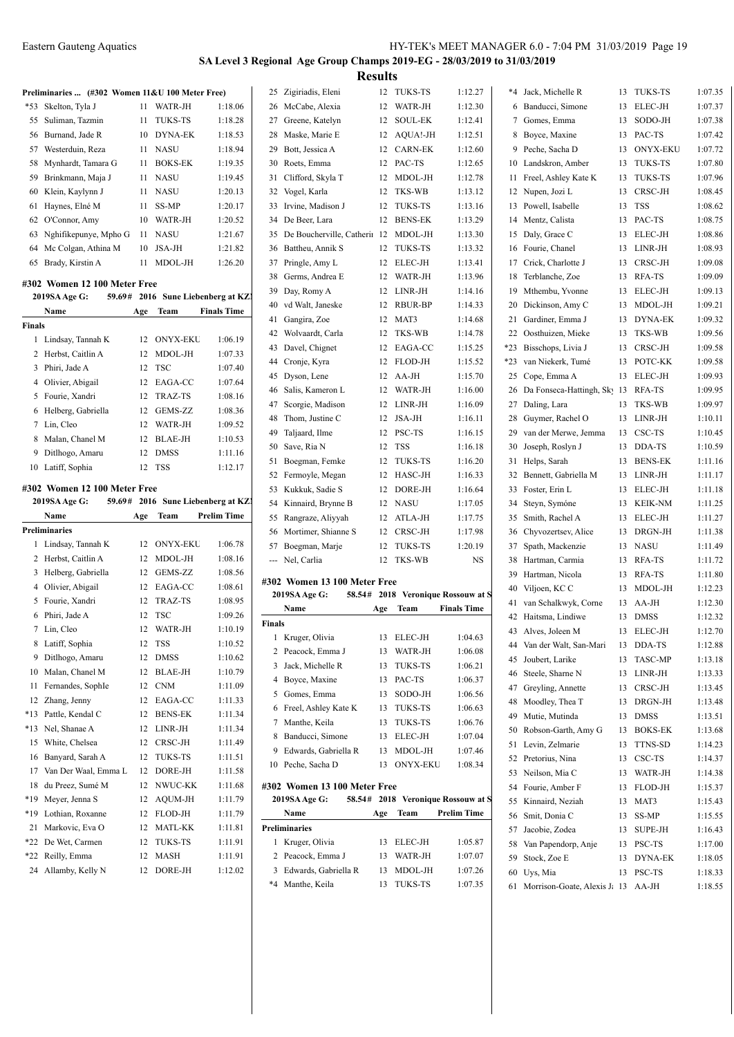## SA Level 3 Regional Age Group Champs 2019-EG - 28/03/2019 to 31/03/2019

## Results

### Preliminaries ... (#302 Women 11&U 100 Meter Free)

| | Name | Age | Team | Prelim Time |
|---|---|---|---|---|
| *53 | Skelton, Tyla J | 11 | WATR-JH | 1:18.06 |
| 55 | Suliman, Tazmin | 11 | TUKS-TS | 1:18.28 |
| 56 | Burnand, Jade R | 10 | DYNA-EK | 1:18.53 |
| 57 | Westerduin, Reza | 11 | NASU | 1:18.94 |
| 58 | Mynhardt, Tamara G | 11 | BOKS-EK | 1:19.35 |
| 59 | Brinkmann, Maja J | 11 | NASU | 1:19.45 |
| 60 | Klein, Kaylynn J | 11 | NASU | 1:20.13 |
| 61 | Haynes, Elné M | 11 | SS-MP | 1:20.17 |
| 62 | O'Connor, Amy | 10 | WATR-JH | 1:20.52 |
| 63 | Nghifikepunye, Mpho G | 11 | NASU | 1:21.67 |
| 64 | Mc Colgan, Athina M | 10 | JSA-JH | 1:21.82 |
| 65 | Brady, Kirstin A | 11 | MDOL-JH | 1:26.20 |

### #302 Women 12 100 Meter Free

2019SA Age G: 59.69# 2016 Sune Liebenberg at KZ

| | Name | Age | Team | Finals Time |
|---|---|---|---|---|
| **Finals** | | | | |
| 1 | Lindsay, Tannah K | 12 | ONYX-EKU | 1:06.19 |
| 2 | Herbst, Caitlin A | 12 | MDOL-JH | 1:07.33 |
| 3 | Phiri, Jade A | 12 | TSC | 1:07.40 |
| 4 | Olivier, Abigail | 12 | EAGA-CC | 1:07.64 |
| 5 | Fourie, Xandri | 12 | TRAZ-TS | 1:08.16 |
| 6 | Helberg, Gabriella | 12 | GEMS-ZZ | 1:08.36 |
| 7 | Lin, Cleo | 12 | WATR-JH | 1:09.52 |
| 8 | Malan, Chanel M | 12 | BLAE-JH | 1:10.53 |
| 9 | Ditlhogo, Amaru | 12 | DMSS | 1:11.16 |
| 10 | Latiff, Sophia | 12 | TSS | 1:12.17 |

### #302 Women 12 100 Meter Free

2019SA Age G: 59.69# 2016 Sune Liebenberg at KZ

| | Name | Age | Team | Prelim Time |
|---|---|---|---|---|
| **Preliminaries** | | | | |
| 1 | Lindsay, Tannah K | 12 | ONYX-EKU | 1:06.78 |
| 2 | Herbst, Caitlin A | 12 | MDOL-JH | 1:08.16 |
| 3 | Helberg, Gabriella | 12 | GEMS-ZZ | 1:08.56 |
| 4 | Olivier, Abigail | 12 | EAGA-CC | 1:08.61 |
| 5 | Fourie, Xandri | 12 | TRAZ-TS | 1:08.95 |
| 6 | Phiri, Jade A | 12 | TSC | 1:09.26 |
| 7 | Lin, Cleo | 12 | WATR-JH | 1:10.19 |
| 8 | Latiff, Sophia | 12 | TSS | 1:10.52 |
| 9 | Ditlhogo, Amaru | 12 | DMSS | 1:10.62 |
| 10 | Malan, Chanel M | 12 | BLAE-JH | 1:10.79 |
| 11 | Fernandes, Sophle | 12 | CNM | 1:11.09 |
| 12 | Zhang, Jenny | 12 | EAGA-CC | 1:11.33 |
| *13 | Pattle, Kendal C | 12 | BENS-EK | 1:11.34 |
| *13 | Nel, Shanae A | 12 | LINR-JH | 1:11.34 |
| 15 | White, Chelsea | 12 | CRSC-JH | 1:11.49 |
| 16 | Banyard, Sarah A | 12 | TUKS-TS | 1:11.51 |
| 17 | Van Der Waal, Emma L | 12 | DORE-JH | 1:11.58 |
| 18 | du Preez, Sumé M | 12 | NWUC-KK | 1:11.68 |
| *19 | Meyer, Jenna S | 12 | AQUM-JH | 1:11.79 |
| *19 | Lothian, Roxanne | 12 | FLOD-JH | 1:11.79 |
| 21 | Markovic, Eva O | 12 | MATL-KK | 1:11.81 |
| *22 | De Wet, Carmen | 12 | TUKS-TS | 1:11.91 |
| *22 | Reilly, Emma | 12 | MASH | 1:11.91 |
| 24 | Allamby, Kelly N | 12 | DORE-JH | 1:12.02 |
| 25 | Zigiriadis, Eleni | 12 | TUKS-TS | 1:12.27 |
| 26 | McCabe, Alexia | 12 | WATR-JH | 1:12.30 |
| 27 | Greene, Katelyn | 12 | SOUL-EK | 1:12.41 |
| 28 | Maske, Marie E | 12 | AQUA!-JH | 1:12.51 |
| 29 | Bott, Jessica A | 12 | CARN-EK | 1:12.60 |
| 30 | Roets, Emma | 12 | PAC-TS | 1:12.65 |
| 31 | Clifford, Skyla T | 12 | MDOL-JH | 1:12.78 |
| 32 | Vogel, Karla | 12 | TKS-WB | 1:13.12 |
| 33 | Irvine, Madison J | 12 | TUKS-TS | 1:13.16 |
| 34 | De Beer, Lara | 12 | BENS-EK | 1:13.29 |
| 35 | De Boucherville, Catherin | 12 | MDOL-JH | 1:13.30 |
| 36 | Battheu, Annik S | 12 | TUKS-TS | 1:13.32 |
| 37 | Pringle, Amy L | 12 | ELEC-JH | 1:13.41 |
| 38 | Germs, Andrea E | 12 | WATR-JH | 1:13.96 |
| 39 | Day, Romy A | 12 | LINR-JH | 1:14.16 |
| 40 | vd Walt, Janeske | 12 | RBUR-BP | 1:14.33 |
| 41 | Gangira, Zoe | 12 | MAT3 | 1:14.68 |
| 42 | Wolvaardt, Carla | 12 | TKS-WB | 1:14.78 |
| 43 | Davel, Chignet | 12 | EAGA-CC | 1:15.25 |
| 44 | Cronje, Kyra | 12 | FLOD-JH | 1:15.52 |
| 45 | Dyson, Lene | 12 | AA-JH | 1:15.70 |
| 46 | Salis, Kameron L | 12 | WATR-JH | 1:16.00 |
| 47 | Scorgie, Madison | 12 | LINR-JH | 1:16.09 |
| 48 | Thom, Justine C | 12 | JSA-JH | 1:16.11 |
| 49 | Taljaard, Ilme | 12 | PSC-TS | 1:16.15 |
| 50 | Save, Ria N | 12 | TSS | 1:16.18 |
| 51 | Boegman, Femke | 12 | TUKS-TS | 1:16.20 |
| 52 | Fermoyle, Megan | 12 | HASC-JH | 1:16.33 |
| 53 | Kukkuk, Sadie S | 12 | DORE-JH | 1:16.64 |
| 54 | Kinnaird, Brynne B | 12 | NASU | 1:17.05 |
| 55 | Rangraze, Aliyyah | 12 | ATLA-JH | 1:17.75 |
| 56 | Mortimer, Shianne S | 12 | CRSC-JH | 1:17.98 |
| 57 | Boegman, Marje | 12 | TUKS-TS | 1:20.19 |
| --- | Nel, Carlia | 12 | TKS-WB | NS |

### #302 Women 13 100 Meter Free

2019SA Age G: 58.54# 2018 Veronique Rossouw at S

| | Name | Age | Team | Finals Time |
|---|---|---|---|---|
| **Finals** | | | | |
| 1 | Kruger, Olivia | 13 | ELEC-JH | 1:04.63 |
| 2 | Peacock, Emma J | 13 | WATR-JH | 1:06.08 |
| 3 | Jack, Michelle R | 13 | TUKS-TS | 1:06.21 |
| 4 | Boyce, Maxine | 13 | PAC-TS | 1:06.37 |
| 5 | Gomes, Emma | 13 | SODO-JH | 1:06.56 |
| 6 | Freel, Ashley Kate K | 13 | TUKS-TS | 1:06.63 |
| 7 | Manthe, Keila | 13 | TUKS-TS | 1:06.76 |
| 8 | Banducci, Simone | 13 | ELEC-JH | 1:07.04 |
| 9 | Edwards, Gabriella R | 13 | MDOL-JH | 1:07.46 |
| 10 | Peche, Sacha D | 13 | ONYX-EKU | 1:08.34 |

### #302 Women 13 100 Meter Free

2019SA Age G: 58.54# 2018 Veronique Rossouw at S

| | Name | Age | Team | Prelim Time |
|---|---|---|---|---|
| **Preliminaries** | | | | |
| 1 | Kruger, Olivia | 13 | ELEC-JH | 1:05.87 |
| 2 | Peacock, Emma J | 13 | WATR-JH | 1:07.07 |
| 3 | Edwards, Gabriella R | 13 | MDOL-JH | 1:07.26 |
| *4 | Manthe, Keila | 13 | TUKS-TS | 1:07.35 |
| *4 | Jack, Michelle R | 13 | TUKS-TS | 1:07.35 |
| 6 | Banducci, Simone | 13 | ELEC-JH | 1:07.37 |
| 7 | Gomes, Emma | 13 | SODO-JH | 1:07.38 |
| 8 | Boyce, Maxine | 13 | PAC-TS | 1:07.42 |
| 9 | Peche, Sacha D | 13 | ONYX-EKU | 1:07.72 |
| 10 | Landskron, Amber | 13 | TUKS-TS | 1:07.80 |
| 11 | Freel, Ashley Kate K | 13 | TUKS-TS | 1:07.96 |
| 12 | Nupen, Jozi L | 13 | CRSC-JH | 1:08.45 |
| 13 | Powell, Isabelle | 13 | TSS | 1:08.62 |
| 14 | Mentz, Calista | 13 | PAC-TS | 1:08.75 |
| 15 | Daly, Grace C | 13 | ELEC-JH | 1:08.86 |
| 16 | Fourie, Chanel | 13 | LINR-JH | 1:08.93 |
| 17 | Crick, Charlotte J | 13 | CRSC-JH | 1:09.08 |
| 18 | Terblanche, Zoe | 13 | RFA-TS | 1:09.09 |
| 19 | Mthembu, Yvonne | 13 | ELEC-JH | 1:09.13 |
| 20 | Dickinson, Amy C | 13 | MDOL-JH | 1:09.21 |
| 21 | Gardiner, Emma J | 13 | DYNA-EK | 1:09.32 |
| 22 | Oosthuizen, Mieke | 13 | TKS-WB | 1:09.56 |
| *23 | Bisschops, Livia J | 13 | CRSC-JH | 1:09.58 |
| *23 | van Niekerk, Tumé | 13 | POTC-KK | 1:09.58 |
| 25 | Cope, Emma A | 13 | ELEC-JH | 1:09.93 |
| 26 | Da Fonseca-Hattingh, Sky | 13 | RFA-TS | 1:09.95 |
| 27 | Daling, Lara | 13 | TKS-WB | 1:09.97 |
| 28 | Guymer, Rachel O | 13 | LINR-JH | 1:10.11 |
| 29 | van der Merwe, Jemma | 13 | CSC-TS | 1:10.45 |
| 30 | Joseph, Roslyn J | 13 | DDA-TS | 1:10.59 |
| 31 | Helps, Sarah | 13 | BENS-EK | 1:11.16 |
| 32 | Bennett, Gabriella M | 13 | LINR-JH | 1:11.17 |
| 33 | Foster, Erin L | 13 | ELEC-JH | 1:11.18 |
| 34 | Steyn, Symóne | 13 | KEIK-NM | 1:11.25 |
| 35 | Smith, Rachel A | 13 | ELEC-JH | 1:11.27 |
| 36 | Chyvozertsev, Alice | 13 | DRGN-JH | 1:11.38 |
| 37 | Spath, Mackenzie | 13 | NASU | 1:11.49 |
| 38 | Hartman, Carmia | 13 | RFA-TS | 1:11.72 |
| 39 | Hartman, Nicola | 13 | RFA-TS | 1:11.80 |
| 40 | Viljoen, KC C | 13 | MDOL-JH | 1:12.23 |
| 41 | van Schalkwyk, Corne | 13 | AA-JH | 1:12.30 |
| 42 | Haitsma, Lindiwe | 13 | DMSS | 1:12.32 |
| 43 | Alves, Joleen M | 13 | ELEC-JH | 1:12.70 |
| 44 | Van der Walt, San-Mari | 13 | DDA-TS | 1:12.88 |
| 45 | Joubert, Larike | 13 | TASC-MP | 1:13.18 |
| 46 | Steele, Sharne N | 13 | LINR-JH | 1:13.33 |
| 47 | Greyling, Annette | 13 | CRSC-JH | 1:13.45 |
| 48 | Moodley, Thea T | 13 | DRGN-JH | 1:13.48 |
| 49 | Mutie, Mutinda | 13 | DMSS | 1:13.51 |
| 50 | Robson-Garth, Amy G | 13 | BOKS-EK | 1:13.68 |
| 51 | Levin, Zelmarie | 13 | TTNS-SD | 1:14.23 |
| 52 | Pretorius, Nina | 13 | CSC-TS | 1:14.37 |
| 53 | Neilson, Mia C | 13 | WATR-JH | 1:14.38 |
| 54 | Fourie, Amber F | 13 | FLOD-JH | 1:15.37 |
| 55 | Kinnaird, Neziah | 13 | MAT3 | 1:15.43 |
| 56 | Smit, Donia C | 13 | SS-MP | 1:15.55 |
| 57 | Jacobie, Zodea | 13 | SUPE-JH | 1:16.43 |
| 58 | Van Papendorp, Anje | 13 | PSC-TS | 1:17.00 |
| 59 | Stock, Zoe E | 13 | DYNA-EK | 1:18.05 |
| 60 | Uys, Mia | 13 | PSC-TS | 1:18.33 |
| 61 | Morrison-Goate, Alexis J | 13 | AA-JH | 1:18.55 |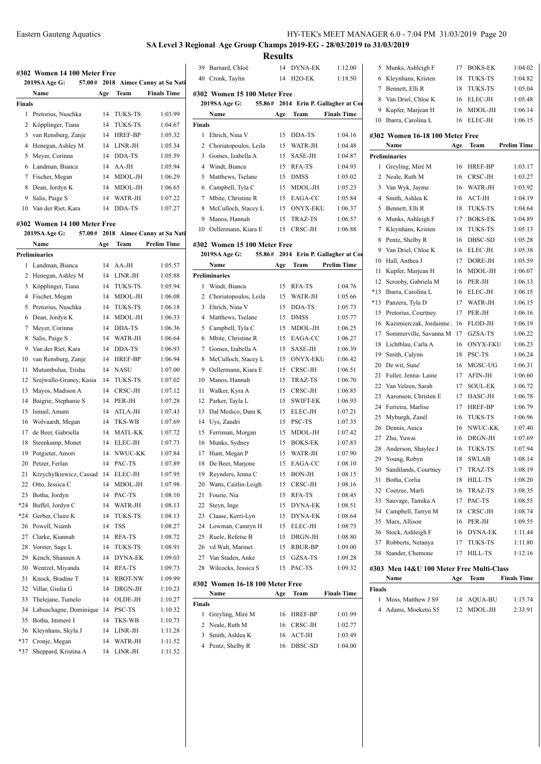SA Level 3 Regional Age Group Champs 2019-EG - 28/03/2019 to 31/03/2019

## Results

### #302 Women 14 100 Meter Free

2019SA Age G: 57.00# 2018 Aimee Canny at Sa Nati

| | Name | Age | Team | Finals Time |
|---|---|---|---|---|
| **Finals** | | | | |
| 1 | Pretorius, Nuschka | 14 | TUKS-TS | 1:03.99 |
| 2 | Köpplinger, Tiana | 14 | TUKS-TS | 1:04.67 |
| 3 | van Rensburg, Zanje | 14 | HREF-BP | 1:05.32 |
| 4 | Henegan, Ashley M | 14 | LINR-JH | 1:05.34 |
| 5 | Meyer, Corinna | 14 | DDA-TS | 1:05.59 |
| 6 | Landman, Bianca | 14 | AA-JH | 1:05.94 |
| 7 | Fischer, Megan | 14 | MDOL-JH | 1:06.29 |
| 8 | Dean, Jordyn K | 14 | MDOL-JH | 1:06.65 |
| 9 | Salis, Paige S | 14 | WATR-JH | 1:07.22 |
| 10 | Van der Riet, Kara | 14 | DDA-TS | 1:07.27 |

### #302 Women 14 100 Meter Free

2019SA Age G: 57.00# 2018 Aimee Canny at Sa Nati

| | Name | Age | Team | Prelim Time |
|---|---|---|---|---|
| **Preliminaries** | | | | |
| 1 | Landman, Bianca | 14 | AA-JH | 1:05.57 |
| 2 | Henegan, Ashley M | 14 | LINR-JH | 1:05.88 |
| 3 | Köpplinger, Tiana | 14 | TUKS-TS | 1:05.94 |
| 4 | Fischer, Megan | 14 | MDOL-JH | 1:06.08 |
| 5 | Pretorius, Nuschka | 14 | TUKS-TS | 1:06.18 |
| 6 | Dean, Jordyn K | 14 | MDOL-JH | 1:06.33 |
| 7 | Meyer, Corinna | 14 | DDA-TS | 1:06.36 |
| 8 | Salis, Paige S | 14 | WATR-JH | 1:06.64 |
| 9 | Van der Riet, Kara | 14 | DDA-TS | 1:06.93 |
| 10 | van Rensburg, Zanje | 14 | HREF-BP | 1:06.94 |
| 11 | Mutumbulua, Trisha | 14 | NASU | 1:07.00 |
| 12 | Szejwallo-Graney, Kasia | 14 | TUKS-TS | 1:07.02 |
| 13 | Mayos, Madison A | 14 | CRSC-JH | 1:07.12 |
| 14 | Baigrie, Stephanie S | 14 | PER-JH | 1:07.28 |
| 15 | Ismail, Amani | 14 | ATLA-JH | 1:07.43 |
| 16 | Wolvaardt, Megan | 14 | TKS-WB | 1:07.69 |
| 17 | de Beer, Gabriella | 14 | MATL-KK | 1:07.72 |
| 18 | Steenkamp, Monet | 14 | ELEC-JH | 1:07.73 |
| 19 | Potgieter, Amori | 14 | NWUC-KK | 1:07.84 |
| 20 | Petzer, Ferlan | 14 | PAC-TS | 1:07.89 |
| 21 | Krzychylkiewicz, Cassad | 14 | ELEC-JH | 1:07.95 |
| 22 | Otto, Jessica C | 14 | MDOL-JH | 1:07.98 |
| 23 | Botha, Jordyn | 14 | PAC-TS | 1:08.10 |
| *24 | Buffel, Jordyn C | 14 | WATR-JH | 1:08.13 |
| *24 | Gerber, Claire K | 14 | TUKS-TS | 1:08.13 |
| 26 | Powell, Niamh | 14 | TSS | 1:08.27 |
| 27 | Clarke, Kiannah | 14 | RFA-TS | 1:08.72 |
| 28 | Vorster, Sage L | 14 | TUKS-TS | 1:08.91 |
| 29 | Kench, Shannen A | 14 | DYNA-EK | 1:09.03 |
| 30 | Wentzel, Miyanda | 14 | RFA-TS | 1:09.73 |
| 31 | Knock, Bradine T | 14 | RBOT-NW | 1:09.99 |
| 32 | Villar, Giulia G | 14 | DRGN-JH | 1:10.23 |
| 33 | Thelejane, Tumelo | 14 | OLDE-JH | 1:10.27 |
| 34 | Labuschagne, Dominique | 14 | PSC-TS | 1:10.32 |
| 35 | Botha, Immeré I | 14 | TKS-WB | 1:10.73 |
| 36 | Kleynhans, Skyla J | 14 | LINR-JH | 1:11.28 |
| *37 | Cronje, Megan | 14 | WATR-JH | 1:11.52 |
| *37 | Sheppard, Kristina A | 14 | LINR-JH | 1:11.52 |
| 39 | Barnard, Chloë | 14 | DYNA-EK | 1:12.00 |
| 40 | Cronk, Taylin | 14 | H2O-EK | 1:18.50 |

### #302 Women 15 100 Meter Free

2019SA Age G: 55.86# 2014 Erin P. Gallagher at Cor

| | Name | Age | Team | Finals Time |
|---|---|---|---|---|
| **Finals** | | | | |
| 1 | Ehrich, Nina V | 15 | DDA-TS | 1:04.16 |
| 2 | Choriatopoulos, Leila | 15 | WATR-JH | 1:04.48 |
| 3 | Gomes, Izabella A | 15 | SASE-JH | 1:04.87 |
| 4 | Windt, Bianca | 15 | RFA-TS | 1:04.93 |
| 5 | Matthews, Tselane | 15 | DMSS | 1:05.02 |
| 6 | Campbell, Tyla C | 15 | MDOL-JH | 1:05.23 |
| 7 | Mbite, Christine R | 15 | EAGA-CC | 1:05.84 |
| 8 | McCulloch, Stacey L | 15 | ONYX-EKU | 1:06.37 |
| 9 | Manos, Hannah | 15 | TRAZ-TS | 1:06.57 |
| 10 | Oellermann, Kiara E | 15 | CRSC-JH | 1:06.88 |

### #302 Women 15 100 Meter Free

2019SA Age G: 55.86# 2014 Erin P. Gallagher at Cor

| | Name | Age | Team | Prelim Time |
|---|---|---|---|---|
| **Preliminaries** | | | | |
| 1 | Windt, Bianca | 15 | RFA-TS | 1:04.76 |
| 2 | Choriatopoulos, Leila | 15 | WATR-JH | 1:05.66 |
| 3 | Ehrich, Nina V | 15 | DDA-TS | 1:05.73 |
| 4 | Matthews, Tselane | 15 | DMSS | 1:05.77 |
| 5 | Campbell, Tyla C | 15 | MDOL-JH | 1:06.25 |
| 6 | Mbite, Christine R | 15 | EAGA-CC | 1:06.27 |
| 7 | Gomes, Izabella A | 15 | SASE-JH | 1:06.39 |
| 8 | McCulloch, Stacey L | 15 | ONYX-EKU | 1:06.42 |
| 9 | Oellermann, Kiara E | 15 | CRSC-JH | 1:06.51 |
| 10 | Manos, Hannah | 15 | TRAZ-TS | 1:06.70 |
| 11 | Walker, Kyra A | 15 | CRSC-JH | 1:06.85 |
| 12 | Parker, Tayla L | 15 | SWIFT-EK | 1:06.93 |
| 13 | Dal Medico, Dani K | 15 | ELEC-JH | 1:07.21 |
| 14 | Uys, Zandri | 15 | PSC-TS | 1:07.35 |
| 15 | Ferriman, Morgan | 15 | MDOL-JH | 1:07.42 |
| 16 | Munks, Sydney | 15 | BOKS-EK | 1:07.83 |
| 17 | Hunt, Megan P | 15 | WATR-JH | 1:07.90 |
| 18 | De Beer, Marjone | 15 | EAGA-CC | 1:08.10 |
| 19 | Reynders, Jenna C | 15 | BON-JH | 1:08.15 |
| 20 | Watts, Caitlin-Leigh | 15 | CRSC-JH | 1:08.16 |
| 21 | Fourie, Nia | 15 | RFA-TS | 1:08.45 |
| 22 | Steyn, Inge | 15 | DYNA-EK | 1:08.51 |
| 23 | Claase, Kerri-Lyn | 15 | DYNA-EK | 1:08.64 |
| 24 | Lowman, Camryn H | 15 | ELEC-JH | 1:08.73 |
| 25 | Ruele, Refetse B | 15 | DRGN-JH | 1:08.80 |
| 26 | vd Walt, Marinet | 15 | RBUR-BP | 1:09.00 |
| 27 | Van Staden, Anke | 15 | GZSA-TS | 1:09.28 |
| 28 | Wilcocks, Jessica S | 15 | PAC-TS | 1:09.32 |

### #302 Women 16-18 100 Meter Free

| | Name | Age | Team | Finals Time |
|---|---|---|---|---|
| **Finals** | | | | |
| 1 | Greyling, Miré M | 16 | HREF-BP | 1:01.99 |
| 2 | Neale, Ruth M | 16 | CRSC-JH | 1:02.77 |
| 3 | Smith, Ashlea K | 16 | ACT-JH | 1:03.49 |
| 4 | Pentz, Shelby R | 16 | DBSC-SD | 1:04.00 |
| 5 | Munks, Ashleigh F | 17 | BOKS-EK | 1:04.02 |
| 6 | Kleynhans, Kristen | 18 | TUKS-TS | 1:04.82 |
| 7 | Bennett, Elli R | 18 | TUKS-TS | 1:05.04 |
| 8 | Van Driel, Chloe K | 16 | ELEC-JH | 1:05.48 |
| 9 | Kupfer, Marjean H | 16 | MDOL-JH | 1:06.14 |
| 10 | Ibarra, Carolina L | 16 | ELEC-JH | 1:06.15 |

### #302 Women 16-18 100 Meter Free

| | Name | Age | Team | Prelim Time |
|---|---|---|---|---|
| **Preliminaries** | | | | |
| 1 | Greyling, Miré M | 16 | HREF-BP | 1:03.17 |
| 2 | Neale, Ruth M | 16 | CRSC-JH | 1:03.27 |
| 3 | Van Wyk, Jayme | 16 | WATR-JH | 1:03.92 |
| 4 | Smith, Ashlea K | 16 | ACT-JH | 1:04.19 |
| 5 | Bennett, Elli R | 18 | TUKS-TS | 1:04.64 |
| 6 | Munks, Ashleigh F | 17 | BOKS-EK | 1:04.89 |
| 7 | Kleynhans, Kristen | 18 | TUKS-TS | 1:05.13 |
| 8 | Pentz, Shelby R | 16 | DBSC-SD | 1:05.28 |
| 9 | Van Driel, Chloe K | 16 | ELEC-JH | 1:05.38 |
| 10 | Hall, Anthea J | 17 | DORE-JH | 1:05.59 |
| 11 | Kupfer, Marjean H | 16 | MDOL-JH | 1:06.07 |
| 12 | Scrooby, Gabriela M | 16 | PER-JH | 1:06.13 |
| *13 | Ibarra, Carolina L | 16 | ELEC-JH | 1:06.15 |
| *13 | Panzera, Tyla D | 17 | WATR-JH | 1:06.15 |
| 15 | Pretorius, Courtney | 17 | PER-JH | 1:06.16 |
| 16 | Kazimierczak, Jordainne . | 16 | FLOD-JH | 1:06.19 |
| 17 | Sommerville, Savanna M | 17 | GZSA-TS | 1:06.22 |
| 18 | Lichtblau, Carla A | 16 | ONYX-EKU | 1:06.23 |
| 19 | Smith, Calynn | 18 | PSC-TS | 1:06.24 |
| 20 | De wit, Sune' | 16 | MGSC-UG | 1:06.31 |
| 21 | Fuller, Jenna- Laine | 17 | AFIN-JH | 1:06.60 |
| 22 | Van Velzen, Sarah | 17 | SOUL-EK | 1:06.72 |
| 23 | Aaronson, Christen E | 17 | HASC-JH | 1:06.78 |
| 24 | Ferreira, Marlise | 17 | HREF-BP | 1:06.79 |
| 25 | Myburgh, Zanél | 16 | TUKS-TS | 1:06.96 |
| 26 | Dennis, Anica | 16 | NWUC-KK | 1:07.40 |
| 27 | Zhu, Yuwai | 16 | DRGN-JH | 1:07.69 |
| 28 | Anderson, Shaylee J | 16 | TUKS-TS | 1:07.94 |
| 29 | Young, Robyn | 18 | SWLAB | 1:08.14 |
| 30 | Sandilands, Courtney | 17 | TRAZ-TS | 1:08.19 |
| 31 | Botha, Corlia | 18 | HILL-TS | 1:08.20 |
| 32 | Coetzee, Marli | 16 | TRAZ-TS | 1:08.35 |
| 33 | Sauvage, Tamika A | 17 | PAC-TS | 1:08.55 |
| 34 | Campbell, Tarryn M | 18 | CRSC-JH | 1:08.74 |
| 35 | Marx, Allison | 16 | PER-JH | 1:09.55 |
| 36 | Stock, Ashleigh F | 16 | DYNA-EK | 1:11.44 |
| 37 | Robberts, Netanya | 17 | TUKS-TS | 1:11.80 |
| 38 | Stander, Chemone | 17 | HILL-TS | 1:12.16 |

### #303 Men 14&U 100 Meter Free Multi-Class

| | Name | Age | Team | Finals Time |
|---|---|---|---|---|
| **Finals** | | | | |
| 1 | Moss, Matthew J S9 | 14 | AQUA-BU | 1:15.74 |
| 4 | Adams, Moeketsi S5 | 12 | MDOL-JH | 2:33.91 |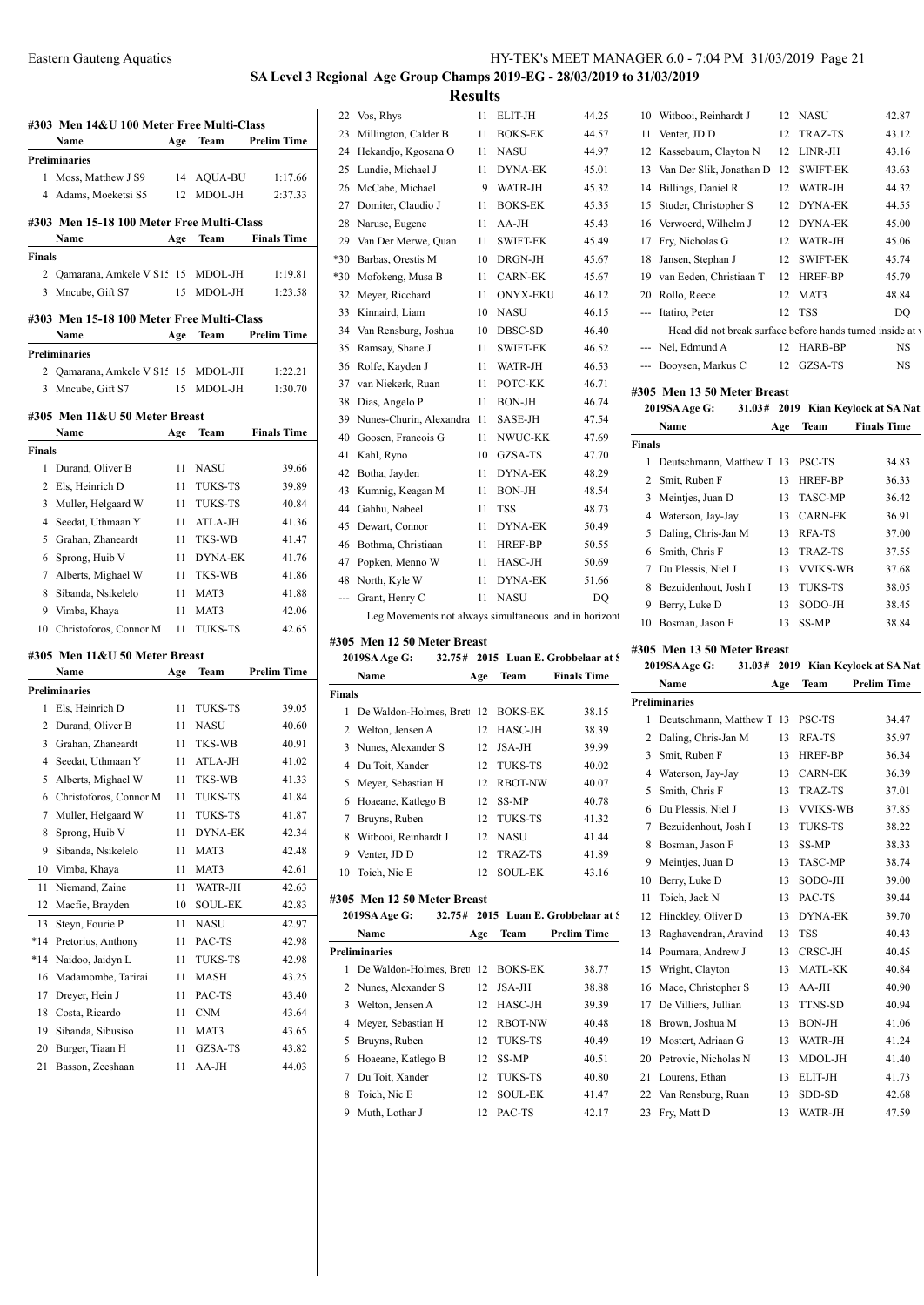**SA Level 3 Regional Age Group Champs 2019-EG - 28/03/2019 to 31/03/2019**

**Results**

## #303 Men 14&U 100 Meter Free Multi-Class

| | Name | Age | Team | Prelim Time |
|---|---|---|---|---|
| **Preliminaries** | | | | |
| 1 | Moss, Matthew J S9 | 14 | AQUA-BU | 1:17.66 |
| 4 | Adams, Moeketsi S5 | 12 | MDOL-JH | 2:37.33 |

## #303 Men 15-18 100 Meter Free Multi-Class

| | Name | Age | Team | Finals Time |
|---|---|---|---|---|
| **Finals** | | | | |
| 2 | Qamarana, Amkele V S15 | 15 | MDOL-JH | 1:19.81 |
| 3 | Mncube, Gift S7 | 15 | MDOL-JH | 1:23.58 |

## #303 Men 15-18 100 Meter Free Multi-Class

| | Name | Age | Team | Prelim Time |
|---|---|---|---|---|
| **Preliminaries** | | | | |
| 2 | Qamarana, Amkele V S15 | 15 | MDOL-JH | 1:22.21 |
| 3 | Mncube, Gift S7 | 15 | MDOL-JH | 1:30.70 |

## #305 Men 11&U 50 Meter Breast

| | Name | Age | Team | Finals Time |
|---|---|---|---|---|
| **Finals** | | | | |
| 1 | Durand, Oliver B | 11 | NASU | 39.66 |
| 2 | Els, Heinrich D | 11 | TUKS-TS | 39.89 |
| 3 | Muller, Helgaard W | 11 | TUKS-TS | 40.84 |
| 4 | Seedat, Uthmaan Y | 11 | ATLA-JH | 41.36 |
| 5 | Grahan, Zhaneardt | 11 | TKS-WB | 41.47 |
| 6 | Sprong, Huib V | 11 | DYNA-EK | 41.76 |
| 7 | Alberts, Mighael W | 11 | TKS-WB | 41.86 |
| 8 | Sibanda, Nsikelelo | 11 | MAT3 | 41.88 |
| 9 | Vimba, Khaya | 11 | MAT3 | 42.06 |
| 10 | Christoforos, Connor M | 11 | TUKS-TS | 42.65 |

## #305 Men 11&U 50 Meter Breast

| | Name | Age | Team | Prelim Time |
|---|---|---|---|---|
| **Preliminaries** | | | | |
| 1 | Els, Heinrich D | 11 | TUKS-TS | 39.05 |
| 2 | Durand, Oliver B | 11 | NASU | 40.60 |
| 3 | Grahan, Zhaneardt | 11 | TKS-WB | 40.91 |
| 4 | Seedat, Uthmaan Y | 11 | ATLA-JH | 41.02 |
| 5 | Alberts, Mighael W | 11 | TKS-WB | 41.33 |
| 6 | Christoforos, Connor M | 11 | TUKS-TS | 41.84 |
| 7 | Muller, Helgaard W | 11 | TUKS-TS | 41.87 |
| 8 | Sprong, Huib V | 11 | DYNA-EK | 42.34 |
| 9 | Sibanda, Nsikelelo | 11 | MAT3 | 42.48 |
| 10 | Vimba, Khaya | 11 | MAT3 | 42.61 |
| 11 | Niemand, Zaine | 11 | WATR-JH | 42.63 |
| 12 | Macfie, Brayden | 10 | SOUL-EK | 42.83 |
| 13 | Steyn, Fourie P | 11 | NASU | 42.97 |
| *14 | Pretorius, Anthony | 11 | PAC-TS | 42.98 |
| *14 | Naidoo, Jaidyn L | 11 | TUKS-TS | 42.98 |
| 16 | Madamombe, Tarirai | 11 | MASH | 43.25 |
| 17 | Dreyer, Hein J | 11 | PAC-TS | 43.40 |
| 18 | Costa, Ricardo | 11 | CNM | 43.64 |
| 19 | Sibanda, Sibusiso | 11 | MAT3 | 43.65 |
| 20 | Burger, Tiaan H | 11 | GZSA-TS | 43.82 |
| 21 | Basson, Zeeshaan | 11 | AA-JH | 44.03 |
| 22 | Vos, Rhys | 11 | ELIT-JH | 44.25 |
| 23 | Millington, Calder B | 11 | BOKS-EK | 44.57 |
| 24 | Hekandjo, Kgosana O | 11 | NASU | 44.97 |
| 25 | Lundie, Michael J | 11 | DYNA-EK | 45.01 |
| 26 | McCabe, Michael | 9 | WATR-JH | 45.32 |
| 27 | Domiter, Claudio J | 11 | BOKS-EK | 45.35 |
| 28 | Naruse, Eugene | 11 | AA-JH | 45.43 |
| 29 | Van Der Merwe, Quan | 11 | SWIFT-EK | 45.49 |
| *30 | Barbas, Orestis M | 10 | DRGN-JH | 45.67 |
| *30 | Mofokeng, Musa B | 11 | CARN-EK | 45.67 |
| 32 | Meyer, Ricchard | 11 | ONYX-EKU | 46.12 |
| 33 | Kinnaird, Liam | 10 | NASU | 46.15 |
| 34 | Van Rensburg, Joshua | 10 | DBSC-SD | 46.40 |
| 35 | Ramsay, Shane J | 11 | SWIFT-EK | 46.52 |
| 36 | Rolfe, Kayden J | 11 | WATR-JH | 46.53 |
| 37 | van Niekerk, Ruan | 11 | POTC-KK | 46.71 |
| 38 | Dias, Angelo P | 11 | BON-JH | 46.74 |
| 39 | Nunes-Churin, Alexandra | 11 | SASE-JH | 47.54 |
| 40 | Goosen, Francois G | 11 | NWUC-KK | 47.69 |
| 41 | Kahl, Ryno | 10 | GZSA-TS | 47.70 |
| 42 | Botha, Jayden | 11 | DYNA-EK | 48.29 |
| 43 | Kumnig, Keagan M | 11 | BON-JH | 48.54 |
| 44 | Gahhu, Nabeel | 11 | TSS | 48.73 |
| 45 | Dewart, Connor | 11 | DYNA-EK | 50.49 |
| 46 | Bothma, Christiaan | 11 | HREF-BP | 50.55 |
| 47 | Popken, Menno W | 11 | HASC-JH | 50.69 |
| 48 | North, Kyle W | 11 | DYNA-EK | 51.66 |
| --- | Grant, Henry C | 11 | NASU | DQ |

Leg Movements not always simultaneous and in horizont

## #305 Men 12 50 Meter Breast

2019SA Age G: 32.75# 2015 Luan E. Grobbelaar at S

| | Name | Age | Team | Finals Time |
|---|---|---|---|---|
| **Finals** | | | | |
| 1 | De Waldon-Holmes, Brett | 12 | BOKS-EK | 38.15 |
| 2 | Welton, Jensen A | 12 | HASC-JH | 38.39 |
| 3 | Nunes, Alexander S | 12 | JSA-JH | 39.99 |
| 4 | Du Toit, Xander | 12 | TUKS-TS | 40.02 |
| 5 | Meyer, Sebastian H | 12 | RBOT-NW | 40.07 |
| 6 | Hoaeane, Katlego B | 12 | SS-MP | 40.78 |
| 7 | Bruyns, Ruben | 12 | TUKS-TS | 41.32 |
| 8 | Witbooi, Reinhardt J | 12 | NASU | 41.44 |
| 9 | Venter, JD D | 12 | TRAZ-TS | 41.89 |
| 10 | Toich, Nic E | 12 | SOUL-EK | 43.16 |

## #305 Men 12 50 Meter Breast

2019SA Age G: 32.75# 2015 Luan E. Grobbelaar at S

| | Name | Age | Team | Prelim Time |
|---|---|---|---|---|
| **Preliminaries** | | | | |
| 1 | De Waldon-Holmes, Brett | 12 | BOKS-EK | 38.77 |
| 2 | Nunes, Alexander S | 12 | JSA-JH | 38.88 |
| 3 | Welton, Jensen A | 12 | HASC-JH | 39.39 |
| 4 | Meyer, Sebastian H | 12 | RBOT-NW | 40.48 |
| 5 | Bruyns, Ruben | 12 | TUKS-TS | 40.49 |
| 6 | Hoaeane, Katlego B | 12 | SS-MP | 40.51 |
| 7 | Du Toit, Xander | 12 | TUKS-TS | 40.80 |
| 8 | Toich, Nic E | 12 | SOUL-EK | 41.47 |
| 9 | Muth, Lothar J | 12 | PAC-TS | 42.17 |
| 10 | Witbooi, Reinhardt J | 12 | NASU | 42.87 |
| 11 | Venter, JD D | 12 | TRAZ-TS | 43.12 |
| 12 | Kassebaum, Clayton N | 12 | LINR-JH | 43.16 |
| 13 | Van Der Slik, Jonathan D | 12 | SWIFT-EK | 43.63 |
| 14 | Billings, Daniel R | 12 | WATR-JH | 44.32 |
| 15 | Studer, Christopher S | 12 | DYNA-EK | 44.55 |
| 16 | Verwoerd, Wilhelm J | 12 | DYNA-EK | 45.00 |
| 17 | Fry, Nicholas G | 12 | WATR-JH | 45.06 |
| 18 | Jansen, Stephan J | 12 | SWIFT-EK | 45.74 |
| 19 | van Eeden, Christiaan T | 12 | HREF-BP | 45.79 |
| 20 | Rollo, Reece | 12 | MAT3 | 48.84 |
| --- | Itatiro, Peter | 12 | TSS | DQ |
| | Head did not break surface before hands turned inside at | | | |
| --- | Nel, Edmund A | 12 | HARB-BP | NS |
| --- | Booysen, Markus C | 12 | GZSA-TS | NS |

## #305 Men 13 50 Meter Breast

2019SA Age G: 31.03# 2019 Kian Keylock at SA Nat

| | Name | Age | Team | Finals Time |
|---|---|---|---|---|
| **Finals** | | | | |
| 1 | Deutschmann, Matthew T | 13 | PSC-TS | 34.83 |
| 2 | Smit, Ruben F | 13 | HREF-BP | 36.33 |
| 3 | Meintjes, Juan D | 13 | TASC-MP | 36.42 |
| 4 | Waterson, Jay-Jay | 13 | CARN-EK | 36.91 |
| 5 | Daling, Chris-Jan M | 13 | RFA-TS | 37.00 |
| 6 | Smith, Chris F | 13 | TRAZ-TS | 37.55 |
| 7 | Du Plessis, Niel J | 13 | VVIKS-WB | 37.68 |
| 8 | Bezuidenhout, Josh I | 13 | TUKS-TS | 38.05 |
| 9 | Berry, Luke D | 13 | SODO-JH | 38.45 |
| 10 | Bosman, Jason F | 13 | SS-MP | 38.84 |

## #305 Men 13 50 Meter Breast

2019SA Age G: 31.03# 2019 Kian Keylock at SA Nat

| | Name | Age | Team | Prelim Time |
|---|---|---|---|---|
| **Preliminaries** | | | | |
| 1 | Deutschmann, Matthew T | 13 | PSC-TS | 34.47 |
| 2 | Daling, Chris-Jan M | 13 | RFA-TS | 35.97 |
| 3 | Smit, Ruben F | 13 | HREF-BP | 36.34 |
| 4 | Waterson, Jay-Jay | 13 | CARN-EK | 36.39 |
| 5 | Smith, Chris F | 13 | TRAZ-TS | 37.01 |
| 6 | Du Plessis, Niel J | 13 | VVIKS-WB | 37.85 |
| 7 | Bezuidenhout, Josh I | 13 | TUKS-TS | 38.22 |
| 8 | Bosman, Jason F | 13 | SS-MP | 38.33 |
| 9 | Meintjes, Juan D | 13 | TASC-MP | 38.74 |
| 10 | Berry, Luke D | 13 | SODO-JH | 39.00 |
| 11 | Toich, Jack N | 13 | PAC-TS | 39.44 |
| 12 | Hinckley, Oliver D | 13 | DYNA-EK | 39.70 |
| 13 | Raghavendran, Aravind | 13 | TSS | 40.43 |
| 14 | Pournara, Andrew J | 13 | CRSC-JH | 40.45 |
| 15 | Wright, Clayton | 13 | MATL-KK | 40.84 |
| 16 | Mace, Christopher S | 13 | AA-JH | 40.90 |
| 17 | De Villiers, Jullian | 13 | TTNS-SD | 40.94 |
| 18 | Brown, Joshua M | 13 | BON-JH | 41.06 |
| 19 | Mostert, Adriaan G | 13 | WATR-JH | 41.24 |
| 20 | Petrovic, Nicholas N | 13 | MDOL-JH | 41.40 |
| 21 | Lourens, Ethan | 13 | ELIT-JH | 41.73 |
| 22 | Van Rensburg, Ruan | 13 | SDD-SD | 42.68 |
| 23 | Fry, Matt D | 13 | WATR-JH | 47.59 |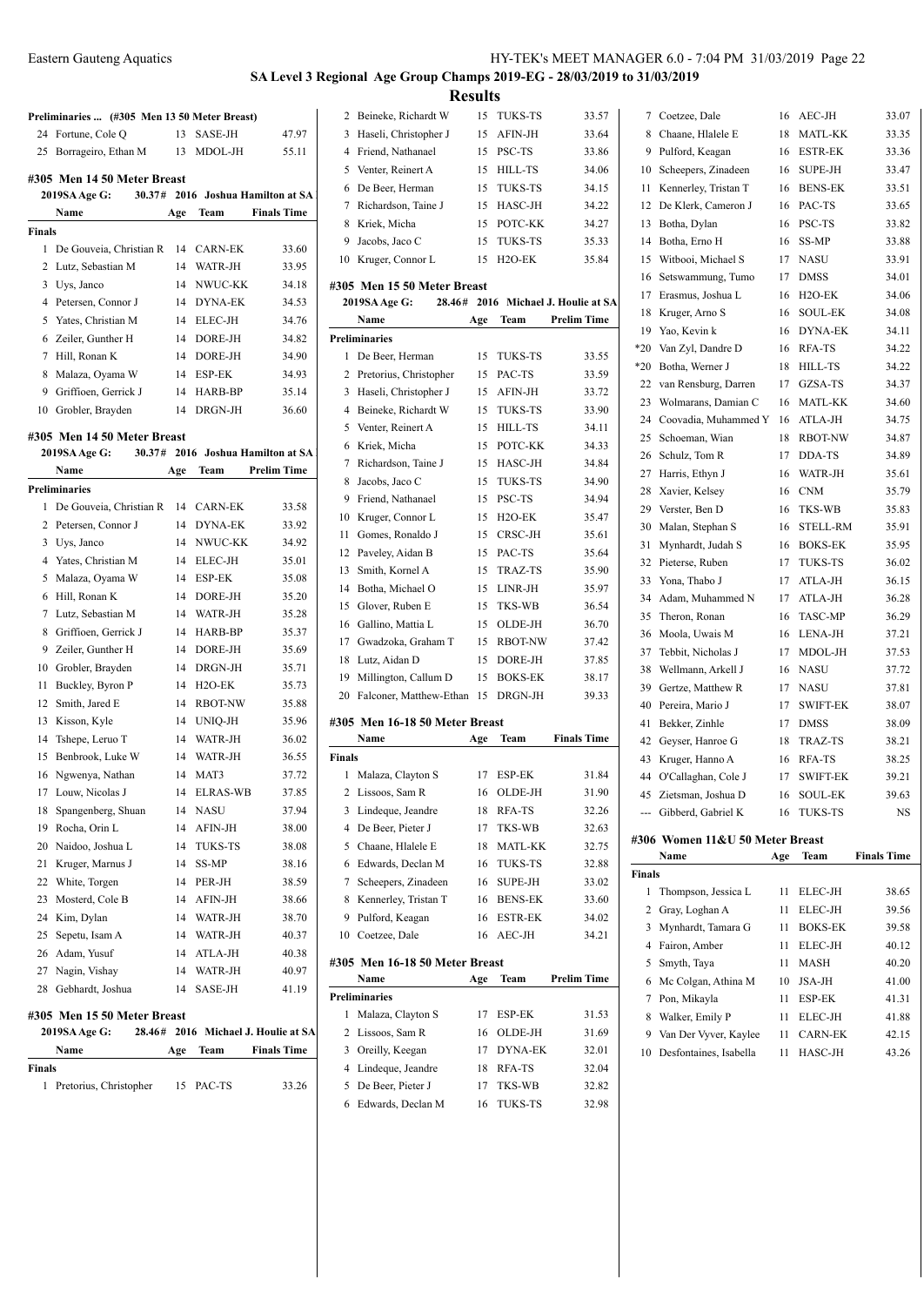**SA Level 3 Regional Age Group Champs 2019-EG - 28/03/2019 to 31/03/2019**

**Results**

**Preliminaries ... (#305 Men 13 50 Meter Breast)**

| | Name | Age | Team | Prelim Time |
|---|---|---|---|---|
| 24 | Fortune, Cole Q | 13 | SASE-JH | 47.97 |
| 25 | Borrageiro, Ethan M | 13 | MDOL-JH | 55.11 |

### #305 Men 14 50 Meter Breast

2019SA Age G: 30.37# 2016 Joshua Hamilton at SA

| | Name | Age | Team | Finals Time |
|---|---|---|---|---|
| **Finals** | | | | |
| 1 | De Gouveia, Christian R | 14 | CARN-EK | 33.60 |
| 2 | Lutz, Sebastian M | 14 | WATR-JH | 33.95 |
| 3 | Uys, Janco | 14 | NWUC-KK | 34.18 |
| 4 | Petersen, Connor J | 14 | DYNA-EK | 34.53 |
| 5 | Yates, Christian M | 14 | ELEC-JH | 34.76 |
| 6 | Zeiler, Gunther H | 14 | DORE-JH | 34.82 |
| 7 | Hill, Ronan K | 14 | DORE-JH | 34.90 |
| 8 | Malaza, Oyama W | 14 | ESP-EK | 34.93 |
| 9 | Griffioen, Gerrick J | 14 | HARB-BP | 35.14 |
| 10 | Grobler, Brayden | 14 | DRGN-JH | 36.60 |

### #305 Men 14 50 Meter Breast

2019SA Age G: 30.37# 2016 Joshua Hamilton at SA

| | Name | Age | Team | Prelim Time |
|---|---|---|---|---|
| **Preliminaries** | | | | |
| 1 | De Gouveia, Christian R | 14 | CARN-EK | 33.58 |
| 2 | Petersen, Connor J | 14 | DYNA-EK | 33.92 |
| 3 | Uys, Janco | 14 | NWUC-KK | 34.92 |
| 4 | Yates, Christian M | 14 | ELEC-JH | 35.01 |
| 5 | Malaza, Oyama W | 14 | ESP-EK | 35.08 |
| 6 | Hill, Ronan K | 14 | DORE-JH | 35.20 |
| 7 | Lutz, Sebastian M | 14 | WATR-JH | 35.28 |
| 8 | Griffioen, Gerrick J | 14 | HARB-BP | 35.37 |
| 9 | Zeiler, Gunther H | 14 | DORE-JH | 35.69 |
| 10 | Grobler, Brayden | 14 | DRGN-JH | 35.71 |
| 11 | Buckley, Byron P | 14 | H2O-EK | 35.73 |
| 12 | Smith, Jared E | 14 | RBOT-NW | 35.88 |
| 13 | Kisson, Kyle | 14 | UNIQ-JH | 35.96 |
| 14 | Tshepe, Leruo T | 14 | WATR-JH | 36.02 |
| 15 | Benbrook, Luke W | 14 | WATR-JH | 36.55 |
| 16 | Ngwenya, Nathan | 14 | MAT3 | 37.72 |
| 17 | Louw, Nicolas J | 14 | ELRAS-WB | 37.85 |
| 18 | Spangenberg, Shuan | 14 | NASU | 37.94 |
| 19 | Rocha, Orin L | 14 | AFIN-JH | 38.00 |
| 20 | Naidoo, Joshua L | 14 | TUKS-TS | 38.08 |
| 21 | Kruger, Marnus J | 14 | SS-MP | 38.16 |
| 22 | White, Torgen | 14 | PER-JH | 38.59 |
| 23 | Mosterd, Cole B | 14 | AFIN-JH | 38.66 |
| 24 | Kim, Dylan | 14 | WATR-JH | 38.70 |
| 25 | Sepetu, Isam A | 14 | WATR-JH | 40.37 |
| 26 | Adam, Yusuf | 14 | ATLA-JH | 40.38 |
| 27 | Nagin, Vishay | 14 | WATR-JH | 40.97 |
| 28 | Gebhardt, Joshua | 14 | SASE-JH | 41.19 |

### #305 Men 15 50 Meter Breast

2019SA Age G: 28.46# 2016 Michael J. Houlie at SA

| | Name | Age | Team | Finals Time |
|---|---|---|---|---|
| **Finals** | | | | |
| 1 | Pretorius, Christopher | 15 | PAC-TS | 33.26 |
| 2 | Beineke, Richardt W | 15 | TUKS-TS | 33.57 |
| 3 | Haseli, Christopher J | 15 | AFIN-JH | 33.64 |
| 4 | Friend, Nathanael | 15 | PSC-TS | 33.86 |
| 5 | Venter, Reinert A | 15 | HILL-TS | 34.06 |
| 6 | De Beer, Herman | 15 | TUKS-TS | 34.15 |
| 7 | Richardson, Taine J | 15 | HASC-JH | 34.22 |
| 8 | Kriek, Micha | 15 | POTC-KK | 34.27 |
| 9 | Jacobs, Jaco C | 15 | TUKS-TS | 35.33 |
| 10 | Kruger, Connor L | 15 | H2O-EK | 35.84 |

### #305 Men 15 50 Meter Breast

2019SA Age G: 28.46# 2016 Michael J. Houlie at SA

| | Name | Age | Team | Prelim Time |
|---|---|---|---|---|
| **Preliminaries** | | | | |
| 1 | De Beer, Herman | 15 | TUKS-TS | 33.55 |
| 2 | Pretorius, Christopher | 15 | PAC-TS | 33.59 |
| 3 | Haseli, Christopher J | 15 | AFIN-JH | 33.72 |
| 4 | Beineke, Richardt W | 15 | TUKS-TS | 33.90 |
| 5 | Venter, Reinert A | 15 | HILL-TS | 34.11 |
| 6 | Kriek, Micha | 15 | POTC-KK | 34.33 |
| 7 | Richardson, Taine J | 15 | HASC-JH | 34.84 |
| 8 | Jacobs, Jaco C | 15 | TUKS-TS | 34.90 |
| 9 | Friend, Nathanael | 15 | PSC-TS | 34.94 |
| 10 | Kruger, Connor L | 15 | H2O-EK | 35.47 |
| 11 | Gomes, Ronaldo J | 15 | CRSC-JH | 35.61 |
| 12 | Paveley, Aidan B | 15 | PAC-TS | 35.64 |
| 13 | Smith, Kornel A | 15 | TRAZ-TS | 35.90 |
| 14 | Botha, Michael O | 15 | LINR-JH | 35.97 |
| 15 | Glover, Ruben E | 15 | TKS-WB | 36.54 |
| 16 | Gallino, Mattia L | 15 | OLDE-JH | 36.70 |
| 17 | Gwadzoka, Graham T | 15 | RBOT-NW | 37.42 |
| 18 | Lutz, Aidan D | 15 | DORE-JH | 37.85 |
| 19 | Millington, Callum D | 15 | BOKS-EK | 38.17 |
| 20 | Falconer, Matthew-Ethan | 15 | DRGN-JH | 39.33 |

### #305 Men 16-18 50 Meter Breast

| | Name | Age | Team | Finals Time |
|---|---|---|---|---|
| **Finals** | | | | |
| 1 | Malaza, Clayton S | 17 | ESP-EK | 31.84 |
| 2 | Lissoos, Sam R | 16 | OLDE-JH | 31.90 |
| 3 | Lindeque, Jeandre | 18 | RFA-TS | 32.26 |
| 4 | De Beer, Pieter J | 17 | TKS-WB | 32.63 |
| 5 | Chaane, Hlalele E | 18 | MATL-KK | 32.75 |
| 6 | Edwards, Declan M | 16 | TUKS-TS | 32.88 |
| 7 | Scheepers, Zinadeen | 16 | SUPE-JH | 33.02 |
| 8 | Kennerley, Tristan T | 16 | BENS-EK | 33.60 |
| 9 | Pulford, Keagan | 16 | ESTR-EK | 34.02 |
| 10 | Coetzee, Dale | 16 | AEC-JH | 34.21 |

### #305 Men 16-18 50 Meter Breast

| | Name | Age | Team | Prelim Time |
|---|---|---|---|---|
| **Preliminaries** | | | | |
| 1 | Malaza, Clayton S | 17 | ESP-EK | 31.53 |
| 2 | Lissoos, Sam R | 16 | OLDE-JH | 31.69 |
| 3 | Oreilly, Keegan | 17 | DYNA-EK | 32.01 |
| 4 | Lindeque, Jeandre | 18 | RFA-TS | 32.04 |
| 5 | De Beer, Pieter J | 17 | TKS-WB | 32.82 |
| 6 | Edwards, Declan M | 16 | TUKS-TS | 32.98 |
| 7 | Coetzee, Dale | 16 | AEC-JH | 33.07 |
| 8 | Chaane, Hlalele E | 18 | MATL-KK | 33.35 |
| 9 | Pulford, Keagan | 16 | ESTR-EK | 33.36 |
| 10 | Scheepers, Zinadeen | 16 | SUPE-JH | 33.47 |
| 11 | Kennerley, Tristan T | 16 | BENS-EK | 33.51 |
| 12 | De Klerk, Cameron J | 16 | PAC-TS | 33.65 |
| 13 | Botha, Dylan | 16 | PSC-TS | 33.82 |
| 14 | Botha, Erno H | 16 | SS-MP | 33.88 |
| 15 | Witbooi, Michael S | 17 | NASU | 33.91 |
| 16 | Setswammung, Tumo | 17 | DMSS | 34.01 |
| 17 | Erasmus, Joshua L | 16 | H2O-EK | 34.06 |
| 18 | Kruger, Arno S | 16 | SOUL-EK | 34.08 |
| 19 | Yao, Kevin k | 16 | DYNA-EK | 34.11 |
| *20 | Van Zyl, Dandre D | 16 | RFA-TS | 34.22 |
| *20 | Botha, Werner J | 18 | HILL-TS | 34.22 |
| 22 | van Rensburg, Darren | 17 | GZSA-TS | 34.37 |
| 23 | Wolmarans, Damian C | 16 | MATL-KK | 34.60 |
| 24 | Coovadia, Muhammed Y | 16 | ATLA-JH | 34.75 |
| 25 | Schoeman, Wian | 18 | RBOT-NW | 34.87 |
| 26 | Schulz, Tom R | 17 | DDA-TS | 34.89 |
| 27 | Harris, Ethyn J | 16 | WATR-JH | 35.61 |
| 28 | Xavier, Kelsey | 16 | CNM | 35.79 |
| 29 | Verster, Ben D | 16 | TKS-WB | 35.83 |
| 30 | Malan, Stephan S | 16 | STELL-RM | 35.91 |
| 31 | Mynhardt, Judah S | 16 | BOKS-EK | 35.95 |
| 32 | Pieterse, Ruben | 17 | TUKS-TS | 36.02 |
| 33 | Yona, Thabo J | 17 | ATLA-JH | 36.15 |
| 34 | Adam, Muhammed N | 17 | ATLA-JH | 36.28 |
| 35 | Theron, Ronan | 16 | TASC-MP | 36.29 |
| 36 | Moola, Uwais M | 16 | LENA-JH | 37.21 |
| 37 | Tebbit, Nicholas J | 17 | MDOL-JH | 37.53 |
| 38 | Wellmann, Arkell J | 16 | NASU | 37.72 |
| 39 | Gertze, Matthew R | 17 | NASU | 37.81 |
| 40 | Pereira, Mario J | 17 | SWIFT-EK | 38.07 |
| 41 | Bekker, Zinhle | 17 | DMSS | 38.09 |
| 42 | Geyser, Hanroe G | 18 | TRAZ-TS | 38.21 |
| 43 | Kruger, Hanno A | 16 | RFA-TS | 38.25 |
| 44 | O'Callaghan, Cole J | 17 | SWIFT-EK | 39.21 |
| 45 | Zietsman, Joshua D | 16 | SOUL-EK | 39.63 |
| --- | Gibberd, Gabriel K | 16 | TUKS-TS | NS |

### #306 Women 11&U 50 Meter Breast

| | Name | Age | Team | Finals Time |
|---|---|---|---|---|
| **Finals** | | | | |
| 1 | Thompson, Jessica L | 11 | ELEC-JH | 38.65 |
| 2 | Gray, Loghan A | 11 | ELEC-JH | 39.56 |
| 3 | Mynhardt, Tamara G | 11 | BOKS-EK | 39.58 |
| 4 | Fairon, Amber | 11 | ELEC-JH | 40.12 |
| 5 | Smyth, Taya | 11 | MASH | 40.20 |
| 6 | Mc Colgan, Athina M | 10 | JSA-JH | 41.00 |
| 7 | Pon, Mikayla | 11 | ESP-EK | 41.31 |
| 8 | Walker, Emily P | 11 | ELEC-JH | 41.88 |
| 9 | Van Der Vyver, Kaylee | 11 | CARN-EK | 42.15 |
| 10 | Desfontaines, Isabella | 11 | HASC-JH | 43.26 |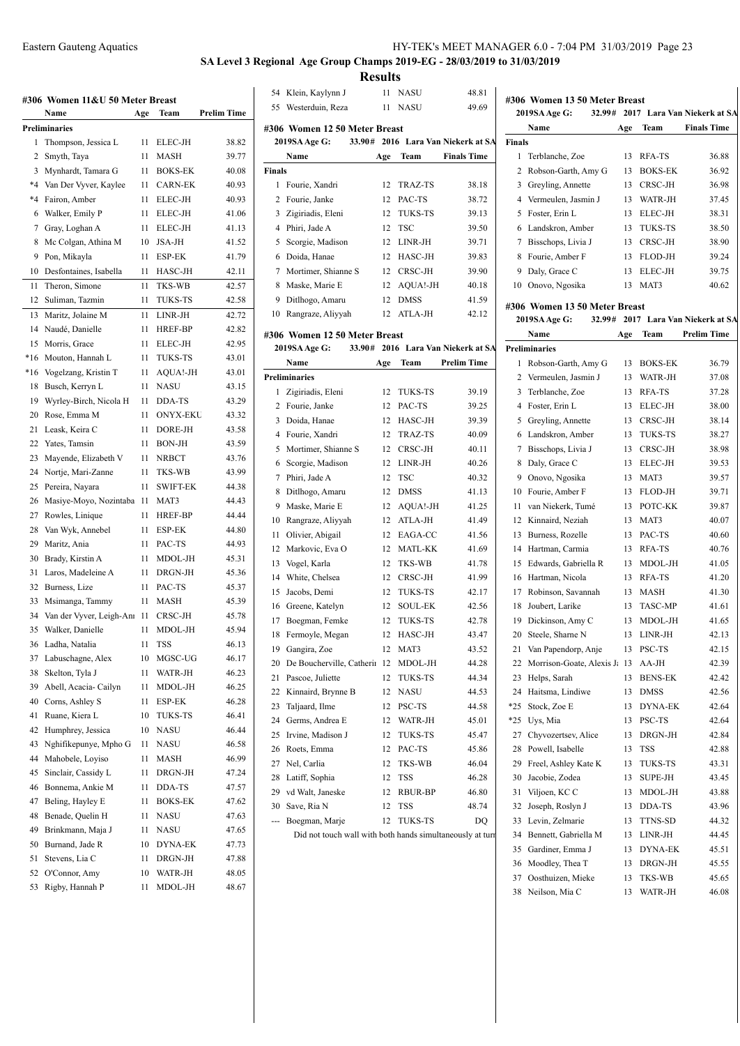# SA Level 3 Regional Age Group Champs 2019-EG - 28/03/2019 to 31/03/2019

## Results

### #306 Women 11&U 50 Meter Breast

| | Name | Age | Team | Prelim Time |
|---|---|---|---|---|
| **Preliminaries** | | | | |
| 1 | Thompson, Jessica L | 11 | ELEC-JH | 38.82 |
| 2 | Smyth, Taya | 11 | MASH | 39.77 |
| 3 | Mynhardt, Tamara G | 11 | BOKS-EK | 40.08 |
| *4 | Van Der Vyver, Kaylee | 11 | CARN-EK | 40.93 |
| *4 | Fairon, Amber | 11 | ELEC-JH | 40.93 |
| 6 | Walker, Emily P | 11 | ELEC-JH | 41.06 |
| 7 | Gray, Loghan A | 11 | ELEC-JH | 41.13 |
| 8 | Mc Colgan, Athina M | 10 | JSA-JH | 41.52 |
| 9 | Pon, Mikayla | 11 | ESP-EK | 41.79 |
| 10 | Desfontaines, Isabella | 11 | HASC-JH | 42.11 |
| 11 | Theron, Simone | 11 | TKS-WB | 42.57 |
| 12 | Suliman, Tazmin | 11 | TUKS-TS | 42.58 |
| 13 | Maritz, Jolaine M | 11 | LINR-JH | 42.72 |
| 14 | Naudé, Danielle | 11 | HREF-BP | 42.82 |
| 15 | Morris, Grace | 11 | ELEC-JH | 42.95 |
| *16 | Mouton, Hannah L | 11 | TUKS-TS | 43.01 |
| *16 | Vogelzang, Kristin T | 11 | AQUA!-JH | 43.01 |
| 18 | Busch, Kerryn L | 11 | NASU | 43.15 |
| 19 | Wyrley-Birch, Nicola H | 11 | DDA-TS | 43.29 |
| 20 | Rose, Emma M | 11 | ONYX-EKU | 43.32 |
| 21 | Leask, Keira C | 11 | DORE-JH | 43.58 |
| 22 | Yates, Tamsin | 11 | BON-JH | 43.59 |
| 23 | Mayende, Elizabeth V | 11 | NRBCT | 43.76 |
| 24 | Nortje, Mari-Zanne | 11 | TKS-WB | 43.99 |
| 25 | Pereira, Nayara | 11 | SWIFT-EK | 44.38 |
| 26 | Masiye-Moyo, Nozintaba | 11 | MAT3 | 44.43 |
| 27 | Rowles, Linique | 11 | HREF-BP | 44.44 |
| 28 | Van Wyk, Annebel | 11 | ESP-EK | 44.80 |
| 29 | Maritz, Ania | 11 | PAC-TS | 44.93 |
| 30 | Brady, Kirstin A | 11 | MDOL-JH | 45.31 |
| 31 | Laros, Madeleine A | 11 | DRGN-JH | 45.36 |
| 32 | Burness, Lize | 11 | PAC-TS | 45.37 |
| 33 | Msimanga, Tammy | 11 | MASH | 45.39 |
| 34 | Van der Vyver, Leigh-Anı | 11 | CRSC-JH | 45.78 |
| 35 | Walker, Danielle | 11 | MDOL-JH | 45.94 |
| 36 | Ladha, Natalia | 11 | TSS | 46.13 |
| 37 | Labuschagne, Alex | 10 | MGSC-UG | 46.17 |
| 38 | Skelton, Tyla J | 11 | WATR-JH | 46.23 |
| 39 | Abell, Acacia- Cailyn | 11 | MDOL-JH | 46.25 |
| 40 | Corns, Ashley S | 11 | ESP-EK | 46.28 |
| 41 | Ruane, Kiera L | 10 | TUKS-TS | 46.41 |
| 42 | Humphrey, Jessica | 10 | NASU | 46.44 |
| 43 | Nghifikepunye, Mpho G | 11 | NASU | 46.58 |
| 44 | Mahobele, Loyiso | 11 | MASH | 46.99 |
| 45 | Sinclair, Cassidy L | 11 | DRGN-JH | 47.24 |
| 46 | Bonnema, Ankie M | 11 | DDA-TS | 47.57 |
| 47 | Beling, Hayley E | 11 | BOKS-EK | 47.62 |
| 48 | Benade, Quelin H | 11 | NASU | 47.63 |
| 49 | Brinkmann, Maja J | 11 | NASU | 47.65 |
| 50 | Burnand, Jade R | 10 | DYNA-EK | 47.73 |
| 51 | Stevens, Lia C | 11 | DRGN-JH | 47.88 |
| 52 | O'Connor, Amy | 10 | WATR-JH | 48.05 |
| 53 | Rigby, Hannah P | 11 | MDOL-JH | 48.67 |
| 54 | Klein, Kaylynn J | 11 | NASU | 48.81 |
| 55 | Westerduin, Reza | 11 | NASU | 49.69 |

### #306 Women 12 50 Meter Breast

2019SA Age G: 33.90# 2016 Lara Van Niekerk at SA

| | Name | Age | Team | Finals Time |
|---|---|---|---|---|
| **Finals** | | | | |
| 1 | Fourie, Xandri | 12 | TRAZ-TS | 38.18 |
| 2 | Fourie, Janke | 12 | PAC-TS | 38.72 |
| 3 | Zigiriadis, Eleni | 12 | TUKS-TS | 39.13 |
| 4 | Phiri, Jade A | 12 | TSC | 39.50 |
| 5 | Scorgie, Madison | 12 | LINR-JH | 39.71 |
| 6 | Doida, Hanae | 12 | HASC-JH | 39.83 |
| 7 | Mortimer, Shianne S | 12 | CRSC-JH | 39.90 |
| 8 | Maske, Marie E | 12 | AQUA!-JH | 40.18 |
| 9 | Ditlhogo, Amaru | 12 | DMSS | 41.59 |
| 10 | Rangraze, Aliyyah | 12 | ATLA-JH | 42.12 |

### #306 Women 12 50 Meter Breast

2019SA Age G: 33.90# 2016 Lara Van Niekerk at SA

| | Name | Age | Team | Prelim Time |
|---|---|---|---|---|
| **Preliminaries** | | | | |
| 1 | Zigiriadis, Eleni | 12 | TUKS-TS | 39.19 |
| 2 | Fourie, Janke | 12 | PAC-TS | 39.25 |
| 3 | Doida, Hanae | 12 | HASC-JH | 39.39 |
| 4 | Fourie, Xandri | 12 | TRAZ-TS | 40.09 |
| 5 | Mortimer, Shianne S | 12 | CRSC-JH | 40.11 |
| 6 | Scorgie, Madison | 12 | LINR-JH | 40.26 |
| 7 | Phiri, Jade A | 12 | TSC | 40.32 |
| 8 | Ditlhogo, Amaru | 12 | DMSS | 41.13 |
| 9 | Maske, Marie E | 12 | AQUA!-JH | 41.25 |
| 10 | Rangraze, Aliyyah | 12 | ATLA-JH | 41.49 |
| 11 | Olivier, Abigail | 12 | EAGA-CC | 41.56 |
| 12 | Markovic, Eva O | 12 | MATL-KK | 41.69 |
| 13 | Vogel, Karla | 12 | TKS-WB | 41.78 |
| 14 | White, Chelsea | 12 | CRSC-JH | 41.99 |
| 15 | Jacobs, Demi | 12 | TUKS-TS | 42.17 |
| 16 | Greene, Katelyn | 12 | SOUL-EK | 42.56 |
| 17 | Boegman, Femke | 12 | TUKS-TS | 42.78 |
| 18 | Fermoyle, Megan | 12 | HASC-JH | 43.47 |
| 19 | Gangira, Zoe | 12 | MAT3 | 43.52 |
| 20 | De Boucherville, Catherii | 12 | MDOL-JH | 44.28 |
| 21 | Pascoe, Juliette | 12 | TUKS-TS | 44.34 |
| 22 | Kinnaird, Brynne B | 12 | NASU | 44.53 |
| 23 | Taljaard, Ilme | 12 | PSC-TS | 44.58 |
| 24 | Germs, Andrea E | 12 | WATR-JH | 45.01 |
| 25 | Irvine, Madison J | 12 | TUKS-TS | 45.47 |
| 26 | Roets, Emma | 12 | PAC-TS | 45.86 |
| 27 | Nel, Carlia | 12 | TKS-WB | 46.04 |
| 28 | Latiff, Sophia | 12 | TSS | 46.28 |
| 29 | vd Walt, Janeske | 12 | RBUR-BP | 46.80 |
| 30 | Save, Ria N | 12 | TSS | 48.74 |
| --- | Boegman, Marje | 12 | TUKS-TS | DQ |

Did not touch wall with both hands simultaneously at turn

### #306 Women 13 50 Meter Breast

2019SA Age G: 32.99# 2017 Lara Van Niekerk at SA

| | Name | Age | Team | Finals Time |
|---|---|---|---|---|
| **Finals** | | | | |
| 1 | Terblanche, Zoe | 13 | RFA-TS | 36.88 |
| 2 | Robson-Garth, Amy G | 13 | BOKS-EK | 36.92 |
| 3 | Greyling, Annette | 13 | CRSC-JH | 36.98 |
| 4 | Vermeulen, Jasmin J | 13 | WATR-JH | 37.45 |
| 5 | Foster, Erin L | 13 | ELEC-JH | 38.31 |
| 6 | Landskron, Amber | 13 | TUKS-TS | 38.50 |
| 7 | Bisschops, Livia J | 13 | CRSC-JH | 38.90 |
| 8 | Fourie, Amber F | 13 | FLOD-JH | 39.24 |
| 9 | Daly, Grace C | 13 | ELEC-JH | 39.75 |
| 10 | Onovo, Ngosika | 13 | MAT3 | 40.62 |

### #306 Women 13 50 Meter Breast

2019SA Age G: 32.99# 2017 Lara Van Niekerk at SA

| | Name | Age | Team | Prelim Time |
|---|---|---|---|---|
| **Preliminaries** | | | | |
| 1 | Robson-Garth, Amy G | 13 | BOKS-EK | 36.79 |
| 2 | Vermeulen, Jasmin J | 13 | WATR-JH | 37.08 |
| 3 | Terblanche, Zoe | 13 | RFA-TS | 37.28 |
| 4 | Foster, Erin L | 13 | ELEC-JH | 38.00 |
| 5 | Greyling, Annette | 13 | CRSC-JH | 38.14 |
| 6 | Landskron, Amber | 13 | TUKS-TS | 38.27 |
| 7 | Bisschops, Livia J | 13 | CRSC-JH | 38.98 |
| 8 | Daly, Grace C | 13 | ELEC-JH | 39.53 |
| 9 | Onovo, Ngosika | 13 | MAT3 | 39.57 |
| 10 | Fourie, Amber F | 13 | FLOD-JH | 39.71 |
| 11 | van Niekerk, Tumé | 13 | POTC-KK | 39.87 |
| 12 | Kinnaird, Neziah | 13 | MAT3 | 40.07 |
| 13 | Burness, Rozelle | 13 | PAC-TS | 40.60 |
| 14 | Hartman, Carmia | 13 | RFA-TS | 40.76 |
| 15 | Edwards, Gabriella R | 13 | MDOL-JH | 41.05 |
| 16 | Hartman, Nicola | 13 | RFA-TS | 41.20 |
| 17 | Robinson, Savannah | 13 | MASH | 41.30 |
| 18 | Joubert, Larike | 13 | TASC-MP | 41.61 |
| 19 | Dickinson, Amy C | 13 | MDOL-JH | 41.65 |
| 20 | Steele, Sharne N | 13 | LINR-JH | 42.13 |
| 21 | Van Papendorp, Anje | 13 | PSC-TS | 42.15 |
| 22 | Morrison-Goate, Alexis Ja | 13 | AA-JH | 42.39 |
| 23 | Helps, Sarah | 13 | BENS-EK | 42.42 |
| 24 | Haitsma, Lindiwe | 13 | DMSS | 42.56 |
| *25 | Stock, Zoe E | 13 | DYNA-EK | 42.64 |
| *25 | Uys, Mia | 13 | PSC-TS | 42.64 |
| 27 | Chyvozertsev, Alice | 13 | DRGN-JH | 42.84 |
| 28 | Powell, Isabelle | 13 | TSS | 42.88 |
| 29 | Freel, Ashley Kate K | 13 | TUKS-TS | 43.31 |
| 30 | Jacobie, Zodea | 13 | SUPE-JH | 43.45 |
| 31 | Viljoen, KC C | 13 | MDOL-JH | 43.88 |
| 32 | Joseph, Roslyn J | 13 | DDA-TS | 43.96 |
| 33 | Levin, Zelmarie | 13 | TTNS-SD | 44.32 |
| 34 | Bennett, Gabriella M | 13 | LINR-JH | 44.45 |
| 35 | Gardiner, Emma J | 13 | DYNA-EK | 45.51 |
| 36 | Moodley, Thea T | 13 | DRGN-JH | 45.55 |
| 37 | Oosthuizen, Mieke | 13 | TKS-WB | 45.65 |
| 38 | Neilson, Mia C | 13 | WATR-JH | 46.08 |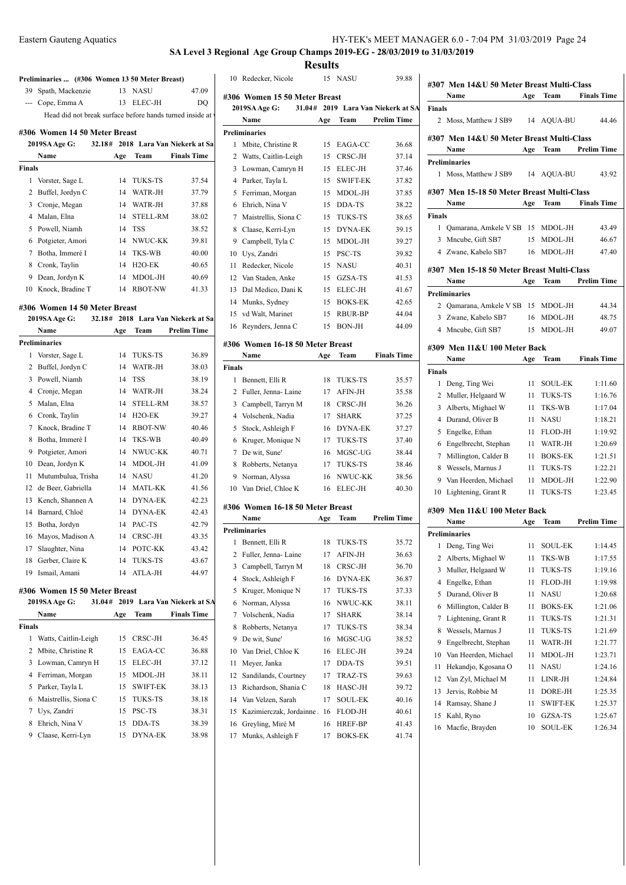# SA Level 3 Regional Age Group Champs 2019-EG - 28/03/2019 to 31/03/2019

## Results

### Preliminaries ... (#306 Women 13 50 Meter Breast)

| | Name | Age | Team | Prelim Time |
|---|---|---|---|---|
| 39 | Spath, Mackenzie | 13 | NASU | 47.09 |
| --- | Cope, Emma A | 13 | ELEC-JH | DQ |

Head did not break surface before hands turned inside at

### #306 Women 14 50 Meter Breast

2019SA Age G: 32.18# 2018 Lara Van Niekerk at Sa

| | Name | Age | Team | Finals Time |
|---|---|---|---|---|
| **Finals** | | | | |
| 1 | Vorster, Sage L | 14 | TUKS-TS | 37.54 |
| 2 | Buffel, Jordyn C | 14 | WATR-JH | 37.79 |
| 3 | Cronje, Megan | 14 | WATR-JH | 37.88 |
| 4 | Malan, Elna | 14 | STELL-RM | 38.02 |
| 5 | Powell, Niamh | 14 | TSS | 38.52 |
| 6 | Potgieter, Amori | 14 | NWUC-KK | 39.81 |
| 7 | Botha, Immeré I | 14 | TKS-WB | 40.00 |
| 8 | Cronk, Taylin | 14 | H2O-EK | 40.65 |
| 9 | Dean, Jordyn K | 14 | MDOL-JH | 40.69 |
| 10 | Knock, Bradine T | 14 | RBOT-NW | 41.33 |

### #306 Women 14 50 Meter Breast

2019SA Age G: 32.18# 2018 Lara Van Niekerk at Sa

| | Name | Age | Team | Prelim Time |
|---|---|---|---|---|
| **Preliminaries** | | | | |
| 1 | Vorster, Sage L | 14 | TUKS-TS | 36.89 |
| 2 | Buffel, Jordyn C | 14 | WATR-JH | 38.03 |
| 3 | Powell, Niamh | 14 | TSS | 38.19 |
| 4 | Cronje, Megan | 14 | WATR-JH | 38.24 |
| 5 | Malan, Elna | 14 | STELL-RM | 38.57 |
| 6 | Cronk, Taylin | 14 | H2O-EK | 39.27 |
| 7 | Knock, Bradine T | 14 | RBOT-NW | 40.46 |
| 8 | Botha, Immeré I | 14 | TKS-WB | 40.49 |
| 9 | Potgieter, Amori | 14 | NWUC-KK | 40.71 |
| 10 | Dean, Jordyn K | 14 | MDOL-JH | 41.09 |
| 11 | Mutumbulua, Trisha | 14 | NASU | 41.20 |
| 12 | de Beer, Gabriella | 14 | MATL-KK | 41.56 |
| 13 | Kench, Shannen A | 14 | DYNA-EK | 42.23 |
| 14 | Barnard, Chloë | 14 | DYNA-EK | 42.43 |
| 15 | Botha, Jordyn | 14 | PAC-TS | 42.79 |
| 16 | Mayos, Madison A | 14 | CRSC-JH | 43.35 |
| 17 | Slaughter, Nina | 14 | POTC-KK | 43.42 |
| 18 | Gerber, Claire K | 14 | TUKS-TS | 43.67 |
| 19 | Ismail, Amani | 14 | ATLA-JH | 44.97 |

### #306 Women 15 50 Meter Breast

2019SA Age G: 31.04# 2019 Lara Van Niekerk at SA

| | Name | Age | Team | Finals Time |
|---|---|---|---|---|
| **Finals** | | | | |
| 1 | Watts, Caitlin-Leigh | 15 | CRSC-JH | 36.45 |
| 2 | Mbite, Christine R | 15 | EAGA-CC | 36.88 |
| 3 | Lowman, Camryn H | 15 | ELEC-JH | 37.12 |
| 4 | Ferriman, Morgan | 15 | MDOL-JH | 38.11 |
| 5 | Parker, Tayla L | 15 | SWIFT-EK | 38.13 |
| 6 | Maistrellis, Siona C | 15 | TUKS-TS | 38.18 |
| 7 | Uys, Zandri | 15 | PSC-TS | 38.31 |
| 8 | Ehrich, Nina V | 15 | DDA-TS | 38.39 |
| 9 | Claase, Kerri-Lyn | 15 | DYNA-EK | 38.98 |
| 10 | Redecker, Nicole | 15 | NASU | 39.88 |

### #306 Women 15 50 Meter Breast

2019SA Age G: 31.04# 2019 Lara Van Niekerk at SA

| | Name | Age | Team | Prelim Time |
|---|---|---|---|---|
| **Preliminaries** | | | | |
| 1 | Mbite, Christine R | 15 | EAGA-CC | 36.68 |
| 2 | Watts, Caitlin-Leigh | 15 | CRSC-JH | 37.14 |
| 3 | Lowman, Camryn H | 15 | ELEC-JH | 37.46 |
| 4 | Parker, Tayla L | 15 | SWIFT-EK | 37.82 |
| 5 | Ferriman, Morgan | 15 | MDOL-JH | 37.85 |
| 6 | Ehrich, Nina V | 15 | DDA-TS | 38.22 |
| 7 | Maistrellis, Siona C | 15 | TUKS-TS | 38.65 |
| 8 | Claase, Kerri-Lyn | 15 | DYNA-EK | 39.15 |
| 9 | Campbell, Tyla C | 15 | MDOL-JH | 39.27 |
| 10 | Uys, Zandri | 15 | PSC-TS | 39.82 |
| 11 | Redecker, Nicole | 15 | NASU | 40.31 |
| 12 | Van Staden, Anke | 15 | GZSA-TS | 41.53 |
| 13 | Dal Medico, Dani K | 15 | ELEC-JH | 41.67 |
| 14 | Munks, Sydney | 15 | BOKS-EK | 42.65 |
| 15 | vd Walt, Marinet | 15 | RBUR-BP | 44.04 |
| 16 | Reynders, Jenna C | 15 | BON-JH | 44.09 |

### #306 Women 16-18 50 Meter Breast

| | Name | Age | Team | Finals Time |
|---|---|---|---|---|
| **Finals** | | | | |
| 1 | Bennett, Elli R | 18 | TUKS-TS | 35.57 |
| 2 | Fuller, Jenna- Laine | 17 | AFIN-JH | 35.58 |
| 3 | Campbell, Tarryn M | 18 | CRSC-JH | 36.26 |
| 4 | Volschenk, Nadia | 17 | SHARK | 37.25 |
| 5 | Stock, Ashleigh F | 16 | DYNA-EK | 37.27 |
| 6 | Kruger, Monique N | 17 | TUKS-TS | 37.40 |
| 7 | De wit, Sune' | 16 | MGSC-UG | 38.44 |
| 8 | Robberts, Netanya | 17 | TUKS-TS | 38.46 |
| 9 | Norman, Alyssa | 16 | NWUC-KK | 38.56 |
| 10 | Van Driel, Chloe K | 16 | ELEC-JH | 40.30 |

### #306 Women 16-18 50 Meter Breast

| | Name | Age | Team | Prelim Time |
|---|---|---|---|---|
| **Preliminaries** | | | | |
| 1 | Bennett, Elli R | 18 | TUKS-TS | 35.72 |
| 2 | Fuller, Jenna- Laine | 17 | AFIN-JH | 36.63 |
| 3 | Campbell, Tarryn M | 18 | CRSC-JH | 36.70 |
| 4 | Stock, Ashleigh F | 16 | DYNA-EK | 36.87 |
| 5 | Kruger, Monique N | 17 | TUKS-TS | 37.33 |
| 6 | Norman, Alyssa | 16 | NWUC-KK | 38.11 |
| 7 | Volschenk, Nadia | 17 | SHARK | 38.14 |
| 8 | Robberts, Netanya | 17 | TUKS-TS | 38.34 |
| 9 | De wit, Sune' | 16 | MGSC-UG | 38.52 |
| 10 | Van Driel, Chloe K | 16 | ELEC-JH | 39.24 |
| 11 | Meyer, Janka | 17 | DDA-TS | 39.51 |
| 12 | Sandilands, Courtney | 17 | TRAZ-TS | 39.63 |
| 13 | Richardson, Shania C | 18 | HASC-JH | 39.72 |
| 14 | Van Velzen, Sarah | 17 | SOUL-EK | 40.16 |
| 15 | Kazimierczak, Jordainne . | 16 | FLOD-JH | 40.61 |
| 16 | Greyling, Miré M | 16 | HREF-BP | 41.43 |
| 17 | Munks, Ashleigh F | 17 | BOKS-EK | 41.74 |

### #307 Men 14&U 50 Meter Breast Multi-Class

| | Name | Age | Team | Finals Time |
|---|---|---|---|---|
| **Finals** | | | | |
| 2 | Moss, Matthew J SB9 | 14 | AQUA-BU | 44.46 |

### #307 Men 14&U 50 Meter Breast Multi-Class

| | Name | Age | Team | Prelim Time |
|---|---|---|---|---|
| **Preliminaries** | | | | |
| 1 | Moss, Matthew J SB9 | 14 | AQUA-BU | 43.92 |

### #307 Men 15-18 50 Meter Breast Multi-Class

| | Name | Age | Team | Finals Time |
|---|---|---|---|---|
| **Finals** | | | | |
| 1 | Qamarana, Amkele V SB | 15 | MDOL-JH | 43.49 |
| 3 | Mncube, Gift SB7 | 15 | MDOL-JH | 46.67 |
| 4 | Zwane, Kabelo SB7 | 16 | MDOL-JH | 47.40 |

### #307 Men 15-18 50 Meter Breast Multi-Class

| | Name | Age | Team | Prelim Time |
|---|---|---|---|---|
| **Preliminaries** | | | | |
| 2 | Qamarana, Amkele V SB | 15 | MDOL-JH | 44.34 |
| 3 | Zwane, Kabelo SB7 | 16 | MDOL-JH | 48.75 |
| 4 | Mncube, Gift SB7 | 15 | MDOL-JH | 49.07 |

### #309 Men 11&U 100 Meter Back

| | Name | Age | Team | Finals Time |
|---|---|---|---|---|
| **Finals** | | | | |
| 1 | Deng, Ting Wei | 11 | SOUL-EK | 1:11.60 |
| 2 | Muller, Helgaard W | 11 | TUKS-TS | 1:16.76 |
| 3 | Alberts, Mighael W | 11 | TKS-WB | 1:17.04 |
| 4 | Durand, Oliver B | 11 | NASU | 1:18.21 |
| 5 | Engelke, Ethan | 11 | FLOD-JH | 1:19.92 |
| 6 | Engelbrecht, Stephan | 11 | WATR-JH | 1:20.69 |
| 7 | Millington, Calder B | 11 | BOKS-EK | 1:21.51 |
| 8 | Wessels, Marnus J | 11 | TUKS-TS | 1:22.21 |
| 9 | Van Heerden, Michael | 11 | MDOL-JH | 1:22.90 |
| 10 | Lightening, Grant R | 11 | TUKS-TS | 1:23.45 |

### #309 Men 11&U 100 Meter Back

| | Name | Age | Team | Prelim Time |
|---|---|---|---|---|
| **Preliminaries** | | | | |
| 1 | Deng, Ting Wei | 11 | SOUL-EK | 1:14.45 |
| 2 | Alberts, Mighael W | 11 | TKS-WB | 1:17.55 |
| 3 | Muller, Helgaard W | 11 | TUKS-TS | 1:19.16 |
| 4 | Engelke, Ethan | 11 | FLOD-JH | 1:19.98 |
| 5 | Durand, Oliver B | 11 | NASU | 1:20.68 |
| 6 | Millington, Calder B | 11 | BOKS-EK | 1:21.06 |
| 7 | Lightening, Grant R | 11 | TUKS-TS | 1:21.31 |
| 8 | Wessels, Marnus J | 11 | TUKS-TS | 1:21.69 |
| 9 | Engelbrecht, Stephan | 11 | WATR-JH | 1:21.77 |
| 10 | Van Heerden, Michael | 11 | MDOL-JH | 1:23.71 |
| 11 | Hekandjo, Kgosana O | 11 | NASU | 1:24.16 |
| 12 | Van Zyl, Michael M | 11 | LINR-JH | 1:24.84 |
| 13 | Jervis, Robbie M | 11 | DORE-JH | 1:25.35 |
| 14 | Ramsay, Shane J | 11 | SWIFT-EK | 1:25.37 |
| 15 | Kahl, Ryno | 10 | GZSA-TS | 1:25.67 |
| 16 | Macfie, Brayden | 10 | SOUL-EK | 1:26.34 |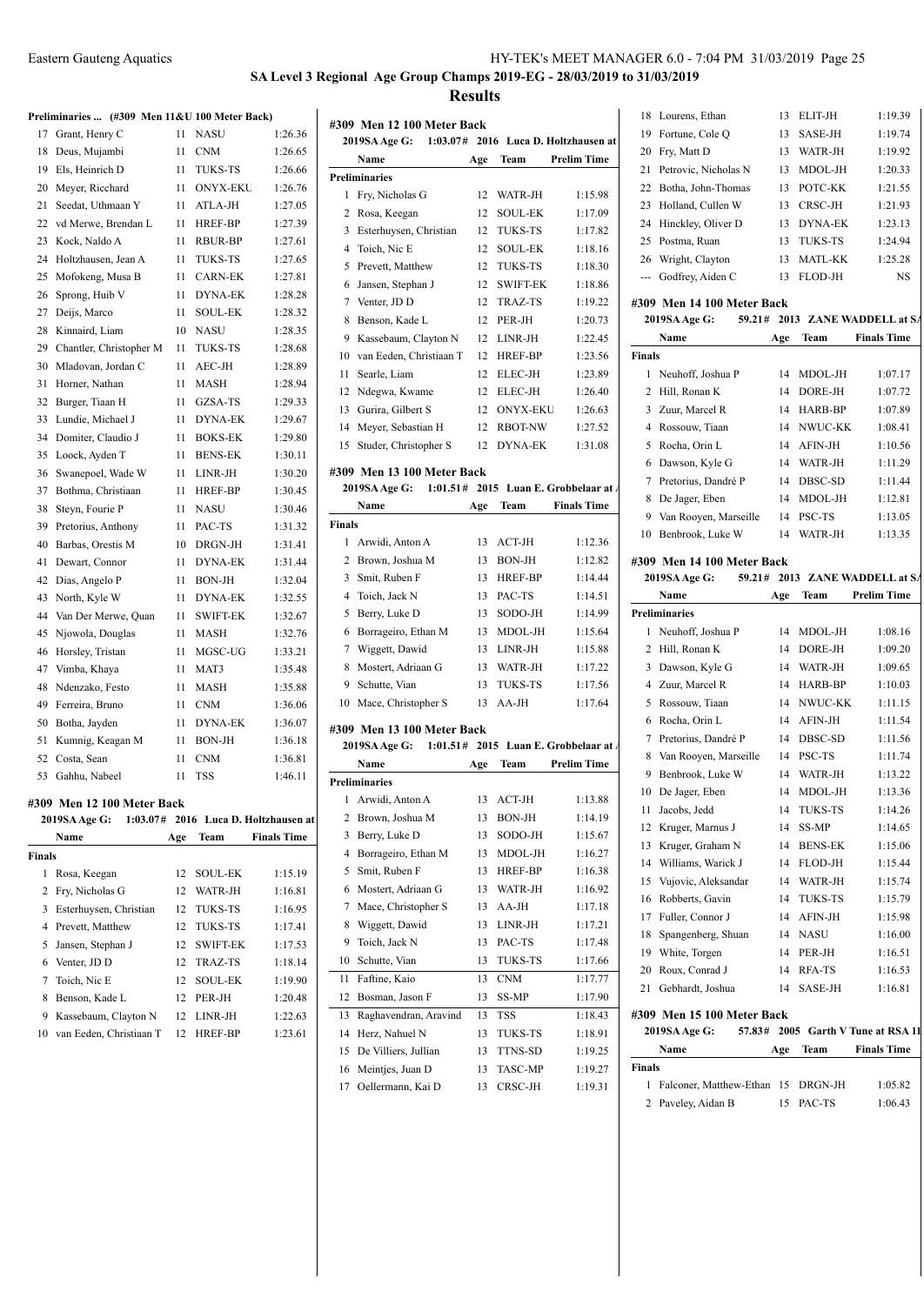## Eastern Gauteng Aquatics

## SA Level 3 Regional Age Group Champs 2019-EG - 28/03/2019 to 31/03/2019

## Results

### Preliminaries ... (#309 Men 11&U 100 Meter Back)

| | Name | Age | Team | Prelim Time |
|---|---|---|---|---|
| 17 | Grant, Henry C | 11 | NASU | 1:26.36 |
| 18 | Deus, Mujambi | 11 | CNM | 1:26.65 |
| 19 | Els, Heinrich D | 11 | TUKS-TS | 1:26.66 |
| 20 | Meyer, Ricchard | 11 | ONYX-EKU | 1:26.76 |
| 21 | Seedat, Uthmaan Y | 11 | ATLA-JH | 1:27.05 |
| 22 | vd Merwe, Brendan L | 11 | HREF-BP | 1:27.39 |
| 23 | Kock, Naldo A | 11 | RBUR-BP | 1:27.61 |
| 24 | Holtzhausen, Jean A | 11 | TUKS-TS | 1:27.65 |
| 25 | Mofokeng, Musa B | 11 | CARN-EK | 1:27.81 |
| 26 | Sprong, Huib V | 11 | DYNA-EK | 1:28.28 |
| 27 | Deijs, Marco | 11 | SOUL-EK | 1:28.32 |
| 28 | Kinnaird, Liam | 10 | NASU | 1:28.35 |
| 29 | Chantler, Christopher M | 11 | TUKS-TS | 1:28.68 |
| 30 | Mladovan, Jordan C | 11 | AEC-JH | 1:28.89 |
| 31 | Horner, Nathan | 11 | MASH | 1:28.94 |
| 32 | Burger, Tiaan H | 11 | GZSA-TS | 1:29.33 |
| 33 | Lundie, Michael J | 11 | DYNA-EK | 1:29.67 |
| 34 | Domiter, Claudio J | 11 | BOKS-EK | 1:29.80 |
| 35 | Loock, Ayden T | 11 | BENS-EK | 1:30.11 |
| 36 | Swanepoel, Wade W | 11 | LINR-JH | 1:30.20 |
| 37 | Bothma, Christiaan | 11 | HREF-BP | 1:30.45 |
| 38 | Steyn, Fourie P | 11 | NASU | 1:30.46 |
| 39 | Pretorius, Anthony | 11 | PAC-TS | 1:31.32 |
| 40 | Barbas, Orestis M | 10 | DRGN-JH | 1:31.41 |
| 41 | Dewart, Connor | 11 | DYNA-EK | 1:31.44 |
| 42 | Dias, Angelo P | 11 | BON-JH | 1:32.04 |
| 43 | North, Kyle W | 11 | DYNA-EK | 1:32.55 |
| 44 | Van Der Merwe, Quan | 11 | SWIFT-EK | 1:32.67 |
| 45 | Njowola, Douglas | 11 | MASH | 1:32.76 |
| 46 | Horsley, Tristan | 11 | MGSC-UG | 1:33.21 |
| 47 | Vimba, Khaya | 11 | MAT3 | 1:35.48 |
| 48 | Ndenzako, Festo | 11 | MASH | 1:35.88 |
| 49 | Ferreira, Bruno | 11 | CNM | 1:36.06 |
| 50 | Botha, Jayden | 11 | DYNA-EK | 1:36.07 |
| 51 | Kumnig, Keagan M | 11 | BON-JH | 1:36.18 |
| 52 | Costa, Sean | 11 | CNM | 1:36.81 |
| 53 | Gahhu, Nabeel | 11 | TSS | 1:46.11 |

### #309 Men 12 100 Meter Back

2019SA Age G: 1:03.07# 2016 Luca D. Holtzhausen at

| | Name | Age | Team | Finals Time |
|---|---|---|---|---|
| **Finals** | | | | |
| 1 | Rosa, Keegan | 12 | SOUL-EK | 1:15.19 |
| 2 | Fry, Nicholas G | 12 | WATR-JH | 1:16.81 |
| 3 | Esterhuysen, Christian | 12 | TUKS-TS | 1:16.95 |
| 4 | Prevett, Matthew | 12 | TUKS-TS | 1:17.41 |
| 5 | Jansen, Stephan J | 12 | SWIFT-EK | 1:17.53 |
| 6 | Venter, JD D | 12 | TRAZ-TS | 1:18.14 |
| 7 | Toich, Nic E | 12 | SOUL-EK | 1:19.90 |
| 8 | Benson, Kade L | 12 | PER-JH | 1:20.48 |
| 9 | Kassebaum, Clayton N | 12 | LINR-JH | 1:22.63 |
| 10 | van Eeden, Christiaan T | 12 | HREF-BP | 1:23.61 |

### #309 Men 12 100 Meter Back

2019SA Age G: 1:03.07# 2016 Luca D. Holtzhausen at

| | Name | Age | Team | Prelim Time |
|---|---|---|---|---|
| **Preliminaries** | | | | |
| 1 | Fry, Nicholas G | 12 | WATR-JH | 1:15.98 |
| 2 | Rosa, Keegan | 12 | SOUL-EK | 1:17.09 |
| 3 | Esterhuysen, Christian | 12 | TUKS-TS | 1:17.82 |
| 4 | Toich, Nic E | 12 | SOUL-EK | 1:18.16 |
| 5 | Prevett, Matthew | 12 | TUKS-TS | 1:18.30 |
| 6 | Jansen, Stephan J | 12 | SWIFT-EK | 1:18.86 |
| 7 | Venter, JD D | 12 | TRAZ-TS | 1:19.22 |
| 8 | Benson, Kade L | 12 | PER-JH | 1:20.73 |
| 9 | Kassebaum, Clayton N | 12 | LINR-JH | 1:22.45 |
| 10 | van Eeden, Christiaan T | 12 | HREF-BP | 1:23.56 |
| 11 | Searle, Liam | 12 | ELEC-JH | 1:23.89 |
| 12 | Ndegwa, Kwame | 12 | ELEC-JH | 1:26.40 |
| 13 | Gurira, Gilbert S | 12 | ONYX-EKU | 1:26.63 |
| 14 | Meyer, Sebastian H | 12 | RBOT-NW | 1:27.52 |
| 15 | Studer, Christopher S | 12 | DYNA-EK | 1:31.08 |

### #309 Men 13 100 Meter Back

2019SA Age G: 1:01.51# 2015 Luan E. Grobbelaar at

| | Name | Age | Team | Finals Time |
|---|---|---|---|---|
| **Finals** | | | | |
| 1 | Arwidi, Anton A | 13 | ACT-JH | 1:12.36 |
| 2 | Brown, Joshua M | 13 | BON-JH | 1:12.82 |
| 3 | Smit, Ruben F | 13 | HREF-BP | 1:14.44 |
| 4 | Toich, Jack N | 13 | PAC-TS | 1:14.51 |
| 5 | Berry, Luke D | 13 | SODO-JH | 1:14.99 |
| 6 | Borrageiro, Ethan M | 13 | MDOL-JH | 1:15.64 |
| 7 | Wiggett, Dawid | 13 | LINR-JH | 1:15.88 |
| 8 | Mostert, Adriaan G | 13 | WATR-JH | 1:17.22 |
| 9 | Schutte, Vian | 13 | TUKS-TS | 1:17.56 |
| 10 | Mace, Christopher S | 13 | AA-JH | 1:17.64 |

### #309 Men 13 100 Meter Back

2019SA Age G: 1:01.51# 2015 Luan E. Grobbelaar at

| | Name | Age | Team | Prelim Time |
|---|---|---|---|---|
| **Preliminaries** | | | | |
| 1 | Arwidi, Anton A | 13 | ACT-JH | 1:13.88 |
| 2 | Brown, Joshua M | 13 | BON-JH | 1:14.19 |
| 3 | Berry, Luke D | 13 | SODO-JH | 1:15.67 |
| 4 | Borrageiro, Ethan M | 13 | MDOL-JH | 1:16.27 |
| 5 | Smit, Ruben F | 13 | HREF-BP | 1:16.38 |
| 6 | Mostert, Adriaan G | 13 | WATR-JH | 1:16.92 |
| 7 | Mace, Christopher S | 13 | AA-JH | 1:17.18 |
| 8 | Wiggett, Dawid | 13 | LINR-JH | 1:17.21 |
| 9 | Toich, Jack N | 13 | PAC-TS | 1:17.48 |
| 10 | Schutte, Vian | 13 | TUKS-TS | 1:17.66 |
| 11 | Faftine, Kaio | 13 | CNM | 1:17.77 |
| 12 | Bosman, Jason F | 13 | SS-MP | 1:17.90 |
| 13 | Raghavendran, Aravind | 13 | TSS | 1:18.43 |
| 14 | Herz, Nahuel N | 13 | TUKS-TS | 1:18.91 |
| 15 | De Villiers, Jullian | 13 | TTNS-SD | 1:19.25 |
| 16 | Meintjes, Juan D | 13 | TASC-MP | 1:19.27 |
| 17 | Oellermann, Kai D | 13 | CRSC-JH | 1:19.31 |
| 18 | Lourens, Ethan | 13 | ELIT-JH | 1:19.39 |
| 19 | Fortune, Cole Q | 13 | SASE-JH | 1:19.74 |
| 20 | Fry, Matt D | 13 | WATR-JH | 1:19.92 |
| 21 | Petrovic, Nicholas N | 13 | MDOL-JH | 1:20.33 |
| 22 | Botha, John-Thomas | 13 | POTC-KK | 1:21.55 |
| 23 | Holland, Cullen W | 13 | CRSC-JH | 1:21.93 |
| 24 | Hinckley, Oliver D | 13 | DYNA-EK | 1:23.13 |
| 25 | Postma, Ruan | 13 | TUKS-TS | 1:24.94 |
| 26 | Wright, Clayton | 13 | MATL-KK | 1:25.28 |
| --- | Godfrey, Aiden C | 13 | FLOD-JH | NS |

### #309 Men 14 100 Meter Back

2019SA Age G: 59.21# 2013 ZANE WADDELL at SA

| | Name | Age | Team | Finals Time |
|---|---|---|---|---|
| **Finals** | | | | |
| 1 | Neuhoff, Joshua P | 14 | MDOL-JH | 1:07.17 |
| 2 | Hill, Ronan K | 14 | DORE-JH | 1:07.72 |
| 3 | Zuur, Marcel R | 14 | HARB-BP | 1:07.89 |
| 4 | Rossouw, Tiaan | 14 | NWUC-KK | 1:08.41 |
| 5 | Rocha, Orin L | 14 | AFIN-JH | 1:10.56 |
| 6 | Dawson, Kyle G | 14 | WATR-JH | 1:11.29 |
| 7 | Pretorius, Dandré P | 14 | DBSC-SD | 1:11.44 |
| 8 | De Jager, Eben | 14 | MDOL-JH | 1:12.81 |
| 9 | Van Rooyen, Marseille | 14 | PSC-TS | 1:13.05 |
| 10 | Benbrook, Luke W | 14 | WATR-JH | 1:13.35 |

### #309 Men 14 100 Meter Back

2019SA Age G: 59.21# 2013 ZANE WADDELL at SA

| | Name | Age | Team | Prelim Time |
|---|---|---|---|---|
| **Preliminaries** | | | | |
| 1 | Neuhoff, Joshua P | 14 | MDOL-JH | 1:08.16 |
| 2 | Hill, Ronan K | 14 | DORE-JH | 1:09.20 |
| 3 | Dawson, Kyle G | 14 | WATR-JH | 1:09.65 |
| 4 | Zuur, Marcel R | 14 | HARB-BP | 1:10.03 |
| 5 | Rossouw, Tiaan | 14 | NWUC-KK | 1:11.15 |
| 6 | Rocha, Orin L | 14 | AFIN-JH | 1:11.54 |
| 7 | Pretorius, Dandré P | 14 | DBSC-SD | 1:11.56 |
| 8 | Van Rooyen, Marseille | 14 | PSC-TS | 1:11.74 |
| 9 | Benbrook, Luke W | 14 | WATR-JH | 1:13.22 |
| 10 | De Jager, Eben | 14 | MDOL-JH | 1:13.36 |
| 11 | Jacobs, Jedd | 14 | TUKS-TS | 1:14.26 |
| 12 | Kruger, Marnus J | 14 | SS-MP | 1:14.65 |
| 13 | Kruger, Graham N | 14 | BENS-EK | 1:15.06 |
| 14 | Williams, Warick J | 14 | FLOD-JH | 1:15.44 |
| 15 | Vujovic, Aleksandar | 14 | WATR-JH | 1:15.74 |
| 16 | Robberts, Gavin | 14 | TUKS-TS | 1:15.79 |
| 17 | Fuller, Connor J | 14 | AFIN-JH | 1:15.98 |
| 18 | Spangenberg, Shuan | 14 | NASU | 1:16.00 |
| 19 | White, Torgen | 14 | PER-JH | 1:16.51 |
| 20 | Roux, Conrad J | 14 | RFA-TS | 1:16.53 |
| 21 | Gebhardt, Joshua | 14 | SASE-JH | 1:16.81 |

### #309 Men 15 100 Meter Back

2019SA Age G: 57.83# 2005 Garth V Tune at RSA 1

| | Name | Age | Team | Finals Time |
|---|---|---|---|---|
| **Finals** | | | | |
| 1 | Falconer, Matthew-Ethan | 15 | DRGN-JH | 1:05.82 |
| 2 | Paveley, Aidan B | 15 | PAC-TS | 1:06.43 |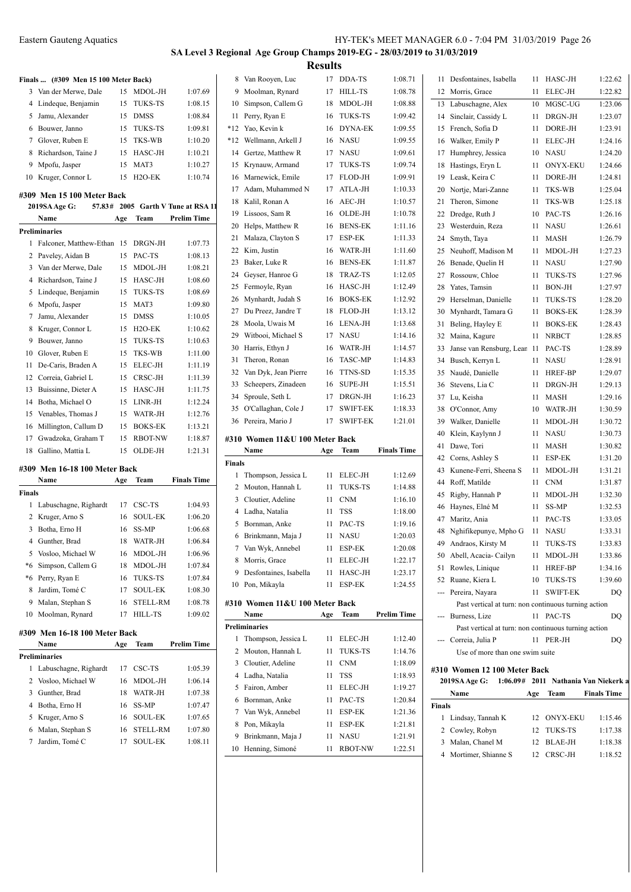## SA Level 3 Regional Age Group Champs 2019-EG - 28/03/2019 to 31/03/2019

### Results

**Finals ... (#309 Men 15 100 Meter Back)**

| | Name | Age | Team | Finals Time |
|---|---|---|---|---|
| 3 | Van der Merwe, Dale | 15 | MDOL-JH | 1:07.69 |
| 4 | Lindeque, Benjamin | 15 | TUKS-TS | 1:08.15 |
| 5 | Jamu, Alexander | 15 | DMSS | 1:08.84 |
| 6 | Bouwer, Janno | 15 | TUKS-TS | 1:09.81 |
| 7 | Glover, Ruben E | 15 | TKS-WB | 1:10.20 |
| 8 | Richardson, Taine J | 15 | HASC-JH | 1:10.21 |
| 9 | Mpofu, Jasper | 15 | MAT3 | 1:10.27 |
| 10 | Kruger, Connor L | 15 | H2O-EK | 1:10.74 |

#### #309 Men 15 100 Meter Back

2019SA Age G: 57.83# 2005 Garth V Tune at RSA 1I

| | Name | Age | Team | Prelim Time |
|---|---|---|---|---|
| **Preliminaries** | | | | |
| 1 | Falconer, Matthew-Ethan | 15 | DRGN-JH | 1:07.73 |
| 2 | Paveley, Aidan B | 15 | PAC-TS | 1:08.13 |
| 3 | Van der Merwe, Dale | 15 | MDOL-JH | 1:08.21 |
| 4 | Richardson, Taine J | 15 | HASC-JH | 1:08.60 |
| 5 | Lindeque, Benjamin | 15 | TUKS-TS | 1:08.69 |
| 6 | Mpofu, Jasper | 15 | MAT3 | 1:09.80 |
| 7 | Jamu, Alexander | 15 | DMSS | 1:10.05 |
| 8 | Kruger, Connor L | 15 | H2O-EK | 1:10.62 |
| 9 | Bouwer, Janno | 15 | TUKS-TS | 1:10.63 |
| 10 | Glover, Ruben E | 15 | TKS-WB | 1:11.00 |
| 11 | De-Caris, Braden A | 15 | ELEC-JH | 1:11.19 |
| 12 | Correia, Gabriel L | 15 | CRSC-JH | 1:11.39 |
| 13 | Buissinne, Dieter A | 15 | HASC-JH | 1:11.75 |
| 14 | Botha, Michael O | 15 | LINR-JH | 1:12.24 |
| 15 | Venables, Thomas J | 15 | WATR-JH | 1:12.76 |
| 16 | Millington, Callum D | 15 | BOKS-EK | 1:13.21 |
| 17 | Gwadzoka, Graham T | 15 | RBOT-NW | 1:18.87 |
| 18 | Gallino, Mattia L | 15 | OLDE-JH | 1:21.31 |

#### #309 Men 16-18 100 Meter Back

| | Name | Age | Team | Finals Time |
|---|---|---|---|---|
| **Finals** | | | | |
| 1 | Labuschagne, Righardt | 17 | CSC-TS | 1:04.93 |
| 2 | Kruger, Arno S | 16 | SOUL-EK | 1:06.20 |
| 3 | Botha, Erno H | 16 | SS-MP | 1:06.68 |
| 4 | Gunther, Brad | 18 | WATR-JH | 1:06.84 |
| 5 | Vosloo, Michael W | 16 | MDOL-JH | 1:06.96 |
| *6 | Simpson, Callem G | 18 | MDOL-JH | 1:07.84 |
| *6 | Perry, Ryan E | 16 | TUKS-TS | 1:07.84 |
| 8 | Jardim, Tomé C | 17 | SOUL-EK | 1:08.30 |
| 9 | Malan, Stephan S | 16 | STELL-RM | 1:08.78 |
| 10 | Moolman, Rynard | 17 | HILL-TS | 1:09.02 |

#### #309 Men 16-18 100 Meter Back

| | Name | Age | Team | Prelim Time |
|---|---|---|---|---|
| **Preliminaries** | | | | |
| 1 | Labuschagne, Righardt | 17 | CSC-TS | 1:05.39 |
| 2 | Vosloo, Michael W | 16 | MDOL-JH | 1:06.14 |
| 3 | Gunther, Brad | 18 | WATR-JH | 1:07.38 |
| 4 | Botha, Erno H | 16 | SS-MP | 1:07.47 |
| 5 | Kruger, Arno S | 16 | SOUL-EK | 1:07.65 |
| 6 | Malan, Stephan S | 16 | STELL-RM | 1:07.80 |
| 7 | Jardim, Tomé C | 17 | SOUL-EK | 1:08.11 |
| 8 | Van Rooyen, Luc | 17 | DDA-TS | 1:08.71 |
| 9 | Moolman, Rynard | 17 | HILL-TS | 1:08.78 |
| 10 | Simpson, Callem G | 18 | MDOL-JH | 1:08.88 |
| 11 | Perry, Ryan E | 16 | TUKS-TS | 1:09.42 |
| *12 | Yao, Kevin k | 16 | DYNA-EK | 1:09.55 |
| *12 | Wellmann, Arkell J | 16 | NASU | 1:09.55 |
| 14 | Gertze, Matthew R | 17 | NASU | 1:09.61 |
| 15 | Krynauw, Armand | 17 | TUKS-TS | 1:09.74 |
| 16 | Marnewick, Emile | 17 | FLOD-JH | 1:09.91 |
| 17 | Adam, Muhammed N | 17 | ATLA-JH | 1:10.33 |
| 18 | Kalil, Ronan A | 16 | AEC-JH | 1:10.57 |
| 19 | Lissoos, Sam R | 16 | OLDE-JH | 1:10.78 |
| 20 | Helps, Matthew R | 16 | BENS-EK | 1:11.16 |
| 21 | Malaza, Clayton S | 17 | ESP-EK | 1:11.33 |
| 22 | Kim, Justin | 16 | WATR-JH | 1:11.60 |
| 23 | Baker, Luke R | 16 | BENS-EK | 1:11.87 |
| 24 | Geyser, Hanroe G | 18 | TRAZ-TS | 1:12.05 |
| 25 | Fermoyle, Ryan | 16 | HASC-JH | 1:12.49 |
| 26 | Mynhardt, Judah S | 16 | BOKS-EK | 1:12.92 |
| 27 | Du Preez, Jandre T | 18 | FLOD-JH | 1:13.12 |
| 28 | Moola, Uwais M | 16 | LENA-JH | 1:13.68 |
| 29 | Witbooi, Michael S | 17 | NASU | 1:14.16 |
| 30 | Harris, Ethyn J | 16 | WATR-JH | 1:14.57 |
| 31 | Theron, Ronan | 16 | TASC-MP | 1:14.83 |
| 32 | Van Dyk, Jean Pierre | 16 | TTNS-SD | 1:15.35 |
| 33 | Scheepers, Zinadeen | 16 | SUPE-JH | 1:15.51 |
| 34 | Sproule, Seth L | 17 | DRGN-JH | 1:16.23 |
| 35 | O'Callaghan, Cole J | 17 | SWIFT-EK | 1:18.33 |
| 36 | Pereira, Mario J | 17 | SWIFT-EK | 1:21.01 |

#### #310 Women 11&U 100 Meter Back

| | Name | Age | Team | Finals Time |
|---|---|---|---|---|
| **Finals** | | | | |
| 1 | Thompson, Jessica L | 11 | ELEC-JH | 1:12.69 |
| 2 | Mouton, Hannah L | 11 | TUKS-TS | 1:14.88 |
| 3 | Cloutier, Adeline | 11 | CNM | 1:16.10 |
| 4 | Ladha, Natalia | 11 | TSS | 1:18.00 |
| 5 | Bornman, Anke | 11 | PAC-TS | 1:19.16 |
| 6 | Brinkmann, Maja J | 11 | NASU | 1:20.03 |
| 7 | Van Wyk, Annebel | 11 | ESP-EK | 1:20.08 |
| 8 | Morris, Grace | 11 | ELEC-JH | 1:22.17 |
| 9 | Desfontaines, Isabella | 11 | HASC-JH | 1:23.17 |
| 10 | Pon, Mikayla | 11 | ESP-EK | 1:24.55 |

#### #310 Women 11&U 100 Meter Back

| | Name | Age | Team | Prelim Time |
|---|---|---|---|---|
| **Preliminaries** | | | | |
| 1 | Thompson, Jessica L | 11 | ELEC-JH | 1:12.40 |
| 2 | Mouton, Hannah L | 11 | TUKS-TS | 1:14.76 |
| 3 | Cloutier, Adeline | 11 | CNM | 1:18.09 |
| 4 | Ladha, Natalia | 11 | TSS | 1:18.93 |
| 5 | Fairon, Amber | 11 | ELEC-JH | 1:19.27 |
| 6 | Bornman, Anke | 11 | PAC-TS | 1:20.84 |
| 7 | Van Wyk, Annebel | 11 | ESP-EK | 1:21.36 |
| 8 | Pon, Mikayla | 11 | ESP-EK | 1:21.81 |
| 9 | Brinkmann, Maja J | 11 | NASU | 1:21.91 |
| 10 | Henning, Simoné | 11 | RBOT-NW | 1:22.51 |
| 11 | Desfontaines, Isabella | 11 | HASC-JH | 1:22.62 |
| 12 | Morris, Grace | 11 | ELEC-JH | 1:22.82 |
| 13 | Labuschagne, Alex | 10 | MGSC-UG | 1:23.06 |
| 14 | Sinclair, Cassidy L | 11 | DRGN-JH | 1:23.07 |
| 15 | French, Sofia D | 11 | DORE-JH | 1:23.91 |
| 16 | Walker, Emily P | 11 | ELEC-JH | 1:24.16 |
| 17 | Humphrey, Jessica | 10 | NASU | 1:24.20 |
| 18 | Hastings, Eryn L | 11 | ONYX-EKU | 1:24.66 |
| 19 | Leask, Keira C | 11 | DORE-JH | 1:24.81 |
| 20 | Nortje, Mari-Zanne | 11 | TKS-WB | 1:25.04 |
| 21 | Theron, Simone | 11 | TKS-WB | 1:25.18 |
| 22 | Dredge, Ruth J | 10 | PAC-TS | 1:26.16 |
| 23 | Westerduin, Reza | 11 | NASU | 1:26.61 |
| 24 | Smyth, Taya | 11 | MASH | 1:26.79 |
| 25 | Neuhoff, Madison M | 11 | MDOL-JH | 1:27.23 |
| 26 | Benade, Quelin H | 11 | NASU | 1:27.90 |
| 27 | Rossouw, Chloe | 11 | TUKS-TS | 1:27.96 |
| 28 | Yates, Tamsin | 11 | BON-JH | 1:27.97 |
| 29 | Herselman, Danielle | 11 | TUKS-TS | 1:28.20 |
| 30 | Mynhardt, Tamara G | 11 | BOKS-EK | 1:28.39 |
| 31 | Beling, Hayley E | 11 | BOKS-EK | 1:28.43 |
| 32 | Maina, Kagure | 11 | NRBCT | 1:28.85 |
| 33 | Janse van Rensburg, Lean | 11 | PAC-TS | 1:28.89 |
| 34 | Busch, Kerryn L | 11 | NASU | 1:28.91 |
| 35 | Naudé, Danielle | 11 | HREF-BP | 1:29.07 |
| 36 | Stevens, Lia C | 11 | DRGN-JH | 1:29.13 |
| 37 | Lu, Keisha | 11 | MASH | 1:29.16 |
| 38 | O'Connor, Amy | 10 | WATR-JH | 1:30.59 |
| 39 | Walker, Danielle | 11 | MDOL-JH | 1:30.72 |
| 40 | Klein, Kaylynn J | 11 | NASU | 1:30.73 |
| 41 | Dawe, Tori | 11 | MASH | 1:30.82 |
| 42 | Corns, Ashley S | 11 | ESP-EK | 1:31.20 |
| 43 | Kunene-Ferri, Sheena S | 11 | MDOL-JH | 1:31.21 |
| 44 | Roff, Matilde | 11 | CNM | 1:31.87 |
| 45 | Rigby, Hannah P | 11 | MDOL-JH | 1:32.30 |
| 46 | Haynes, Elné M | 11 | SS-MP | 1:32.53 |
| 47 | Maritz, Ania | 11 | PAC-TS | 1:33.05 |
| 48 | Nghifikepunye, Mpho G | 11 | NASU | 1:33.31 |
| 49 | Andraos, Kirsty M | 11 | TUKS-TS | 1:33.83 |
| 50 | Abell, Acacia- Cailyn | 11 | MDOL-JH | 1:33.86 |
| 51 | Rowles, Linique | 11 | HREF-BP | 1:34.16 |
| 52 | Ruane, Kiera L | 10 | TUKS-TS | 1:39.60 |
| --- | Pereira, Nayara | 11 | SWIFT-EK | DQ |
| | Past vertical at turn: non continuous turning action | | | |
| --- | Burness, Lize | 11 | PAC-TS | DQ |
| | Past vertical at turn: non continuous turning action | | | |
| --- | Correia, Julia P | 11 | PER-JH | DQ |
| | Use of more than one swim suite | | | |

#### #310 Women 12 100 Meter Back

2019SA Age G: 1:06.09# 2011 Nathania Van Niekerk a

| | Name | Age | Team | Finals Time |
|---|---|---|---|---|
| **Finals** | | | | |
| 1 | Lindsay, Tannah K | 12 | ONYX-EKU | 1:15.46 |
| 2 | Cowley, Robyn | 12 | TUKS-TS | 1:17.38 |
| 3 | Malan, Chanel M | 12 | BLAE-JH | 1:18.38 |
| 4 | Mortimer, Shianne S | 12 | CRSC-JH | 1:18.52 |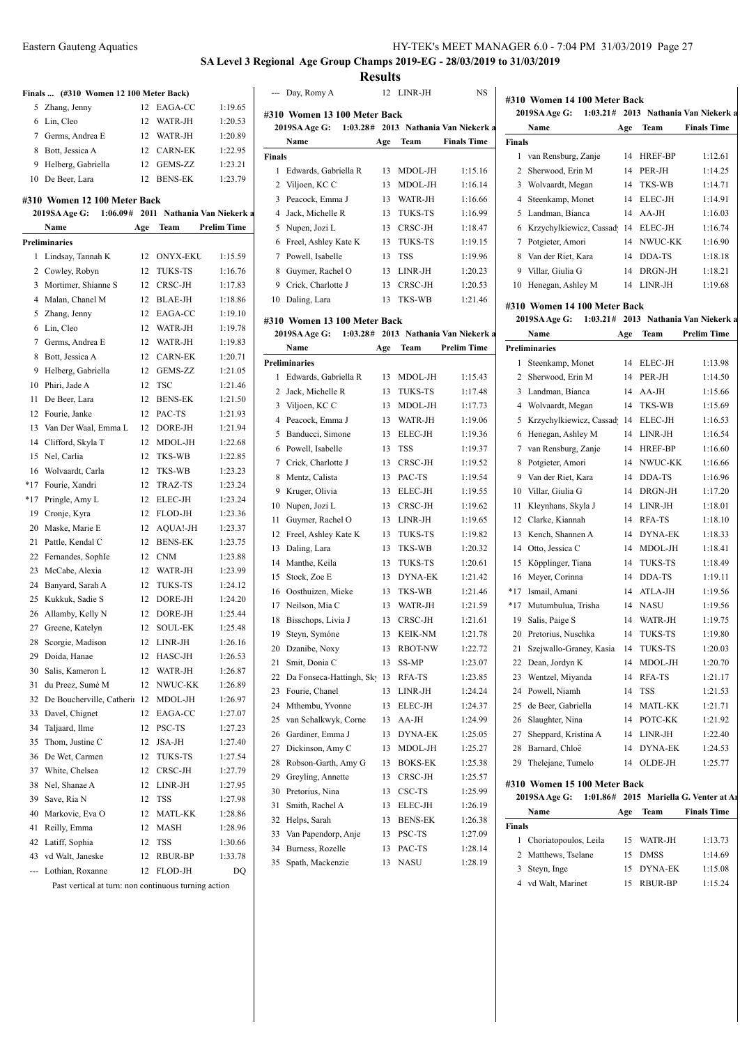# SA Level 3 Regional Age Group Champs 2019-EG - 28/03/2019 to 31/03/2019

## Results

### Finals ... (#310 Women 12 100 Meter Back)

| | Name | Age | Team | Finals Time |
|---|---|---|---|---|
| 5 | Zhang, Jenny | 12 | EAGA-CC | 1:19.65 |
| 6 | Lin, Cleo | 12 | WATR-JH | 1:20.53 |
| 7 | Germs, Andrea E | 12 | WATR-JH | 1:20.89 |
| 8 | Bott, Jessica A | 12 | CARN-EK | 1:22.95 |
| 9 | Helberg, Gabriella | 12 | GEMS-ZZ | 1:23.21 |
| 10 | De Beer, Lara | 12 | BENS-EK | 1:23.79 |

### #310 Women 12 100 Meter Back

2019SA Age G: 1:06.09# 2011 Nathania Van Niekerk a

| | Name | Age | Team | Prelim Time |
|---|---|---|---|---|
| **Preliminaries** | | | | |
| 1 | Lindsay, Tannah K | 12 | ONYX-EKU | 1:15.59 |
| 2 | Cowley, Robyn | 12 | TUKS-TS | 1:16.76 |
| 3 | Mortimer, Shianne S | 12 | CRSC-JH | 1:17.83 |
| 4 | Malan, Chanel M | 12 | BLAE-JH | 1:18.86 |
| 5 | Zhang, Jenny | 12 | EAGA-CC | 1:19.10 |
| 6 | Lin, Cleo | 12 | WATR-JH | 1:19.78 |
| 7 | Germs, Andrea E | 12 | WATR-JH | 1:19.83 |
| 8 | Bott, Jessica A | 12 | CARN-EK | 1:20.71 |
| 9 | Helberg, Gabriella | 12 | GEMS-ZZ | 1:21.05 |
| 10 | Phiri, Jade A | 12 | TSC | 1:21.46 |
| 11 | De Beer, Lara | 12 | BENS-EK | 1:21.50 |
| 12 | Fourie, Janke | 12 | PAC-TS | 1:21.93 |
| 13 | Van Der Waal, Emma L | 12 | DORE-JH | 1:21.94 |
| 14 | Clifford, Skyla T | 12 | MDOL-JH | 1:22.68 |
| 15 | Nel, Carlia | 12 | TKS-WB | 1:22.85 |
| 16 | Wolvaardt, Carla | 12 | TKS-WB | 1:23.23 |
| *17 | Fourie, Xandri | 12 | TRAZ-TS | 1:23.24 |
| *17 | Pringle, Amy L | 12 | ELEC-JH | 1:23.24 |
| 19 | Cronje, Kyra | 12 | FLOD-JH | 1:23.36 |
| 20 | Maske, Marie E | 12 | AQUA!-JH | 1:23.37 |
| 21 | Pattle, Kendal C | 12 | BENS-EK | 1:23.75 |
| 22 | Fernandes, SophIe | 12 | CNM | 1:23.88 |
| 23 | McCabe, Alexia | 12 | WATR-JH | 1:23.99 |
| 24 | Banyard, Sarah A | 12 | TUKS-TS | 1:24.12 |
| 25 | Kukkuk, Sadie S | 12 | DORE-JH | 1:24.20 |
| 26 | Allamby, Kelly N | 12 | DORE-JH | 1:25.44 |
| 27 | Greene, Katelyn | 12 | SOUL-EK | 1:25.48 |
| 28 | Scorgie, Madison | 12 | LINR-JH | 1:26.16 |
| 29 | Doida, Hanae | 12 | HASC-JH | 1:26.53 |
| 30 | Salis, Kameron L | 12 | WATR-JH | 1:26.87 |
| 31 | du Preez, Sumé M | 12 | NWUC-KK | 1:26.89 |
| 32 | De Boucherville, Catherii | 12 | MDOL-JH | 1:26.97 |
| 33 | Davel, Chignet | 12 | EAGA-CC | 1:27.07 |
| 34 | Taljaard, Ilme | 12 | PSC-TS | 1:27.23 |
| 35 | Thom, Justine C | 12 | JSA-JH | 1:27.40 |
| 36 | De Wet, Carmen | 12 | TUKS-TS | 1:27.54 |
| 37 | White, Chelsea | 12 | CRSC-JH | 1:27.79 |
| 38 | Nel, Shanae A | 12 | LINR-JH | 1:27.95 |
| 39 | Save, Ria N | 12 | TSS | 1:27.98 |
| 40 | Markovic, Eva O | 12 | MATL-KK | 1:28.86 |
| 41 | Reilly, Emma | 12 | MASH | 1:28.96 |
| 42 | Latiff, Sophia | 12 | TSS | 1:30.66 |
| 43 | vd Walt, Janeske | 12 | RBUR-BP | 1:33.78 |
| --- | Lothian, Roxanne | 12 | FLOD-JH | DQ |
| | Past vertical at turn: non continuous turning action | | | |
| --- | Day, Romy A | 12 | LINR-JH | NS |

### #310 Women 13 100 Meter Back

2019SA Age G: 1:03.28# 2013 Nathania Van Niekerk a

| | Name | Age | Team | Finals Time |
|---|---|---|---|---|
| **Finals** | | | | |
| 1 | Edwards, Gabriella R | 13 | MDOL-JH | 1:15.16 |
| 2 | Viljoen, KC C | 13 | MDOL-JH | 1:16.14 |
| 3 | Peacock, Emma J | 13 | WATR-JH | 1:16.66 |
| 4 | Jack, Michelle R | 13 | TUKS-TS | 1:16.99 |
| 5 | Nupen, Jozi L | 13 | CRSC-JH | 1:18.47 |
| 6 | Freel, Ashley Kate K | 13 | TUKS-TS | 1:19.15 |
| 7 | Powell, Isabelle | 13 | TSS | 1:19.96 |
| 8 | Guymer, Rachel O | 13 | LINR-JH | 1:20.23 |
| 9 | Crick, Charlotte J | 13 | CRSC-JH | 1:20.53 |
| 10 | Daling, Lara | 13 | TKS-WB | 1:21.46 |

### #310 Women 13 100 Meter Back

2019SA Age G: 1:03.28# 2013 Nathania Van Niekerk a

| | Name | Age | Team | Prelim Time |
|---|---|---|---|---|
| **Preliminaries** | | | | |
| 1 | Edwards, Gabriella R | 13 | MDOL-JH | 1:15.43 |
| 2 | Jack, Michelle R | 13 | TUKS-TS | 1:17.48 |
| 3 | Viljoen, KC C | 13 | MDOL-JH | 1:17.73 |
| 4 | Peacock, Emma J | 13 | WATR-JH | 1:19.06 |
| 5 | Banducci, Simone | 13 | ELEC-JH | 1:19.36 |
| 6 | Powell, Isabelle | 13 | TSS | 1:19.37 |
| 7 | Crick, Charlotte J | 13 | CRSC-JH | 1:19.52 |
| 8 | Mentz, Calista | 13 | PAC-TS | 1:19.54 |
| 9 | Kruger, Olivia | 13 | ELEC-JH | 1:19.55 |
| 10 | Nupen, Jozi L | 13 | CRSC-JH | 1:19.62 |
| 11 | Guymer, Rachel O | 13 | LINR-JH | 1:19.65 |
| 12 | Freel, Ashley Kate K | 13 | TUKS-TS | 1:19.82 |
| 13 | Daling, Lara | 13 | TKS-WB | 1:20.32 |
| 14 | Manthe, Keila | 13 | TUKS-TS | 1:20.61 |
| 15 | Stock, Zoe E | 13 | DYNA-EK | 1:21.42 |
| 16 | Oosthuizen, Mieke | 13 | TKS-WB | 1:21.46 |
| 17 | Neilson, Mia C | 13 | WATR-JH | 1:21.59 |
| 18 | Bisschops, Livia J | 13 | CRSC-JH | 1:21.61 |
| 19 | Steyn, Symóne | 13 | KEIK-NM | 1:21.78 |
| 20 | Dzanibe, Noxy | 13 | RBOT-NW | 1:22.72 |
| 21 | Smit, Donia C | 13 | SS-MP | 1:23.07 |
| 22 | Da Fonseca-Hattingh, Sky | 13 | RFA-TS | 1:23.85 |
| 23 | Fourie, Chanel | 13 | LINR-JH | 1:24.24 |
| 24 | Mthembu, Yvonne | 13 | ELEC-JH | 1:24.37 |
| 25 | van Schalkwyk, Corne | 13 | AA-JH | 1:24.99 |
| 26 | Gardiner, Emma J | 13 | DYNA-EK | 1:25.05 |
| 27 | Dickinson, Amy C | 13 | MDOL-JH | 1:25.27 |
| 28 | Robson-Garth, Amy G | 13 | BOKS-EK | 1:25.38 |
| 29 | Greyling, Annette | 13 | CRSC-JH | 1:25.57 |
| 30 | Pretorius, Nina | 13 | CSC-TS | 1:25.99 |
| 31 | Smith, Rachel A | 13 | ELEC-JH | 1:26.19 |
| 32 | Helps, Sarah | 13 | BENS-EK | 1:26.38 |
| 33 | Van Papendorp, Anje | 13 | PSC-TS | 1:27.09 |
| 34 | Burness, Rozelle | 13 | PAC-TS | 1:28.14 |
| 35 | Spath, Mackenzie | 13 | NASU | 1:28.19 |

### #310 Women 14 100 Meter Back

2019SA Age G: 1:03.21# 2013 Nathania Van Niekerk a

| | Name | Age | Team | Finals Time |
|---|---|---|---|---|
| **Finals** | | | | |
| 1 | van Rensburg, Zanje | 14 | HREF-BP | 1:12.61 |
| 2 | Sherwood, Erin M | 14 | PER-JH | 1:14.25 |
| 3 | Wolvaardt, Megan | 14 | TKS-WB | 1:14.71 |
| 4 | Steenkamp, Monet | 14 | ELEC-JH | 1:14.91 |
| 5 | Landman, Bianca | 14 | AA-JH | 1:16.03 |
| 6 | Krzychylkiewicz, Cassady | 14 | ELEC-JH | 1:16.74 |
| 7 | Potgieter, Amori | 14 | NWUC-KK | 1:16.90 |
| 8 | Van der Riet, Kara | 14 | DDA-TS | 1:18.18 |
| 9 | Villar, Giulia G | 14 | DRGN-JH | 1:18.21 |
| 10 | Henegan, Ashley M | 14 | LINR-JH | 1:19.68 |

### #310 Women 14 100 Meter Back

2019SA Age G: 1:03.21# 2013 Nathania Van Niekerk a

| | Name | Age | Team | Prelim Time |
|---|---|---|---|---|
| **Preliminaries** | | | | |
| 1 | Steenkamp, Monet | 14 | ELEC-JH | 1:13.98 |
| 2 | Sherwood, Erin M | 14 | PER-JH | 1:14.50 |
| 3 | Landman, Bianca | 14 | AA-JH | 1:15.66 |
| 4 | Wolvaardt, Megan | 14 | TKS-WB | 1:15.69 |
| 5 | Krzychylkiewicz, Cassady | 14 | ELEC-JH | 1:16.53 |
| 6 | Henegan, Ashley M | 14 | LINR-JH | 1:16.54 |
| 7 | van Rensburg, Zanje | 14 | HREF-BP | 1:16.60 |
| 8 | Potgieter, Amori | 14 | NWUC-KK | 1:16.66 |
| 9 | Van der Riet, Kara | 14 | DDA-TS | 1:16.96 |
| 10 | Villar, Giulia G | 14 | DRGN-JH | 1:17.20 |
| 11 | Kleynhans, Skyla J | 14 | LINR-JH | 1:18.01 |
| 12 | Clarke, Kiannah | 14 | RFA-TS | 1:18.10 |
| 13 | Kench, Shannen A | 14 | DYNA-EK | 1:18.33 |
| 14 | Otto, Jessica C | 14 | MDOL-JH | 1:18.41 |
| 15 | Köpplinger, Tiana | 14 | TUKS-TS | 1:18.49 |
| 16 | Meyer, Corinna | 14 | DDA-TS | 1:19.11 |
| *17 | Ismail, Amani | 14 | ATLA-JH | 1:19.56 |
| *17 | Mutumbulua, Trisha | 14 | NASU | 1:19.56 |
| 19 | Salis, Paige S | 14 | WATR-JH | 1:19.75 |
| 20 | Pretorius, Nuschka | 14 | TUKS-TS | 1:19.80 |
| 21 | Szejwallo-Graney, Kasia | 14 | TUKS-TS | 1:20.03 |
| 22 | Dean, Jordyn K | 14 | MDOL-JH | 1:20.70 |
| 23 | Wentzel, Miyanda | 14 | RFA-TS | 1:21.17 |
| 24 | Powell, Niamh | 14 | TSS | 1:21.53 |
| 25 | de Beer, Gabriella | 14 | MATL-KK | 1:21.71 |
| 26 | Slaughter, Nina | 14 | POTC-KK | 1:21.92 |
| 27 | Sheppard, Kristina A | 14 | LINR-JH | 1:22.40 |
| 28 | Barnard, Chloë | 14 | DYNA-EK | 1:24.53 |
| 29 | Thelejane, Tumelo | 14 | OLDE-JH | 1:25.77 |

### #310 Women 15 100 Meter Back

2019SA Age G: 1:01.86# 2015 Mariella G. Venter at Ar

| | Name | Age | Team | Finals Time |
|---|---|---|---|---|
| **Finals** | | | | |
| 1 | Choriatopoulos, Leila | 15 | WATR-JH | 1:13.73 |
| 2 | Matthews, Tselane | 15 | DMSS | 1:14.69 |
| 3 | Steyn, Inge | 15 | DYNA-EK | 1:15.08 |
| 4 | vd Walt, Marinet | 15 | RBUR-BP | 1:15.24 |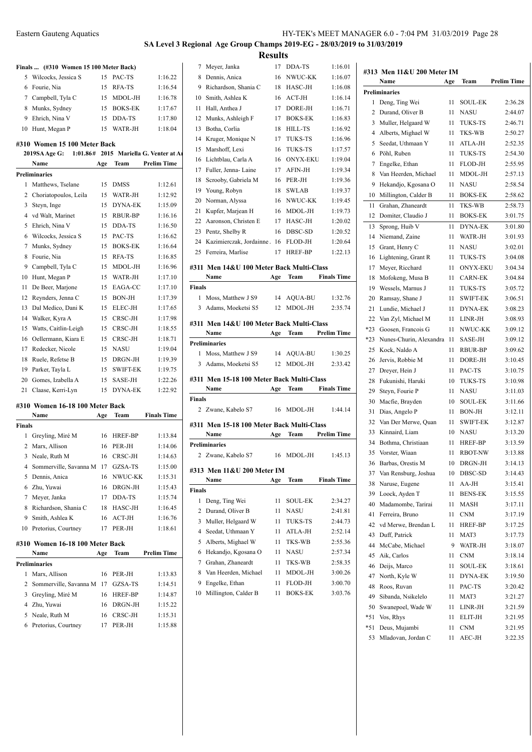## SA Level 3 Regional Age Group Champs 2019-EG - 28/03/2019 to 31/03/2019

## Results

### Finals ... (#310 Women 15 100 Meter Back)

| | Name | Age | Team | Finals Time |
|---|---|---|---|---|
| 5 | Wilcocks, Jessica S | 15 | PAC-TS | 1:16.22 |
| 6 | Fourie, Nia | 15 | RFA-TS | 1:16.54 |
| 7 | Campbell, Tyla C | 15 | MDOL-JH | 1:16.78 |
| 8 | Munks, Sydney | 15 | BOKS-EK | 1:17.67 |
| 9 | Ehrich, Nina V | 15 | DDA-TS | 1:17.80 |
| 10 | Hunt, Megan P | 15 | WATR-JH | 1:18.04 |

### #310 Women 15 100 Meter Back

2019SA Age G: 1:01.86# 2015 Mariella G. Venter at A

| | Name | Age | Team | Prelim Time |
|---|---|---|---|---|
| **Preliminaries** | | | | |
| 1 | Matthews, Tselane | 15 | DMSS | 1:12.61 |
| 2 | Choriatopoulos, Leila | 15 | WATR-JH | 1:12.92 |
| 3 | Steyn, Inge | 15 | DYNA-EK | 1:15.09 |
| 4 | vd Walt, Marinet | 15 | RBUR-BP | 1:16.16 |
| 5 | Ehrich, Nina V | 15 | DDA-TS | 1:16.50 |
| 6 | Wilcocks, Jessica S | 15 | PAC-TS | 1:16.62 |
| 7 | Munks, Sydney | 15 | BOKS-EK | 1:16.64 |
| 8 | Fourie, Nia | 15 | RFA-TS | 1:16.85 |
| 9 | Campbell, Tyla C | 15 | MDOL-JH | 1:16.96 |
| 10 | Hunt, Megan P | 15 | WATR-JH | 1:17.10 |
| 11 | De Beer, Marjone | 15 | EAGA-CC | 1:17.10 |
| 12 | Reynders, Jenna C | 15 | BON-JH | 1:17.39 |
| 13 | Dal Medico, Dani K | 15 | ELEC-JH | 1:17.65 |
| 14 | Walker, Kyra A | 15 | CRSC-JH | 1:17.98 |
| 15 | Watts, Caitlin-Leigh | 15 | CRSC-JH | 1:18.55 |
| 16 | Oellermann, Kiara E | 15 | CRSC-JH | 1:18.71 |
| 17 | Redecker, Nicole | 15 | NASU | 1:19.04 |
| 18 | Ruele, Refetse B | 15 | DRGN-JH | 1:19.39 |
| 19 | Parker, Tayla L | 15 | SWIFT-EK | 1:19.75 |
| 20 | Gomes, Izabella A | 15 | SASE-JH | 1:22.26 |
| 21 | Claase, Kerri-Lyn | 15 | DYNA-EK | 1:22.92 |

### #310 Women 16-18 100 Meter Back

| | Name | Age | Team | Finals Time |
|---|---|---|---|---|
| **Finals** | | | | |
| 1 | Greyling, Miré M | 16 | HREF-BP | 1:13.84 |
| 2 | Marx, Allison | 16 | PER-JH | 1:14.06 |
| 3 | Neale, Ruth M | 16 | CRSC-JH | 1:14.63 |
| 4 | Sommerville, Savanna M | 17 | GZSA-TS | 1:15.00 |
| 5 | Dennis, Anica | 16 | NWUC-KK | 1:15.31 |
| 6 | Zhu, Yuwai | 16 | DRGN-JH | 1:15.43 |
| 7 | Meyer, Janka | 17 | DDA-TS | 1:15.74 |
| 8 | Richardson, Shania C | 18 | HASC-JH | 1:16.45 |
| 9 | Smith, Ashlea K | 16 | ACT-JH | 1:16.76 |
| 10 | Pretorius, Courtney | 17 | PER-JH | 1:18.61 |

### #310 Women 16-18 100 Meter Back

| | Name | Age | Team | Prelim Time |
|---|---|---|---|---|
| **Preliminaries** | | | | |
| 1 | Marx, Allison | 16 | PER-JH | 1:13.83 |
| 2 | Sommerville, Savanna M | 17 | GZSA-TS | 1:14.51 |
| 3 | Greyling, Miré M | 16 | HREF-BP | 1:14.87 |
| 4 | Zhu, Yuwai | 16 | DRGN-JH | 1:15.22 |
| 5 | Neale, Ruth M | 16 | CRSC-JH | 1:15.31 |
| 6 | Pretorius, Courtney | 17 | PER-JH | 1:15.88 |
| 7 | Meyer, Janka | 17 | DDA-TS | 1:16.01 |
| 8 | Dennis, Anica | 16 | NWUC-KK | 1:16.07 |
| 9 | Richardson, Shania C | 18 | HASC-JH | 1:16.08 |
| 10 | Smith, Ashlea K | 16 | ACT-JH | 1:16.14 |
| 11 | Hall, Anthea J | 17 | DORE-JH | 1:16.71 |
| 12 | Munks, Ashleigh F | 17 | BOKS-EK | 1:16.83 |
| 13 | Botha, Corlia | 18 | HILL-TS | 1:16.92 |
| 14 | Kruger, Monique N | 17 | TUKS-TS | 1:16.96 |
| 15 | Marshoff, Lexi | 16 | TUKS-TS | 1:17.57 |
| 16 | Lichtblau, Carla A | 16 | ONYX-EKU | 1:19.04 |
| 17 | Fuller, Jenna- Laine | 17 | AFIN-JH | 1:19.34 |
| 18 | Scrooby, Gabriela M | 16 | PER-JH | 1:19.36 |
| 19 | Young, Robyn | 18 | SWLAB | 1:19.37 |
| 20 | Norman, Alyssa | 16 | NWUC-KK | 1:19.45 |
| 21 | Kupfer, Marjean H | 16 | MDOL-JH | 1:19.73 |
| 22 | Aaronson, Christen E | 17 | HASC-JH | 1:20.02 |
| 23 | Pentz, Shelby R | 16 | DBSC-SD | 1:20.52 |
| 24 | Kazimierczak, Jordainne | 16 | FLOD-JH | 1:20.64 |
| 25 | Ferreira, Marlise | 17 | HREF-BP | 1:22.13 |

### #311 Men 14&U 100 Meter Back Multi-Class

| | Name | Age | Team | Finals Time |
|---|---|---|---|---|
| **Finals** | | | | |
| 1 | Moss, Matthew J S9 | 14 | AQUA-BU | 1:32.76 |
| 3 | Adams, Moeketsi S5 | 12 | MDOL-JH | 2:35.74 |

### #311 Men 14&U 100 Meter Back Multi-Class

| | Name | Age | Team | Prelim Time |
|---|---|---|---|---|
| **Preliminaries** | | | | |
| 1 | Moss, Matthew J S9 | 14 | AQUA-BU | 1:30.25 |
| 3 | Adams, Moeketsi S5 | 12 | MDOL-JH | 2:33.42 |

### #311 Men 15-18 100 Meter Back Multi-Class

| | Name | Age | Team | Finals Time |
|---|---|---|---|---|
| **Finals** | | | | |
| 2 | Zwane, Kabelo S7 | 16 | MDOL-JH | 1:44.14 |

### #311 Men 15-18 100 Meter Back Multi-Class

| | Name | Age | Team | Prelim Time |
|---|---|---|---|---|
| **Preliminaries** | | | | |
| 2 | Zwane, Kabelo S7 | 16 | MDOL-JH | 1:45.13 |

### #313 Men 11&U 200 Meter IM

| | Name | Age | Team | Finals Time |
|---|---|---|---|---|
| **Finals** | | | | |
| 1 | Deng, Ting Wei | 11 | SOUL-EK | 2:34.27 |
| 2 | Durand, Oliver B | 11 | NASU | 2:41.81 |
| 3 | Muller, Helgaard W | 11 | TUKS-TS | 2:44.73 |
| 4 | Seedat, Uthmaan Y | 11 | ATLA-JH | 2:52.14 |
| 5 | Alberts, Mighael W | 11 | TKS-WB | 2:55.36 |
| 6 | Hekandjo, Kgosana O | 11 | NASU | 2:57.34 |
| 7 | Grahan, Zhaneardt | 11 | TKS-WB | 2:58.35 |
| 8 | Van Heerden, Michael | 11 | MDOL-JH | 3:00.26 |
| 9 | Engelke, Ethan | 11 | FLOD-JH | 3:00.70 |
| 10 | Millington, Calder B | 11 | BOKS-EK | 3:03.76 |

### #313 Men 11&U 200 Meter IM

| | Name | Age | Team | Prelim Time |
|---|---|---|---|---|
| **Preliminaries** | | | | |
| 1 | Deng, Ting Wei | 11 | SOUL-EK | 2:36.28 |
| 2 | Durand, Oliver B | 11 | NASU | 2:44.07 |
| 3 | Muller, Helgaard W | 11 | TUKS-TS | 2:46.71 |
| 4 | Alberts, Mighael W | 11 | TKS-WB | 2:50.27 |
| 5 | Seedat, Uthmaan Y | 11 | ATLA-JH | 2:52.35 |
| 6 | Pöhl, Ruben | 11 | TUKS-TS | 2:54.30 |
| 7 | Engelke, Ethan | 11 | FLOD-JH | 2:55.95 |
| 8 | Van Heerden, Michael | 11 | MDOL-JH | 2:57.13 |
| 9 | Hekandjo, Kgosana O | 11 | NASU | 2:58.54 |
| 10 | Millington, Calder B | 11 | BOKS-EK | 2:58.62 |
| 11 | Grahan, Zhaneardt | 11 | TKS-WB | 2:58.73 |
| 12 | Domiter, Claudio J | 11 | BOKS-EK | 3:01.75 |
| 13 | Sprong, Huib V | 11 | DYNA-EK | 3:01.80 |
| 14 | Niemand, Zaine | 11 | WATR-JH | 3:01.93 |
| 15 | Grant, Henry C | 11 | NASU | 3:02.01 |
| 16 | Lightening, Grant R | 11 | TUKS-TS | 3:04.08 |
| 17 | Meyer, Ricchard | 11 | ONYX-EKU | 3:04.34 |
| 18 | Mofokeng, Musa B | 11 | CARN-EK | 3:04.84 |
| 19 | Wessels, Marnus J | 11 | TUKS-TS | 3:05.72 |
| 20 | Ramsay, Shane J | 11 | SWIFT-EK | 3:06.51 |
| 21 | Lundie, Michael J | 11 | DYNA-EK | 3:08.23 |
| 22 | Van Zyl, Michael M | 11 | LINR-JH | 3:08.93 |
| *23 | Goosen, Francois G | 11 | NWUC-KK | 3:09.12 |
| *23 | Nunes-Churin, Alexandra | 11 | SASE-JH | 3:09.12 |
| 25 | Kock, Naldo A | 11 | RBUR-BP | 3:09.62 |
| 26 | Jervis, Robbie M | 11 | DORE-JH | 3:10.45 |
| 27 | Dreyer, Hein J | 11 | PAC-TS | 3:10.75 |
| 28 | Fukunishi, Haruki | 10 | TUKS-TS | 3:10.98 |
| 29 | Steyn, Fourie P | 11 | NASU | 3:11.03 |
| 30 | Macfie, Brayden | 10 | SOUL-EK | 3:11.66 |
| 31 | Dias, Angelo P | 11 | BON-JH | 3:12.11 |
| 32 | Van Der Merwe, Quan | 11 | SWIFT-EK | 3:12.87 |
| 33 | Kinnaird, Liam | 10 | NASU | 3:13.20 |
| 34 | Bothma, Christiaan | 11 | HREF-BP | 3:13.59 |
| 35 | Vorster, Wiaan | 11 | RBOT-NW | 3:13.88 |
| 36 | Barbas, Orestis M | 10 | DRGN-JH | 3:14.13 |
| 37 | Van Rensburg, Joshua | 10 | DBSC-SD | 3:14.43 |
| 38 | Naruse, Eugene | 11 | AA-JH | 3:15.41 |
| 39 | Loock, Ayden T | 11 | BENS-EK | 3:15.55 |
| 40 | Madamombe, Tarirai | 11 | MASH | 3:17.11 |
| 41 | Ferreira, Bruno | 11 | CNM | 3:17.19 |
| 42 | vd Merwe, Brendan L | 11 | HREF-BP | 3:17.25 |
| 43 | Duff, Patrick | 11 | MAT3 | 3:17.73 |
| 44 | McCabe, Michael | 9 | WATR-JH | 3:18.07 |
| 45 | Aik, Carlos | 11 | CNM | 3:18.14 |
| 46 | Deijs, Marco | 11 | SOUL-EK | 3:18.61 |
| 47 | North, Kyle W | 11 | DYNA-EK | 3:19.50 |
| 48 | Roos, Ruvan | 11 | PAC-TS | 3:20.42 |
| 49 | Sibanda, Nsikelelo | 11 | MAT3 | 3:21.27 |
| 50 | Swanepoel, Wade W | 11 | LINR-JH | 3:21.59 |
| *51 | Vos, Rhys | 11 | ELIT-JH | 3:21.95 |
| *51 | Deus, Mujambi | 11 | CNM | 3:21.95 |
| 53 | Mladovan, Jordan C | 11 | AEC-JH | 3:22.35 |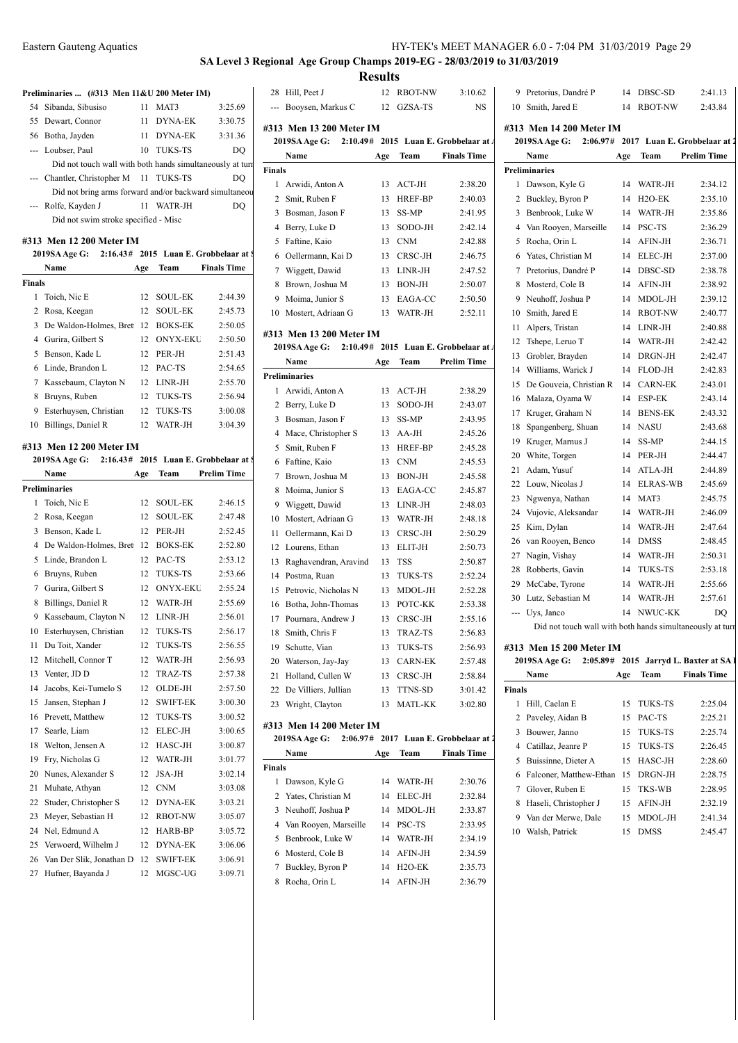## SA Level 3 Regional Age Group Champs 2019-EG - 28/03/2019 to 31/03/2019

### Results

#### Preliminaries ... (#313 Men 11&U 200 Meter IM)

| | Name | Age | Team | Prelim Time |
|---|---|---|---|---|
| 54 | Sibanda, Sibusiso | 11 | MAT3 | 3:25.69 |
| 55 | Dewart, Connor | 11 | DYNA-EK | 3:30.75 |
| 56 | Botha, Jayden | 11 | DYNA-EK | 3:31.36 |
| --- | Loubser, Paul | 10 | TUKS-TS | DQ |
| | Did not touch wall with both hands simultaneously at turn | | | |
| --- | Chantler, Christopher M | 11 | TUKS-TS | DQ |
| | Did not bring arms forward and/or backward simultaneou | | | |
| --- | Rolfe, Kayden J | 11 | WATR-JH | DQ |
| | Did not swim stroke specified - Misc | | | |

#### #313 Men 12 200 Meter IM

2019SA Age G: 2:16.43# 2015 Luan E. Grobbelaar at S

| | Name | Age | Team | Finals Time |
|---|---|---|---|---|
| **Finals** | | | | |
| 1 | Toich, Nic E | 12 | SOUL-EK | 2:44.39 |
| 2 | Rosa, Keegan | 12 | SOUL-EK | 2:45.73 |
| 3 | De Waldon-Holmes, Bret | 12 | BOKS-EK | 2:50.05 |
| 4 | Gurira, Gilbert S | 12 | ONYX-EKU | 2:50.50 |
| 5 | Benson, Kade L | 12 | PER-JH | 2:51.43 |
| 6 | Linde, Brandon L | 12 | PAC-TS | 2:54.65 |
| 7 | Kassebaum, Clayton N | 12 | LINR-JH | 2:55.70 |
| 8 | Bruyns, Ruben | 12 | TUKS-TS | 2:56.94 |
| 9 | Esterhuysen, Christian | 12 | TUKS-TS | 3:00.08 |
| 10 | Billings, Daniel R | 12 | WATR-JH | 3:04.39 |

#### #313 Men 12 200 Meter IM

2019SA Age G: 2:16.43# 2015 Luan E. Grobbelaar at S

| | Name | Age | Team | Prelim Time |
|---|---|---|---|---|
| **Preliminaries** | | | | |
| 1 | Toich, Nic E | 12 | SOUL-EK | 2:46.15 |
| 2 | Rosa, Keegan | 12 | SOUL-EK | 2:47.48 |
| 3 | Benson, Kade L | 12 | PER-JH | 2:52.45 |
| 4 | De Waldon-Holmes, Bret | 12 | BOKS-EK | 2:52.80 |
| 5 | Linde, Brandon L | 12 | PAC-TS | 2:53.12 |
| 6 | Bruyns, Ruben | 12 | TUKS-TS | 2:53.66 |
| 7 | Gurira, Gilbert S | 12 | ONYX-EKU | 2:55.24 |
| 8 | Billings, Daniel R | 12 | WATR-JH | 2:55.69 |
| 9 | Kassebaum, Clayton N | 12 | LINR-JH | 2:56.01 |
| 10 | Esterhuysen, Christian | 12 | TUKS-TS | 2:56.17 |
| 11 | Du Toit, Xander | 12 | TUKS-TS | 2:56.55 |
| 12 | Mitchell, Connor T | 12 | WATR-JH | 2:56.93 |
| 13 | Venter, JD D | 12 | TRAZ-TS | 2:57.38 |
| 14 | Jacobs, Kei-Tumelo S | 12 | OLDE-JH | 2:57.50 |
| 15 | Jansen, Stephan J | 12 | SWIFT-EK | 3:00.30 |
| 16 | Prevett, Matthew | 12 | TUKS-TS | 3:00.52 |
| 17 | Searle, Liam | 12 | ELEC-JH | 3:00.65 |
| 18 | Welton, Jensen A | 12 | HASC-JH | 3:00.87 |
| 19 | Fry, Nicholas G | 12 | WATR-JH | 3:01.77 |
| 20 | Nunes, Alexander S | 12 | JSA-JH | 3:02.14 |
| 21 | Muhate, Athyan | 12 | CNM | 3:03.08 |
| 22 | Studer, Christopher S | 12 | DYNA-EK | 3:03.21 |
| 23 | Meyer, Sebastian H | 12 | RBOT-NW | 3:05.07 |
| 24 | Nel, Edmund A | 12 | HARB-BP | 3:05.72 |
| 25 | Verwoerd, Wilhelm J | 12 | DYNA-EK | 3:06.06 |
| 26 | Van Der Slik, Jonathan D | 12 | SWIFT-EK | 3:06.91 |
| 27 | Hufner, Bayanda J | 12 | MGSC-UG | 3:09.71 |
| 28 | Hill, Peet J | 12 | RBOT-NW | 3:10.62 |
| --- | Booysen, Markus C | 12 | GZSA-TS | NS |

#### #313 Men 13 200 Meter IM

2019SA Age G: 2:10.49# 2015 Luan E. Grobbelaar at A

| | Name | Age | Team | Finals Time |
|---|---|---|---|---|
| **Finals** | | | | |
| 1 | Arwidi, Anton A | 13 | ACT-JH | 2:38.20 |
| 2 | Smit, Ruben F | 13 | HREF-BP | 2:40.03 |
| 3 | Bosman, Jason F | 13 | SS-MP | 2:41.95 |
| 4 | Berry, Luke D | 13 | SODO-JH | 2:42.14 |
| 5 | Faftine, Kaio | 13 | CNM | 2:42.88 |
| 6 | Oellermann, Kai D | 13 | CRSC-JH | 2:46.75 |
| 7 | Wiggett, Dawid | 13 | LINR-JH | 2:47.52 |
| 8 | Brown, Joshua M | 13 | BON-JH | 2:50.07 |
| 9 | Moima, Junior S | 13 | EAGA-CC | 2:50.50 |
| 10 | Mostert, Adriaan G | 13 | WATR-JH | 2:52.11 |

#### #313 Men 13 200 Meter IM

2019SA Age G: 2:10.49# 2015 Luan E. Grobbelaar at A

| | Name | Age | Team | Prelim Time |
|---|---|---|---|---|
| **Preliminaries** | | | | |
| 1 | Arwidi, Anton A | 13 | ACT-JH | 2:38.29 |
| 2 | Berry, Luke D | 13 | SODO-JH | 2:43.07 |
| 3 | Bosman, Jason F | 13 | SS-MP | 2:43.95 |
| 4 | Mace, Christopher S | 13 | AA-JH | 2:45.26 |
| 5 | Smit, Ruben F | 13 | HREF-BP | 2:45.28 |
| 6 | Faftine, Kaio | 13 | CNM | 2:45.53 |
| 7 | Brown, Joshua M | 13 | BON-JH | 2:45.58 |
| 8 | Moima, Junior S | 13 | EAGA-CC | 2:45.87 |
| 9 | Wiggett, Dawid | 13 | LINR-JH | 2:48.03 |
| 10 | Mostert, Adriaan G | 13 | WATR-JH | 2:48.18 |
| 11 | Oellermann, Kai D | 13 | CRSC-JH | 2:50.29 |
| 12 | Lourens, Ethan | 13 | ELIT-JH | 2:50.73 |
| 13 | Raghavendran, Aravind | 13 | TSS | 2:50.87 |
| 14 | Postma, Ruan | 13 | TUKS-TS | 2:52.24 |
| 15 | Petrovic, Nicholas N | 13 | MDOL-JH | 2:52.28 |
| 16 | Botha, John-Thomas | 13 | POTC-KK | 2:53.38 |
| 17 | Pournara, Andrew J | 13 | CRSC-JH | 2:55.16 |
| 18 | Smith, Chris F | 13 | TRAZ-TS | 2:56.83 |
| 19 | Schutte, Vian | 13 | TUKS-TS | 2:56.93 |
| 20 | Waterson, Jay-Jay | 13 | CARN-EK | 2:57.48 |
| 21 | Holland, Cullen W | 13 | CRSC-JH | 2:58.84 |
| 22 | De Villiers, Jullian | 13 | TTNS-SD | 3:01.42 |
| 23 | Wright, Clayton | 13 | MATL-KK | 3:02.80 |

#### #313 Men 14 200 Meter IM

2019SA Age G: 2:06.97# 2017 Luan E. Grobbelaar at 2

| | Name | Age | Team | Finals Time |
|---|---|---|---|---|
| **Finals** | | | | |
| 1 | Dawson, Kyle G | 14 | WATR-JH | 2:30.76 |
| 2 | Yates, Christian M | 14 | ELEC-JH | 2:32.84 |
| 3 | Neuhoff, Joshua P | 14 | MDOL-JH | 2:33.87 |
| 4 | Van Rooyen, Marseille | 14 | PSC-TS | 2:33.95 |
| 5 | Benbrook, Luke W | 14 | WATR-JH | 2:34.19 |
| 6 | Mosterd, Cole B | 14 | AFIN-JH | 2:34.59 |
| 7 | Buckley, Byron P | 14 | H2O-EK | 2:35.73 |
| 8 | Rocha, Orin L | 14 | AFIN-JH | 2:36.79 |
| 9 | Pretorius, Dandré P | 14 | DBSC-SD | 2:41.13 |
| 10 | Smith, Jared E | 14 | RBOT-NW | 2:43.84 |

#### #313 Men 14 200 Meter IM

2019SA Age G: 2:06.97# 2017 Luan E. Grobbelaar at 2

| | Name | Age | Team | Prelim Time |
|---|---|---|---|---|
| **Preliminaries** | | | | |
| 1 | Dawson, Kyle G | 14 | WATR-JH | 2:34.12 |
| 2 | Buckley, Byron P | 14 | H2O-EK | 2:35.10 |
| 3 | Benbrook, Luke W | 14 | WATR-JH | 2:35.86 |
| 4 | Van Rooyen, Marseille | 14 | PSC-TS | 2:36.29 |
| 5 | Rocha, Orin L | 14 | AFIN-JH | 2:36.71 |
| 6 | Yates, Christian M | 14 | ELEC-JH | 2:37.00 |
| 7 | Pretorius, Dandré P | 14 | DBSC-SD | 2:38.78 |
| 8 | Mosterd, Cole B | 14 | AFIN-JH | 2:38.92 |
| 9 | Neuhoff, Joshua P | 14 | MDOL-JH | 2:39.12 |
| 10 | Smith, Jared E | 14 | RBOT-NW | 2:40.77 |
| 11 | Alpers, Tristan | 14 | LINR-JH | 2:40.88 |
| 12 | Tshepe, Leruo T | 14 | WATR-JH | 2:42.42 |
| 13 | Grobler, Brayden | 14 | DRGN-JH | 2:42.47 |
| 14 | Williams, Warick J | 14 | FLOD-JH | 2:42.83 |
| 15 | De Gouveia, Christian R | 14 | CARN-EK | 2:43.01 |
| 16 | Malaza, Oyama W | 14 | ESP-EK | 2:43.14 |
| 17 | Kruger, Graham N | 14 | BENS-EK | 2:43.32 |
| 18 | Spangenberg, Shuan | 14 | NASU | 2:43.68 |
| 19 | Kruger, Marnus J | 14 | SS-MP | 2:44.15 |
| 20 | White, Torgen | 14 | PER-JH | 2:44.47 |
| 21 | Adam, Yusuf | 14 | ATLA-JH | 2:44.89 |
| 22 | Louw, Nicolas J | 14 | ELRAS-WB | 2:45.69 |
| 23 | Ngwenya, Nathan | 14 | MAT3 | 2:45.75 |
| 24 | Vujovic, Aleksandar | 14 | WATR-JH | 2:46.09 |
| 25 | Kim, Dylan | 14 | WATR-JH | 2:47.64 |
| 26 | van Rooyen, Benco | 14 | DMSS | 2:48.45 |
| 27 | Nagin, Vishay | 14 | WATR-JH | 2:50.31 |
| 28 | Robberts, Gavin | 14 | TUKS-TS | 2:53.18 |
| 29 | McCabe, Tyrone | 14 | WATR-JH | 2:55.66 |
| 30 | Lutz, Sebastian M | 14 | WATR-JH | 2:57.61 |
| --- | Uys, Janco | 14 | NWUC-KK | DQ |
| | Did not touch wall with both hands simultaneously at turn | | | |

#### #313 Men 15 200 Meter IM

2019SA Age G: 2:05.89# 2015 Jarryd L. Baxter at SA

| | Name | Age | Team | Finals Time |
|---|---|---|---|---|
| **Finals** | | | | |
| 1 | Hill, Caelan E | 15 | TUKS-TS | 2:25.04 |
| 2 | Paveley, Aidan B | 15 | PAC-TS | 2:25.21 |
| 3 | Bouwer, Janno | 15 | TUKS-TS | 2:25.74 |
| 4 | Catillaz, Jeanre P | 15 | TUKS-TS | 2:26.45 |
| 5 | Buissinne, Dieter A | 15 | HASC-JH | 2:28.60 |
| 6 | Falconer, Matthew-Ethan | 15 | DRGN-JH | 2:28.75 |
| 7 | Glover, Ruben E | 15 | TKS-WB | 2:28.95 |
| 8 | Haseli, Christopher J | 15 | AFIN-JH | 2:32.19 |
| 9 | Van der Merwe, Dale | 15 | MDOL-JH | 2:41.34 |
| 10 | Walsh, Patrick | 15 | DMSS | 2:45.47 |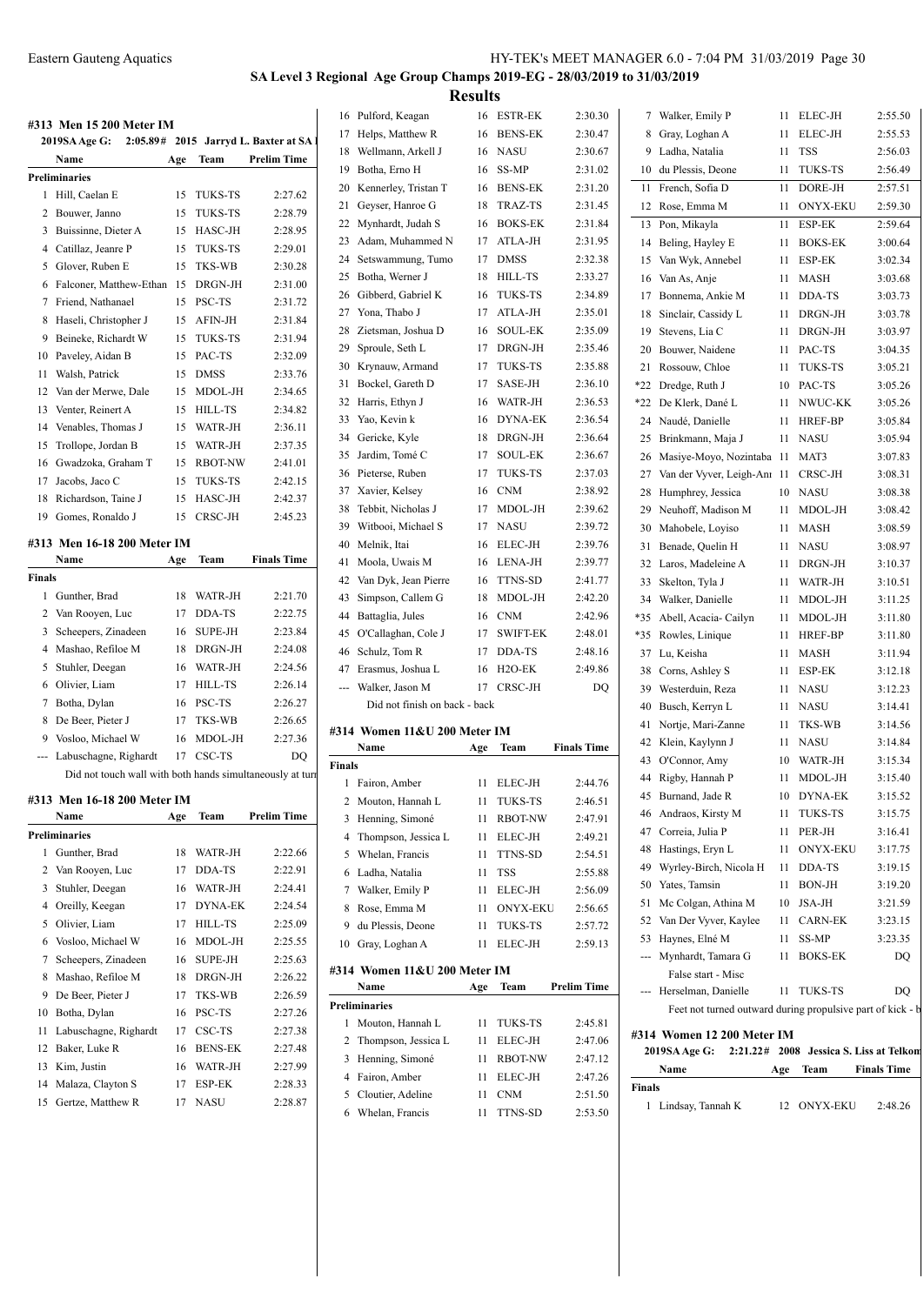Eastern Gauteng Aquatics

SA Level 3 Regional Age Group Champs 2019-EG - 28/03/2019 to 31/03/2019

## Results

### #313 Men 15 200 Meter IM

2019SA Age G: 2:05.89# 2015 Jarryd L. Baxter at SA

| | Name | Age | Team | Prelim Time |
|---|---|---|---|---|
| **Preliminaries** | | | | |
| 1 | Hill, Caelan E | 15 | TUKS-TS | 2:27.62 |
| 2 | Bouwer, Janno | 15 | TUKS-TS | 2:28.79 |
| 3 | Buissinne, Dieter A | 15 | HASC-JH | 2:28.95 |
| 4 | Catillaz, Jeanre P | 15 | TUKS-TS | 2:29.01 |
| 5 | Glover, Ruben E | 15 | TKS-WB | 2:30.28 |
| 6 | Falconer, Matthew-Ethan | 15 | DRGN-JH | 2:31.00 |
| 7 | Friend, Nathanael | 15 | PSC-TS | 2:31.72 |
| 8 | Haseli, Christopher J | 15 | AFIN-JH | 2:31.84 |
| 9 | Beineke, Richardt W | 15 | TUKS-TS | 2:31.94 |
| 10 | Paveley, Aidan B | 15 | PAC-TS | 2:32.09 |
| 11 | Walsh, Patrick | 15 | DMSS | 2:33.76 |
| 12 | Van der Merwe, Dale | 15 | MDOL-JH | 2:34.65 |
| 13 | Venter, Reinert A | 15 | HILL-TS | 2:34.82 |
| 14 | Venables, Thomas J | 15 | WATR-JH | 2:36.11 |
| 15 | Trollope, Jordan B | 15 | WATR-JH | 2:37.35 |
| 16 | Gwadzoka, Graham T | 15 | RBOT-NW | 2:41.01 |
| 17 | Jacobs, Jaco C | 15 | TUKS-TS | 2:42.15 |
| 18 | Richardson, Taine J | 15 | HASC-JH | 2:42.37 |
| 19 | Gomes, Ronaldo J | 15 | CRSC-JH | 2:45.23 |

### #313 Men 16-18 200 Meter IM

| | Name | Age | Team | Finals Time |
|---|---|---|---|---|
| **Finals** | | | | |
| 1 | Gunther, Brad | 18 | WATR-JH | 2:21.70 |
| 2 | Van Rooyen, Luc | 17 | DDA-TS | 2:22.75 |
| 3 | Scheepers, Zinadeen | 16 | SUPE-JH | 2:23.84 |
| 4 | Mashao, Refiloe M | 18 | DRGN-JH | 2:24.08 |
| 5 | Stuhler, Deegan | 16 | WATR-JH | 2:24.56 |
| 6 | Olivier, Liam | 17 | HILL-TS | 2:26.14 |
| 7 | Botha, Dylan | 16 | PSC-TS | 2:26.27 |
| 8 | De Beer, Pieter J | 17 | TKS-WB | 2:26.65 |
| 9 | Vosloo, Michael W | 16 | MDOL-JH | 2:27.36 |
| --- | Labuschagne, Righardt | 17 | CSC-TS | DQ |
| | Did not touch wall with both hands simultaneously at turn | | | |

### #313 Men 16-18 200 Meter IM

| | Name | Age | Team | Prelim Time |
|---|---|---|---|---|
| **Preliminaries** | | | | |
| 1 | Gunther, Brad | 18 | WATR-JH | 2:22.66 |
| 2 | Van Rooyen, Luc | 17 | DDA-TS | 2:22.91 |
| 3 | Stuhler, Deegan | 16 | WATR-JH | 2:24.41 |
| 4 | Oreilly, Keegan | 17 | DYNA-EK | 2:24.54 |
| 5 | Olivier, Liam | 17 | HILL-TS | 2:25.09 |
| 6 | Vosloo, Michael W | 16 | MDOL-JH | 2:25.55 |
| 7 | Scheepers, Zinadeen | 16 | SUPE-JH | 2:25.63 |
| 8 | Mashao, Refiloe M | 18 | DRGN-JH | 2:26.22 |
| 9 | De Beer, Pieter J | 17 | TKS-WB | 2:26.59 |
| 10 | Botha, Dylan | 16 | PSC-TS | 2:27.26 |
| 11 | Labuschagne, Righardt | 17 | CSC-TS | 2:27.38 |
| 12 | Baker, Luke R | 16 | BENS-EK | 2:27.48 |
| 13 | Kim, Justin | 16 | WATR-JH | 2:27.99 |
| 14 | Malaza, Clayton S | 17 | ESP-EK | 2:28.33 |
| 15 | Gertze, Matthew R | 17 | NASU | 2:28.87 |
| 16 | Pulford, Keagan | 16 | ESTR-EK | 2:30.30 |
| 17 | Helps, Matthew R | 16 | BENS-EK | 2:30.47 |
| 18 | Wellmann, Arkell J | 16 | NASU | 2:30.67 |
| 19 | Botha, Erno H | 16 | SS-MP | 2:31.02 |
| 20 | Kennerley, Tristan T | 16 | BENS-EK | 2:31.20 |
| 21 | Geyser, Hanroe G | 18 | TRAZ-TS | 2:31.45 |
| 22 | Mynhardt, Judah S | 16 | BOKS-EK | 2:31.84 |
| 23 | Adam, Muhammed N | 17 | ATLA-JH | 2:31.95 |
| 24 | Setswammung, Tumo | 17 | DMSS | 2:32.38 |
| 25 | Botha, Werner J | 18 | HILL-TS | 2:33.27 |
| 26 | Gibberd, Gabriel K | 16 | TUKS-TS | 2:34.89 |
| 27 | Yona, Thabo J | 17 | ATLA-JH | 2:35.01 |
| 28 | Zietsman, Joshua D | 16 | SOUL-EK | 2:35.09 |
| 29 | Sproule, Seth L | 17 | DRGN-JH | 2:35.46 |
| 30 | Krynauw, Armand | 17 | TUKS-TS | 2:35.88 |
| 31 | Bockel, Gareth D | 17 | SASE-JH | 2:36.10 |
| 32 | Harris, Ethyn J | 16 | WATR-JH | 2:36.53 |
| 33 | Yao, Kevin k | 16 | DYNA-EK | 2:36.54 |
| 34 | Gericke, Kyle | 18 | DRGN-JH | 2:36.64 |
| 35 | Jardim, Tomé C | 17 | SOUL-EK | 2:36.67 |
| 36 | Pieterse, Ruben | 17 | TUKS-TS | 2:37.03 |
| 37 | Xavier, Kelsey | 16 | CNM | 2:38.92 |
| 38 | Tebbit, Nicholas J | 17 | MDOL-JH | 2:39.62 |
| 39 | Witbooi, Michael S | 17 | NASU | 2:39.72 |
| 40 | Melnik, Itai | 16 | ELEC-JH | 2:39.76 |
| 41 | Moola, Uwais M | 16 | LENA-JH | 2:39.77 |
| 42 | Van Dyk, Jean Pierre | 16 | TTNS-SD | 2:41.77 |
| 43 | Simpson, Callem G | 18 | MDOL-JH | 2:42.20 |
| 44 | Battaglia, Jules | 16 | CNM | 2:42.96 |
| 45 | O'Callaghan, Cole J | 17 | SWIFT-EK | 2:48.01 |
| 46 | Schulz, Tom R | 17 | DDA-TS | 2:48.16 |
| 47 | Erasmus, Joshua L | 16 | H2O-EK | 2:49.86 |
| --- | Walker, Jason M | 17 | CRSC-JH | DQ |
| | Did not finish on back - back | | | |

### #314 Women 11&U 200 Meter IM

| | Name | Age | Team | Finals Time |
|---|---|---|---|---|
| **Finals** | | | | |
| 1 | Fairon, Amber | 11 | ELEC-JH | 2:44.76 |
| 2 | Mouton, Hannah L | 11 | TUKS-TS | 2:46.51 |
| 3 | Henning, Simoné | 11 | RBOT-NW | 2:47.91 |
| 4 | Thompson, Jessica L | 11 | ELEC-JH | 2:49.21 |
| 5 | Whelan, Francis | 11 | TTNS-SD | 2:54.51 |
| 6 | Ladha, Natalia | 11 | TSS | 2:55.88 |
| 7 | Walker, Emily P | 11 | ELEC-JH | 2:56.09 |
| 8 | Rose, Emma M | 11 | ONYX-EKU | 2:56.65 |
| 9 | du Plessis, Deone | 11 | TUKS-TS | 2:57.72 |
| 10 | Gray, Loghan A | 11 | ELEC-JH | 2:59.13 |

### #314 Women 11&U 200 Meter IM

| | Name | Age | Team | Prelim Time |
|---|---|---|---|---|
| **Preliminaries** | | | | |
| 1 | Mouton, Hannah L | 11 | TUKS-TS | 2:45.81 |
| 2 | Thompson, Jessica L | 11 | ELEC-JH | 2:47.06 |
| 3 | Henning, Simoné | 11 | RBOT-NW | 2:47.12 |
| 4 | Fairon, Amber | 11 | ELEC-JH | 2:47.26 |
| 5 | Cloutier, Adeline | 11 | CNM | 2:51.50 |
| 6 | Whelan, Francis | 11 | TTNS-SD | 2:53.50 |
| 7 | Walker, Emily P | 11 | ELEC-JH | 2:55.50 |
| 8 | Gray, Loghan A | 11 | ELEC-JH | 2:55.53 |
| 9 | Ladha, Natalia | 11 | TSS | 2:56.03 |
| 10 | du Plessis, Deone | 11 | TUKS-TS | 2:56.49 |
| 11 | French, Sofia D | 11 | DORE-JH | 2:57.51 |
| 12 | Rose, Emma M | 11 | ONYX-EKU | 2:59.30 |
| 13 | Pon, Mikayla | 11 | ESP-EK | 2:59.64 |
| 14 | Beling, Hayley E | 11 | BOKS-EK | 3:00.64 |
| 15 | Van Wyk, Annebel | 11 | ESP-EK | 3:02.34 |
| 16 | Van As, Anje | 11 | MASH | 3:03.68 |
| 17 | Bonnema, Ankie M | 11 | DDA-TS | 3:03.73 |
| 18 | Sinclair, Cassidy L | 11 | DRGN-JH | 3:03.78 |
| 19 | Stevens, Lia C | 11 | DRGN-JH | 3:03.97 |
| 20 | Bouwer, Naidene | 11 | PAC-TS | 3:04.35 |
| 21 | Rossouw, Chloe | 11 | TUKS-TS | 3:05.21 |
| *22 | Dredge, Ruth J | 10 | PAC-TS | 3:05.26 |
| *22 | De Klerk, Dané L | 11 | NWUC-KK | 3:05.26 |
| 24 | Naudé, Danielle | 11 | HREF-BP | 3:05.84 |
| 25 | Brinkmann, Maja J | 11 | NASU | 3:05.94 |
| 26 | Masiye-Moyo, Nozintaba | 11 | MAT3 | 3:07.83 |
| 27 | Van der Vyver, Leigh-Ani | 11 | CRSC-JH | 3:08.31 |
| 28 | Humphrey, Jessica | 10 | NASU | 3:08.38 |
| 29 | Neuhoff, Madison M | 11 | MDOL-JH | 3:08.42 |
| 30 | Mahobele, Loyiso | 11 | MASH | 3:08.59 |
| 31 | Benade, Quelin H | 11 | NASU | 3:08.97 |
| 32 | Laros, Madeleine A | 11 | DRGN-JH | 3:10.37 |
| 33 | Skelton, Tyla J | 11 | WATR-JH | 3:10.51 |
| 34 | Walker, Danielle | 11 | MDOL-JH | 3:11.25 |
| *35 | Abell, Acacia- Cailyn | 11 | MDOL-JH | 3:11.80 |
| *35 | Rowles, Linique | 11 | HREF-BP | 3:11.80 |
| 37 | Lu, Keisha | 11 | MASH | 3:11.94 |
| 38 | Corns, Ashley S | 11 | ESP-EK | 3:12.18 |
| 39 | Westerduin, Reza | 11 | NASU | 3:12.23 |
| 40 | Busch, Kerryn L | 11 | NASU | 3:14.41 |
| 41 | Nortje, Mari-Zanne | 11 | TKS-WB | 3:14.56 |
| 42 | Klein, Kaylynn J | 11 | NASU | 3:14.84 |
| 43 | O'Connor, Amy | 10 | WATR-JH | 3:15.34 |
| 44 | Rigby, Hannah P | 11 | MDOL-JH | 3:15.40 |
| 45 | Burnand, Jade R | 10 | DYNA-EK | 3:15.52 |
| 46 | Andraos, Kirsty M | 11 | TUKS-TS | 3:15.75 |
| 47 | Correia, Julia P | 11 | PER-JH | 3:16.41 |
| 48 | Hastings, Eryn L | 11 | ONYX-EKU | 3:17.75 |
| 49 | Wyrley-Birch, Nicola H | 11 | DDA-TS | 3:19.15 |
| 50 | Yates, Tamsin | 11 | BON-JH | 3:19.20 |
| 51 | Mc Colgan, Athina M | 10 | JSA-JH | 3:21.59 |
| 52 | Van Der Vyver, Kaylee | 11 | CARN-EK | 3:23.15 |
| 53 | Haynes, Elné M | 11 | SS-MP | 3:23.35 |
| --- | Mynhardt, Tamara G | 11 | BOKS-EK | DQ |
| | False start - Misc | | | |
| --- | Herselman, Danielle | 11 | TUKS-TS | DQ |
| | Feet not turned outward during propulsive part of kick - b | | | |

### #314 Women 12 200 Meter IM

2019SA Age G: 2:21.22# 2008 Jessica S. Liss at Telkom

| | Name | Age | Team | Finals Time |
|---|---|---|---|---|
| **Finals** | | | | |
| 1 | Lindsay, Tannah K | 12 | ONYX-EKU | 2:48.26 |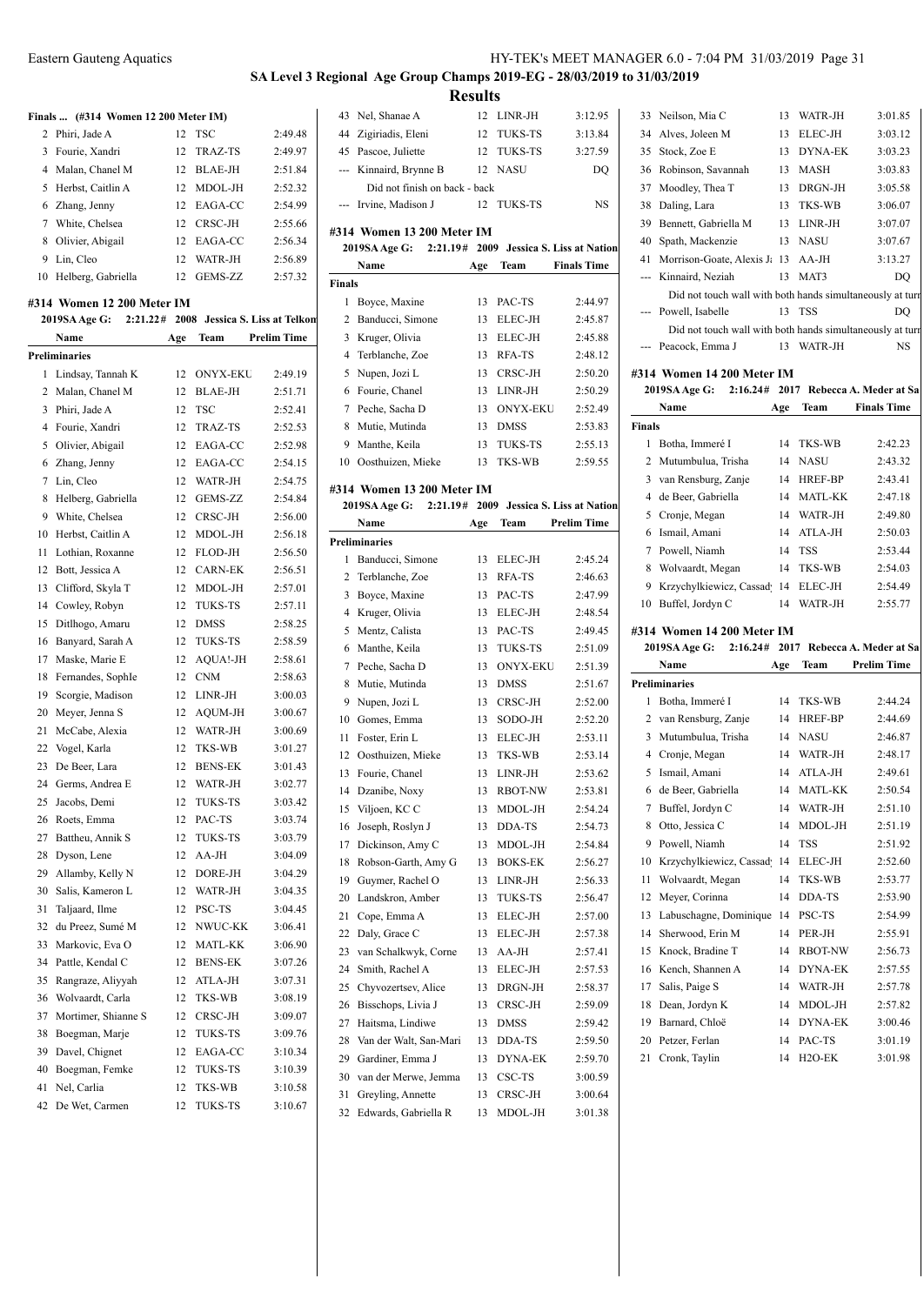## SA Level 3 Regional Age Group Champs 2019-EG - 28/03/2019 to 31/03/2019

### Results

**Finals ... (#314 Women 12 200 Meter IM)**

| | Name | Age | Team | Finals Time |
|---|---|---|---|---|
| 2 | Phiri, Jade A | 12 | TSC | 2:49.48 |
| 3 | Fourie, Xandri | 12 | TRAZ-TS | 2:49.97 |
| 4 | Malan, Chanel M | 12 | BLAE-JH | 2:51.84 |
| 5 | Herbst, Caitlin A | 12 | MDOL-JH | 2:52.32 |
| 6 | Zhang, Jenny | 12 | EAGA-CC | 2:54.99 |
| 7 | White, Chelsea | 12 | CRSC-JH | 2:55.66 |
| 8 | Olivier, Abigail | 12 | EAGA-CC | 2:56.34 |
| 9 | Lin, Cleo | 12 | WATR-JH | 2:56.89 |
| 10 | Helberg, Gabriella | 12 | GEMS-ZZ | 2:57.32 |
| 43 | Nel, Shanae A | 12 | LINR-JH | 3:12.95 |
| 44 | Zigiriadis, Eleni | 12 | TUKS-TS | 3:13.84 |
| 45 | Pascoe, Juliette | 12 | TUKS-TS | 3:27.59 |
| --- | Kinnaird, Brynne B | 12 | NASU | DQ |
| | Did not finish on back - back | | | |
| --- | Irvine, Madison J | 12 | TUKS-TS | NS |

### #314 Women 12 200 Meter IM

2019SA Age G: 2:21.22# 2008 Jessica S. Liss at Telkom

| | Name | Age | Team | Prelim Time |
|---|---|---|---|---|
| **Preliminaries** | | | | |
| 1 | Lindsay, Tannah K | 12 | ONYX-EKU | 2:49.19 |
| 2 | Malan, Chanel M | 12 | BLAE-JH | 2:51.71 |
| 3 | Phiri, Jade A | 12 | TSC | 2:52.41 |
| 4 | Fourie, Xandri | 12 | TRAZ-TS | 2:52.53 |
| 5 | Olivier, Abigail | 12 | EAGA-CC | 2:52.98 |
| 6 | Zhang, Jenny | 12 | EAGA-CC | 2:54.15 |
| 7 | Lin, Cleo | 12 | WATR-JH | 2:54.75 |
| 8 | Helberg, Gabriella | 12 | GEMS-ZZ | 2:54.84 |
| 9 | White, Chelsea | 12 | CRSC-JH | 2:56.00 |
| 10 | Herbst, Caitlin A | 12 | MDOL-JH | 2:56.18 |
| 11 | Lothian, Roxanne | 12 | FLOD-JH | 2:56.50 |
| 12 | Bott, Jessica A | 12 | CARN-EK | 2:56.51 |
| 13 | Clifford, Skyla T | 12 | MDOL-JH | 2:57.01 |
| 14 | Cowley, Robyn | 12 | TUKS-TS | 2:57.11 |
| 15 | Ditlhogo, Amaru | 12 | DMSS | 2:58.25 |
| 16 | Banyard, Sarah A | 12 | TUKS-TS | 2:58.59 |
| 17 | Maske, Marie E | 12 | AQUA!-JH | 2:58.61 |
| 18 | Fernandes, Sophle | 12 | CNM | 2:58.63 |
| 19 | Scorgie, Madison | 12 | LINR-JH | 3:00.03 |
| 20 | Meyer, Jenna S | 12 | AQUM-JH | 3:00.67 |
| 21 | McCabe, Alexia | 12 | WATR-JH | 3:00.69 |
| 22 | Vogel, Karla | 12 | TKS-WB | 3:01.27 |
| 23 | De Beer, Lara | 12 | BENS-EK | 3:01.43 |
| 24 | Germs, Andrea E | 12 | WATR-JH | 3:02.77 |
| 25 | Jacobs, Demi | 12 | TUKS-TS | 3:03.42 |
| 26 | Roets, Emma | 12 | PAC-TS | 3:03.74 |
| 27 | Battheu, Annik S | 12 | TUKS-TS | 3:03.79 |
| 28 | Dyson, Lene | 12 | AA-JH | 3:04.09 |
| 29 | Allamby, Kelly N | 12 | DORE-JH | 3:04.29 |
| 30 | Salis, Kameron L | 12 | WATR-JH | 3:04.35 |
| 31 | Taljaard, Ilme | 12 | PSC-TS | 3:04.45 |
| 32 | du Preez, Sumé M | 12 | NWUC-KK | 3:06.41 |
| 33 | Markovic, Eva O | 12 | MATL-KK | 3:06.90 |
| 34 | Pattle, Kendal C | 12 | BENS-EK | 3:07.26 |
| 35 | Rangraze, Aliyyah | 12 | ATLA-JH | 3:07.31 |
| 36 | Wolvaardt, Carla | 12 | TKS-WB | 3:08.19 |
| 37 | Mortimer, Shianne S | 12 | CRSC-JH | 3:09.07 |
| 38 | Boegman, Marje | 12 | TUKS-TS | 3:09.76 |
| 39 | Davel, Chignet | 12 | EAGA-CC | 3:10.34 |
| 40 | Boegman, Femke | 12 | TUKS-TS | 3:10.39 |
| 41 | Nel, Carlia | 12 | TKS-WB | 3:10.58 |
| 42 | De Wet, Carmen | 12 | TUKS-TS | 3:10.67 |

### #314 Women 13 200 Meter IM

2019SA Age G: 2:21.19# 2009 Jessica S. Liss at Nation

| | Name | Age | Team | Finals Time |
|---|---|---|---|---|
| **Finals** | | | | |
| 1 | Boyce, Maxine | 13 | PAC-TS | 2:44.97 |
| 2 | Banducci, Simone | 13 | ELEC-JH | 2:45.87 |
| 3 | Kruger, Olivia | 13 | ELEC-JH | 2:45.88 |
| 4 | Terblanche, Zoe | 13 | RFA-TS | 2:48.12 |
| 5 | Nupen, Jozi L | 13 | CRSC-JH | 2:50.20 |
| 6 | Fourie, Chanel | 13 | LINR-JH | 2:50.29 |
| 7 | Peche, Sacha D | 13 | ONYX-EKU | 2:52.49 |
| 8 | Mutie, Mutinda | 13 | DMSS | 2:53.83 |
| 9 | Manthe, Keila | 13 | TUKS-TS | 2:55.13 |
| 10 | Oosthuizen, Mieke | 13 | TKS-WB | 2:59.55 |

### #314 Women 13 200 Meter IM

2019SA Age G: 2:21.19# 2009 Jessica S. Liss at Nation

| | Name | Age | Team | Prelim Time |
|---|---|---|---|---|
| **Preliminaries** | | | | |
| 1 | Banducci, Simone | 13 | ELEC-JH | 2:45.24 |
| 2 | Terblanche, Zoe | 13 | RFA-TS | 2:46.63 |
| 3 | Boyce, Maxine | 13 | PAC-TS | 2:47.99 |
| 4 | Kruger, Olivia | 13 | ELEC-JH | 2:48.54 |
| 5 | Mentz, Calista | 13 | PAC-TS | 2:49.45 |
| 6 | Manthe, Keila | 13 | TUKS-TS | 2:51.09 |
| 7 | Peche, Sacha D | 13 | ONYX-EKU | 2:51.39 |
| 8 | Mutie, Mutinda | 13 | DMSS | 2:51.67 |
| 9 | Nupen, Jozi L | 13 | CRSC-JH | 2:52.00 |
| 10 | Gomes, Emma | 13 | SODO-JH | 2:52.20 |
| 11 | Foster, Erin L | 13 | ELEC-JH | 2:53.11 |
| 12 | Oosthuizen, Mieke | 13 | TKS-WB | 2:53.14 |
| 13 | Fourie, Chanel | 13 | LINR-JH | 2:53.62 |
| 14 | Dzanibe, Noxy | 13 | RBOT-NW | 2:53.81 |
| 15 | Viljoen, KC C | 13 | MDOL-JH | 2:54.24 |
| 16 | Joseph, Roslyn J | 13 | DDA-TS | 2:54.73 |
| 17 | Dickinson, Amy C | 13 | MDOL-JH | 2:54.84 |
| 18 | Robson-Garth, Amy G | 13 | BOKS-EK | 2:56.27 |
| 19 | Guymer, Rachel O | 13 | LINR-JH | 2:56.33 |
| 20 | Landskron, Amber | 13 | TUKS-TS | 2:56.47 |
| 21 | Cope, Emma A | 13 | ELEC-JH | 2:57.00 |
| 22 | Daly, Grace C | 13 | ELEC-JH | 2:57.38 |
| 23 | van Schalkwyk, Corne | 13 | AA-JH | 2:57.41 |
| 24 | Smith, Rachel A | 13 | ELEC-JH | 2:57.53 |
| 25 | Chyvozertsev, Alice | 13 | DRGN-JH | 2:58.37 |
| 26 | Bisschops, Livia J | 13 | CRSC-JH | 2:59.09 |
| 27 | Haitsma, Lindiwe | 13 | DMSS | 2:59.42 |
| 28 | Van der Walt, San-Mari | 13 | DDA-TS | 2:59.50 |
| 29 | Gardiner, Emma J | 13 | DYNA-EK | 2:59.70 |
| 30 | van der Merwe, Jemma | 13 | CSC-TS | 3:00.59 |
| 31 | Greyling, Annette | 13 | CRSC-JH | 3:00.64 |
| 32 | Edwards, Gabriella R | 13 | MDOL-JH | 3:01.38 |
| 33 | Neilson, Mia C | 13 | WATR-JH | 3:01.85 |
| 34 | Alves, Joleen M | 13 | ELEC-JH | 3:03.12 |
| 35 | Stock, Zoe E | 13 | DYNA-EK | 3:03.23 |
| 36 | Robinson, Savannah | 13 | MASH | 3:03.83 |
| 37 | Moodley, Thea T | 13 | DRGN-JH | 3:05.58 |
| 38 | Daling, Lara | 13 | TKS-WB | 3:06.07 |
| 39 | Bennett, Gabriella M | 13 | LINR-JH | 3:07.07 |
| 40 | Spath, Mackenzie | 13 | NASU | 3:07.67 |
| 41 | Morrison-Goate, Alexis Ja | 13 | AA-JH | 3:13.27 |
| --- | Kinnaird, Neziah | 13 | MAT3 | DQ |
| | Did not touch wall with both hands simultaneously at turn | | | |
| --- | Powell, Isabelle | 13 | TSS | DQ |
| | Did not touch wall with both hands simultaneously at turn | | | |
| --- | Peacock, Emma J | 13 | WATR-JH | NS |

### #314 Women 14 200 Meter IM

2019SA Age G: 2:16.24# 2017 Rebecca A. Meder at Sa

| | Name | Age | Team | Finals Time |
|---|---|---|---|---|
| **Finals** | | | | |
| 1 | Botha, Immeré I | 14 | TKS-WB | 2:42.23 |
| 2 | Mutumbulua, Trisha | 14 | NASU | 2:43.32 |
| 3 | van Rensburg, Zanje | 14 | HREF-BP | 2:43.41 |
| 4 | de Beer, Gabriella | 14 | MATL-KK | 2:47.18 |
| 5 | Cronje, Megan | 14 | WATR-JH | 2:49.80 |
| 6 | Ismail, Amani | 14 | ATLA-JH | 2:50.03 |
| 7 | Powell, Niamh | 14 | TSS | 2:53.44 |
| 8 | Wolvaardt, Megan | 14 | TKS-WB | 2:54.03 |
| 9 | Krzychylkiewicz, Cassady | 14 | ELEC-JH | 2:54.49 |
| 10 | Buffel, Jordyn C | 14 | WATR-JH | 2:55.77 |

### #314 Women 14 200 Meter IM

2019SA Age G: 2:16.24# 2017 Rebecca A. Meder at Sa

| | Name | Age | Team | Prelim Time |
|---|---|---|---|---|
| **Preliminaries** | | | | |
| 1 | Botha, Immeré I | 14 | TKS-WB | 2:44.24 |
| 2 | van Rensburg, Zanje | 14 | HREF-BP | 2:44.69 |
| 3 | Mutumbulua, Trisha | 14 | NASU | 2:46.87 |
| 4 | Cronje, Megan | 14 | WATR-JH | 2:48.17 |
| 5 | Ismail, Amani | 14 | ATLA-JH | 2:49.61 |
| 6 | de Beer, Gabriella | 14 | MATL-KK | 2:50.54 |
| 7 | Buffel, Jordyn C | 14 | WATR-JH | 2:51.10 |
| 8 | Otto, Jessica C | 14 | MDOL-JH | 2:51.19 |
| 9 | Powell, Niamh | 14 | TSS | 2:51.92 |
| 10 | Krzychylkiewicz, Cassady | 14 | ELEC-JH | 2:52.60 |
| 11 | Wolvaardt, Megan | 14 | TKS-WB | 2:53.77 |
| 12 | Meyer, Corinna | 14 | DDA-TS | 2:53.90 |
| 13 | Labuschagne, Dominique | 14 | PSC-TS | 2:54.99 |
| 14 | Sherwood, Erin M | 14 | PER-JH | 2:55.91 |
| 15 | Knock, Bradine T | 14 | RBOT-NW | 2:56.73 |
| 16 | Kench, Shannen A | 14 | DYNA-EK | 2:57.55 |
| 17 | Salis, Paige S | 14 | WATR-JH | 2:57.78 |
| 18 | Dean, Jordyn K | 14 | MDOL-JH | 2:57.82 |
| 19 | Barnard, Chloë | 14 | DYNA-EK | 3:00.46 |
| 20 | Petzer, Ferlan | 14 | PAC-TS | 3:01.19 |
| 21 | Cronk, Taylin | 14 | H2O-EK | 3:01.98 |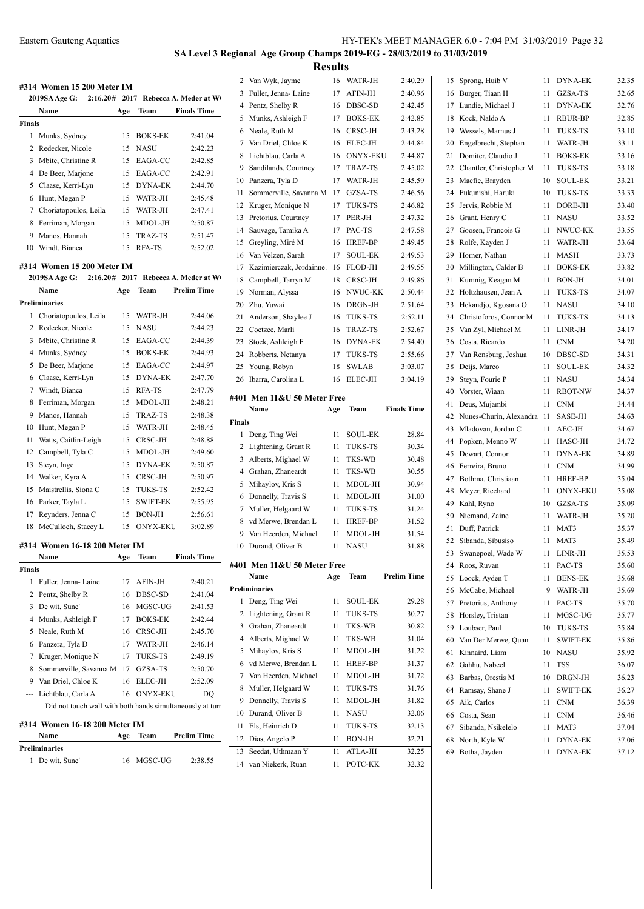## SA Level 3 Regional Age Group Champs 2019-EG - 28/03/2019 to 31/03/2019

### Results

#### #314 Women 15 200 Meter IM

2019SA Age G: 2:16.20# 2017 Rebecca A. Meder at W

| | Name | Age | Team | Finals Time |
|---|---|---|---|---|
| **Finals** | | | | |
| 1 | Munks, Sydney | 15 | BOKS-EK | 2:41.04 |
| 2 | Redecker, Nicole | 15 | NASU | 2:42.23 |
| 3 | Mbite, Christine R | 15 | EAGA-CC | 2:42.85 |
| 4 | De Beer, Marjone | 15 | EAGA-CC | 2:42.91 |
| 5 | Claase, Kerri-Lyn | 15 | DYNA-EK | 2:44.70 |
| 6 | Hunt, Megan P | 15 | WATR-JH | 2:45.48 |
| 7 | Choriatopoulos, Leila | 15 | WATR-JH | 2:47.41 |
| 8 | Ferriman, Morgan | 15 | MDOL-JH | 2:50.87 |
| 9 | Manos, Hannah | 15 | TRAZ-TS | 2:51.47 |
| 10 | Windt, Bianca | 15 | RFA-TS | 2:52.02 |

#### #314 Women 15 200 Meter IM

2019SA Age G: 2:16.20# 2017 Rebecca A. Meder at W

| | Name | Age | Team | Prelim Time |
|---|---|---|---|---|
| **Preliminaries** | | | | |
| 1 | Choriatopoulos, Leila | 15 | WATR-JH | 2:44.06 |
| 2 | Redecker, Nicole | 15 | NASU | 2:44.23 |
| 3 | Mbite, Christine R | 15 | EAGA-CC | 2:44.39 |
| 4 | Munks, Sydney | 15 | BOKS-EK | 2:44.93 |
| 5 | De Beer, Marjone | 15 | EAGA-CC | 2:44.97 |
| 6 | Claase, Kerri-Lyn | 15 | DYNA-EK | 2:47.70 |
| 7 | Windt, Bianca | 15 | RFA-TS | 2:47.79 |
| 8 | Ferriman, Morgan | 15 | MDOL-JH | 2:48.21 |
| 9 | Manos, Hannah | 15 | TRAZ-TS | 2:48.38 |
| 10 | Hunt, Megan P | 15 | WATR-JH | 2:48.45 |
| 11 | Watts, Caitlin-Leigh | 15 | CRSC-JH | 2:48.88 |
| 12 | Campbell, Tyla C | 15 | MDOL-JH | 2:49.60 |
| 13 | Steyn, Inge | 15 | DYNA-EK | 2:50.87 |
| 14 | Walker, Kyra A | 15 | CRSC-JH | 2:50.97 |
| 15 | Maistrellis, Siona C | 15 | TUKS-TS | 2:52.42 |
| 16 | Parker, Tayla L | 15 | SWIFT-EK | 2:55.95 |
| 17 | Reynders, Jenna C | 15 | BON-JH | 2:56.61 |
| 18 | McCulloch, Stacey L | 15 | ONYX-EKU | 3:02.89 |

#### #314 Women 16-18 200 Meter IM

| | Name | Age | Team | Finals Time |
|---|---|---|---|---|
| **Finals** | | | | |
| 1 | Fuller, Jenna- Laine | 17 | AFIN-JH | 2:40.21 |
| 2 | Pentz, Shelby R | 16 | DBSC-SD | 2:41.04 |
| 3 | De wit, Sune' | 16 | MGSC-UG | 2:41.53 |
| 4 | Munks, Ashleigh F | 17 | BOKS-EK | 2:42.44 |
| 5 | Neale, Ruth M | 16 | CRSC-JH | 2:45.70 |
| 6 | Panzera, Tyla D | 17 | WATR-JH | 2:46.14 |
| 7 | Kruger, Monique N | 17 | TUKS-TS | 2:49.19 |
| 8 | Sommerville, Savanna M | 17 | GZSA-TS | 2:50.70 |
| 9 | Van Driel, Chloe K | 16 | ELEC-JH | 2:52.09 |
| --- | Lichtblau, Carla A | 16 | ONYX-EKU | DQ |

Did not touch wall with both hands simultaneously at turn

#### #314 Women 16-18 200 Meter IM

| | Name | Age | Team | Prelim Time |
|---|---|---|---|---|
| **Preliminaries** | | | | |
| 1 | De wit, Sune' | 16 | MGSC-UG | 2:38.55 |
| 2 | Van Wyk, Jayme | 16 | WATR-JH | 2:40.29 |
| 3 | Fuller, Jenna- Laine | 17 | AFIN-JH | 2:40.96 |
| 4 | Pentz, Shelby R | 16 | DBSC-SD | 2:42.45 |
| 5 | Munks, Ashleigh F | 17 | BOKS-EK | 2:42.85 |
| 6 | Neale, Ruth M | 16 | CRSC-JH | 2:43.28 |
| 7 | Van Driel, Chloe K | 16 | ELEC-JH | 2:44.84 |
| 8 | Lichtblau, Carla A | 16 | ONYX-EKU | 2:44.87 |
| 9 | Sandilands, Courtney | 17 | TRAZ-TS | 2:45.02 |
| 10 | Panzera, Tyla D | 17 | WATR-JH | 2:45.59 |
| 11 | Sommerville, Savanna M | 17 | GZSA-TS | 2:46.56 |
| 12 | Kruger, Monique N | 17 | TUKS-TS | 2:46.82 |
| 13 | Pretorius, Courtney | 17 | PER-JH | 2:47.32 |
| 14 | Sauvage, Tamika A | 17 | PAC-TS | 2:47.58 |
| 15 | Greyling, Miré M | 16 | HREF-BP | 2:49.45 |
| 16 | Van Velzen, Sarah | 17 | SOUL-EK | 2:49.53 |
| 17 | Kazimierczak, Jordainne | 16 | FLOD-JH | 2:49.55 |
| 18 | Campbell, Tarryn M | 18 | CRSC-JH | 2:49.86 |
| 19 | Norman, Alyssa | 16 | NWUC-KK | 2:50.44 |
| 20 | Zhu, Yuwai | 16 | DRGN-JH | 2:51.64 |
| 21 | Anderson, Shaylee J | 16 | TUKS-TS | 2:52.11 |
| 22 | Coetzee, Marli | 16 | TRAZ-TS | 2:52.67 |
| 23 | Stock, Ashleigh F | 16 | DYNA-EK | 2:54.40 |
| 24 | Robberts, Netanya | 17 | TUKS-TS | 2:55.66 |
| 25 | Young, Robyn | 18 | SWLAB | 3:03.07 |
| 26 | Ibarra, Carolina L | 16 | ELEC-JH | 3:04.19 |

#### #401 Men 11&U 50 Meter Free

| | Name | Age | Team | Finals Time |
|---|---|---|---|---|
| **Finals** | | | | |
| 1 | Deng, Ting Wei | 11 | SOUL-EK | 28.84 |
| 2 | Lightening, Grant R | 11 | TUKS-TS | 30.34 |
| 3 | Alberts, Mighael W | 11 | TKS-WB | 30.48 |
| 4 | Grahan, Zhaneardt | 11 | TKS-WB | 30.55 |
| 5 | Mihaylov, Kris S | 11 | MDOL-JH | 30.94 |
| 6 | Donnelly, Travis S | 11 | MDOL-JH | 31.00 |
| 7 | Muller, Helgaard W | 11 | TUKS-TS | 31.24 |
| 8 | vd Merwe, Brendan L | 11 | HREF-BP | 31.52 |
| 9 | Van Heerden, Michael | 11 | MDOL-JH | 31.54 |
| 10 | Durand, Oliver B | 11 | NASU | 31.88 |

#### #401 Men 11&U 50 Meter Free

| | Name | Age | Team | Prelim Time |
|---|---|---|---|---|
| **Preliminaries** | | | | |
| 1 | Deng, Ting Wei | 11 | SOUL-EK | 29.28 |
| 2 | Lightening, Grant R | 11 | TUKS-TS | 30.27 |
| 3 | Grahan, Zhaneardt | 11 | TKS-WB | 30.82 |
| 4 | Alberts, Mighael W | 11 | TKS-WB | 31.04 |
| 5 | Mihaylov, Kris S | 11 | MDOL-JH | 31.22 |
| 6 | vd Merwe, Brendan L | 11 | HREF-BP | 31.37 |
| 7 | Van Heerden, Michael | 11 | MDOL-JH | 31.72 |
| 8 | Muller, Helgaard W | 11 | TUKS-TS | 31.76 |
| 9 | Donnelly, Travis S | 11 | MDOL-JH | 31.82 |
| 10 | Durand, Oliver B | 11 | NASU | 32.06 |
| 11 | Els, Heinrich D | 11 | TUKS-TS | 32.13 |
| 12 | Dias, Angelo P | 11 | BON-JH | 32.21 |
| 13 | Seedat, Uthmaan Y | 11 | ATLA-JH | 32.25 |
| 14 | van Niekerk, Ruan | 11 | POTC-KK | 32.32 |
| 15 | Sprong, Huib V | 11 | DYNA-EK | 32.35 |
| 16 | Burger, Tiaan H | 11 | GZSA-TS | 32.65 |
| 17 | Lundie, Michael J | 11 | DYNA-EK | 32.76 |
| 18 | Kock, Naldo A | 11 | RBUR-BP | 32.85 |
| 19 | Wessels, Marnus J | 11 | TUKS-TS | 33.10 |
| 20 | Engelbrecht, Stephan | 11 | WATR-JH | 33.11 |
| 21 | Domiter, Claudio J | 11 | BOKS-EK | 33.16 |
| 22 | Chantler, Christopher M | 11 | TUKS-TS | 33.18 |
| 23 | Macfie, Brayden | 10 | SOUL-EK | 33.21 |
| 24 | Fukunishi, Haruki | 10 | TUKS-TS | 33.33 |
| 25 | Jervis, Robbie M | 11 | DORE-JH | 33.40 |
| 26 | Grant, Henry C | 11 | NASU | 33.52 |
| 27 | Goosen, Francois G | 11 | NWUC-KK | 33.55 |
| 28 | Rolfe, Kayden J | 11 | WATR-JH | 33.64 |
| 29 | Horner, Nathan | 11 | MASH | 33.73 |
| 30 | Millington, Calder B | 11 | BOKS-EK | 33.82 |
| 31 | Kumnig, Keagan M | 11 | BON-JH | 34.01 |
| 32 | Holtzhausen, Jean A | 11 | TUKS-TS | 34.07 |
| 33 | Hekandjo, Kgosana O | 11 | NASU | 34.10 |
| 34 | Christoforos, Connor M | 11 | TUKS-TS | 34.13 |
| 35 | Van Zyl, Michael M | 11 | LINR-JH | 34.17 |
| 36 | Costa, Ricardo | 11 | CNM | 34.20 |
| 37 | Van Rensburg, Joshua | 10 | DBSC-SD | 34.31 |
| 38 | Deijs, Marco | 11 | SOUL-EK | 34.32 |
| 39 | Steyn, Fourie P | 11 | NASU | 34.34 |
| 40 | Vorster, Wiaan | 11 | RBOT-NW | 34.37 |
| 41 | Deus, Mujambi | 11 | CNM | 34.44 |
| 42 | Nunes-Churin, Alexandra | 11 | SASE-JH | 34.63 |
| 43 | Mladovan, Jordan C | 11 | AEC-JH | 34.67 |
| 44 | Popken, Menno W | 11 | HASC-JH | 34.72 |
| 45 | Dewart, Connor | 11 | DYNA-EK | 34.89 |
| 46 | Ferreira, Bruno | 11 | CNM | 34.99 |
| 47 | Bothma, Christiaan | 11 | HREF-BP | 35.04 |
| 48 | Meyer, Ricchard | 11 | ONYX-EKU | 35.08 |
| 49 | Kahl, Ryno | 10 | GZSA-TS | 35.09 |
| 50 | Niemand, Zaine | 11 | WATR-JH | 35.20 |
| 51 | Duff, Patrick | 11 | MAT3 | 35.37 |
| 52 | Sibanda, Sibusiso | 11 | MAT3 | 35.49 |
| 53 | Swanepoel, Wade W | 11 | LINR-JH | 35.53 |
| 54 | Roos, Ruvan | 11 | PAC-TS | 35.60 |
| 55 | Loock, Ayden T | 11 | BENS-EK | 35.68 |
| 56 | McCabe, Michael | 9 | WATR-JH | 35.69 |
| 57 | Pretorius, Anthony | 11 | PAC-TS | 35.70 |
| 58 | Horsley, Tristan | 11 | MGSC-UG | 35.77 |
| 59 | Loubser, Paul | 10 | TUKS-TS | 35.84 |
| 60 | Van Der Merwe, Quan | 11 | SWIFT-EK | 35.86 |
| 61 | Kinnaird, Liam | 10 | NASU | 35.92 |
| 62 | Gahhu, Nabeel | 11 | TSS | 36.07 |
| 63 | Barbas, Orestis M | 10 | DRGN-JH | 36.23 |
| 64 | Ramsay, Shane J | 11 | SWIFT-EK | 36.27 |
| 65 | Aik, Carlos | 11 | CNM | 36.39 |
| 66 | Costa, Sean | 11 | CNM | 36.46 |
| 67 | Sibanda, Nsikelelo | 11 | MAT3 | 37.04 |
| 68 | North, Kyle W | 11 | DYNA-EK | 37.06 |
| 69 | Botha, Jayden | 11 | DYNA-EK | 37.12 |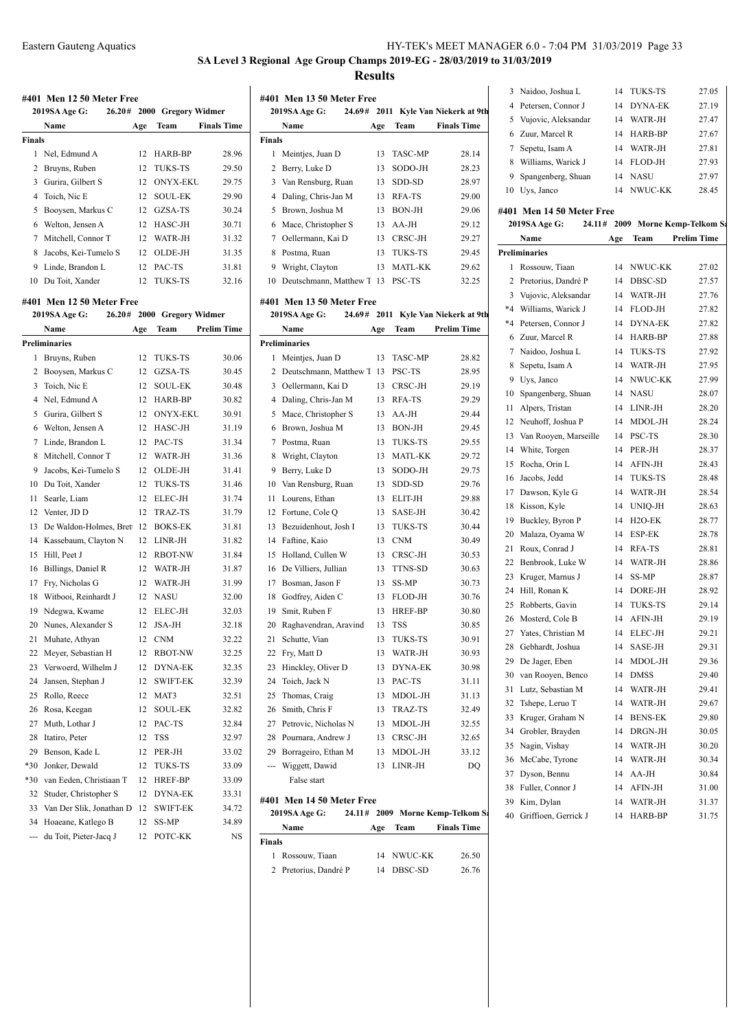**SA Level 3 Regional Age Group Champs 2019-EG - 28/03/2019 to 31/03/2019**

## Results

### #401 Men 12 50 Meter Free

2019SA Age G: 26.20# 2000 Gregory Widmer

| | Name | Age | Team | Finals Time |
|---|---|---|---|---|
| **Finals** | | | | |
| 1 | Nel, Edmund A | 12 | HARB-BP | 28.96 |
| 2 | Bruyns, Ruben | 12 | TUKS-TS | 29.50 |
| 3 | Gurira, Gilbert S | 12 | ONYX-EKU | 29.75 |
| 4 | Toich, Nic E | 12 | SOUL-EK | 29.90 |
| 5 | Booysen, Markus C | 12 | GZSA-TS | 30.24 |
| 6 | Welton, Jensen A | 12 | HASC-JH | 30.71 |
| 7 | Mitchell, Connor T | 12 | WATR-JH | 31.32 |
| 8 | Jacobs, Kei-Tumelo S | 12 | OLDE-JH | 31.35 |
| 9 | Linde, Brandon L | 12 | PAC-TS | 31.81 |
| 10 | Du Toit, Xander | 12 | TUKS-TS | 32.16 |

### #401 Men 12 50 Meter Free

2019SA Age G: 26.20# 2000 Gregory Widmer

| | Name | Age | Team | Prelim Time |
|---|---|---|---|---|
| **Preliminaries** | | | | |
| 1 | Bruyns, Ruben | 12 | TUKS-TS | 30.06 |
| 2 | Booysen, Markus C | 12 | GZSA-TS | 30.45 |
| 3 | Toich, Nic E | 12 | SOUL-EK | 30.48 |
| 4 | Nel, Edmund A | 12 | HARB-BP | 30.82 |
| 5 | Gurira, Gilbert S | 12 | ONYX-EKU | 30.91 |
| 6 | Welton, Jensen A | 12 | HASC-JH | 31.19 |
| 7 | Linde, Brandon L | 12 | PAC-TS | 31.34 |
| 8 | Mitchell, Connor T | 12 | WATR-JH | 31.36 |
| 9 | Jacobs, Kei-Tumelo S | 12 | OLDE-JH | 31.41 |
| 10 | Du Toit, Xander | 12 | TUKS-TS | 31.46 |
| 11 | Searle, Liam | 12 | ELEC-JH | 31.74 |
| 12 | Venter, JD D | 12 | TRAZ-TS | 31.79 |
| 13 | De Waldon-Holmes, Brett | 12 | BOKS-EK | 31.81 |
| 14 | Kassebaum, Clayton N | 12 | LINR-JH | 31.82 |
| 15 | Hill, Peet J | 12 | RBOT-NW | 31.84 |
| 16 | Billings, Daniel R | 12 | WATR-JH | 31.87 |
| 17 | Fry, Nicholas G | 12 | WATR-JH | 31.99 |
| 18 | Witbooi, Reinhardt J | 12 | NASU | 32.00 |
| 19 | Ndegwa, Kwame | 12 | ELEC-JH | 32.03 |
| 20 | Nunes, Alexander S | 12 | JSA-JH | 32.18 |
| 21 | Muhate, Athyan | 12 | CNM | 32.22 |
| 22 | Meyer, Sebastian H | 12 | RBOT-NW | 32.25 |
| 23 | Verwoerd, Wilhelm J | 12 | DYNA-EK | 32.35 |
| 24 | Jansen, Stephan J | 12 | SWIFT-EK | 32.39 |
| 25 | Rollo, Reece | 12 | MAT3 | 32.51 |
| 26 | Rosa, Keegan | 12 | SOUL-EK | 32.82 |
| 27 | Muth, Lothar J | 12 | PAC-TS | 32.84 |
| 28 | Itatiro, Peter | 12 | TSS | 32.97 |
| 29 | Benson, Kade L | 12 | PER-JH | 33.02 |
| *30 | Jonker, Dewald | 12 | TUKS-TS | 33.09 |
| *30 | van Eeden, Christiaan T | 12 | HREF-BP | 33.09 |
| 32 | Studer, Christopher S | 12 | DYNA-EK | 33.31 |
| 33 | Van Der Slik, Jonathan D | 12 | SWIFT-EK | 34.72 |
| 34 | Hoaeane, Katlego B | 12 | SS-MP | 34.89 |
| --- | du Toit, Pieter-Jacq J | 12 | POTC-KK | NS |

### #401 Men 13 50 Meter Free

2019SA Age G: 24.69# 2011 Kyle Van Niekerk at 9th

| | Name | Age | Team | Finals Time |
|---|---|---|---|---|
| **Finals** | | | | |
| 1 | Meintjes, Juan D | 13 | TASC-MP | 28.14 |
| 2 | Berry, Luke D | 13 | SODO-JH | 28.23 |
| 3 | Van Rensburg, Ruan | 13 | SDD-SD | 28.97 |
| 4 | Daling, Chris-Jan M | 13 | RFA-TS | 29.00 |
| 5 | Brown, Joshua M | 13 | BON-JH | 29.06 |
| 6 | Mace, Christopher S | 13 | AA-JH | 29.12 |
| 7 | Oellermann, Kai D | 13 | CRSC-JH | 29.27 |
| 8 | Postma, Ruan | 13 | TUKS-TS | 29.45 |
| 9 | Wright, Clayton | 13 | MATL-KK | 29.62 |
| 10 | Deutschmann, Matthew T | 13 | PSC-TS | 32.25 |

### #401 Men 13 50 Meter Free

2019SA Age G: 24.69# 2011 Kyle Van Niekerk at 9th

| | Name | Age | Team | Prelim Time |
|---|---|---|---|---|
| **Preliminaries** | | | | |
| 1 | Meintjes, Juan D | 13 | TASC-MP | 28.82 |
| 2 | Deutschmann, Matthew T | 13 | PSC-TS | 28.95 |
| 3 | Oellermann, Kai D | 13 | CRSC-JH | 29.19 |
| 4 | Daling, Chris-Jan M | 13 | RFA-TS | 29.29 |
| 5 | Mace, Christopher S | 13 | AA-JH | 29.44 |
| 6 | Brown, Joshua M | 13 | BON-JH | 29.45 |
| 7 | Postma, Ruan | 13 | TUKS-TS | 29.55 |
| 8 | Wright, Clayton | 13 | MATL-KK | 29.72 |
| 9 | Berry, Luke D | 13 | SODO-JH | 29.75 |
| 10 | Van Rensburg, Ruan | 13 | SDD-SD | 29.76 |
| 11 | Lourens, Ethan | 13 | ELIT-JH | 29.88 |
| 12 | Fortune, Cole Q | 13 | SASE-JH | 30.42 |
| 13 | Bezuidenhout, Josh I | 13 | TUKS-TS | 30.44 |
| 14 | Faftine, Kaio | 13 | CNM | 30.49 |
| 15 | Holland, Cullen W | 13 | CRSC-JH | 30.53 |
| 16 | De Villiers, Jullian | 13 | TTNS-SD | 30.63 |
| 17 | Bosman, Jason F | 13 | SS-MP | 30.73 |
| 18 | Godfrey, Aiden C | 13 | FLOD-JH | 30.76 |
| 19 | Smit, Ruben F | 13 | HREF-BP | 30.80 |
| 20 | Raghavendran, Aravind | 13 | TSS | 30.85 |
| 21 | Schutte, Vian | 13 | TUKS-TS | 30.91 |
| 22 | Fry, Matt D | 13 | WATR-JH | 30.93 |
| 23 | Hinckley, Oliver D | 13 | DYNA-EK | 30.98 |
| 24 | Toich, Jack N | 13 | PAC-TS | 31.11 |
| 25 | Thomas, Craig | 13 | MDOL-JH | 31.13 |
| 26 | Smith, Chris F | 13 | TRAZ-TS | 32.49 |
| 27 | Petrovic, Nicholas N | 13 | MDOL-JH | 32.55 |
| 28 | Pournara, Andrew J | 13 | CRSC-JH | 32.65 |
| 29 | Borrageiro, Ethan M | 13 | MDOL-JH | 33.12 |
| --- | Wiggett, Dawid | 13 | LINR-JH | DQ |
| | False start | | | |

### #401 Men 14 50 Meter Free

2019SA Age G: 24.11# 2009 Morne Kemp-Telkom Sa

| | Name | Age | Team | Finals Time |
|---|---|---|---|---|
| **Finals** | | | | |
| 1 | Rossouw, Tiaan | 14 | NWUC-KK | 26.50 |
| 2 | Pretorius, Dandré P | 14 | DBSC-SD | 26.76 |
| 3 | Naidoo, Joshua L | 14 | TUKS-TS | 27.05 |
| 4 | Petersen, Connor J | 14 | DYNA-EK | 27.19 |
| 5 | Vujovic, Aleksandar | 14 | WATR-JH | 27.47 |
| 6 | Zuur, Marcel R | 14 | HARB-BP | 27.67 |
| 7 | Sepetu, Isam A | 14 | WATR-JH | 27.81 |
| 8 | Williams, Warick J | 14 | FLOD-JH | 27.93 |
| 9 | Spangenberg, Shuan | 14 | NASU | 27.97 |
| 10 | Uys, Janco | 14 | NWUC-KK | 28.45 |

### #401 Men 14 50 Meter Free

2019SA Age G: 24.11# 2009 Morne Kemp-Telkom Sa

| | Name | Age | Team | Prelim Time |
|---|---|---|---|---|
| **Preliminaries** | | | | |
| 1 | Rossouw, Tiaan | 14 | NWUC-KK | 27.02 |
| 2 | Pretorius, Dandré P | 14 | DBSC-SD | 27.57 |
| 3 | Vujovic, Aleksandar | 14 | WATR-JH | 27.76 |
| *4 | Williams, Warick J | 14 | FLOD-JH | 27.82 |
| *4 | Petersen, Connor J | 14 | DYNA-EK | 27.82 |
| 6 | Zuur, Marcel R | 14 | HARB-BP | 27.88 |
| 7 | Naidoo, Joshua L | 14 | TUKS-TS | 27.92 |
| 8 | Sepetu, Isam A | 14 | WATR-JH | 27.95 |
| 9 | Uys, Janco | 14 | NWUC-KK | 27.99 |
| 10 | Spangenberg, Shuan | 14 | NASU | 28.07 |
| 11 | Alpers, Tristan | 14 | LINR-JH | 28.20 |
| 12 | Neuhoff, Joshua P | 14 | MDOL-JH | 28.24 |
| 13 | Van Rooyen, Marseille | 14 | PSC-TS | 28.30 |
| 14 | White, Torgen | 14 | PER-JH | 28.37 |
| 15 | Rocha, Orin L | 14 | AFIN-JH | 28.43 |
| 16 | Jacobs, Jedd | 14 | TUKS-TS | 28.48 |
| 17 | Dawson, Kyle G | 14 | WATR-JH | 28.54 |
| 18 | Kisson, Kyle | 14 | UNIQ-JH | 28.63 |
| 19 | Buckley, Byron P | 14 | H2O-EK | 28.77 |
| 20 | Malaza, Oyama W | 14 | ESP-EK | 28.78 |
| 21 | Roux, Conrad J | 14 | RFA-TS | 28.81 |
| 22 | Benbrook, Luke W | 14 | WATR-JH | 28.86 |
| 23 | Kruger, Marnus J | 14 | SS-MP | 28.87 |
| 24 | Hill, Ronan K | 14 | DORE-JH | 28.92 |
| 25 | Robberts, Gavin | 14 | TUKS-TS | 29.14 |
| 26 | Mosterd, Cole B | 14 | AFIN-JH | 29.19 |
| 27 | Yates, Christian M | 14 | ELEC-JH | 29.21 |
| 28 | Gebhardt, Joshua | 14 | SASE-JH | 29.31 |
| 29 | De Jager, Eben | 14 | MDOL-JH | 29.36 |
| 30 | van Rooyen, Benco | 14 | DMSS | 29.40 |
| 31 | Lutz, Sebastian M | 14 | WATR-JH | 29.41 |
| 32 | Tshepe, Leruo T | 14 | WATR-JH | 29.67 |
| 33 | Kruger, Graham N | 14 | BENS-EK | 29.80 |
| 34 | Grobler, Brayden | 14 | DRGN-JH | 30.05 |
| 35 | Nagin, Vishay | 14 | WATR-JH | 30.20 |
| 36 | McCabe, Tyrone | 14 | WATR-JH | 30.34 |
| 37 | Dyson, Bennu | 14 | AA-JH | 30.84 |
| 38 | Fuller, Connor J | 14 | AFIN-JH | 31.00 |
| 39 | Kim, Dylan | 14 | WATR-JH | 31.37 |
| 40 | Griffioen, Gerrick J | 14 | HARB-BP | 31.75 |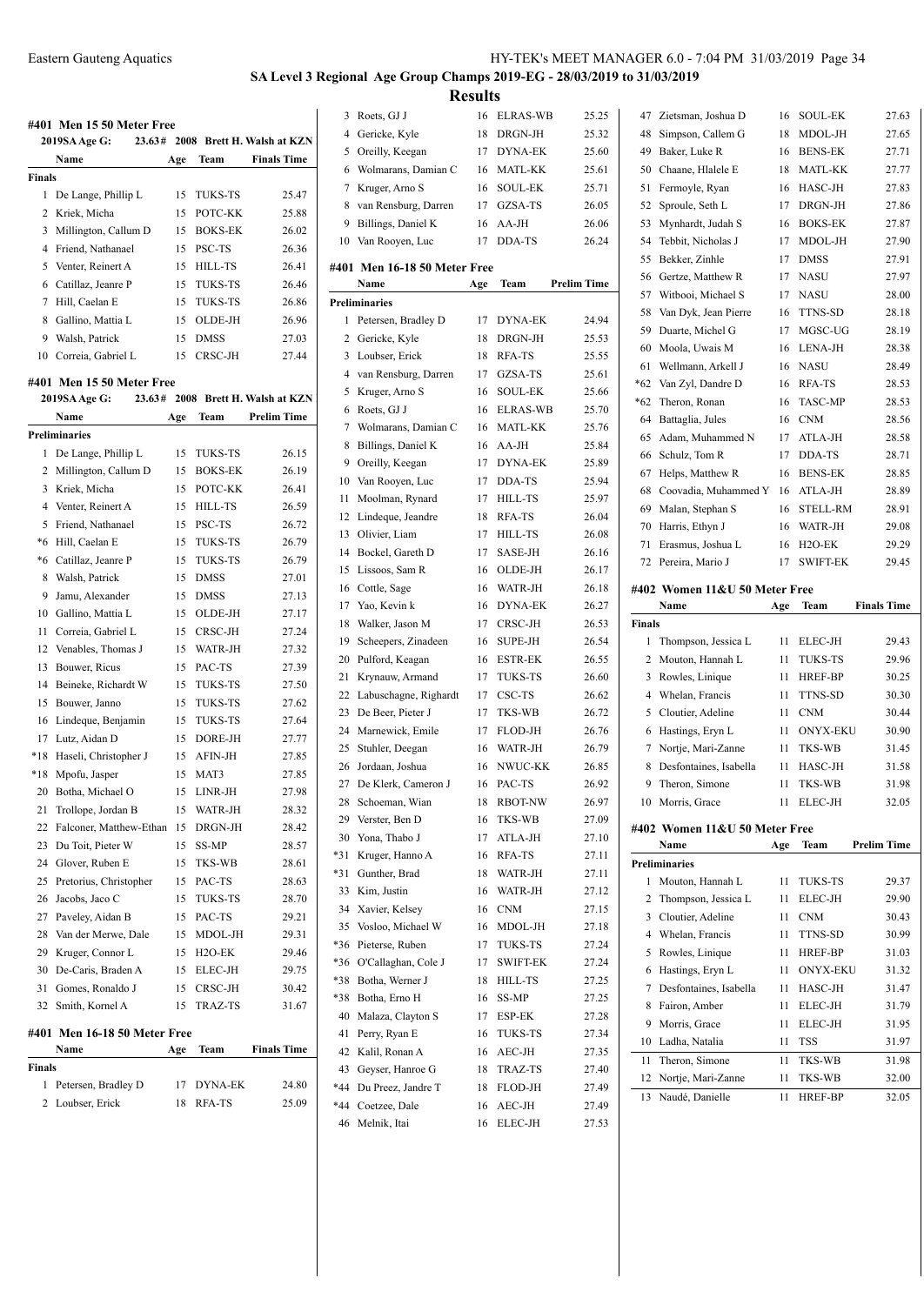## SA Level 3 Regional Age Group Champs 2019-EG - 28/03/2019 to 31/03/2019

### Results

#### #401 Men 15 50 Meter Free

2019SA Age G: 23.63# 2008 Brett H. Walsh at KZN

| | Name | Age | Team | Finals Time |
|---|---|---|---|---|
| **Finals** | | | | |
| 1 | De Lange, Phillip L | 15 | TUKS-TS | 25.47 |
| 2 | Kriek, Micha | 15 | POTC-KK | 25.88 |
| 3 | Millington, Callum D | 15 | BOKS-EK | 26.02 |
| 4 | Friend, Nathanael | 15 | PSC-TS | 26.36 |
| 5 | Venter, Reinert A | 15 | HILL-TS | 26.41 |
| 6 | Catillaz, Jeanre P | 15 | TUKS-TS | 26.46 |
| 7 | Hill, Caelan E | 15 | TUKS-TS | 26.86 |
| 8 | Gallino, Mattia L | 15 | OLDE-JH | 26.96 |
| 9 | Walsh, Patrick | 15 | DMSS | 27.03 |
| 10 | Correia, Gabriel L | 15 | CRSC-JH | 27.44 |

#### #401 Men 15 50 Meter Free

2019SA Age G: 23.63# 2008 Brett H. Walsh at KZN

| | Name | Age | Team | Prelim Time |
|---|---|---|---|---|
| **Preliminaries** | | | | |
| 1 | De Lange, Phillip L | 15 | TUKS-TS | 26.15 |
| 2 | Millington, Callum D | 15 | BOKS-EK | 26.19 |
| 3 | Kriek, Micha | 15 | POTC-KK | 26.41 |
| 4 | Venter, Reinert A | 15 | HILL-TS | 26.59 |
| 5 | Friend, Nathanael | 15 | PSC-TS | 26.72 |
| *6 | Hill, Caelan E | 15 | TUKS-TS | 26.79 |
| *6 | Catillaz, Jeanre P | 15 | TUKS-TS | 26.79 |
| 8 | Walsh, Patrick | 15 | DMSS | 27.01 |
| 9 | Jamu, Alexander | 15 | DMSS | 27.13 |
| 10 | Gallino, Mattia L | 15 | OLDE-JH | 27.17 |
| 11 | Correia, Gabriel L | 15 | CRSC-JH | 27.24 |
| 12 | Venables, Thomas J | 15 | WATR-JH | 27.32 |
| 13 | Bouwer, Ricus | 15 | PAC-TS | 27.39 |
| 14 | Beineke, Richardt W | 15 | TUKS-TS | 27.50 |
| 15 | Bouwer, Janno | 15 | TUKS-TS | 27.62 |
| 16 | Lindeque, Benjamin | 15 | TUKS-TS | 27.64 |
| 17 | Lutz, Aidan D | 15 | DORE-JH | 27.77 |
| *18 | Haseli, Christopher J | 15 | AFIN-JH | 27.85 |
| *18 | Mpofu, Jasper | 15 | MAT3 | 27.85 |
| 20 | Botha, Michael O | 15 | LINR-JH | 27.98 |
| 21 | Trollope, Jordan B | 15 | WATR-JH | 28.32 |
| 22 | Falconer, Matthew-Ethan | 15 | DRGN-JH | 28.42 |
| 23 | Du Toit, Pieter W | 15 | SS-MP | 28.57 |
| 24 | Glover, Ruben E | 15 | TKS-WB | 28.61 |
| 25 | Pretorius, Christopher | 15 | PAC-TS | 28.63 |
| 26 | Jacobs, Jaco C | 15 | TUKS-TS | 28.70 |
| 27 | Paveley, Aidan B | 15 | PAC-TS | 29.21 |
| 28 | Van der Merwe, Dale | 15 | MDOL-JH | 29.31 |
| 29 | Kruger, Connor L | 15 | H2O-EK | 29.46 |
| 30 | De-Caris, Braden A | 15 | ELEC-JH | 29.75 |
| 31 | Gomes, Ronaldo J | 15 | CRSC-JH | 30.42 |
| 32 | Smith, Kornel A | 15 | TRAZ-TS | 31.67 |

#### #401 Men 16-18 50 Meter Free

| | Name | Age | Team | Finals Time |
|---|---|---|---|---|
| **Finals** | | | | |
| 1 | Petersen, Bradley D | 17 | DYNA-EK | 24.80 |
| 2 | Loubser, Erick | 18 | RFA-TS | 25.09 |
| 3 | Roets, GJ J | 16 | ELRAS-WB | 25.25 |
| 4 | Gericke, Kyle | 18 | DRGN-JH | 25.32 |
| 5 | Oreilly, Keegan | 17 | DYNA-EK | 25.60 |
| 6 | Wolmarans, Damian C | 16 | MATL-KK | 25.61 |
| 7 | Kruger, Arno S | 16 | SOUL-EK | 25.71 |
| 8 | van Rensburg, Darren | 17 | GZSA-TS | 26.05 |
| 9 | Billings, Daniel K | 16 | AA-JH | 26.06 |
| 10 | Van Rooyen, Luc | 17 | DDA-TS | 26.24 |

#### #401 Men 16-18 50 Meter Free

| | Name | Age | Team | Prelim Time |
|---|---|---|---|---|
| **Preliminaries** | | | | |
| 1 | Petersen, Bradley D | 17 | DYNA-EK | 24.94 |
| 2 | Gericke, Kyle | 18 | DRGN-JH | 25.53 |
| 3 | Loubser, Erick | 18 | RFA-TS | 25.55 |
| 4 | van Rensburg, Darren | 17 | GZSA-TS | 25.61 |
| 5 | Kruger, Arno S | 16 | SOUL-EK | 25.66 |
| 6 | Roets, GJ J | 16 | ELRAS-WB | 25.70 |
| 7 | Wolmarans, Damian C | 16 | MATL-KK | 25.76 |
| 8 | Billings, Daniel K | 16 | AA-JH | 25.84 |
| 9 | Oreilly, Keegan | 17 | DYNA-EK | 25.89 |
| 10 | Van Rooyen, Luc | 17 | DDA-TS | 25.94 |
| 11 | Moolman, Rynard | 17 | HILL-TS | 25.97 |
| 12 | Lindeque, Jeandre | 18 | RFA-TS | 26.04 |
| 13 | Olivier, Liam | 17 | HILL-TS | 26.08 |
| 14 | Bockel, Gareth D | 17 | SASE-JH | 26.16 |
| 15 | Lissoos, Sam R | 16 | OLDE-JH | 26.17 |
| 16 | Cottle, Sage | 16 | WATR-JH | 26.18 |
| 17 | Yao, Kevin k | 16 | DYNA-EK | 26.27 |
| 18 | Walker, Jason M | 17 | CRSC-JH | 26.53 |
| 19 | Scheepers, Zinadeen | 16 | SUPE-JH | 26.54 |
| 20 | Pulford, Keagan | 16 | ESTR-EK | 26.55 |
| 21 | Krynauw, Armand | 17 | TUKS-TS | 26.60 |
| 22 | Labuschagne, Righardt | 17 | CSC-TS | 26.62 |
| 23 | De Beer, Pieter J | 17 | TKS-WB | 26.72 |
| 24 | Marnewick, Emile | 17 | FLOD-JH | 26.76 |
| 25 | Stuhler, Deegan | 16 | WATR-JH | 26.79 |
| 26 | Jordaan, Joshua | 16 | NWUC-KK | 26.85 |
| 27 | De Klerk, Cameron J | 16 | PAC-TS | 26.92 |
| 28 | Schoeman, Wian | 18 | RBOT-NW | 26.97 |
| 29 | Verster, Ben D | 16 | TKS-WB | 27.09 |
| 30 | Yona, Thabo J | 17 | ATLA-JH | 27.10 |
| *31 | Kruger, Hanno A | 16 | RFA-TS | 27.11 |
| *31 | Gunther, Brad | 18 | WATR-JH | 27.11 |
| 33 | Kim, Justin | 16 | WATR-JH | 27.12 |
| 34 | Xavier, Kelsey | 16 | CNM | 27.15 |
| 35 | Vosloo, Michael W | 16 | MDOL-JH | 27.18 |
| *36 | Pieterse, Ruben | 17 | TUKS-TS | 27.24 |
| *36 | O'Callaghan, Cole J | 17 | SWIFT-EK | 27.24 |
| *38 | Botha, Werner J | 18 | HILL-TS | 27.25 |
| *38 | Botha, Erno H | 16 | SS-MP | 27.25 |
| 40 | Malaza, Clayton S | 17 | ESP-EK | 27.28 |
| 41 | Perry, Ryan E | 16 | TUKS-TS | 27.34 |
| 42 | Kalil, Ronan A | 16 | AEC-JH | 27.35 |
| 43 | Geyser, Hanroe G | 18 | TRAZ-TS | 27.40 |
| *44 | Du Preez, Jandre T | 18 | FLOD-JH | 27.49 |
| *44 | Coetzee, Dale | 16 | AEC-JH | 27.49 |
| 46 | Melnik, Itai | 16 | ELEC-JH | 27.53 |
| 47 | Zietsman, Joshua D | 16 | SOUL-EK | 27.63 |
| 48 | Simpson, Callem G | 18 | MDOL-JH | 27.65 |
| 49 | Baker, Luke R | 16 | BENS-EK | 27.71 |
| 50 | Chaane, Hlalele E | 18 | MATL-KK | 27.77 |
| 51 | Fermoyle, Ryan | 16 | HASC-JH | 27.83 |
| 52 | Sproule, Seth L | 17 | DRGN-JH | 27.86 |
| 53 | Mynhardt, Judah S | 16 | BOKS-EK | 27.87 |
| 54 | Tebbit, Nicholas J | 17 | MDOL-JH | 27.90 |
| 55 | Bekker, Zinhle | 17 | DMSS | 27.91 |
| 56 | Gertze, Matthew R | 17 | NASU | 27.97 |
| 57 | Witbooi, Michael S | 17 | NASU | 28.00 |
| 58 | Van Dyk, Jean Pierre | 16 | TTNS-SD | 28.18 |
| 59 | Duarte, Michel G | 17 | MGSC-UG | 28.19 |
| 60 | Moola, Uwais M | 16 | LENA-JH | 28.38 |
| 61 | Wellmann, Arkell J | 16 | NASU | 28.49 |
| *62 | Van Zyl, Dandre D | 16 | RFA-TS | 28.53 |
| *62 | Theron, Ronan | 16 | TASC-MP | 28.53 |
| 64 | Battaglia, Jules | 16 | CNM | 28.56 |
| 65 | Adam, Muhammed N | 17 | ATLA-JH | 28.58 |
| 66 | Schulz, Tom R | 17 | DDA-TS | 28.71 |
| 67 | Helps, Matthew R | 16 | BENS-EK | 28.85 |
| 68 | Coovadia, Muhammed Y | 16 | ATLA-JH | 28.89 |
| 69 | Malan, Stephan S | 16 | STELL-RM | 28.91 |
| 70 | Harris, Ethyn J | 16 | WATR-JH | 29.08 |
| 71 | Erasmus, Joshua L | 16 | H2O-EK | 29.29 |
| 72 | Pereira, Mario J | 17 | SWIFT-EK | 29.45 |

#### #402 Women 11&U 50 Meter Free

| | Name | Age | Team | Finals Time |
|---|---|---|---|---|
| **Finals** | | | | |
| 1 | Thompson, Jessica L | 11 | ELEC-JH | 29.43 |
| 2 | Mouton, Hannah L | 11 | TUKS-TS | 29.96 |
| 3 | Rowles, Linique | 11 | HREF-BP | 30.25 |
| 4 | Whelan, Francis | 11 | TTNS-SD | 30.30 |
| 5 | Cloutier, Adeline | 11 | CNM | 30.44 |
| 6 | Hastings, Eryn L | 11 | ONYX-EKU | 30.90 |
| 7 | Nortje, Mari-Zanne | 11 | TKS-WB | 31.45 |
| 8 | Desfontaines, Isabella | 11 | HASC-JH | 31.58 |
| 9 | Theron, Simone | 11 | TKS-WB | 31.98 |
| 10 | Morris, Grace | 11 | ELEC-JH | 32.05 |

#### #402 Women 11&U 50 Meter Free

| | Name | Age | Team | Prelim Time |
|---|---|---|---|---|
| **Preliminaries** | | | | |
| 1 | Mouton, Hannah L | 11 | TUKS-TS | 29.37 |
| 2 | Thompson, Jessica L | 11 | ELEC-JH | 29.90 |
| 3 | Cloutier, Adeline | 11 | CNM | 30.43 |
| 4 | Whelan, Francis | 11 | TTNS-SD | 30.99 |
| 5 | Rowles, Linique | 11 | HREF-BP | 31.03 |
| 6 | Hastings, Eryn L | 11 | ONYX-EKU | 31.32 |
| 7 | Desfontaines, Isabella | 11 | HASC-JH | 31.47 |
| 8 | Fairon, Amber | 11 | ELEC-JH | 31.79 |
| 9 | Morris, Grace | 11 | ELEC-JH | 31.95 |
| 10 | Ladha, Natalia | 11 | TSS | 31.97 |
| 11 | Theron, Simone | 11 | TKS-WB | 31.98 |
| 12 | Nortje, Mari-Zanne | 11 | TKS-WB | 32.00 |
| 13 | Naudé, Danielle | 11 | HREF-BP | 32.05 |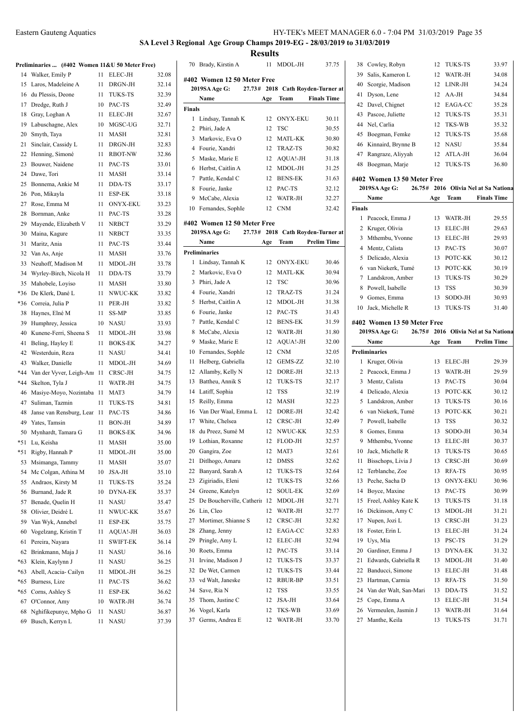## SA Level 3 Regional Age Group Champs 2019-EG - 28/03/2019 to 31/03/2019

### Results

**Preliminaries ... (#402 Women 11&U 50 Meter Free)**

| | Name | Age | Team | Prelim Time |
|---|---|---|---|---|
| 14 | Walker, Emily P | 11 | ELEC-JH | 32.08 |
| 15 | Laros, Madeleine A | 11 | DRGN-JH | 32.14 |
| 16 | du Plessis, Deone | 11 | TUKS-TS | 32.39 |
| 17 | Dredge, Ruth J | 10 | PAC-TS | 32.49 |
| 18 | Gray, Loghan A | 11 | ELEC-JH | 32.67 |
| 19 | Labuschagne, Alex | 10 | MGSC-UG | 32.71 |
| 20 | Smyth, Taya | 11 | MASH | 32.81 |
| 21 | Sinclair, Cassidy L | 11 | DRGN-JH | 32.83 |
| 22 | Henning, Simoné | 11 | RBOT-NW | 32.86 |
| 23 | Bouwer, Naidene | 11 | PAC-TS | 33.01 |
| 24 | Dawe, Tori | 11 | MASH | 33.14 |
| 25 | Bonnema, Ankie M | 11 | DDA-TS | 33.17 |
| 26 | Pon, Mikayla | 11 | ESP-EK | 33.18 |
| 27 | Rose, Emma M | 11 | ONYX-EKU | 33.23 |
| 28 | Bornman, Anke | 11 | PAC-TS | 33.28 |
| 29 | Mayende, Elizabeth V | 11 | NRBCT | 33.29 |
| 30 | Maina, Kagure | 11 | NRBCT | 33.35 |
| 31 | Maritz, Ania | 11 | PAC-TS | 33.44 |
| 32 | Van As, Anje | 11 | MASH | 33.76 |
| 33 | Neuhoff, Madison M | 11 | MDOL-JH | 33.78 |
| 34 | Wyrley-Birch, Nicola H | 11 | DDA-TS | 33.79 |
| 35 | Mahobele, Loyiso | 11 | MASH | 33.80 |
| *36 | De Klerk, Dané L | 11 | NWUC-KK | 33.82 |
| *36 | Correia, Julia P | 11 | PER-JH | 33.82 |
| 38 | Haynes, Elné M | 11 | SS-MP | 33.85 |
| 39 | Humphrey, Jessica | 10 | NASU | 33.93 |
| 40 | Kunene-Ferri, Sheena S | 11 | MDOL-JH | 33.98 |
| 41 | Beling, Hayley E | 11 | BOKS-EK | 34.27 |
| 42 | Westerduin, Reza | 11 | NASU | 34.41 |
| 43 | Walker, Danielle | 11 | MDOL-JH | 34.69 |
| *44 | Van der Vyver, Leigh-Ann | 11 | CRSC-JH | 34.75 |
| *44 | Skelton, Tyla J | 11 | WATR-JH | 34.75 |
| 46 | Masiye-Moyo, Nozintaba | 11 | MAT3 | 34.79 |
| 47 | Suliman, Tazmin | 11 | TUKS-TS | 34.81 |
| 48 | Janse van Rensburg, Lear | 11 | PAC-TS | 34.86 |
| 49 | Yates, Tamsin | 11 | BON-JH | 34.89 |
| 50 | Mynhardt, Tamara G | 11 | BOKS-EK | 34.96 |
| *51 | Lu, Keisha | 11 | MASH | 35.00 |
| *51 | Rigby, Hannah P | 11 | MDOL-JH | 35.00 |
| 53 | Msimanga, Tammy | 11 | MASH | 35.07 |
| 54 | Mc Colgan, Athina M | 10 | JSA-JH | 35.10 |
| 55 | Andraos, Kirsty M | 11 | TUKS-TS | 35.24 |
| 56 | Burnand, Jade R | 10 | DYNA-EK | 35.37 |
| 57 | Benade, Quelin H | 11 | NASU | 35.47 |
| 58 | Olivier, Deidré L | 11 | NWUC-KK | 35.67 |
| 59 | Van Wyk, Annebel | 11 | ESP-EK | 35.75 |
| 60 | Vogelzang, Kristin T | 11 | AQUA!-JH | 36.03 |
| 61 | Pereira, Nayara | 11 | SWIFT-EK | 36.14 |
| 62 | Brinkmann, Maja J | 11 | NASU | 36.16 |
| *63 | Klein, Kaylynn J | 11 | NASU | 36.25 |
| *63 | Abell, Acacia- Cailyn | 11 | MDOL-JH | 36.25 |
| *65 | Burness, Lize | 11 | PAC-TS | 36.62 |
| *65 | Corns, Ashley S | 11 | ESP-EK | 36.62 |
| 67 | O'Connor, Amy | 10 | WATR-JH | 36.74 |
| 68 | Nghifikepunye, Mpho G | 11 | NASU | 36.87 |
| 69 | Busch, Kerryn L | 11 | NASU | 37.39 |
| 70 | Brady, Kirstin A | 11 | MDOL-JH | 37.75 |

### #402 Women 12 50 Meter Free

2019SA Age G: 27.73# 2018 Cath Royden-Turner at

| | Name | Age | Team | Finals Time |
|---|---|---|---|---|
| **Finals** | | | | |
| 1 | Lindsay, Tannah K | 12 | ONYX-EKU | 30.11 |
| 2 | Phiri, Jade A | 12 | TSC | 30.55 |
| 3 | Markovic, Eva O | 12 | MATL-KK | 30.80 |
| 4 | Fourie, Xandri | 12 | TRAZ-TS | 30.82 |
| 5 | Maske, Marie E | 12 | AQUA!-JH | 31.18 |
| 6 | Herbst, Caitlin A | 12 | MDOL-JH | 31.25 |
| 7 | Pattle, Kendal C | 12 | BENS-EK | 31.63 |
| 8 | Fourie, Janke | 12 | PAC-TS | 32.12 |
| 9 | McCabe, Alexia | 12 | WATR-JH | 32.27 |
| 10 | Fernandes, SophIe | 12 | CNM | 32.42 |

### #402 Women 12 50 Meter Free

2019SA Age G: 27.73# 2018 Cath Royden-Turner at

| | Name | Age | Team | Prelim Time |
|---|---|---|---|---|
| **Preliminaries** | | | | |
| 1 | Lindsay, Tannah K | 12 | ONYX-EKU | 30.46 |
| 2 | Markovic, Eva O | 12 | MATL-KK | 30.94 |
| 3 | Phiri, Jade A | 12 | TSC | 30.96 |
| 4 | Fourie, Xandri | 12 | TRAZ-TS | 31.24 |
| 5 | Herbst, Caitlin A | 12 | MDOL-JH | 31.38 |
| 6 | Fourie, Janke | 12 | PAC-TS | 31.43 |
| 7 | Pattle, Kendal C | 12 | BENS-EK | 31.59 |
| 8 | McCabe, Alexia | 12 | WATR-JH | 31.80 |
| 9 | Maske, Marie E | 12 | AQUA!-JH | 32.00 |
| 10 | Fernandes, SophIe | 12 | CNM | 32.05 |
| 11 | Helberg, Gabriella | 12 | GEMS-ZZ | 32.10 |
| 12 | Allamby, Kelly N | 12 | DORE-JH | 32.13 |
| 13 | Battheu, Annik S | 12 | TUKS-TS | 32.17 |
| 14 | Latiff, Sophia | 12 | TSS | 32.19 |
| 15 | Reilly, Emma | 12 | MASH | 32.23 |
| 16 | Van Der Waal, Emma L | 12 | DORE-JH | 32.42 |
| 17 | White, Chelsea | 12 | CRSC-JH | 32.49 |
| 18 | du Preez, Sumé M | 12 | NWUC-KK | 32.53 |
| 19 | Lothian, Roxanne | 12 | FLOD-JH | 32.57 |
| 20 | Gangira, Zoe | 12 | MAT3 | 32.61 |
| 21 | Ditlhogo, Amaru | 12 | DMSS | 32.62 |
| 22 | Banyard, Sarah A | 12 | TUKS-TS | 32.64 |
| 23 | Zigiriadis, Eleni | 12 | TUKS-TS | 32.66 |
| 24 | Greene, Katelyn | 12 | SOUL-EK | 32.69 |
| 25 | De Boucherville, Catherin | 12 | MDOL-JH | 32.71 |
| 26 | Lin, Cleo | 12 | WATR-JH | 32.77 |
| 27 | Mortimer, Shianne S | 12 | CRSC-JH | 32.82 |
| 28 | Zhang, Jenny | 12 | EAGA-CC | 32.83 |
| 29 | Pringle, Amy L | 12 | ELEC-JH | 32.94 |
| 30 | Roets, Emma | 12 | PAC-TS | 33.14 |
| 31 | Irvine, Madison J | 12 | TUKS-TS | 33.37 |
| 32 | De Wet, Carmen | 12 | TUKS-TS | 33.44 |
| 33 | vd Walt, Janeske | 12 | RBUR-BP | 33.51 |
| 34 | Save, Ria N | 12 | TSS | 33.55 |
| 35 | Thom, Justine C | 12 | JSA-JH | 33.64 |
| 36 | Vogel, Karla | 12 | TKS-WB | 33.69 |
| 37 | Germs, Andrea E | 12 | WATR-JH | 33.70 |
| 38 | Cowley, Robyn | 12 | TUKS-TS | 33.97 |
| 39 | Salis, Kameron L | 12 | WATR-JH | 34.08 |
| 40 | Scorgie, Madison | 12 | LINR-JH | 34.24 |
| 41 | Dyson, Lene | 12 | AA-JH | 34.84 |
| 42 | Davel, Chignet | 12 | EAGA-CC | 35.28 |
| 43 | Pascoe, Juliette | 12 | TUKS-TS | 35.31 |
| 44 | Nel, Carlia | 12 | TKS-WB | 35.32 |
| 45 | Boegman, Femke | 12 | TUKS-TS | 35.68 |
| 46 | Kinnaird, Brynne B | 12 | NASU | 35.84 |
| 47 | Rangraze, Aliyyah | 12 | ATLA-JH | 36.04 |
| 48 | Boegman, Marje | 12 | TUKS-TS | 36.80 |

### #402 Women 13 50 Meter Free

2019SA Age G: 26.75# 2016 Olivia Nel at Sa Nationa

| | Name | Age | Team | Finals Time |
|---|---|---|---|---|
| **Finals** | | | | |
| 1 | Peacock, Emma J | 13 | WATR-JH | 29.55 |
| 2 | Kruger, Olivia | 13 | ELEC-JH | 29.63 |
| 3 | Mthembu, Yvonne | 13 | ELEC-JH | 29.93 |
| 4 | Mentz, Calista | 13 | PAC-TS | 30.07 |
| 5 | Delicado, Alexia | 13 | POTC-KK | 30.12 |
| 6 | van Niekerk, Tumé | 13 | POTC-KK | 30.19 |
| 7 | Landskron, Amber | 13 | TUKS-TS | 30.29 |
| 8 | Powell, Isabelle | 13 | TSS | 30.39 |
| 9 | Gomes, Emma | 13 | SODO-JH | 30.93 |
| 10 | Jack, Michelle R | 13 | TUKS-TS | 31.40 |

### #402 Women 13 50 Meter Free

2019SA Age G: 26.75# 2016 Olivia Nel at Sa Nationa

| | Name | Age | Team | Prelim Time |
|---|---|---|---|---|
| **Preliminaries** | | | | |
| 1 | Kruger, Olivia | 13 | ELEC-JH | 29.39 |
| 2 | Peacock, Emma J | 13 | WATR-JH | 29.59 |
| 3 | Mentz, Calista | 13 | PAC-TS | 30.04 |
| 4 | Delicado, Alexia | 13 | POTC-KK | 30.12 |
| 5 | Landskron, Amber | 13 | TUKS-TS | 30.16 |
| 6 | van Niekerk, Tumé | 13 | POTC-KK | 30.21 |
| 7 | Powell, Isabelle | 13 | TSS | 30.32 |
| 8 | Gomes, Emma | 13 | SODO-JH | 30.34 |
| 9 | Mthembu, Yvonne | 13 | ELEC-JH | 30.37 |
| 10 | Jack, Michelle R | 13 | TUKS-TS | 30.65 |
| 11 | Bisschops, Livia J | 13 | CRSC-JH | 30.69 |
| 12 | Terblanche, Zoe | 13 | RFA-TS | 30.95 |
| 13 | Peche, Sacha D | 13 | ONYX-EKU | 30.96 |
| 14 | Boyce, Maxine | 13 | PAC-TS | 30.99 |
| 15 | Freel, Ashley Kate K | 13 | TUKS-TS | 31.18 |
| 16 | Dickinson, Amy C | 13 | MDOL-JH | 31.21 |
| 17 | Nupen, Jozi L | 13 | CRSC-JH | 31.23 |
| 18 | Foster, Erin L | 13 | ELEC-JH | 31.24 |
| 19 | Uys, Mia | 13 | PSC-TS | 31.29 |
| 20 | Gardiner, Emma J | 13 | DYNA-EK | 31.32 |
| 21 | Edwards, Gabriella R | 13 | MDOL-JH | 31.40 |
| 22 | Banducci, Simone | 13 | ELEC-JH | 31.48 |
| 23 | Hartman, Carmia | 13 | RFA-TS | 31.50 |
| 24 | Van der Walt, San-Mari | 13 | DDA-TS | 31.52 |
| 25 | Cope, Emma A | 13 | ELEC-JH | 31.54 |
| 26 | Vermeulen, Jasmin J | 13 | WATR-JH | 31.64 |
| 27 | Manthe, Keila | 13 | TUKS-TS | 31.71 |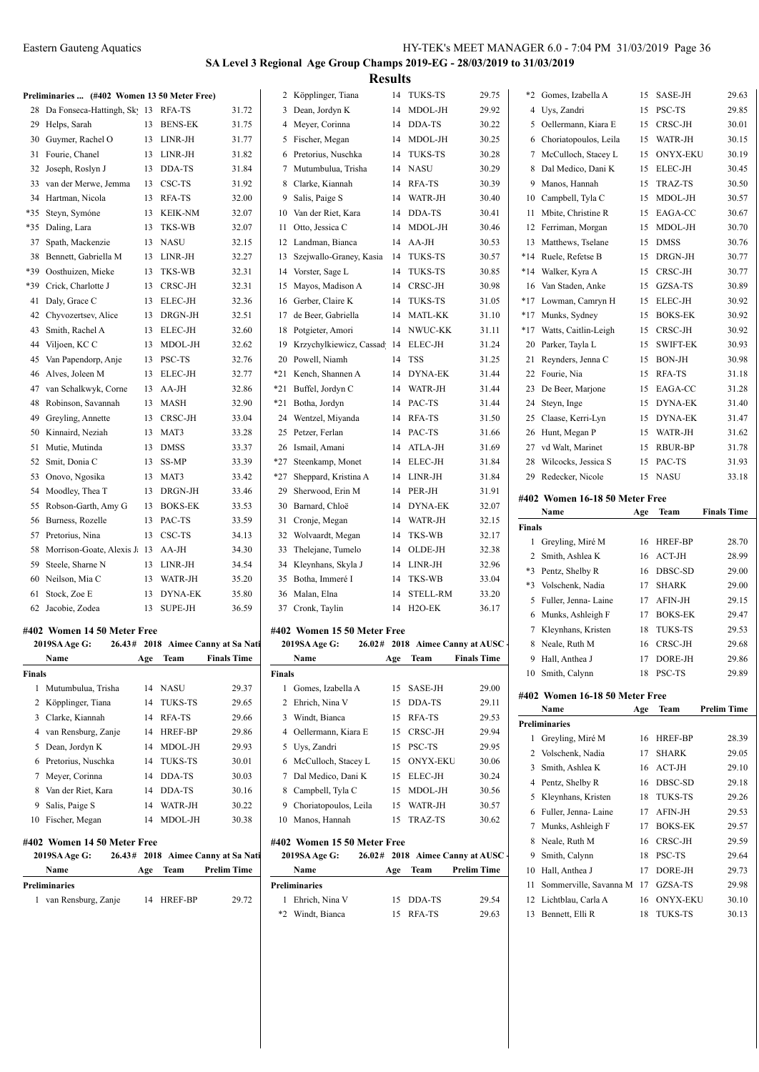## Preliminaries ... (#402 Women 13 50 Meter Free)

| Place | Name | Age | Team | Prelim Time |
|---|---|---|---|---|
| 28 | Da Fonseca-Hattingh, Sky | 13 | RFA-TS | 31.72 |
| 29 | Helps, Sarah | 13 | BENS-EK | 31.75 |
| 30 | Guymer, Rachel O | 13 | LINR-JH | 31.77 |
| 31 | Fourie, Chanel | 13 | LINR-JH | 31.82 |
| 32 | Joseph, Roslyn J | 13 | DDA-TS | 31.84 |
| 33 | van der Merwe, Jemma | 13 | CSC-TS | 31.92 |
| 34 | Hartman, Nicola | 13 | RFA-TS | 32.00 |
| *35 | Steyn, Symóne | 13 | KEIK-NM | 32.07 |
| *35 | Daling, Lara | 13 | TKS-WB | 32.07 |
| 37 | Spath, Mackenzie | 13 | NASU | 32.15 |
| 38 | Bennett, Gabriella M | 13 | LINR-JH | 32.27 |
| *39 | Oosthuizen, Mieke | 13 | TKS-WB | 32.31 |
| *39 | Crick, Charlotte J | 13 | CRSC-JH | 32.31 |
| 41 | Daly, Grace C | 13 | ELEC-JH | 32.36 |
| 42 | Chyvozertsev, Alice | 13 | DRGN-JH | 32.51 |
| 43 | Smith, Rachel A | 13 | ELEC-JH | 32.60 |
| 44 | Viljoen, KC C | 13 | MDOL-JH | 32.62 |
| 45 | Van Papendorp, Anje | 13 | PSC-TS | 32.76 |
| 46 | Alves, Joleen M | 13 | ELEC-JH | 32.77 |
| 47 | van Schalkwyk, Corne | 13 | AA-JH | 32.86 |
| 48 | Robinson, Savannah | 13 | MASH | 32.90 |
| 49 | Greyling, Annette | 13 | CRSC-JH | 33.04 |
| 50 | Kinnaird, Neziah | 13 | MAT3 | 33.28 |
| 51 | Mutie, Mutinda | 13 | DMSS | 33.37 |
| 52 | Smit, Donia C | 13 | SS-MP | 33.39 |
| 53 | Onovo, Ngosika | 13 | MAT3 | 33.42 |
| 54 | Moodley, Thea T | 13 | DRGN-JH | 33.46 |
| 55 | Robson-Garth, Amy G | 13 | BOKS-EK | 33.53 |
| 56 | Burness, Rozelle | 13 | PAC-TS | 33.59 |
| 57 | Pretorius, Nina | 13 | CSC-TS | 34.13 |
| 58 | Morrison-Goate, Alexis Ja | 13 | AA-JH | 34.30 |
| 59 | Steele, Sharne N | 13 | LINR-JH | 34.54 |
| 60 | Neilson, Mia C | 13 | WATR-JH | 35.20 |
| 61 | Stock, Zoe E | 13 | DYNA-EK | 35.80 |
| 62 | Jacobie, Zodea | 13 | SUPE-JH | 36.59 |

## #402 Women 14 50 Meter Free

2019SA Age G: 26.43# 2018 Aimee Canny at Sa Nati

| Place | Name | Age | Team | Finals Time |
|---|---|---|---|---|
| **Finals** | | | | |
| 1 | Mutumbulua, Trisha | 14 | NASU | 29.37 |
| 2 | Köpplinger, Tiana | 14 | TUKS-TS | 29.65 |
| 3 | Clarke, Kiannah | 14 | RFA-TS | 29.66 |
| 4 | van Rensburg, Zanje | 14 | HREF-BP | 29.86 |
| 5 | Dean, Jordyn K | 14 | MDOL-JH | 29.93 |
| 6 | Pretorius, Nuschka | 14 | TUKS-TS | 30.01 |
| 7 | Meyer, Corinna | 14 | DDA-TS | 30.03 |
| 8 | Van der Riet, Kara | 14 | DDA-TS | 30.16 |
| 9 | Salis, Paige S | 14 | WATR-JH | 30.22 |
| 10 | Fischer, Megan | 14 | MDOL-JH | 30.38 |

## #402 Women 14 50 Meter Free

2019SA Age G: 26.43# 2018 Aimee Canny at Sa Nati

| Place | Name | Age | Team | Prelim Time |
|---|---|---|---|---|
| **Preliminaries** | | | | |
| 1 | van Rensburg, Zanje | 14 | HREF-BP | 29.72 |
| 2 | Köpplinger, Tiana | 14 | TUKS-TS | 29.75 |
| 3 | Dean, Jordyn K | 14 | MDOL-JH | 29.92 |
| 4 | Meyer, Corinna | 14 | DDA-TS | 30.22 |
| 5 | Fischer, Megan | 14 | MDOL-JH | 30.25 |
| 6 | Pretorius, Nuschka | 14 | TUKS-TS | 30.28 |
| 7 | Mutumbulua, Trisha | 14 | NASU | 30.29 |
| 8 | Clarke, Kiannah | 14 | RFA-TS | 30.39 |
| 9 | Salis, Paige S | 14 | WATR-JH | 30.40 |
| 10 | Van der Riet, Kara | 14 | DDA-TS | 30.41 |
| 11 | Otto, Jessica C | 14 | MDOL-JH | 30.46 |
| 12 | Landman, Bianca | 14 | AA-JH | 30.53 |
| 13 | Szejwallo-Graney, Kasia | 14 | TUKS-TS | 30.57 |
| 14 | Vorster, Sage L | 14 | TUKS-TS | 30.85 |
| 15 | Mayos, Madison A | 14 | CRSC-JH | 30.98 |
| 16 | Gerber, Claire K | 14 | TUKS-TS | 31.05 |
| 17 | de Beer, Gabriella | 14 | MATL-KK | 31.10 |
| 18 | Potgieter, Amori | 14 | NWUC-KK | 31.11 |
| 19 | Krzychylkiewicz, Cassady | 14 | ELEC-JH | 31.24 |
| 20 | Powell, Niamh | 14 | TSS | 31.25 |
| *21 | Kench, Shannen A | 14 | DYNA-EK | 31.44 |
| *21 | Buffel, Jordyn C | 14 | WATR-JH | 31.44 |
| *21 | Botha, Jordyn | 14 | PAC-TS | 31.44 |
| 24 | Wentzel, Miyanda | 14 | RFA-TS | 31.50 |
| 25 | Petzer, Ferlan | 14 | PAC-TS | 31.66 |
| 26 | Ismail, Amani | 14 | ATLA-JH | 31.69 |
| *27 | Steenkamp, Monet | 14 | ELEC-JH | 31.84 |
| *27 | Sheppard, Kristina A | 14 | LINR-JH | 31.84 |
| 29 | Sherwood, Erin M | 14 | PER-JH | 31.91 |
| 30 | Barnard, Chloë | 14 | DYNA-EK | 32.07 |
| 31 | Cronje, Megan | 14 | WATR-JH | 32.15 |
| 32 | Wolvaardt, Megan | 14 | TKS-WB | 32.17 |
| 33 | Thelejane, Tumelo | 14 | OLDE-JH | 32.38 |
| 34 | Kleynhans, Skyla J | 14 | LINR-JH | 32.96 |
| 35 | Botha, Immeré I | 14 | TKS-WB | 33.04 |
| 36 | Malan, Elna | 14 | STELL-RM | 33.20 |
| 37 | Cronk, Taylin | 14 | H2O-EK | 36.17 |

## #402 Women 15 50 Meter Free

2019SA Age G: 26.02# 2018 Aimee Canny at AUSC

| Place | Name | Age | Team | Finals Time |
|---|---|---|---|---|
| **Finals** | | | | |
| 1 | Gomes, Izabella A | 15 | SASE-JH | 29.00 |
| 2 | Ehrich, Nina V | 15 | DDA-TS | 29.11 |
| 3 | Windt, Bianca | 15 | RFA-TS | 29.53 |
| 4 | Oellermann, Kiara E | 15 | CRSC-JH | 29.94 |
| 5 | Uys, Zandri | 15 | PSC-TS | 29.95 |
| 6 | McCulloch, Stacey L | 15 | ONYX-EKU | 30.06 |
| 7 | Dal Medico, Dani K | 15 | ELEC-JH | 30.24 |
| 8 | Campbell, Tyla C | 15 | MDOL-JH | 30.56 |
| 9 | Choriatopoulos, Leila | 15 | WATR-JH | 30.57 |
| 10 | Manos, Hannah | 15 | TRAZ-TS | 30.62 |

## #402 Women 15 50 Meter Free

2019SA Age G: 26.02# 2018 Aimee Canny at AUSC

| Place | Name | Age | Team | Prelim Time |
|---|---|---|---|---|
| **Preliminaries** | | | | |
| 1 | Ehrich, Nina V | 15 | DDA-TS | 29.54 |
| *2 | Windt, Bianca | 15 | RFA-TS | 29.63 |
| *2 | Gomes, Izabella A | 15 | SASE-JH | 29.63 |
| 4 | Uys, Zandri | 15 | PSC-TS | 29.85 |
| 5 | Oellermann, Kiara E | 15 | CRSC-JH | 30.01 |
| 6 | Choriatopoulos, Leila | 15 | WATR-JH | 30.15 |
| 7 | McCulloch, Stacey L | 15 | ONYX-EKU | 30.19 |
| 8 | Dal Medico, Dani K | 15 | ELEC-JH | 30.45 |
| 9 | Manos, Hannah | 15 | TRAZ-TS | 30.50 |
| 10 | Campbell, Tyla C | 15 | MDOL-JH | 30.57 |
| 11 | Mbite, Christine R | 15 | EAGA-CC | 30.67 |
| 12 | Ferriman, Morgan | 15 | MDOL-JH | 30.70 |
| 13 | Matthews, Tselane | 15 | DMSS | 30.76 |
| *14 | Ruele, Refetse B | 15 | DRGN-JH | 30.77 |
| *14 | Walker, Kyra A | 15 | CRSC-JH | 30.77 |
| 16 | Van Staden, Anke | 15 | GZSA-TS | 30.89 |
| *17 | Lowman, Camryn H | 15 | ELEC-JH | 30.92 |
| *17 | Munks, Sydney | 15 | BOKS-EK | 30.92 |
| *17 | Watts, Caitlin-Leigh | 15 | CRSC-JH | 30.92 |
| 20 | Parker, Tayla L | 15 | SWIFT-EK | 30.93 |
| 21 | Reynders, Jenna C | 15 | BON-JH | 30.98 |
| 22 | Fourie, Nia | 15 | RFA-TS | 31.18 |
| 23 | De Beer, Marjone | 15 | EAGA-CC | 31.28 |
| 24 | Steyn, Inge | 15 | DYNA-EK | 31.40 |
| 25 | Claase, Kerri-Lyn | 15 | DYNA-EK | 31.47 |
| 26 | Hunt, Megan P | 15 | WATR-JH | 31.62 |
| 27 | vd Walt, Marinet | 15 | RBUR-BP | 31.78 |
| 28 | Wilcocks, Jessica S | 15 | PAC-TS | 31.93 |
| 29 | Redecker, Nicole | 15 | NASU | 33.18 |

## #402 Women 16-18 50 Meter Free

| Place | Name | Age | Team | Finals Time |
|---|---|---|---|---|
| **Finals** | | | | |
| 1 | Greyling, Miré M | 16 | HREF-BP | 28.70 |
| 2 | Smith, Ashlea K | 16 | ACT-JH | 28.99 |
| *3 | Pentz, Shelby R | 16 | DBSC-SD | 29.00 |
| *3 | Volschenk, Nadia | 17 | SHARK | 29.00 |
| 5 | Fuller, Jenna- Laine | 17 | AFIN-JH | 29.15 |
| 6 | Munks, Ashleigh F | 17 | BOKS-EK | 29.47 |
| 7 | Kleynhans, Kristen | 18 | TUKS-TS | 29.53 |
| 8 | Neale, Ruth M | 16 | CRSC-JH | 29.68 |
| 9 | Hall, Anthea J | 17 | DORE-JH | 29.86 |
| 10 | Smith, Calynn | 18 | PSC-TS | 29.89 |

## #402 Women 16-18 50 Meter Free

| Place | Name | Age | Team | Prelim Time |
|---|---|---|---|---|
| **Preliminaries** | | | | |
| 1 | Greyling, Miré M | 16 | HREF-BP | 28.39 |
| 2 | Volschenk, Nadia | 17 | SHARK | 29.05 |
| 3 | Smith, Ashlea K | 16 | ACT-JH | 29.10 |
| 4 | Pentz, Shelby R | 16 | DBSC-SD | 29.18 |
| 5 | Kleynhans, Kristen | 18 | TUKS-TS | 29.26 |
| 6 | Fuller, Jenna- Laine | 17 | AFIN-JH | 29.53 |
| 7 | Munks, Ashleigh F | 17 | BOKS-EK | 29.57 |
| 8 | Neale, Ruth M | 16 | CRSC-JH | 29.59 |
| 9 | Smith, Calynn | 18 | PSC-TS | 29.64 |
| 10 | Hall, Anthea J | 17 | DORE-JH | 29.73 |
| 11 | Sommerville, Savanna M | 17 | GZSA-TS | 29.98 |
| 12 | Lichtblau, Carla A | 16 | ONYX-EKU | 30.10 |
| 13 | Bennett, Elli R | 18 | TUKS-TS | 30.13 |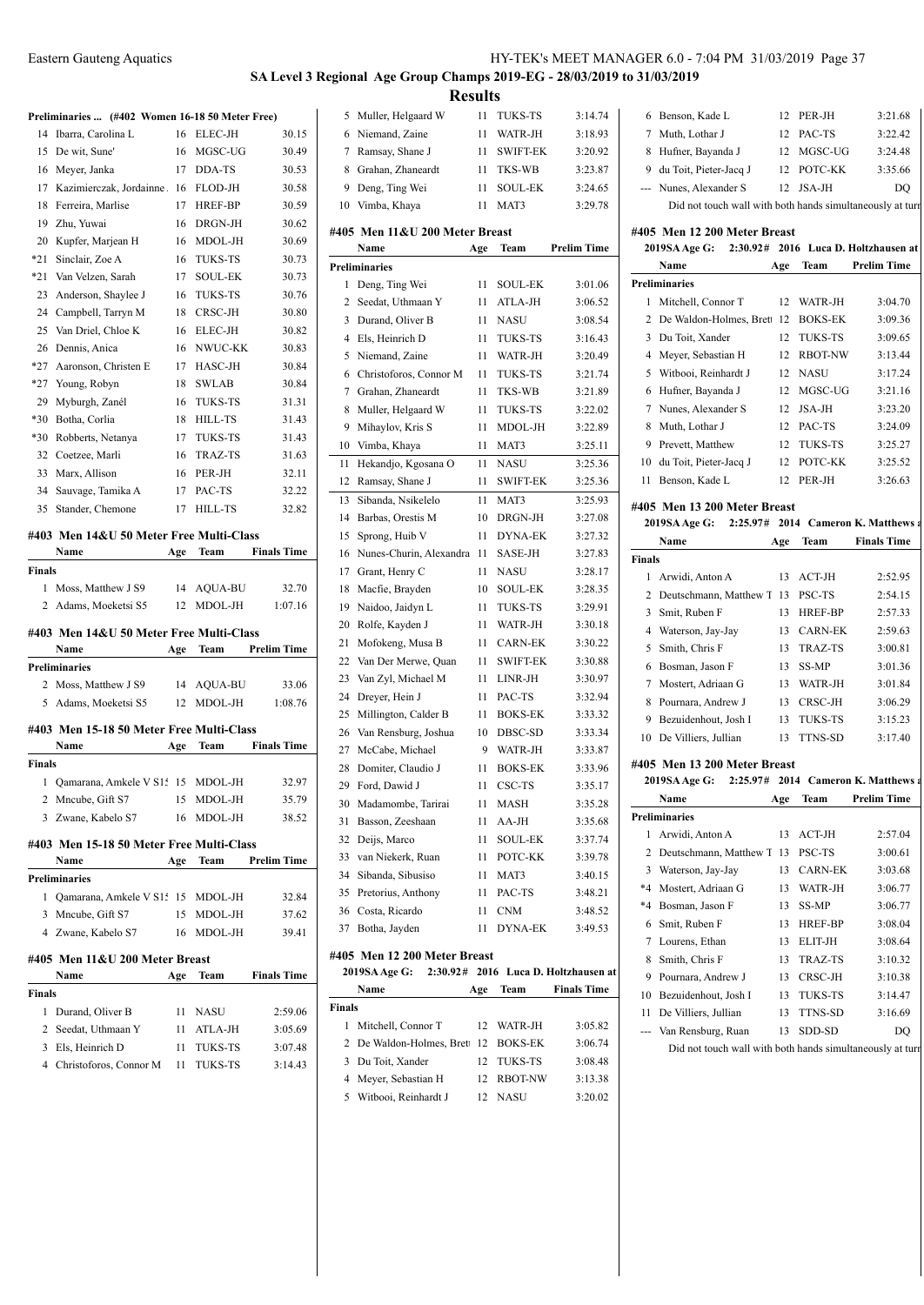## SA Level 3 Regional Age Group Champs 2019-EG - 28/03/2019 to 31/03/2019

### Results

**Preliminaries ... (#402 Women 16-18 50 Meter Free)**

| | Name | Age | Team | Prelim Time |
|---|---|---|---|---|
| 14 | Ibarra, Carolina L | 16 | ELEC-JH | 30.15 |
| 15 | De wit, Sune' | 16 | MGSC-UG | 30.49 |
| 16 | Meyer, Janka | 17 | DDA-TS | 30.53 |
| 17 | Kazimierczak, Jordainne | 16 | FLOD-JH | 30.58 |
| 18 | Ferreira, Marlise | 17 | HREF-BP | 30.59 |
| 19 | Zhu, Yuwai | 16 | DRGN-JH | 30.62 |
| 20 | Kupfer, Marjean H | 16 | MDOL-JH | 30.69 |
| *21 | Sinclair, Zoe A | 16 | TUKS-TS | 30.73 |
| *21 | Van Velzen, Sarah | 17 | SOUL-EK | 30.73 |
| 23 | Anderson, Shaylee J | 16 | TUKS-TS | 30.76 |
| 24 | Campbell, Tarryn M | 18 | CRSC-JH | 30.80 |
| 25 | Van Driel, Chloe K | 16 | ELEC-JH | 30.82 |
| 26 | Dennis, Anica | 16 | NWUC-KK | 30.83 |
| *27 | Aaronson, Christen E | 17 | HASC-JH | 30.84 |
| *27 | Young, Robyn | 18 | SWLAB | 30.84 |
| 29 | Myburgh, Zanél | 16 | TUKS-TS | 31.31 |
| *30 | Botha, Corlia | 18 | HILL-TS | 31.43 |
| *30 | Robberts, Netanya | 17 | TUKS-TS | 31.43 |
| 32 | Coetzee, Marli | 16 | TRAZ-TS | 31.63 |
| 33 | Marx, Allison | 16 | PER-JH | 32.11 |
| 34 | Sauvage, Tamika A | 17 | PAC-TS | 32.22 |
| 35 | Stander, Chemone | 17 | HILL-TS | 32.82 |

### #403 Men 14&U 50 Meter Free Multi-Class

| | Name | Age | Team | Finals Time |
|---|---|---|---|---|
| **Finals** | | | | |
| 1 | Moss, Matthew J S9 | 14 | AQUA-BU | 32.70 |
| 2 | Adams, Moeketsi S5 | 12 | MDOL-JH | 1:07.16 |

### #403 Men 14&U 50 Meter Free Multi-Class

| | Name | Age | Team | Prelim Time |
|---|---|---|---|---|
| **Preliminaries** | | | | |
| 2 | Moss, Matthew J S9 | 14 | AQUA-BU | 33.06 |
| 5 | Adams, Moeketsi S5 | 12 | MDOL-JH | 1:08.76 |

### #403 Men 15-18 50 Meter Free Multi-Class

| | Name | Age | Team | Finals Time |
|---|---|---|---|---|
| **Finals** | | | | |
| 1 | Qamarana, Amkele V S1 | 15 | MDOL-JH | 32.97 |
| 2 | Mncube, Gift S7 | 15 | MDOL-JH | 35.79 |
| 3 | Zwane, Kabelo S7 | 16 | MDOL-JH | 38.52 |

### #403 Men 15-18 50 Meter Free Multi-Class

| | Name | Age | Team | Prelim Time |
|---|---|---|---|---|
| **Preliminaries** | | | | |
| 1 | Qamarana, Amkele V S1 | 15 | MDOL-JH | 32.84 |
| 3 | Mncube, Gift S7 | 15 | MDOL-JH | 37.62 |
| 4 | Zwane, Kabelo S7 | 16 | MDOL-JH | 39.41 |

### #405 Men 11&U 200 Meter Breast

| | Name | Age | Team | Finals Time |
|---|---|---|---|---|
| **Finals** | | | | |
| 1 | Durand, Oliver B | 11 | NASU | 2:59.06 |
| 2 | Seedat, Uthmaan Y | 11 | ATLA-JH | 3:05.69 |
| 3 | Els, Heinrich D | 11 | TUKS-TS | 3:07.48 |
| 4 | Christoforos, Connor M | 11 | TUKS-TS | 3:14.43 |
| 5 | Muller, Helgaard W | 11 | TUKS-TS | 3:14.74 |
| 6 | Niemand, Zaine | 11 | WATR-JH | 3:18.93 |
| 7 | Ramsay, Shane J | 11 | SWIFT-EK | 3:20.92 |
| 8 | Grahan, Zhaneardt | 11 | TKS-WB | 3:23.87 |
| 9 | Deng, Ting Wei | 11 | SOUL-EK | 3:24.65 |
| 10 | Vimba, Khaya | 11 | MAT3 | 3:29.78 |

### #405 Men 11&U 200 Meter Breast

| | Name | Age | Team | Prelim Time |
|---|---|---|---|---|
| **Preliminaries** | | | | |
| 1 | Deng, Ting Wei | 11 | SOUL-EK | 3:01.06 |
| 2 | Seedat, Uthmaan Y | 11 | ATLA-JH | 3:06.52 |
| 3 | Durand, Oliver B | 11 | NASU | 3:08.54 |
| 4 | Els, Heinrich D | 11 | TUKS-TS | 3:16.43 |
| 5 | Niemand, Zaine | 11 | WATR-JH | 3:20.49 |
| 6 | Christoforos, Connor M | 11 | TUKS-TS | 3:21.74 |
| 7 | Grahan, Zhaneardt | 11 | TKS-WB | 3:21.89 |
| 8 | Muller, Helgaard W | 11 | TUKS-TS | 3:22.02 |
| 9 | Mihaylov, Kris S | 11 | MDOL-JH | 3:22.89 |
| 10 | Vimba, Khaya | 11 | MAT3 | 3:25.11 |
| 11 | Hekandjo, Kgosana O | 11 | NASU | 3:25.36 |
| 12 | Ramsay, Shane J | 11 | SWIFT-EK | 3:25.36 |
| 13 | Sibanda, Nsikelelo | 11 | MAT3 | 3:25.93 |
| 14 | Barbas, Orestis M | 10 | DRGN-JH | 3:27.08 |
| 15 | Sprong, Huib V | 11 | DYNA-EK | 3:27.32 |
| 16 | Nunes-Churin, Alexandra | 11 | SASE-JH | 3:27.83 |
| 17 | Grant, Henry C | 11 | NASU | 3:28.17 |
| 18 | Macfie, Brayden | 10 | SOUL-EK | 3:28.35 |
| 19 | Naidoo, Jaidyn L | 11 | TUKS-TS | 3:29.91 |
| 20 | Rolfe, Kayden J | 11 | WATR-JH | 3:30.18 |
| 21 | Mofokeng, Musa B | 11 | CARN-EK | 3:30.22 |
| 22 | Van Der Merwe, Quan | 11 | SWIFT-EK | 3:30.88 |
| 23 | Van Zyl, Michael M | 11 | LINR-JH | 3:30.97 |
| 24 | Dreyer, Hein J | 11 | PAC-TS | 3:32.94 |
| 25 | Millington, Calder B | 11 | BOKS-EK | 3:33.32 |
| 26 | Van Rensburg, Joshua | 10 | DBSC-SD | 3:33.34 |
| 27 | McCabe, Michael | 9 | WATR-JH | 3:33.87 |
| 28 | Domiter, Claudio J | 11 | BOKS-EK | 3:33.96 |
| 29 | Ford, Dawid J | 11 | CSC-TS | 3:35.17 |
| 30 | Madamombe, Tirarai | 11 | MASH | 3:35.28 |
| 31 | Basson, Zeeshaan | 11 | AA-JH | 3:35.68 |
| 32 | Deijs, Marco | 11 | SOUL-EK | 3:37.74 |
| 33 | van Niekerk, Ruan | 11 | POTC-KK | 3:39.78 |
| 34 | Sibanda, Sibusiso | 11 | MAT3 | 3:40.15 |
| 35 | Pretorius, Anthony | 11 | PAC-TS | 3:48.21 |
| 36 | Costa, Ricardo | 11 | CNM | 3:48.52 |
| 37 | Botha, Jayden | 11 | DYNA-EK | 3:49.53 |

### #405 Men 12 200 Meter Breast

**2019SA Age G: 2:30.92# 2016 Luca D. Holtzhausen at**

| | Name | Age | Team | Finals Time |
|---|---|---|---|---|
| **Finals** | | | | |
| 1 | Mitchell, Connor T | 12 | WATR-JH | 3:05.82 |
| 2 | De Waldon-Holmes, Bret | 12 | BOKS-EK | 3:06.74 |
| 3 | Du Toit, Xander | 12 | TUKS-TS | 3:08.48 |
| 4 | Meyer, Sebastian H | 12 | RBOT-NW | 3:13.38 |
| 5 | Witbooi, Reinhardt J | 12 | NASU | 3:20.02 |
| 6 | Benson, Kade L | 12 | PER-JH | 3:21.68 |
| 7 | Muth, Lothar J | 12 | PAC-TS | 3:22.42 |
| 8 | Hufner, Bayanda J | 12 | MGSC-UG | 3:24.48 |
| 9 | du Toit, Pieter-Jacq J | 12 | POTC-KK | 3:35.66 |
| --- | Nunes, Alexander S | 12 | JSA-JH | DQ |

Did not touch wall with both hands simultaneously at turn

### #405 Men 12 200 Meter Breast

**2019SA Age G: 2:30.92# 2016 Luca D. Holtzhausen at**

| | Name | Age | Team | Prelim Time |
|---|---|---|---|---|
| **Preliminaries** | | | | |
| 1 | Mitchell, Connor T | 12 | WATR-JH | 3:04.70 |
| 2 | De Waldon-Holmes, Bret | 12 | BOKS-EK | 3:09.36 |
| 3 | Du Toit, Xander | 12 | TUKS-TS | 3:09.65 |
| 4 | Meyer, Sebastian H | 12 | RBOT-NW | 3:13.44 |
| 5 | Witbooi, Reinhardt J | 12 | NASU | 3:17.24 |
| 6 | Hufner, Bayanda J | 12 | MGSC-UG | 3:21.16 |
| 7 | Nunes, Alexander S | 12 | JSA-JH | 3:23.20 |
| 8 | Muth, Lothar J | 12 | PAC-TS | 3:24.09 |
| 9 | Prevett, Matthew | 12 | TUKS-TS | 3:25.27 |
| 10 | du Toit, Pieter-Jacq J | 12 | POTC-KK | 3:25.52 |
| 11 | Benson, Kade L | 12 | PER-JH | 3:26.63 |

### #405 Men 13 200 Meter Breast

**2019SA Age G: 2:25.97# 2014 Cameron K. Matthews**

| | Name | Age | Team | Finals Time |
|---|---|---|---|---|
| **Finals** | | | | |
| 1 | Arwidi, Anton A | 13 | ACT-JH | 2:52.95 |
| 2 | Deutschmann, Matthew T | 13 | PSC-TS | 2:54.15 |
| 3 | Smit, Ruben F | 13 | HREF-BP | 2:57.33 |
| 4 | Waterson, Jay-Jay | 13 | CARN-EK | 2:59.63 |
| 5 | Smith, Chris F | 13 | TRAZ-TS | 3:00.81 |
| 6 | Bosman, Jason F | 13 | SS-MP | 3:01.36 |
| 7 | Mostert, Adriaan G | 13 | WATR-JH | 3:01.84 |
| 8 | Pournara, Andrew J | 13 | CRSC-JH | 3:06.29 |
| 9 | Bezuidenhout, Josh I | 13 | TUKS-TS | 3:15.23 |
| 10 | De Villiers, Jullian | 13 | TTNS-SD | 3:17.40 |

### #405 Men 13 200 Meter Breast

**2019SA Age G: 2:25.97# 2014 Cameron K. Matthews**

| | Name | Age | Team | Prelim Time |
|---|---|---|---|---|
| **Preliminaries** | | | | |
| 1 | Arwidi, Anton A | 13 | ACT-JH | 2:57.04 |
| 2 | Deutschmann, Matthew T | 13 | PSC-TS | 3:00.61 |
| 3 | Waterson, Jay-Jay | 13 | CARN-EK | 3:03.68 |
| *4 | Mostert, Adriaan G | 13 | WATR-JH | 3:06.77 |
| *4 | Bosman, Jason F | 13 | SS-MP | 3:06.77 |
| 6 | Smit, Ruben F | 13 | HREF-BP | 3:08.04 |
| 7 | Lourens, Ethan | 13 | ELIT-JH | 3:08.64 |
| 8 | Smith, Chris F | 13 | TRAZ-TS | 3:10.32 |
| 9 | Pournara, Andrew J | 13 | CRSC-JH | 3:10.38 |
| 10 | Bezuidenhout, Josh I | 13 | TUKS-TS | 3:14.47 |
| 11 | De Villiers, Jullian | 13 | TTNS-SD | 3:16.69 |
| --- | Van Rensburg, Ruan | 13 | SDD-SD | DQ |

Did not touch wall with both hands simultaneously at turn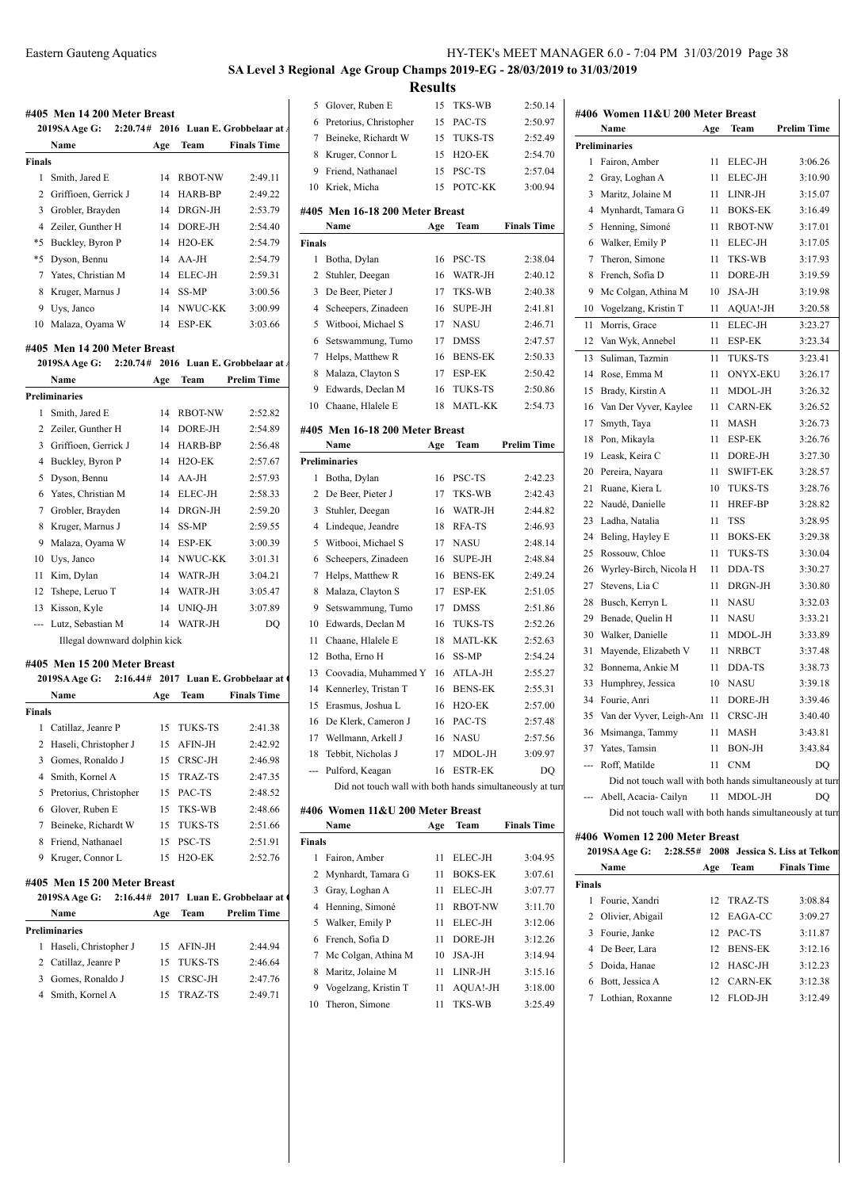## SA Level 3 Regional Age Group Champs 2019-EG - 28/03/2019 to 31/03/2019

### Results

#### #405 Men 14 200 Meter Breast

2019SA Age G: 2:20.74# 2016 Luan E. Grobbelaar at

| | Name | Age | Team | Finals Time |
|---|---|---|---|---|
| **Finals** | | | | |
| 1 | Smith, Jared E | 14 | RBOT-NW | 2:49.11 |
| 2 | Griffioen, Gerrick J | 14 | HARB-BP | 2:49.22 |
| 3 | Grobler, Brayden | 14 | DRGN-JH | 2:53.79 |
| 4 | Zeiler, Gunther H | 14 | DORE-JH | 2:54.40 |
| *5 | Buckley, Byron P | 14 | H2O-EK | 2:54.79 |
| *5 | Dyson, Bennu | 14 | AA-JH | 2:54.79 |
| 7 | Yates, Christian M | 14 | ELEC-JH | 2:59.31 |
| 8 | Kruger, Marnus J | 14 | SS-MP | 3:00.56 |
| 9 | Uys, Janco | 14 | NWUC-KK | 3:00.99 |
| 10 | Malaza, Oyama W | 14 | ESP-EK | 3:03.66 |

#### #405 Men 14 200 Meter Breast

2019SA Age G: 2:20.74# 2016 Luan E. Grobbelaar at

| | Name | Age | Team | Prelim Time |
|---|---|---|---|---|
| **Preliminaries** | | | | |
| 1 | Smith, Jared E | 14 | RBOT-NW | 2:52.82 |
| 2 | Zeiler, Gunther H | 14 | DORE-JH | 2:54.89 |
| 3 | Griffioen, Gerrick J | 14 | HARB-BP | 2:56.48 |
| 4 | Buckley, Byron P | 14 | H2O-EK | 2:57.67 |
| 5 | Dyson, Bennu | 14 | AA-JH | 2:57.93 |
| 6 | Yates, Christian M | 14 | ELEC-JH | 2:58.33 |
| 7 | Grobler, Brayden | 14 | DRGN-JH | 2:59.20 |
| 8 | Kruger, Marnus J | 14 | SS-MP | 2:59.55 |
| 9 | Malaza, Oyama W | 14 | ESP-EK | 3:00.39 |
| 10 | Uys, Janco | 14 | NWUC-KK | 3:01.31 |
| 11 | Kim, Dylan | 14 | WATR-JH | 3:04.21 |
| 12 | Tshepe, Leruo T | 14 | WATR-JH | 3:05.47 |
| 13 | Kisson, Kyle | 14 | UNIQ-JH | 3:07.89 |
| --- | Lutz, Sebastian M | 14 | WATR-JH | DQ |

Illegal downward dolphin kick

#### #405 Men 15 200 Meter Breast

2019SA Age G: 2:16.44# 2017 Luan E. Grobbelaar at

| | Name | Age | Team | Finals Time |
|---|---|---|---|---|
| **Finals** | | | | |
| 1 | Catillaz, Jeanre P | 15 | TUKS-TS | 2:41.38 |
| 2 | Haseli, Christopher J | 15 | AFIN-JH | 2:42.92 |
| 3 | Gomes, Ronaldo J | 15 | CRSC-JH | 2:46.98 |
| 4 | Smith, Kornel A | 15 | TRAZ-TS | 2:47.35 |
| 5 | Pretorius, Christopher | 15 | PAC-TS | 2:48.52 |
| 6 | Glover, Ruben E | 15 | TKS-WB | 2:48.66 |
| 7 | Beineke, Richardt W | 15 | TUKS-TS | 2:51.66 |
| 8 | Friend, Nathanael | 15 | PSC-TS | 2:51.91 |
| 9 | Kruger, Connor L | 15 | H2O-EK | 2:52.76 |

#### #405 Men 15 200 Meter Breast

2019SA Age G: 2:16.44# 2017 Luan E. Grobbelaar at

| | Name | Age | Team | Prelim Time |
|---|---|---|---|---|
| **Preliminaries** | | | | |
| 1 | Haseli, Christopher J | 15 | AFIN-JH | 2:44.94 |
| 2 | Catillaz, Jeanre P | 15 | TUKS-TS | 2:46.64 |
| 3 | Gomes, Ronaldo J | 15 | CRSC-JH | 2:47.76 |
| 4 | Smith, Kornel A | 15 | TRAZ-TS | 2:49.71 |
| 5 | Glover, Ruben E | 15 | TKS-WB | 2:50.14 |
| 6 | Pretorius, Christopher | 15 | PAC-TS | 2:50.97 |
| 7 | Beineke, Richardt W | 15 | TUKS-TS | 2:52.49 |
| 8 | Kruger, Connor L | 15 | H2O-EK | 2:54.70 |
| 9 | Friend, Nathanael | 15 | PSC-TS | 2:57.04 |
| 10 | Kriek, Micha | 15 | POTC-KK | 3:00.94 |

#### #405 Men 16-18 200 Meter Breast

| | Name | Age | Team | Finals Time |
|---|---|---|---|---|
| **Finals** | | | | |
| 1 | Botha, Dylan | 16 | PSC-TS | 2:38.04 |
| 2 | Stuhler, Deegan | 16 | WATR-JH | 2:40.12 |
| 3 | De Beer, Pieter J | 17 | TKS-WB | 2:40.38 |
| 4 | Scheepers, Zinadeen | 16 | SUPE-JH | 2:41.81 |
| 5 | Witbooi, Michael S | 17 | NASU | 2:46.71 |
| 6 | Setswammung, Tumo | 17 | DMSS | 2:47.57 |
| 7 | Helps, Matthew R | 16 | BENS-EK | 2:50.33 |
| 8 | Malaza, Clayton S | 17 | ESP-EK | 2:50.42 |
| 9 | Edwards, Declan M | 16 | TUKS-TS | 2:50.86 |
| 10 | Chaane, Hlalele E | 18 | MATL-KK | 2:54.73 |

#### #405 Men 16-18 200 Meter Breast

| | Name | Age | Team | Prelim Time |
|---|---|---|---|---|
| **Preliminaries** | | | | |
| 1 | Botha, Dylan | 16 | PSC-TS | 2:42.23 |
| 2 | De Beer, Pieter J | 17 | TKS-WB | 2:42.43 |
| 3 | Stuhler, Deegan | 16 | WATR-JH | 2:44.82 |
| 4 | Lindeque, Jeandre | 18 | RFA-TS | 2:46.93 |
| 5 | Witbooi, Michael S | 17 | NASU | 2:48.14 |
| 6 | Scheepers, Zinadeen | 16 | SUPE-JH | 2:48.84 |
| 7 | Helps, Matthew R | 16 | BENS-EK | 2:49.24 |
| 8 | Malaza, Clayton S | 17 | ESP-EK | 2:51.05 |
| 9 | Setswammung, Tumo | 17 | DMSS | 2:51.86 |
| 10 | Edwards, Declan M | 16 | TUKS-TS | 2:52.26 |
| 11 | Chaane, Hlalele E | 18 | MATL-KK | 2:52.63 |
| 12 | Botha, Erno H | 16 | SS-MP | 2:54.24 |
| 13 | Coovadia, Muhammed Y | 16 | ATLA-JH | 2:55.27 |
| 14 | Kennerley, Tristan T | 16 | BENS-EK | 2:55.31 |
| 15 | Erasmus, Joshua L | 16 | H2O-EK | 2:57.00 |
| 16 | De Klerk, Cameron J | 16 | PAC-TS | 2:57.48 |
| 17 | Wellmann, Arkell J | 16 | NASU | 2:57.56 |
| 18 | Tebbit, Nicholas J | 17 | MDOL-JH | 3:09.97 |
| --- | Pulford, Keagan | 16 | ESTR-EK | DQ |

Did not touch wall with both hands simultaneously at turn

#### #406 Women 11&U 200 Meter Breast

| | Name | Age | Team | Finals Time |
|---|---|---|---|---|
| **Finals** | | | | |
| 1 | Fairon, Amber | 11 | ELEC-JH | 3:04.95 |
| 2 | Mynhardt, Tamara G | 11 | BOKS-EK | 3:07.61 |
| 3 | Gray, Loghan A | 11 | ELEC-JH | 3:07.77 |
| 4 | Henning, Simoné | 11 | RBOT-NW | 3:11.70 |
| 5 | Walker, Emily P | 11 | ELEC-JH | 3:12.06 |
| 6 | French, Sofia D | 11 | DORE-JH | 3:12.26 |
| 7 | Mc Colgan, Athina M | 10 | JSA-JH | 3:14.94 |
| 8 | Maritz, Jolaine M | 11 | LINR-JH | 3:15.16 |
| 9 | Vogelzang, Kristin T | 11 | AQUA!-JH | 3:18.00 |
| 10 | Theron, Simone | 11 | TKS-WB | 3:25.49 |

#### #406 Women 11&U 200 Meter Breast

| | Name | Age | Team | Prelim Time |
|---|---|---|---|---|
| **Preliminaries** | | | | |
| 1 | Fairon, Amber | 11 | ELEC-JH | 3:06.26 |
| 2 | Gray, Loghan A | 11 | ELEC-JH | 3:10.90 |
| 3 | Maritz, Jolaine M | 11 | LINR-JH | 3:15.07 |
| 4 | Mynhardt, Tamara G | 11 | BOKS-EK | 3:16.49 |
| 5 | Henning, Simoné | 11 | RBOT-NW | 3:17.01 |
| 6 | Walker, Emily P | 11 | ELEC-JH | 3:17.05 |
| 7 | Theron, Simone | 11 | TKS-WB | 3:17.93 |
| 8 | French, Sofia D | 11 | DORE-JH | 3:19.59 |
| 9 | Mc Colgan, Athina M | 10 | JSA-JH | 3:19.98 |
| 10 | Vogelzang, Kristin T | 11 | AQUA!-JH | 3:20.58 |
| 11 | Morris, Grace | 11 | ELEC-JH | 3:23.27 |
| 12 | Van Wyk, Annebel | 11 | ESP-EK | 3:23.34 |
| 13 | Suliman, Tazmin | 11 | TUKS-TS | 3:23.41 |
| 14 | Rose, Emma M | 11 | ONYX-EKU | 3:26.17 |
| 15 | Brady, Kirstin A | 11 | MDOL-JH | 3:26.32 |
| 16 | Van Der Vyver, Kaylee | 11 | CARN-EK | 3:26.52 |
| 17 | Smyth, Taya | 11 | MASH | 3:26.73 |
| 18 | Pon, Mikayla | 11 | ESP-EK | 3:26.76 |
| 19 | Leask, Keira C | 11 | DORE-JH | 3:27.30 |
| 20 | Pereira, Nayara | 11 | SWIFT-EK | 3:28.57 |
| 21 | Ruane, Kiera L | 10 | TUKS-TS | 3:28.76 |
| 22 | Naudé, Danielle | 11 | HREF-BP | 3:28.82 |
| 23 | Ladha, Natalia | 11 | TSS | 3:28.95 |
| 24 | Beling, Hayley E | 11 | BOKS-EK | 3:29.38 |
| 25 | Rossouw, Chloe | 11 | TUKS-TS | 3:30.04 |
| 26 | Wyrley-Birch, Nicola H | 11 | DDA-TS | 3:30.27 |
| 27 | Stevens, Lia C | 11 | DRGN-JH | 3:30.80 |
| 28 | Busch, Kerryn L | 11 | NASU | 3:32.03 |
| 29 | Benade, Quelin H | 11 | NASU | 3:33.21 |
| 30 | Walker, Danielle | 11 | MDOL-JH | 3:33.89 |
| 31 | Mayende, Elizabeth V | 11 | NRBCT | 3:37.48 |
| 32 | Bonnema, Ankie M | 11 | DDA-TS | 3:38.73 |
| 33 | Humphrey, Jessica | 10 | NASU | 3:39.18 |
| 34 | Fourie, Anri | 11 | DORE-JH | 3:39.46 |
| 35 | Van der Vyver, Leigh-Ann | 11 | CRSC-JH | 3:40.40 |
| 36 | Msimanga, Tammy | 11 | MASH | 3:43.81 |
| 37 | Yates, Tamsin | 11 | BON-JH | 3:43.84 |
| --- | Roff, Matilde | 11 | CNM | DQ |

Did not touch wall with both hands simultaneously at turn

| | Name | Age | Team | Prelim Time |
|---|---|---|---|---|
| --- | Abell, Acacia- Cailyn | 11 | MDOL-JH | DQ |

Did not touch wall with both hands simultaneously at turn

#### #406 Women 12 200 Meter Breast

2019SA Age G: 2:28.55# 2008 Jessica S. Liss at Telkom

| | Name | Age | Team | Finals Time |
|---|---|---|---|---|
| **Finals** | | | | |
| 1 | Fourie, Xandri | 12 | TRAZ-TS | 3:08.84 |
| 2 | Olivier, Abigail | 12 | EAGA-CC | 3:09.27 |
| 3 | Fourie, Janke | 12 | PAC-TS | 3:11.87 |
| 4 | De Beer, Lara | 12 | BENS-EK | 3:12.16 |
| 5 | Doida, Hanae | 12 | HASC-JH | 3:12.23 |
| 6 | Bott, Jessica A | 12 | CARN-EK | 3:12.38 |
| 7 | Lothian, Roxanne | 12 | FLOD-JH | 3:12.49 |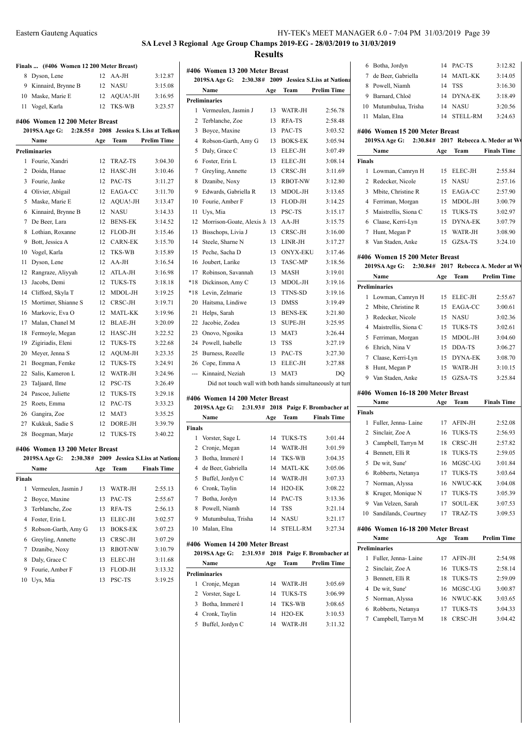**SA Level 3 Regional Age Group Champs 2019-EG - 28/03/2019 to 31/03/2019**

**Results**

### Finals ... (#406 Women 12 200 Meter Breast)

| | Name | Age | Team | Finals Time |
|---|---|---|---|---|
| 8 | Dyson, Lene | 12 | AA-JH | 3:12.87 |
| 9 | Kinnaird, Brynne B | 12 | NASU | 3:15.08 |
| 10 | Maske, Marie E | 12 | AQUA!-JH | 3:16.95 |
| 11 | Vogel, Karla | 12 | TKS-WB | 3:23.57 |

### #406 Women 12 200 Meter Breast

2019SA Age G: 2:28.55# 2008 Jessica S. Liss at Telkon

| | Name | Age | Team | Prelim Time |
|---|---|---|---|---|
| **Preliminaries** | | | | |
| 1 | Fourie, Xandri | 12 | TRAZ-TS | 3:04.30 |
| 2 | Doida, Hanae | 12 | HASC-JH | 3:10.46 |
| 3 | Fourie, Janke | 12 | PAC-TS | 3:11.27 |
| 4 | Olivier, Abigail | 12 | EAGA-CC | 3:11.70 |
| 5 | Maske, Marie E | 12 | AQUA!-JH | 3:13.47 |
| 6 | Kinnaird, Brynne B | 12 | NASU | 3:14.33 |
| 7 | De Beer, Lara | 12 | BENS-EK | 3:14.52 |
| 8 | Lothian, Roxanne | 12 | FLOD-JH | 3:15.46 |
| 9 | Bott, Jessica A | 12 | CARN-EK | 3:15.70 |
| 10 | Vogel, Karla | 12 | TKS-WB | 3:15.89 |
| 11 | Dyson, Lene | 12 | AA-JH | 3:16.54 |
| 12 | Rangraze, Aliyyah | 12 | ATLA-JH | 3:16.98 |
| 13 | Jacobs, Demi | 12 | TUKS-TS | 3:18.18 |
| 14 | Clifford, Skyla T | 12 | MDOL-JH | 3:19.25 |
| 15 | Mortimer, Shianne S | 12 | CRSC-JH | 3:19.71 |
| 16 | Markovic, Eva O | 12 | MATL-KK | 3:19.96 |
| 17 | Malan, Chanel M | 12 | BLAE-JH | 3:20.09 |
| 18 | Fermoyle, Megan | 12 | HASC-JH | 3:22.52 |
| 19 | Zigiriadis, Eleni | 12 | TUKS-TS | 3:22.68 |
| 20 | Meyer, Jenna S | 12 | AQUM-JH | 3:23.35 |
| 21 | Boegman, Femke | 12 | TUKS-TS | 3:24.91 |
| 22 | Salis, Kameron L | 12 | WATR-JH | 3:24.96 |
| 23 | Taljaard, Ilme | 12 | PSC-TS | 3:26.49 |
| 24 | Pascoe, Juliette | 12 | TUKS-TS | 3:29.18 |
| 25 | Roets, Emma | 12 | PAC-TS | 3:33.23 |
| 26 | Gangira, Zoe | 12 | MAT3 | 3:35.25 |
| 27 | Kukkuk, Sadie S | 12 | DORE-JH | 3:39.79 |
| 28 | Boegman, Marje | 12 | TUKS-TS | 3:40.22 |

### #406 Women 13 200 Meter Breast

2019SA Age G: 2:30.38# 2009 Jessica S.Liss at Nationa

| | Name | Age | Team | Finals Time |
|---|---|---|---|---|
| **Finals** | | | | |
| 1 | Vermeulen, Jasmin J | 13 | WATR-JH | 2:55.13 |
| 2 | Boyce, Maxine | 13 | PAC-TS | 2:55.67 |
| 3 | Terblanche, Zoe | 13 | RFA-TS | 2:56.13 |
| 4 | Foster, Erin L | 13 | ELEC-JH | 3:02.57 |
| 5 | Robson-Garth, Amy G | 13 | BOKS-EK | 3:07.23 |
| 6 | Greyling, Annette | 13 | CRSC-JH | 3:07.29 |
| 7 | Dzanibe, Noxy | 13 | RBOT-NW | 3:10.79 |
| 8 | Daly, Grace C | 13 | ELEC-JH | 3:11.68 |
| 9 | Fourie, Amber F | 13 | FLOD-JH | 3:13.32 |
| 10 | Uys, Mia | 13 | PSC-TS | 3:19.25 |

### #406 Women 13 200 Meter Breast

2019SA Age G: 2:30.38# 2009 Jessica S.Liss at Nationa

| | Name | Age | Team | Prelim Time |
|---|---|---|---|---|
| **Preliminaries** | | | | |
| 1 | Vermeulen, Jasmin J | 13 | WATR-JH | 2:56.78 |
| 2 | Terblanche, Zoe | 13 | RFA-TS | 2:58.48 |
| 3 | Boyce, Maxine | 13 | PAC-TS | 3:03.52 |
| 4 | Robson-Garth, Amy G | 13 | BOKS-EK | 3:05.94 |
| 5 | Daly, Grace C | 13 | ELEC-JH | 3:07.49 |
| 6 | Foster, Erin L | 13 | ELEC-JH | 3:08.14 |
| 7 | Greyling, Annette | 13 | CRSC-JH | 3:11.69 |
| 8 | Dzanibe, Noxy | 13 | RBOT-NW | 3:12.80 |
| 9 | Edwards, Gabriella R | 13 | MDOL-JH | 3:13.65 |
| 10 | Fourie, Amber F | 13 | FLOD-JH | 3:14.25 |
| 11 | Uys, Mia | 13 | PSC-TS | 3:15.17 |
| 12 | Morrison-Goate, Alexis J | 13 | AA-JH | 3:15.75 |
| 13 | Bisschops, Livia J | 13 | CRSC-JH | 3:16.00 |
| 14 | Steele, Sharne N | 13 | LINR-JH | 3:17.27 |
| 15 | Peche, Sacha D | 13 | ONYX-EKU | 3:17.46 |
| 16 | Joubert, Larike | 13 | TASC-MP | 3:18.56 |
| 17 | Robinson, Savannah | 13 | MASH | 3:19.01 |
| *18 | Dickinson, Amy C | 13 | MDOL-JH | 3:19.16 |
| *18 | Levin, Zelmarie | 13 | TTNS-SD | 3:19.16 |
| 20 | Haitsma, Lindiwe | 13 | DMSS | 3:19.49 |
| 21 | Helps, Sarah | 13 | BENS-EK | 3:21.80 |
| 22 | Jacobie, Zodea | 13 | SUPE-JH | 3:25.95 |
| 23 | Onovo, Ngosika | 13 | MAT3 | 3:26.44 |
| 24 | Powell, Isabelle | 13 | TSS | 3:27.19 |
| 25 | Burness, Rozelle | 13 | PAC-TS | 3:27.30 |
| 26 | Cope, Emma A | 13 | ELEC-JH | 3:27.88 |
| --- | Kinnaird, Neziah | 13 | MAT3 | DQ |

Did not touch wall with both hands simultaneously at turn

### #406 Women 14 200 Meter Breast

2019SA Age G: 2:31.93# 2018 Paige F. Brombacher at

| | Name | Age | Team | Finals Time |
|---|---|---|---|---|
| **Finals** | | | | |
| 1 | Vorster, Sage L | 14 | TUKS-TS | 3:01.44 |
| 2 | Cronje, Megan | 14 | WATR-JH | 3:01.59 |
| 3 | Botha, Immeré I | 14 | TKS-WB | 3:04.35 |
| 4 | de Beer, Gabriella | 14 | MATL-KK | 3:05.06 |
| 5 | Buffel, Jordyn C | 14 | WATR-JH | 3:07.33 |
| 6 | Cronk, Taylin | 14 | H2O-EK | 3:08.22 |
| 7 | Botha, Jordyn | 14 | PAC-TS | 3:13.36 |
| 8 | Powell, Niamh | 14 | TSS | 3:21.14 |
| 9 | Mutumbulua, Trisha | 14 | NASU | 3:21.17 |
| 10 | Malan, Elna | 14 | STELL-RM | 3:27.34 |

### #406 Women 14 200 Meter Breast

2019SA Age G: 2:31.93# 2018 Paige F. Brombacher at

| | Name | Age | Team | Prelim Time |
|---|---|---|---|---|
| **Preliminaries** | | | | |
| 1 | Cronje, Megan | 14 | WATR-JH | 3:05.69 |
| 2 | Vorster, Sage L | 14 | TUKS-TS | 3:06.99 |
| 3 | Botha, Immeré I | 14 | TKS-WB | 3:08.65 |
| 4 | Cronk, Taylin | 14 | H2O-EK | 3:10.53 |
| 5 | Buffel, Jordyn C | 14 | WATR-JH | 3:11.32 |
| 6 | Botha, Jordyn | 14 | PAC-TS | 3:12.82 |
| 7 | de Beer, Gabriella | 14 | MATL-KK | 3:14.05 |
| 8 | Powell, Niamh | 14 | TSS | 3:16.30 |
| 9 | Barnard, Chloë | 14 | DYNA-EK | 3:18.49 |
| 10 | Mutumbulua, Trisha | 14 | NASU | 3:20.56 |
| 11 | Malan, Elna | 14 | STELL-RM | 3:24.63 |

### #406 Women 15 200 Meter Breast

2019SA Age G: 2:30.84# 2017 Rebecca A. Meder at W

| | Name | Age | Team | Finals Time |
|---|---|---|---|---|
| **Finals** | | | | |
| 1 | Lowman, Camryn H | 15 | ELEC-JH | 2:55.84 |
| 2 | Redecker, Nicole | 15 | NASU | 2:57.16 |
| 3 | Mbite, Christine R | 15 | EAGA-CC | 2:57.90 |
| 4 | Ferriman, Morgan | 15 | MDOL-JH | 3:00.79 |
| 5 | Maistrellis, Siona C | 15 | TUKS-TS | 3:02.97 |
| 6 | Claase, Kerri-Lyn | 15 | DYNA-EK | 3:07.79 |
| 7 | Hunt, Megan P | 15 | WATR-JH | 3:08.90 |
| 8 | Van Staden, Anke | 15 | GZSA-TS | 3:24.10 |

### #406 Women 15 200 Meter Breast

2019SA Age G: 2:30.84# 2017 Rebecca A. Meder at W

| | Name | Age | Team | Prelim Time |
|---|---|---|---|---|
| **Preliminaries** | | | | |
| 1 | Lowman, Camryn H | 15 | ELEC-JH | 2:55.67 |
| 2 | Mbite, Christine R | 15 | EAGA-CC | 3:00.61 |
| 3 | Redecker, Nicole | 15 | NASU | 3:02.36 |
| 4 | Maistrellis, Siona C | 15 | TUKS-TS | 3:02.61 |
| 5 | Ferriman, Morgan | 15 | MDOL-JH | 3:04.60 |
| 6 | Ehrich, Nina V | 15 | DDA-TS | 3:06.27 |
| 7 | Claase, Kerri-Lyn | 15 | DYNA-EK | 3:08.70 |
| 8 | Hunt, Megan P | 15 | WATR-JH | 3:10.15 |
| 9 | Van Staden, Anke | 15 | GZSA-TS | 3:25.84 |

### #406 Women 16-18 200 Meter Breast

| | Name | Age | Team | Finals Time |
|---|---|---|---|---|
| **Finals** | | | | |
| 1 | Fuller, Jenna- Laine | 17 | AFIN-JH | 2:52.08 |
| 2 | Sinclair, Zoe A | 16 | TUKS-TS | 2:56.93 |
| 3 | Campbell, Tarryn M | 18 | CRSC-JH | 2:57.82 |
| 4 | Bennett, Elli R | 18 | TUKS-TS | 2:59.05 |
| 5 | De wit, Sune' | 16 | MGSC-UG | 3:01.84 |
| 6 | Robberts, Netanya | 17 | TUKS-TS | 3:03.64 |
| 7 | Norman, Alyssa | 16 | NWUC-KK | 3:04.08 |
| 8 | Kruger, Monique N | 17 | TUKS-TS | 3:05.39 |
| 9 | Van Velzen, Sarah | 17 | SOUL-EK | 3:07.53 |
| 10 | Sandilands, Courtney | 17 | TRAZ-TS | 3:09.53 |

### #406 Women 16-18 200 Meter Breast

| | Name | Age | Team | Prelim Time |
|---|---|---|---|---|
| **Preliminaries** | | | | |
| 1 | Fuller, Jenna- Laine | 17 | AFIN-JH | 2:54.98 |
| 2 | Sinclair, Zoe A | 16 | TUKS-TS | 2:58.14 |
| 3 | Bennett, Elli R | 18 | TUKS-TS | 2:59.09 |
| 4 | De wit, Sune' | 16 | MGSC-UG | 3:00.87 |
| 5 | Norman, Alyssa | 16 | NWUC-KK | 3:03.65 |
| 6 | Robberts, Netanya | 17 | TUKS-TS | 3:04.33 |
| 7 | Campbell, Tarryn M | 18 | CRSC-JH | 3:04.42 |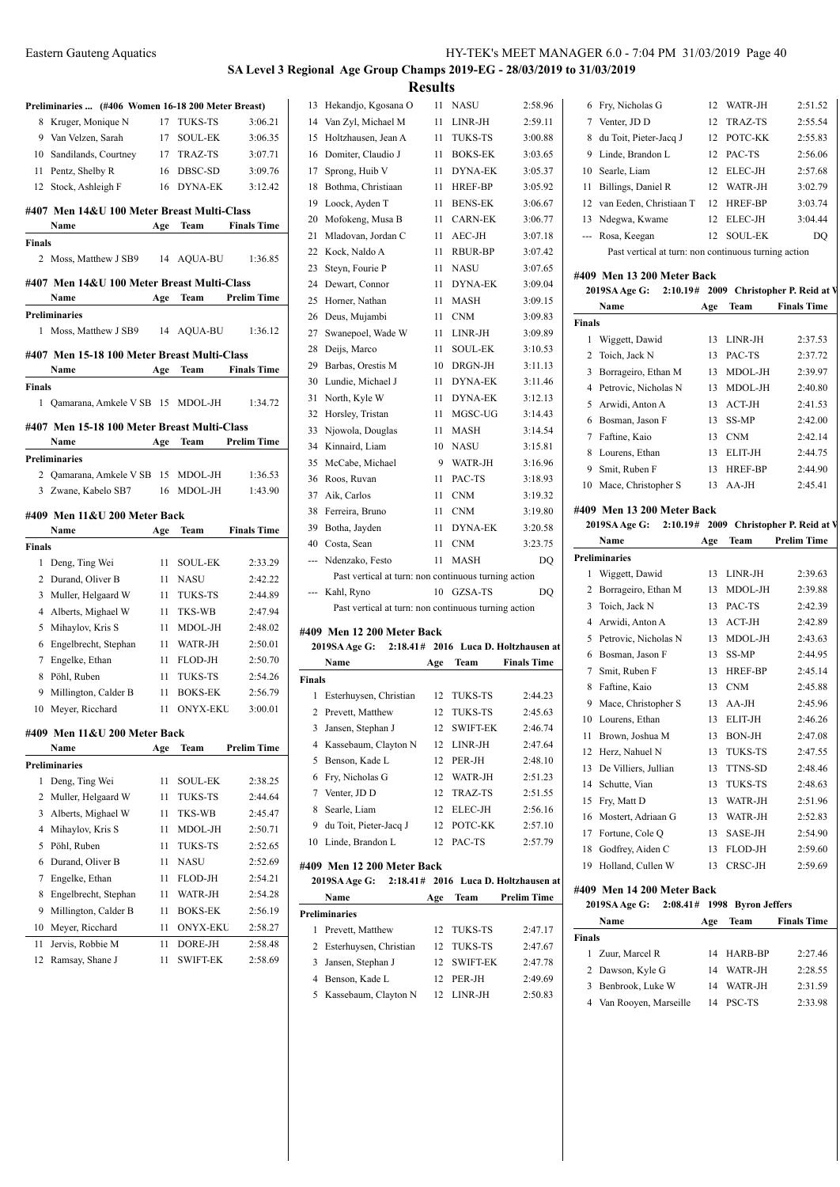**SA Level 3 Regional Age Group Champs 2019-EG - 28/03/2019 to 31/03/2019**

**Results**

### Preliminaries ... (#406 Women 16-18 200 Meter Breast)

| | Name | Age | Team | Prelim Time |
|---|---|---|---|---|
| 8 | Kruger, Monique N | 17 | TUKS-TS | 3:06.21 |
| 9 | Van Velzen, Sarah | 17 | SOUL-EK | 3:06.35 |
| 10 | Sandilands, Courtney | 17 | TRAZ-TS | 3:07.71 |
| 11 | Pentz, Shelby R | 16 | DBSC-SD | 3:09.76 |
| 12 | Stock, Ashleigh F | 16 | DYNA-EK | 3:12.42 |

### #407 Men 14&U 100 Meter Breast Multi-Class

| | Name | Age | Team | Finals Time |
|---|---|---|---|---|
| **Finals** | | | | |
| 2 | Moss, Matthew J SB9 | 14 | AQUA-BU | 1:36.85 |

### #407 Men 14&U 100 Meter Breast Multi-Class

| | Name | Age | Team | Prelim Time |
|---|---|---|---|---|
| **Preliminaries** | | | | |
| 1 | Moss, Matthew J SB9 | 14 | AQUA-BU | 1:36.12 |

### #407 Men 15-18 100 Meter Breast Multi-Class

| | Name | Age | Team | Finals Time |
|---|---|---|---|---|
| **Finals** | | | | |
| 1 | Qamarana, Amkele V SB | 15 | MDOL-JH | 1:34.72 |

### #407 Men 15-18 100 Meter Breast Multi-Class

| | Name | Age | Team | Prelim Time |
|---|---|---|---|---|
| **Preliminaries** | | | | |
| 2 | Qamarana, Amkele V SB | 15 | MDOL-JH | 1:36.53 |
| 3 | Zwane, Kabelo SB7 | 16 | MDOL-JH | 1:43.90 |

### #409 Men 11&U 200 Meter Back

| | Name | Age | Team | Finals Time |
|---|---|---|---|---|
| **Finals** | | | | |
| 1 | Deng, Ting Wei | 11 | SOUL-EK | 2:33.29 |
| 2 | Durand, Oliver B | 11 | NASU | 2:42.22 |
| 3 | Muller, Helgaard W | 11 | TUKS-TS | 2:44.89 |
| 4 | Alberts, Mighael W | 11 | TKS-WB | 2:47.94 |
| 5 | Mihaylov, Kris S | 11 | MDOL-JH | 2:48.02 |
| 6 | Engelbrecht, Stephan | 11 | WATR-JH | 2:50.01 |
| 7 | Engelke, Ethan | 11 | FLOD-JH | 2:50.70 |
| 8 | Pöhl, Ruben | 11 | TUKS-TS | 2:54.26 |
| 9 | Millington, Calder B | 11 | BOKS-EK | 2:56.79 |
| 10 | Meyer, Ricchard | 11 | ONYX-EKU | 3:00.01 |

### #409 Men 11&U 200 Meter Back

| | Name | Age | Team | Prelim Time |
|---|---|---|---|---|
| **Preliminaries** | | | | |
| 1 | Deng, Ting Wei | 11 | SOUL-EK | 2:38.25 |
| 2 | Muller, Helgaard W | 11 | TUKS-TS | 2:44.64 |
| 3 | Alberts, Mighael W | 11 | TKS-WB | 2:45.47 |
| 4 | Mihaylov, Kris S | 11 | MDOL-JH | 2:50.71 |
| 5 | Pöhl, Ruben | 11 | TUKS-TS | 2:52.65 |
| 6 | Durand, Oliver B | 11 | NASU | 2:52.69 |
| 7 | Engelke, Ethan | 11 | FLOD-JH | 2:54.21 |
| 8 | Engelbrecht, Stephan | 11 | WATR-JH | 2:54.28 |
| 9 | Millington, Calder B | 11 | BOKS-EK | 2:56.19 |
| 10 | Meyer, Ricchard | 11 | ONYX-EKU | 2:58.27 |
| 11 | Jervis, Robbie M | 11 | DORE-JH | 2:58.48 |
| 12 | Ramsay, Shane J | 11 | SWIFT-EK | 2:58.69 |
| 13 | Hekandjo, Kgosana O | 11 | NASU | 2:58.96 |
| 14 | Van Zyl, Michael M | 11 | LINR-JH | 2:59.11 |
| 15 | Holtzhausen, Jean A | 11 | TUKS-TS | 3:00.88 |
| 16 | Domiter, Claudio J | 11 | BOKS-EK | 3:03.65 |
| 17 | Sprong, Huib V | 11 | DYNA-EK | 3:05.37 |
| 18 | Bothma, Christiaan | 11 | HREF-BP | 3:05.92 |
| 19 | Loock, Ayden T | 11 | BENS-EK | 3:06.67 |
| 20 | Mofokeng, Musa B | 11 | CARN-EK | 3:06.77 |
| 21 | Mladovan, Jordan C | 11 | AEC-JH | 3:07.18 |
| 22 | Kock, Naldo A | 11 | RBUR-BP | 3:07.42 |
| 23 | Steyn, Fourie P | 11 | NASU | 3:07.65 |
| 24 | Dewart, Connor | 11 | DYNA-EK | 3:09.04 |
| 25 | Horner, Nathan | 11 | MASH | 3:09.15 |
| 26 | Deus, Mujambi | 11 | CNM | 3:09.83 |
| 27 | Swanepoel, Wade W | 11 | LINR-JH | 3:09.89 |
| 28 | Deijs, Marco | 11 | SOUL-EK | 3:10.53 |
| 29 | Barbas, Orestis M | 10 | DRGN-JH | 3:11.13 |
| 30 | Lundie, Michael J | 11 | DYNA-EK | 3:11.46 |
| 31 | North, Kyle W | 11 | DYNA-EK | 3:12.13 |
| 32 | Horsley, Tristan | 11 | MGSC-UG | 3:14.43 |
| 33 | Njowola, Douglas | 11 | MASH | 3:14.54 |
| 34 | Kinnaird, Liam | 10 | NASU | 3:15.81 |
| 35 | McCabe, Michael | 9 | WATR-JH | 3:16.96 |
| 36 | Roos, Ruvan | 11 | PAC-TS | 3:18.93 |
| 37 | Aik, Carlos | 11 | CNM | 3:19.32 |
| 38 | Ferreira, Bruno | 11 | CNM | 3:19.80 |
| 39 | Botha, Jayden | 11 | DYNA-EK | 3:20.58 |
| 40 | Costa, Sean | 11 | CNM | 3:23.75 |
| --- | Ndenzako, Festo | 11 | MASH | DQ |
| | Past vertical at turn: non continuous turning action | | | |
| --- | Kahl, Ryno | 10 | GZSA-TS | DQ |
| | Past vertical at turn: non continuous turning action | | | |

### #409 Men 12 200 Meter Back

2019SA Age G: 2:18.41# 2016 Luca D. Holtzhausen at

| | Name | Age | Team | Finals Time |
|---|---|---|---|---|
| **Finals** | | | | |
| 1 | Esterhuysen, Christian | 12 | TUKS-TS | 2:44.23 |
| 2 | Prevett, Matthew | 12 | TUKS-TS | 2:45.63 |
| 3 | Jansen, Stephan J | 12 | SWIFT-EK | 2:46.74 |
| 4 | Kassebaum, Clayton N | 12 | LINR-JH | 2:47.64 |
| 5 | Benson, Kade L | 12 | PER-JH | 2:48.10 |
| 6 | Fry, Nicholas G | 12 | WATR-JH | 2:51.23 |
| 7 | Venter, JD D | 12 | TRAZ-TS | 2:51.55 |
| 8 | Searle, Liam | 12 | ELEC-JH | 2:56.16 |
| 9 | du Toit, Pieter-Jacq J | 12 | POTC-KK | 2:57.10 |
| 10 | Linde, Brandon L | 12 | PAC-TS | 2:57.79 |

### #409 Men 12 200 Meter Back

2019SA Age G: 2:18.41# 2016 Luca D. Holtzhausen at

| | Name | Age | Team | Prelim Time |
|---|---|---|---|---|
| **Preliminaries** | | | | |
| 1 | Prevett, Matthew | 12 | TUKS-TS | 2:47.17 |
| 2 | Esterhuysen, Christian | 12 | TUKS-TS | 2:47.67 |
| 3 | Jansen, Stephan J | 12 | SWIFT-EK | 2:47.78 |
| 4 | Benson, Kade L | 12 | PER-JH | 2:49.69 |
| 5 | Kassebaum, Clayton N | 12 | LINR-JH | 2:50.83 |
| 6 | Fry, Nicholas G | 12 | WATR-JH | 2:51.52 |
| 7 | Venter, JD D | 12 | TRAZ-TS | 2:55.54 |
| 8 | du Toit, Pieter-Jacq J | 12 | POTC-KK | 2:55.83 |
| 9 | Linde, Brandon L | 12 | PAC-TS | 2:56.06 |
| 10 | Searle, Liam | 12 | ELEC-JH | 2:57.68 |
| 11 | Billings, Daniel R | 12 | WATR-JH | 3:02.79 |
| 12 | van Eeden, Christiaan T | 12 | HREF-BP | 3:03.74 |
| 13 | Ndegwa, Kwame | 12 | ELEC-JH | 3:04.44 |
| --- | Rosa, Keegan | 12 | SOUL-EK | DQ |
| | Past vertical at turn: non continuous turning action | | | |

### #409 Men 13 200 Meter Back

2019SA Age G: 2:10.19# 2009 Christopher P. Reid at V

| | Name | Age | Team | Finals Time |
|---|---|---|---|---|
| **Finals** | | | | |
| 1 | Wiggett, Dawid | 13 | LINR-JH | 2:37.53 |
| 2 | Toich, Jack N | 13 | PAC-TS | 2:37.72 |
| 3 | Borrageiro, Ethan M | 13 | MDOL-JH | 2:39.97 |
| 4 | Petrovic, Nicholas N | 13 | MDOL-JH | 2:40.80 |
| 5 | Arwidi, Anton A | 13 | ACT-JH | 2:41.53 |
| 6 | Bosman, Jason F | 13 | SS-MP | 2:42.00 |
| 7 | Faftine, Kaio | 13 | CNM | 2:42.14 |
| 8 | Lourens, Ethan | 13 | ELIT-JH | 2:44.75 |
| 9 | Smit, Ruben F | 13 | HREF-BP | 2:44.90 |
| 10 | Mace, Christopher S | 13 | AA-JH | 2:45.41 |

### #409 Men 13 200 Meter Back

2019SA Age G: 2:10.19# 2009 Christopher P. Reid at V

| | Name | Age | Team | Prelim Time |
|---|---|---|---|---|
| **Preliminaries** | | | | |
| 1 | Wiggett, Dawid | 13 | LINR-JH | 2:39.63 |
| 2 | Borrageiro, Ethan M | 13 | MDOL-JH | 2:39.88 |
| 3 | Toich, Jack N | 13 | PAC-TS | 2:42.39 |
| 4 | Arwidi, Anton A | 13 | ACT-JH | 2:42.89 |
| 5 | Petrovic, Nicholas N | 13 | MDOL-JH | 2:43.63 |
| 6 | Bosman, Jason F | 13 | SS-MP | 2:44.95 |
| 7 | Smit, Ruben F | 13 | HREF-BP | 2:45.14 |
| 8 | Faftine, Kaio | 13 | CNM | 2:45.88 |
| 9 | Mace, Christopher S | 13 | AA-JH | 2:45.96 |
| 10 | Lourens, Ethan | 13 | ELIT-JH | 2:46.26 |
| 11 | Brown, Joshua M | 13 | BON-JH | 2:47.08 |
| 12 | Herz, Nahuel N | 13 | TUKS-TS | 2:47.55 |
| 13 | De Villiers, Jullian | 13 | TTNS-SD | 2:48.46 |
| 14 | Schutte, Vian | 13 | TUKS-TS | 2:48.63 |
| 15 | Fry, Matt D | 13 | WATR-JH | 2:51.96 |
| 16 | Mostert, Adriaan G | 13 | WATR-JH | 2:52.83 |
| 17 | Fortune, Cole Q | 13 | SASE-JH | 2:54.90 |
| 18 | Godfrey, Aiden C | 13 | FLOD-JH | 2:59.60 |
| 19 | Holland, Cullen W | 13 | CRSC-JH | 2:59.69 |

### #409 Men 14 200 Meter Back

2019SA Age G: 2:08.41# 1998 Byron Jeffers

| | Name | Age | Team | Finals Time |
|---|---|---|---|---|
| **Finals** | | | | |
| 1 | Zuur, Marcel R | 14 | HARB-BP | 2:27.46 |
| 2 | Dawson, Kyle G | 14 | WATR-JH | 2:28.55 |
| 3 | Benbrook, Luke W | 14 | WATR-JH | 2:31.59 |
| 4 | Van Rooyen, Marseille | 14 | PSC-TS | 2:33.98 |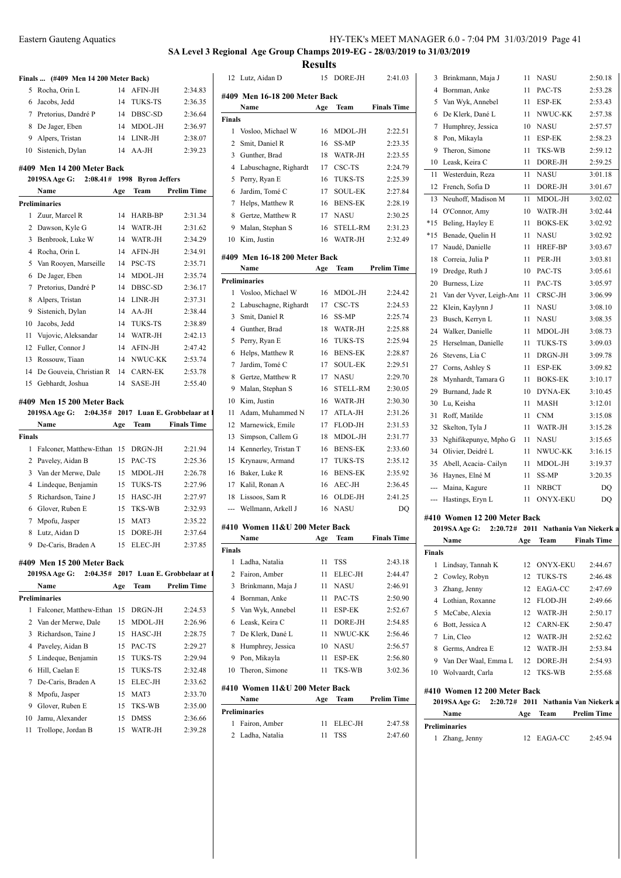## SA Level 3 Regional Age Group Champs 2019-EG - 28/03/2019 to 31/03/2019

### Results

#### Finals ... (#409 Men 14 200 Meter Back)

| | Name | Age | Team | Finals Time |
|---|---|---|---|---|
| 5 | Rocha, Orin L | 14 | AFIN-JH | 2:34.83 |
| 6 | Jacobs, Jedd | 14 | TUKS-TS | 2:36.35 |
| 7 | Pretorius, Dandré P | 14 | DBSC-SD | 2:36.64 |
| 8 | De Jager, Eben | 14 | MDOL-JH | 2:36.97 |
| 9 | Alpers, Tristan | 14 | LINR-JH | 2:38.07 |
| 10 | Sistenich, Dylan | 14 | AA-JH | 2:39.23 |

#### #409 Men 14 200 Meter Back

2019SA Age G: 2:08.41# 1998 Byron Jeffers

| | Name | Age | Team | Prelim Time |
|---|---|---|---|---|
| **Preliminaries** | | | | |
| 1 | Zuur, Marcel R | 14 | HARB-BP | 2:31.34 |
| 2 | Dawson, Kyle G | 14 | WATR-JH | 2:31.62 |
| 3 | Benbrook, Luke W | 14 | WATR-JH | 2:34.29 |
| 4 | Rocha, Orin L | 14 | AFIN-JH | 2:34.91 |
| 5 | Van Rooyen, Marseille | 14 | PSC-TS | 2:35.71 |
| 6 | De Jager, Eben | 14 | MDOL-JH | 2:35.74 |
| 7 | Pretorius, Dandré P | 14 | DBSC-SD | 2:36.17 |
| 8 | Alpers, Tristan | 14 | LINR-JH | 2:37.31 |
| 9 | Sistenich, Dylan | 14 | AA-JH | 2:38.44 |
| 10 | Jacobs, Jedd | 14 | TUKS-TS | 2:38.89 |
| 11 | Vujovic, Aleksandar | 14 | WATR-JH | 2:42.13 |
| 12 | Fuller, Connor J | 14 | AFIN-JH | 2:47.42 |
| 13 | Rossouw, Tiaan | 14 | NWUC-KK | 2:53.74 |
| 14 | De Gouveia, Christian R | 14 | CARN-EK | 2:53.78 |
| 15 | Gebhardt, Joshua | 14 | SASE-JH | 2:55.40 |

#### #409 Men 15 200 Meter Back

2019SA Age G: 2:04.35# 2017 Luan E. Grobbelaar at l

| | Name | Age | Team | Finals Time |
|---|---|---|---|---|
| **Finals** | | | | |
| 1 | Falconer, Matthew-Ethan | 15 | DRGN-JH | 2:21.94 |
| 2 | Paveley, Aidan B | 15 | PAC-TS | 2:25.36 |
| 3 | Van der Merwe, Dale | 15 | MDOL-JH | 2:26.78 |
| 4 | Lindeque, Benjamin | 15 | TUKS-TS | 2:27.96 |
| 5 | Richardson, Taine J | 15 | HASC-JH | 2:27.97 |
| 6 | Glover, Ruben E | 15 | TKS-WB | 2:32.93 |
| 7 | Mpofu, Jasper | 15 | MAT3 | 2:35.22 |
| 8 | Lutz, Aidan D | 15 | DORE-JH | 2:37.64 |
| 9 | De-Caris, Braden A | 15 | ELEC-JH | 2:37.85 |

#### #409 Men 15 200 Meter Back

2019SA Age G: 2:04.35# 2017 Luan E. Grobbelaar at l

| | Name | Age | Team | Prelim Time |
|---|---|---|---|---|
| **Preliminaries** | | | | |
| 1 | Falconer, Matthew-Ethan | 15 | DRGN-JH | 2:24.53 |
| 2 | Van der Merwe, Dale | 15 | MDOL-JH | 2:26.96 |
| 3 | Richardson, Taine J | 15 | HASC-JH | 2:28.75 |
| 4 | Paveley, Aidan B | 15 | PAC-TS | 2:29.27 |
| 5 | Lindeque, Benjamin | 15 | TUKS-TS | 2:29.94 |
| 6 | Hill, Caelan E | 15 | TUKS-TS | 2:32.48 |
| 7 | De-Caris, Braden A | 15 | ELEC-JH | 2:33.62 |
| 8 | Mpofu, Jasper | 15 | MAT3 | 2:33.70 |
| 9 | Glover, Ruben E | 15 | TKS-WB | 2:35.00 |
| 10 | Jamu, Alexander | 15 | DMSS | 2:36.66 |
| 11 | Trollope, Jordan B | 15 | WATR-JH | 2:39.28 |
| 12 | Lutz, Aidan D | 15 | DORE-JH | 2:41.03 |

#### #409 Men 16-18 200 Meter Back

| | Name | Age | Team | Finals Time |
|---|---|---|---|---|
| **Finals** | | | | |
| 1 | Vosloo, Michael W | 16 | MDOL-JH | 2:22.51 |
| 2 | Smit, Daniel R | 16 | SS-MP | 2:23.35 |
| 3 | Gunther, Brad | 18 | WATR-JH | 2:23.55 |
| 4 | Labuschagne, Righardt | 17 | CSC-TS | 2:24.79 |
| 5 | Perry, Ryan E | 16 | TUKS-TS | 2:25.39 |
| 6 | Jardim, Tomé C | 17 | SOUL-EK | 2:27.84 |
| 7 | Helps, Matthew R | 16 | BENS-EK | 2:28.19 |
| 8 | Gertze, Matthew R | 17 | NASU | 2:30.25 |
| 9 | Malan, Stephan S | 16 | STELL-RM | 2:31.23 |
| 10 | Kim, Justin | 16 | WATR-JH | 2:32.49 |

#### #409 Men 16-18 200 Meter Back

| | Name | Age | Team | Prelim Time |
|---|---|---|---|---|
| **Preliminaries** | | | | |
| 1 | Vosloo, Michael W | 16 | MDOL-JH | 2:24.42 |
| 2 | Labuschagne, Righardt | 17 | CSC-TS | 2:24.53 |
| 3 | Smit, Daniel R | 16 | SS-MP | 2:25.74 |
| 4 | Gunther, Brad | 18 | WATR-JH | 2:25.88 |
| 5 | Perry, Ryan E | 16 | TUKS-TS | 2:25.94 |
| 6 | Helps, Matthew R | 16 | BENS-EK | 2:28.87 |
| 7 | Jardim, Tomé C | 17 | SOUL-EK | 2:29.51 |
| 8 | Gertze, Matthew R | 17 | NASU | 2:29.70 |
| 9 | Malan, Stephan S | 16 | STELL-RM | 2:30.05 |
| 10 | Kim, Justin | 16 | WATR-JH | 2:30.30 |
| 11 | Adam, Muhammed N | 17 | ATLA-JH | 2:31.26 |
| 12 | Marnewick, Emile | 17 | FLOD-JH | 2:31.53 |
| 13 | Simpson, Callem G | 18 | MDOL-JH | 2:31.77 |
| 14 | Kennerley, Tristan T | 16 | BENS-EK | 2:33.60 |
| 15 | Krynauw, Armand | 17 | TUKS-TS | 2:35.12 |
| 16 | Baker, Luke R | 16 | BENS-EK | 2:35.92 |
| 17 | Kalil, Ronan A | 16 | AEC-JH | 2:36.45 |
| 18 | Lissoos, Sam R | 16 | OLDE-JH | 2:41.25 |
| --- | Wellmann, Arkell J | 16 | NASU | DQ |

#### #410 Women 11&U 200 Meter Back

| | Name | Age | Team | Finals Time |
|---|---|---|---|---|
| **Finals** | | | | |
| 1 | Ladha, Natalia | 11 | TSS | 2:43.18 |
| 2 | Fairon, Amber | 11 | ELEC-JH | 2:44.47 |
| 3 | Brinkmann, Maja J | 11 | NASU | 2:46.91 |
| 4 | Bornman, Anke | 11 | PAC-TS | 2:50.90 |
| 5 | Van Wyk, Annebel | 11 | ESP-EK | 2:52.67 |
| 6 | Leask, Keira C | 11 | DORE-JH | 2:54.85 |
| 7 | De Klerk, Dané L | 11 | NWUC-KK | 2:56.46 |
| 8 | Humphrey, Jessica | 10 | NASU | 2:56.57 |
| 9 | Pon, Mikayla | 11 | ESP-EK | 2:56.80 |
| 10 | Theron, Simone | 11 | TKS-WB | 3:02.36 |

#### #410 Women 11&U 200 Meter Back

| | Name | Age | Team | Prelim Time |
|---|---|---|---|---|
| **Preliminaries** | | | | |
| 1 | Fairon, Amber | 11 | ELEC-JH | 2:47.58 |
| 2 | Ladha, Natalia | 11 | TSS | 2:47.60 |
| 3 | Brinkmann, Maja J | 11 | NASU | 2:50.18 |
| 4 | Bornman, Anke | 11 | PAC-TS | 2:53.28 |
| 5 | Van Wyk, Annebel | 11 | ESP-EK | 2:53.43 |
| 6 | De Klerk, Dané L | 11 | NWUC-KK | 2:57.38 |
| 7 | Humphrey, Jessica | 10 | NASU | 2:57.57 |
| 8 | Pon, Mikayla | 11 | ESP-EK | 2:58.23 |
| 9 | Theron, Simone | 11 | TKS-WB | 2:59.12 |
| 10 | Leask, Keira C | 11 | DORE-JH | 2:59.25 |
| 11 | Westerduin, Reza | 11 | NASU | 3:01.18 |
| 12 | French, Sofia D | 11 | DORE-JH | 3:01.67 |
| 13 | Neuhoff, Madison M | 11 | MDOL-JH | 3:02.02 |
| 14 | O'Connor, Amy | 10 | WATR-JH | 3:02.44 |
| *15 | Beling, Hayley E | 11 | BOKS-EK | 3:02.92 |
| *15 | Benade, Quelin H | 11 | NASU | 3:02.92 |
| 17 | Naudé, Danielle | 11 | HREF-BP | 3:03.67 |
| 18 | Correia, Julia P | 11 | PER-JH | 3:03.81 |
| 19 | Dredge, Ruth J | 10 | PAC-TS | 3:05.61 |
| 20 | Burness, Lize | 11 | PAC-TS | 3:05.97 |
| 21 | Van der Vyver, Leigh-Ann | 11 | CRSC-JH | 3:06.99 |
| 22 | Klein, Kaylynn J | 11 | NASU | 3:08.10 |
| 23 | Busch, Kerryn L | 11 | NASU | 3:08.35 |
| 24 | Walker, Danielle | 11 | MDOL-JH | 3:08.73 |
| 25 | Herselman, Danielle | 11 | TUKS-TS | 3:09.03 |
| 26 | Stevens, Lia C | 11 | DRGN-JH | 3:09.78 |
| 27 | Corns, Ashley S | 11 | ESP-EK | 3:09.82 |
| 28 | Mynhardt, Tamara G | 11 | BOKS-EK | 3:10.17 |
| 29 | Burnand, Jade R | 10 | DYNA-EK | 3:10.45 |
| 30 | Lu, Keisha | 11 | MASH | 3:12.01 |
| 31 | Roff, Matilde | 11 | CNM | 3:15.08 |
| 32 | Skelton, Tyla J | 11 | WATR-JH | 3:15.28 |
| 33 | Nghifikepunye, Mpho G | 11 | NASU | 3:15.65 |
| 34 | Olivier, Deidré L | 11 | NWUC-KK | 3:16.15 |
| 35 | Abell, Acacia- Cailyn | 11 | MDOL-JH | 3:19.37 |
| 36 | Haynes, Elné M | 11 | SS-MP | 3:20.35 |
| --- | Maina, Kagure | 11 | NRBCT | DQ |
| --- | Hastings, Eryn L | 11 | ONYX-EKU | DQ |

#### #410 Women 12 200 Meter Back

2019SA Age G: 2:20.72# 2011 Nathania Van Niekerk a

| | Name | Age | Team | Finals Time |
|---|---|---|---|---|
| **Finals** | | | | |
| 1 | Lindsay, Tannah K | 12 | ONYX-EKU | 2:44.67 |
| 2 | Cowley, Robyn | 12 | TUKS-TS | 2:46.48 |
| 3 | Zhang, Jenny | 12 | EAGA-CC | 2:47.69 |
| 4 | Lothian, Roxanne | 12 | FLOD-JH | 2:49.66 |
| 5 | McCabe, Alexia | 12 | WATR-JH | 2:50.17 |
| 6 | Bott, Jessica A | 12 | CARN-EK | 2:50.47 |
| 7 | Lin, Cleo | 12 | WATR-JH | 2:52.62 |
| 8 | Germs, Andrea E | 12 | WATR-JH | 2:53.84 |
| 9 | Van Der Waal, Emma L | 12 | DORE-JH | 2:54.93 |
| 10 | Wolvaardt, Carla | 12 | TKS-WB | 2:55.68 |

#### #410 Women 12 200 Meter Back

2019SA Age G: 2:20.72# 2011 Nathania Van Niekerk a

| | Name | Age | Team | Prelim Time |
|---|---|---|---|---|
| **Preliminaries** | | | | |
| 1 | Zhang, Jenny | 12 | EAGA-CC | 2:45.94 |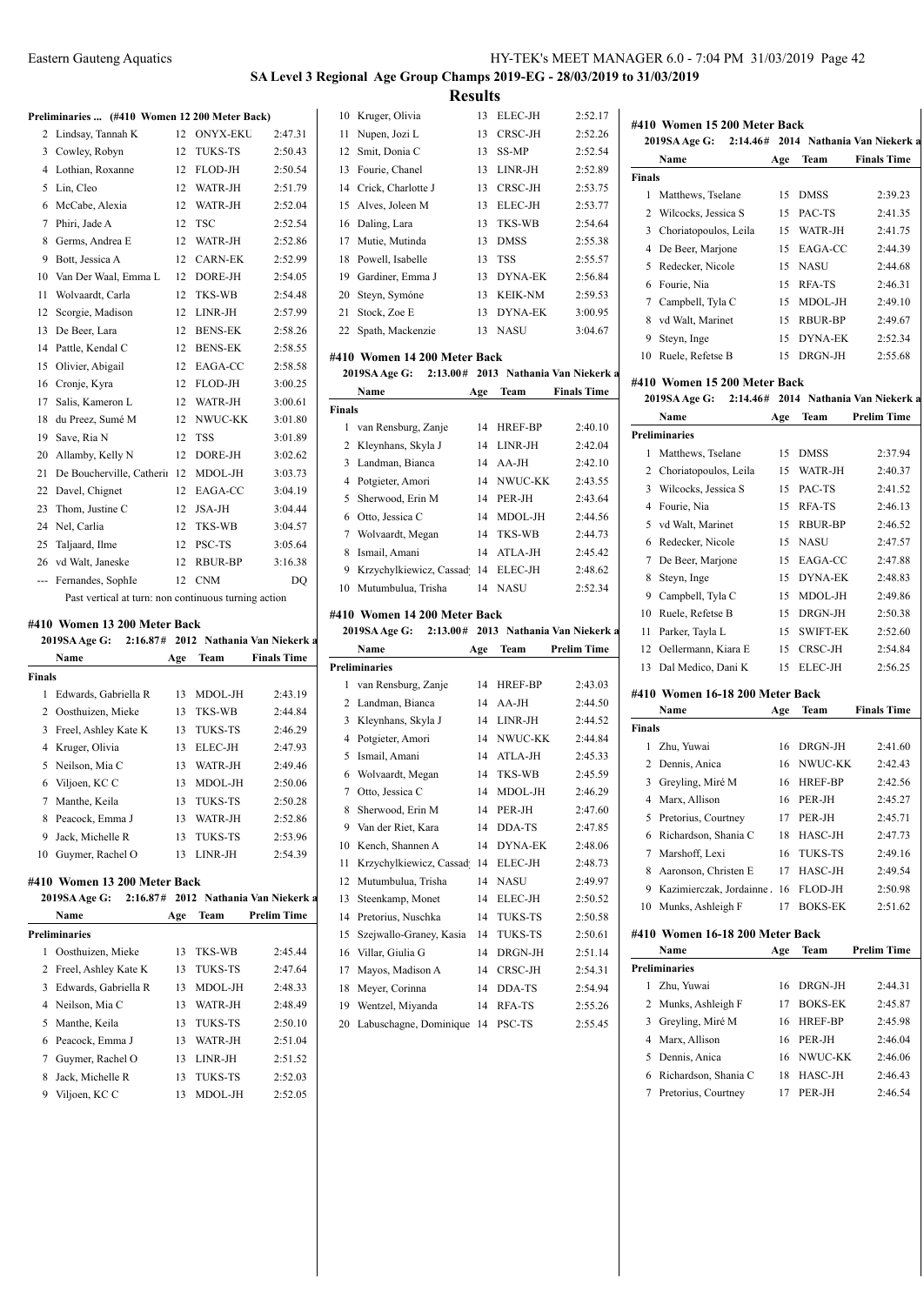## SA Level 3 Regional Age Group Champs 2019-EG - 28/03/2019 to 31/03/2019

### Results

**Preliminaries ... (#410 Women 12 200 Meter Back)**

| | Name | Age | Team | Prelim Time |
|---|---|---|---|---|
| 2 | Lindsay, Tannah K | 12 | ONYX-EKU | 2:47.31 |
| 3 | Cowley, Robyn | 12 | TUKS-TS | 2:50.43 |
| 4 | Lothian, Roxanne | 12 | FLOD-JH | 2:50.54 |
| 5 | Lin, Cleo | 12 | WATR-JH | 2:51.79 |
| 6 | McCabe, Alexia | 12 | WATR-JH | 2:52.04 |
| 7 | Phiri, Jade A | 12 | TSC | 2:52.54 |
| 8 | Germs, Andrea E | 12 | WATR-JH | 2:52.86 |
| 9 | Bott, Jessica A | 12 | CARN-EK | 2:52.99 |
| 10 | Van Der Waal, Emma L | 12 | DORE-JH | 2:54.05 |
| 11 | Wolvaardt, Carla | 12 | TKS-WB | 2:54.48 |
| 12 | Scorgie, Madison | 12 | LINR-JH | 2:57.99 |
| 13 | De Beer, Lara | 12 | BENS-EK | 2:58.26 |
| 14 | Pattle, Kendal C | 12 | BENS-EK | 2:58.55 |
| 15 | Olivier, Abigail | 12 | EAGA-CC | 2:58.58 |
| 16 | Cronje, Kyra | 12 | FLOD-JH | 3:00.25 |
| 17 | Salis, Kameron L | 12 | WATR-JH | 3:00.61 |
| 18 | du Preez, Sumé M | 12 | NWUC-KK | 3:01.80 |
| 19 | Save, Ria N | 12 | TSS | 3:01.89 |
| 20 | Allamby, Kelly N | 12 | DORE-JH | 3:02.62 |
| 21 | De Boucherville, Catherin | 12 | MDOL-JH | 3:03.73 |
| 22 | Davel, Chignet | 12 | EAGA-CC | 3:04.19 |
| 23 | Thom, Justine C | 12 | JSA-JH | 3:04.44 |
| 24 | Nel, Carlia | 12 | TKS-WB | 3:04.57 |
| 25 | Taljaard, Ilme | 12 | PSC-TS | 3:05.64 |
| 26 | vd Walt, Janeske | 12 | RBUR-BP | 3:16.38 |
| --- | Fernandes, Sophle | 12 | CNM | DQ |

Past vertical at turn: non continuous turning action

#### #410 Women 13 200 Meter Back

2019SA Age G: 2:16.87# 2012 Nathania Van Niekerk a

| | Name | Age | Team | Finals Time |
|---|---|---|---|---|
| **Finals** | | | | |
| 1 | Edwards, Gabriella R | 13 | MDOL-JH | 2:43.19 |
| 2 | Oosthuizen, Mieke | 13 | TKS-WB | 2:44.84 |
| 3 | Freel, Ashley Kate K | 13 | TUKS-TS | 2:46.29 |
| 4 | Kruger, Olivia | 13 | ELEC-JH | 2:47.93 |
| 5 | Neilson, Mia C | 13 | WATR-JH | 2:49.46 |
| 6 | Viljoen, KC C | 13 | MDOL-JH | 2:50.06 |
| 7 | Manthe, Keila | 13 | TUKS-TS | 2:50.28 |
| 8 | Peacock, Emma J | 13 | WATR-JH | 2:52.86 |
| 9 | Jack, Michelle R | 13 | TUKS-TS | 2:53.96 |
| 10 | Guymer, Rachel O | 13 | LINR-JH | 2:54.39 |

#### #410 Women 13 200 Meter Back

2019SA Age G: 2:16.87# 2012 Nathania Van Niekerk a

| | Name | Age | Team | Prelim Time |
|---|---|---|---|---|
| **Preliminaries** | | | | |
| 1 | Oosthuizen, Mieke | 13 | TKS-WB | 2:45.44 |
| 2 | Freel, Ashley Kate K | 13 | TUKS-TS | 2:47.64 |
| 3 | Edwards, Gabriella R | 13 | MDOL-JH | 2:48.33 |
| 4 | Neilson, Mia C | 13 | WATR-JH | 2:48.49 |
| 5 | Manthe, Keila | 13 | TUKS-TS | 2:50.10 |
| 6 | Peacock, Emma J | 13 | WATR-JH | 2:51.04 |
| 7 | Guymer, Rachel O | 13 | LINR-JH | 2:51.52 |
| 8 | Jack, Michelle R | 13 | TUKS-TS | 2:52.03 |
| 9 | Viljoen, KC C | 13 | MDOL-JH | 2:52.05 |
| 10 | Kruger, Olivia | 13 | ELEC-JH | 2:52.17 |
| 11 | Nupen, Jozi L | 13 | CRSC-JH | 2:52.26 |
| 12 | Smit, Donia C | 13 | SS-MP | 2:52.54 |
| 13 | Fourie, Chanel | 13 | LINR-JH | 2:52.89 |
| 14 | Crick, Charlotte J | 13 | CRSC-JH | 2:53.75 |
| 15 | Alves, Joleen M | 13 | ELEC-JH | 2:53.77 |
| 16 | Daling, Lara | 13 | TKS-WB | 2:54.64 |
| 17 | Mutie, Mutinda | 13 | DMSS | 2:55.38 |
| 18 | Powell, Isabelle | 13 | TSS | 2:55.57 |
| 19 | Gardiner, Emma J | 13 | DYNA-EK | 2:56.84 |
| 20 | Steyn, Symóne | 13 | KEIK-NM | 2:59.53 |
| 21 | Stock, Zoe E | 13 | DYNA-EK | 3:00.95 |
| 22 | Spath, Mackenzie | 13 | NASU | 3:04.67 |

#### #410 Women 14 200 Meter Back

2019SA Age G: 2:13.00# 2013 Nathania Van Niekerk a

| | Name | Age | Team | Finals Time |
|---|---|---|---|---|
| **Finals** | | | | |
| 1 | van Rensburg, Zanje | 14 | HREF-BP | 2:40.10 |
| 2 | Kleynhans, Skyla J | 14 | LINR-JH | 2:42.04 |
| 3 | Landman, Bianca | 14 | AA-JH | 2:42.10 |
| 4 | Potgieter, Amori | 14 | NWUC-KK | 2:43.55 |
| 5 | Sherwood, Erin M | 14 | PER-JH | 2:43.64 |
| 6 | Otto, Jessica C | 14 | MDOL-JH | 2:44.56 |
| 7 | Wolvaardt, Megan | 14 | TKS-WB | 2:44.73 |
| 8 | Ismail, Amani | 14 | ATLA-JH | 2:45.42 |
| 9 | Krzychylkiewicz, Cassad | 14 | ELEC-JH | 2:48.62 |
| 10 | Mutumbulua, Trisha | 14 | NASU | 2:52.34 |

#### #410 Women 14 200 Meter Back

2019SA Age G: 2:13.00# 2013 Nathania Van Niekerk a

| | Name | Age | Team | Prelim Time |
|---|---|---|---|---|
| **Preliminaries** | | | | |
| 1 | van Rensburg, Zanje | 14 | HREF-BP | 2:43.03 |
| 2 | Landman, Bianca | 14 | AA-JH | 2:44.50 |
| 3 | Kleynhans, Skyla J | 14 | LINR-JH | 2:44.52 |
| 4 | Potgieter, Amori | 14 | NWUC-KK | 2:44.84 |
| 5 | Ismail, Amani | 14 | ATLA-JH | 2:45.33 |
| 6 | Wolvaardt, Megan | 14 | TKS-WB | 2:45.59 |
| 7 | Otto, Jessica C | 14 | MDOL-JH | 2:46.29 |
| 8 | Sherwood, Erin M | 14 | PER-JH | 2:47.60 |
| 9 | Van der Riet, Kara | 14 | DDA-TS | 2:47.85 |
| 10 | Kench, Shannen A | 14 | DYNA-EK | 2:48.06 |
| 11 | Krzychylkiewicz, Cassad | 14 | ELEC-JH | 2:48.73 |
| 12 | Mutumbulua, Trisha | 14 | NASU | 2:49.97 |
| 13 | Steenkamp, Monet | 14 | ELEC-JH | 2:50.52 |
| 14 | Pretorius, Nuschka | 14 | TUKS-TS | 2:50.58 |
| 15 | Szejwallo-Graney, Kasia | 14 | TUKS-TS | 2:50.61 |
| 16 | Villar, Giulia G | 14 | DRGN-JH | 2:51.14 |
| 17 | Mayos, Madison A | 14 | CRSC-JH | 2:54.31 |
| 18 | Meyer, Corinna | 14 | DDA-TS | 2:54.94 |
| 19 | Wentzel, Miyanda | 14 | RFA-TS | 2:55.26 |
| 20 | Labuschagne, Dominique | 14 | PSC-TS | 2:55.45 |

#### #410 Women 15 200 Meter Back

2019SA Age G: 2:14.46# 2014 Nathania Van Niekerk a

| | Name | Age | Team | Finals Time |
|---|---|---|---|---|
| **Finals** | | | | |
| 1 | Matthews, Tselane | 15 | DMSS | 2:39.23 |
| 2 | Wilcocks, Jessica S | 15 | PAC-TS | 2:41.35 |
| 3 | Choriatopoulos, Leila | 15 | WATR-JH | 2:41.75 |
| 4 | De Beer, Marjone | 15 | EAGA-CC | 2:44.39 |
| 5 | Redecker, Nicole | 15 | NASU | 2:44.68 |
| 6 | Fourie, Nia | 15 | RFA-TS | 2:46.31 |
| 7 | Campbell, Tyla C | 15 | MDOL-JH | 2:49.10 |
| 8 | vd Walt, Marinet | 15 | RBUR-BP | 2:49.67 |
| 9 | Steyn, Inge | 15 | DYNA-EK | 2:52.34 |
| 10 | Ruele, Refetse B | 15 | DRGN-JH | 2:55.68 |

#### #410 Women 15 200 Meter Back

2019SA Age G: 2:14.46# 2014 Nathania Van Niekerk a

| | Name | Age | Team | Prelim Time |
|---|---|---|---|---|
| **Preliminaries** | | | | |
| 1 | Matthews, Tselane | 15 | DMSS | 2:37.94 |
| 2 | Choriatopoulos, Leila | 15 | WATR-JH | 2:40.37 |
| 3 | Wilcocks, Jessica S | 15 | PAC-TS | 2:41.52 |
| 4 | Fourie, Nia | 15 | RFA-TS | 2:46.13 |
| 5 | vd Walt, Marinet | 15 | RBUR-BP | 2:46.52 |
| 6 | Redecker, Nicole | 15 | NASU | 2:47.57 |
| 7 | De Beer, Marjone | 15 | EAGA-CC | 2:47.88 |
| 8 | Steyn, Inge | 15 | DYNA-EK | 2:48.83 |
| 9 | Campbell, Tyla C | 15 | MDOL-JH | 2:49.86 |
| 10 | Ruele, Refetse B | 15 | DRGN-JH | 2:50.38 |
| 11 | Parker, Tayla L | 15 | SWIFT-EK | 2:52.60 |
| 12 | Oellermann, Kiara E | 15 | CRSC-JH | 2:54.84 |
| 13 | Dal Medico, Dani K | 15 | ELEC-JH | 2:56.25 |

#### #410 Women 16-18 200 Meter Back

| | Name | Age | Team | Finals Time |
|---|---|---|---|---|
| **Finals** | | | | |
| 1 | Zhu, Yuwai | 16 | DRGN-JH | 2:41.60 |
| 2 | Dennis, Anica | 16 | NWUC-KK | 2:42.43 |
| 3 | Greyling, Miré M | 16 | HREF-BP | 2:42.56 |
| 4 | Marx, Allison | 16 | PER-JH | 2:45.27 |
| 5 | Pretorius, Courtney | 17 | PER-JH | 2:45.71 |
| 6 | Richardson, Shania C | 18 | HASC-JH | 2:47.73 |
| 7 | Marshoff, Lexi | 16 | TUKS-TS | 2:49.16 |
| 8 | Aaronson, Christen E | 17 | HASC-JH | 2:49.54 |
| 9 | Kazimierczak, Jordainne | 16 | FLOD-JH | 2:50.98 |
| 10 | Munks, Ashleigh F | 17 | BOKS-EK | 2:51.62 |

#### #410 Women 16-18 200 Meter Back

| | Name | Age | Team | Prelim Time |
|---|---|---|---|---|
| **Preliminaries** | | | | |
| 1 | Zhu, Yuwai | 16 | DRGN-JH | 2:44.31 |
| 2 | Munks, Ashleigh F | 17 | BOKS-EK | 2:45.87 |
| 3 | Greyling, Miré M | 16 | HREF-BP | 2:45.98 |
| 4 | Marx, Allison | 16 | PER-JH | 2:46.04 |
| 5 | Dennis, Anica | 16 | NWUC-KK | 2:46.06 |
| 6 | Richardson, Shania C | 18 | HASC-JH | 2:46.43 |
| 7 | Pretorius, Courtney | 17 | PER-JH | 2:46.54 |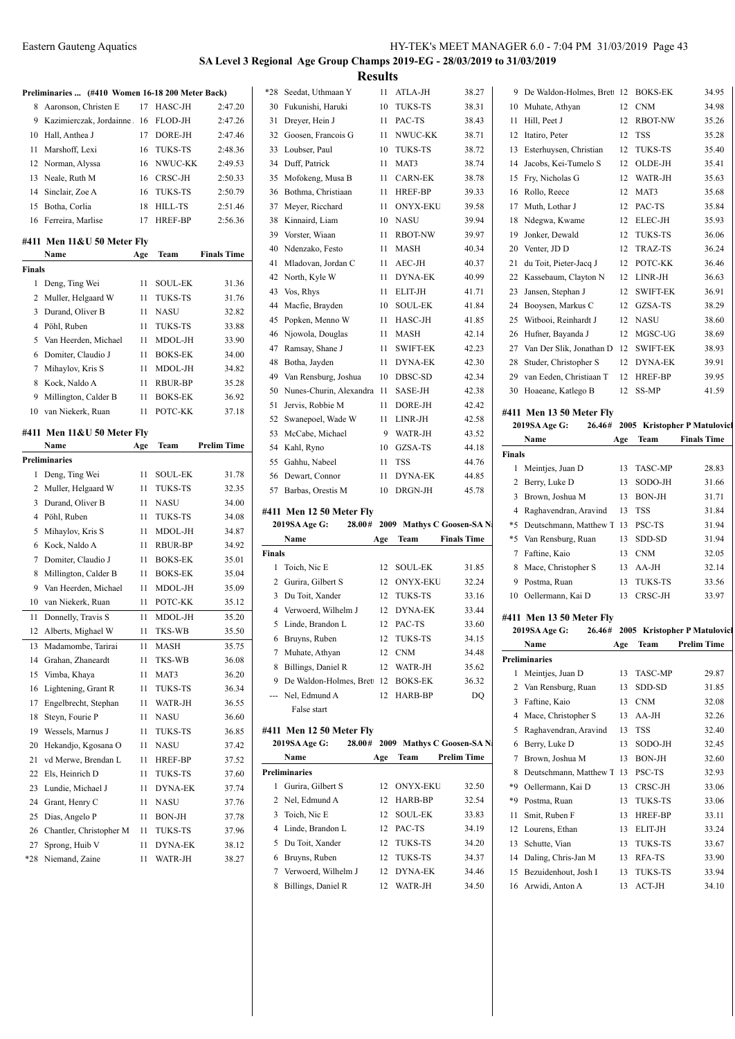## SA Level 3 Regional Age Group Champs 2019-EG - 28/03/2019 to 31/03/2019

## Results

### Preliminaries ... (#410 Women 16-18 200 Meter Back)

| | Name | Age | Team | Time |
|---|---|---|---|---|
| 8 | Aaronson, Christen E | 17 | HASC-JH | 2:47.20 |
| 9 | Kazimierczak, Jordainne | 16 | FLOD-JH | 2:47.26 |
| 10 | Hall, Anthea J | 17 | DORE-JH | 2:47.46 |
| 11 | Marshoff, Lexi | 16 | TUKS-TS | 2:48.36 |
| 12 | Norman, Alyssa | 16 | NWUC-KK | 2:49.53 |
| 13 | Neale, Ruth M | 16 | CRSC-JH | 2:50.33 |
| 14 | Sinclair, Zoe A | 16 | TUKS-TS | 2:50.79 |
| 15 | Botha, Corlia | 18 | HILL-TS | 2:51.46 |
| 16 | Ferreira, Marlise | 17 | HREF-BP | 2:56.36 |

### #411 Men 11&U 50 Meter Fly

| | Name | Age | Team | Finals Time |
|---|---|---|---|---|
| **Finals** | | | | |
| 1 | Deng, Ting Wei | 11 | SOUL-EK | 31.36 |
| 2 | Muller, Helgaard W | 11 | TUKS-TS | 31.76 |
| 3 | Durand, Oliver B | 11 | NASU | 32.82 |
| 4 | Pöhl, Ruben | 11 | TUKS-TS | 33.88 |
| 5 | Van Heerden, Michael | 11 | MDOL-JH | 33.90 |
| 6 | Domiter, Claudio J | 11 | BOKS-EK | 34.00 |
| 7 | Mihaylov, Kris S | 11 | MDOL-JH | 34.82 |
| 8 | Kock, Naldo A | 11 | RBUR-BP | 35.28 |
| 9 | Millington, Calder B | 11 | BOKS-EK | 36.92 |
| 10 | van Niekerk, Ruan | 11 | POTC-KK | 37.18 |

### #411 Men 11&U 50 Meter Fly

| | Name | Age | Team | Prelim Time |
|---|---|---|---|---|
| **Preliminaries** | | | | |
| 1 | Deng, Ting Wei | 11 | SOUL-EK | 31.78 |
| 2 | Muller, Helgaard W | 11 | TUKS-TS | 32.35 |
| 3 | Durand, Oliver B | 11 | NASU | 34.00 |
| 4 | Pöhl, Ruben | 11 | TUKS-TS | 34.08 |
| 5 | Mihaylov, Kris S | 11 | MDOL-JH | 34.87 |
| 6 | Kock, Naldo A | 11 | RBUR-BP | 34.92 |
| 7 | Domiter, Claudio J | 11 | BOKS-EK | 35.01 |
| 8 | Millington, Calder B | 11 | BOKS-EK | 35.04 |
| 9 | Van Heerden, Michael | 11 | MDOL-JH | 35.09 |
| 10 | van Niekerk, Ruan | 11 | POTC-KK | 35.12 |
| 11 | Donnelly, Travis S | 11 | MDOL-JH | 35.20 |
| 12 | Alberts, Mighael W | 11 | TKS-WB | 35.50 |
| 13 | Madamombe, Tarirai | 11 | MASH | 35.75 |
| 14 | Grahan, Zhaneardt | 11 | TKS-WB | 36.08 |
| 15 | Vimba, Khaya | 11 | MAT3 | 36.20 |
| 16 | Lightening, Grant R | 11 | TUKS-TS | 36.34 |
| 17 | Engelbrecht, Stephan | 11 | WATR-JH | 36.55 |
| 18 | Steyn, Fourie P | 11 | NASU | 36.60 |
| 19 | Wessels, Marnus J | 11 | TUKS-TS | 36.85 |
| 20 | Hekandjo, Kgosana O | 11 | NASU | 37.42 |
| 21 | vd Merwe, Brendan L | 11 | HREF-BP | 37.52 |
| 22 | Els, Heinrich D | 11 | TUKS-TS | 37.60 |
| 23 | Lundie, Michael J | 11 | DYNA-EK | 37.74 |
| 24 | Grant, Henry C | 11 | NASU | 37.76 |
| 25 | Dias, Angelo P | 11 | BON-JH | 37.78 |
| 26 | Chantler, Christopher M | 11 | TUKS-TS | 37.96 |
| 27 | Sprong, Huib V | 11 | DYNA-EK | 38.12 |
| *28 | Niemand, Zaine | 11 | WATR-JH | 38.27 |
| *28 | Seedat, Uthmaan Y | 11 | ATLA-JH | 38.27 |
| 30 | Fukunishi, Haruki | 10 | TUKS-TS | 38.31 |
| 31 | Dreyer, Hein J | 11 | PAC-TS | 38.43 |
| 32 | Goosen, Francois G | 11 | NWUC-KK | 38.71 |
| 33 | Loubser, Paul | 10 | TUKS-TS | 38.72 |
| 34 | Duff, Patrick | 11 | MAT3 | 38.74 |
| 35 | Mofokeng, Musa B | 11 | CARN-EK | 38.78 |
| 36 | Bothma, Christiaan | 11 | HREF-BP | 39.33 |
| 37 | Meyer, Ricchard | 11 | ONYX-EKU | 39.58 |
| 38 | Kinnaird, Liam | 10 | NASU | 39.94 |
| 39 | Vorster, Wiaan | 11 | RBOT-NW | 39.97 |
| 40 | Ndenzako, Festo | 11 | MASH | 40.34 |
| 41 | Mladovan, Jordan C | 11 | AEC-JH | 40.37 |
| 42 | North, Kyle W | 11 | DYNA-EK | 40.99 |
| 43 | Vos, Rhys | 11 | ELIT-JH | 41.71 |
| 44 | Macfie, Brayden | 10 | SOUL-EK | 41.84 |
| 45 | Popken, Menno W | 11 | HASC-JH | 41.85 |
| 46 | Njowola, Douglas | 11 | MASH | 42.14 |
| 47 | Ramsay, Shane J | 11 | SWIFT-EK | 42.23 |
| 48 | Botha, Jayden | 11 | DYNA-EK | 42.30 |
| 49 | Van Rensburg, Joshua | 10 | DBSC-SD | 42.34 |
| 50 | Nunes-Churin, Alexandra | 11 | SASE-JH | 42.38 |
| 51 | Jervis, Robbie M | 11 | DORE-JH | 42.42 |
| 52 | Swanepoel, Wade W | 11 | LINR-JH | 42.58 |
| 53 | McCabe, Michael | 9 | WATR-JH | 43.52 |
| 54 | Kahl, Ryno | 10 | GZSA-TS | 44.18 |
| 55 | Gahhu, Nabeel | 11 | TSS | 44.76 |
| 56 | Dewart, Connor | 11 | DYNA-EK | 44.85 |
| 57 | Barbas, Orestis M | 10 | DRGN-JH | 45.78 |

### #411 Men 12 50 Meter Fly

2019SA Age G: 28.00# 2009 Mathys C Goosen-SA N

| | Name | Age | Team | Finals Time |
|---|---|---|---|---|
| **Finals** | | | | |
| 1 | Toich, Nic E | 12 | SOUL-EK | 31.85 |
| 2 | Gurira, Gilbert S | 12 | ONYX-EKU | 32.24 |
| 3 | Du Toit, Xander | 12 | TUKS-TS | 33.16 |
| 4 | Verwoerd, Wilhelm J | 12 | DYNA-EK | 33.44 |
| 5 | Linde, Brandon L | 12 | PAC-TS | 33.60 |
| 6 | Bruyns, Ruben | 12 | TUKS-TS | 34.15 |
| 7 | Muhate, Athyan | 12 | CNM | 34.48 |
| 8 | Billings, Daniel R | 12 | WATR-JH | 35.62 |
| 9 | De Waldon-Holmes, Brett | 12 | BOKS-EK | 36.32 |
| --- | Nel, Edmund A | 12 | HARB-BP | DQ |
| | False start | | | |

### #411 Men 12 50 Meter Fly

2019SA Age G: 28.00# 2009 Mathys C Goosen-SA N

| | Name | Age | Team | Prelim Time |
|---|---|---|---|---|
| **Preliminaries** | | | | |
| 1 | Gurira, Gilbert S | 12 | ONYX-EKU | 32.50 |
| 2 | Nel, Edmund A | 12 | HARB-BP | 32.54 |
| 3 | Toich, Nic E | 12 | SOUL-EK | 33.83 |
| 4 | Linde, Brandon L | 12 | PAC-TS | 34.19 |
| 5 | Du Toit, Xander | 12 | TUKS-TS | 34.20 |
| 6 | Bruyns, Ruben | 12 | TUKS-TS | 34.37 |
| 7 | Verwoerd, Wilhelm J | 12 | DYNA-EK | 34.46 |
| 8 | Billings, Daniel R | 12 | WATR-JH | 34.50 |
| 9 | De Waldon-Holmes, Brett | 12 | BOKS-EK | 34.95 |
| 10 | Muhate, Athyan | 12 | CNM | 34.98 |
| 11 | Hill, Peet J | 12 | RBOT-NW | 35.26 |
| 12 | Itatiro, Peter | 12 | TSS | 35.28 |
| 13 | Esterhuysen, Christian | 12 | TUKS-TS | 35.40 |
| 14 | Jacobs, Kei-Tumelo S | 12 | OLDE-JH | 35.41 |
| 15 | Fry, Nicholas G | 12 | WATR-JH | 35.63 |
| 16 | Rollo, Reece | 12 | MAT3 | 35.68 |
| 17 | Muth, Lothar J | 12 | PAC-TS | 35.84 |
| 18 | Ndegwa, Kwame | 12 | ELEC-JH | 35.93 |
| 19 | Jonker, Dewald | 12 | TUKS-TS | 36.06 |
| 20 | Venter, JD D | 12 | TRAZ-TS | 36.24 |
| 21 | du Toit, Pieter-Jacq J | 12 | POTC-KK | 36.46 |
| 22 | Kassebaum, Clayton N | 12 | LINR-JH | 36.63 |
| 23 | Jansen, Stephan J | 12 | SWIFT-EK | 36.91 |
| 24 | Booysen, Markus C | 12 | GZSA-TS | 38.29 |
| 25 | Witbooi, Reinhardt J | 12 | NASU | 38.60 |
| 26 | Hufner, Bayanda J | 12 | MGSC-UG | 38.69 |
| 27 | Van Der Slik, Jonathan D | 12 | SWIFT-EK | 38.93 |
| 28 | Studer, Christopher S | 12 | DYNA-EK | 39.91 |
| 29 | van Eeden, Christiaan T | 12 | HREF-BP | 39.95 |
| 30 | Hoaeane, Katlego B | 12 | SS-MP | 41.59 |

### #411 Men 13 50 Meter Fly

2019SA Age G: 26.46# 2005 Kristopher P Matulovich

| | Name | Age | Team | Finals Time |
|---|---|---|---|---|
| **Finals** | | | | |
| 1 | Meintjes, Juan D | 13 | TASC-MP | 28.83 |
| 2 | Berry, Luke D | 13 | SODO-JH | 31.66 |
| 3 | Brown, Joshua M | 13 | BON-JH | 31.71 |
| 4 | Raghavendran, Aravind | 13 | TSS | 31.84 |
| *5 | Deutschmann, Matthew T | 13 | PSC-TS | 31.94 |
| *5 | Van Rensburg, Ruan | 13 | SDD-SD | 31.94 |
| 7 | Faftine, Kaio | 13 | CNM | 32.05 |
| 8 | Mace, Christopher S | 13 | AA-JH | 32.14 |
| 9 | Postma, Ruan | 13 | TUKS-TS | 33.56 |
| 10 | Oellermann, Kai D | 13 | CRSC-JH | 33.97 |

### #411 Men 13 50 Meter Fly

2019SA Age G: 26.46# 2005 Kristopher P Matulovich

| | Name | Age | Team | Prelim Time |
|---|---|---|---|---|
| **Preliminaries** | | | | |
| 1 | Meintjes, Juan D | 13 | TASC-MP | 29.87 |
| 2 | Van Rensburg, Ruan | 13 | SDD-SD | 31.85 |
| 3 | Faftine, Kaio | 13 | CNM | 32.08 |
| 4 | Mace, Christopher S | 13 | AA-JH | 32.26 |
| 5 | Raghavendran, Aravind | 13 | TSS | 32.40 |
| 6 | Berry, Luke D | 13 | SODO-JH | 32.45 |
| 7 | Brown, Joshua M | 13 | BON-JH | 32.60 |
| 8 | Deutschmann, Matthew T | 13 | PSC-TS | 32.93 |
| *9 | Oellermann, Kai D | 13 | CRSC-JH | 33.06 |
| *9 | Postma, Ruan | 13 | TUKS-TS | 33.06 |
| 11 | Smit, Ruben F | 13 | HREF-BP | 33.11 |
| 12 | Lourens, Ethan | 13 | ELIT-JH | 33.24 |
| 13 | Schutte, Vian | 13 | TUKS-TS | 33.67 |
| 14 | Daling, Chris-Jan M | 13 | RFA-TS | 33.90 |
| 15 | Bezuidenhout, Josh I | 13 | TUKS-TS | 33.94 |
| 16 | Arwidi, Anton A | 13 | ACT-JH | 34.10 |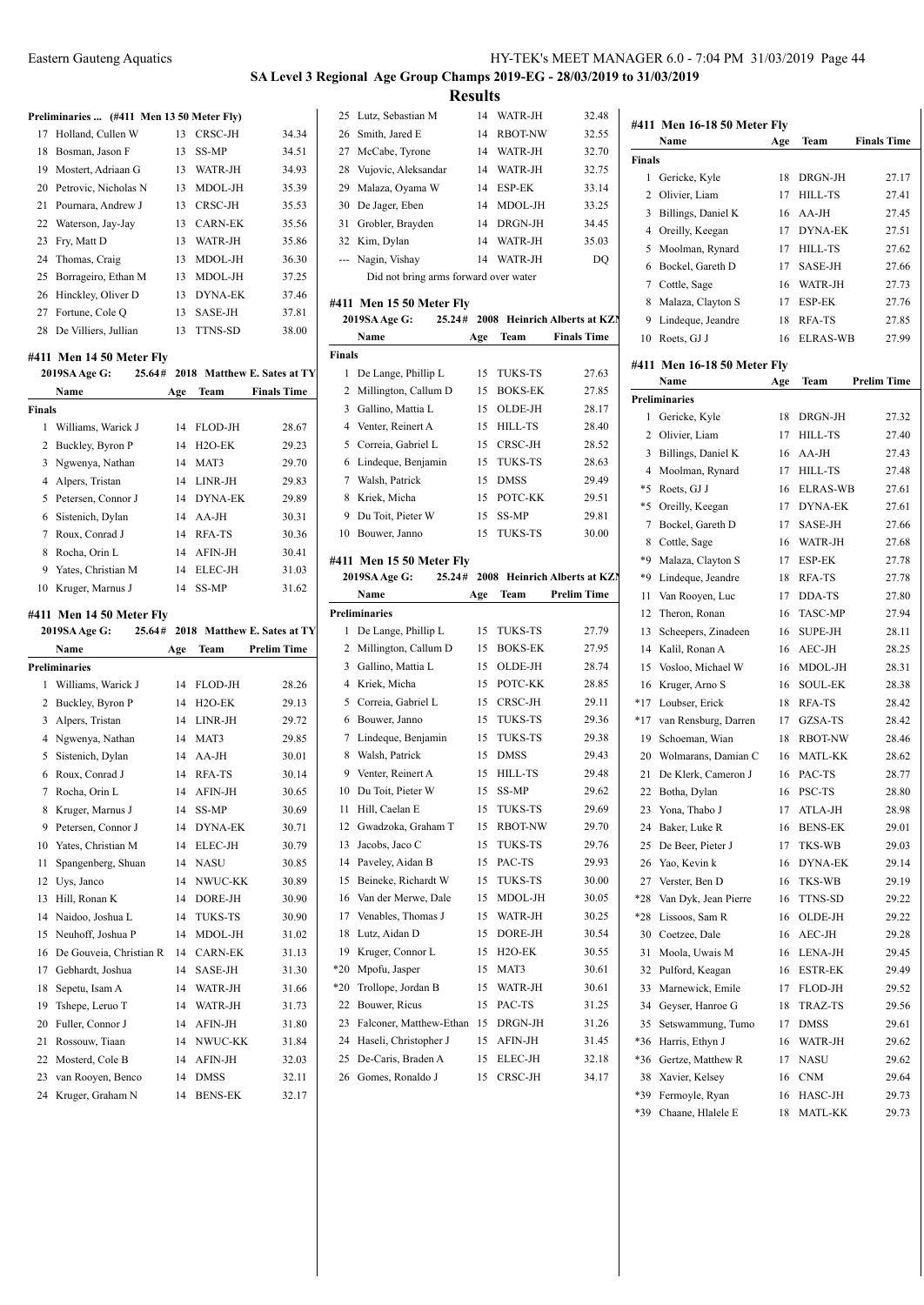SA Level 3 Regional Age Group Champs 2019-EG - 28/03/2019 to 31/03/2019

## Results

### Preliminaries ... (#411 Men 13 50 Meter Fly)

| | Name | Age | Team | Prelim Time |
|---|---|---|---|---|
| 17 | Holland, Cullen W | 13 | CRSC-JH | 34.34 |
| 18 | Bosman, Jason F | 13 | SS-MP | 34.51 |
| 19 | Mostert, Adriaan G | 13 | WATR-JH | 34.93 |
| 20 | Petrovic, Nicholas N | 13 | MDOL-JH | 35.39 |
| 21 | Pournara, Andrew J | 13 | CRSC-JH | 35.53 |
| 22 | Waterson, Jay-Jay | 13 | CARN-EK | 35.56 |
| 23 | Fry, Matt D | 13 | WATR-JH | 35.86 |
| 24 | Thomas, Craig | 13 | MDOL-JH | 36.30 |
| 25 | Borrageiro, Ethan M | 13 | MDOL-JH | 37.25 |
| 26 | Hinckley, Oliver D | 13 | DYNA-EK | 37.46 |
| 27 | Fortune, Cole Q | 13 | SASE-JH | 37.81 |
| 28 | De Villiers, Jullian | 13 | TTNS-SD | 38.00 |

### #411 Men 14 50 Meter Fly

2019SA Age G: 25.64# 2018 Matthew E. Sates at TY

**Finals**

| | Name | Age | Team | Finals Time |
|---|---|---|---|---|
| 1 | Williams, Warick J | 14 | FLOD-JH | 28.67 |
| 2 | Buckley, Byron P | 14 | H2O-EK | 29.23 |
| 3 | Ngwenya, Nathan | 14 | MAT3 | 29.70 |
| 4 | Alpers, Tristan | 14 | LINR-JH | 29.83 |
| 5 | Petersen, Connor J | 14 | DYNA-EK | 29.89 |
| 6 | Sistenich, Dylan | 14 | AA-JH | 30.31 |
| 7 | Roux, Conrad J | 14 | RFA-TS | 30.36 |
| 8 | Rocha, Orin L | 14 | AFIN-JH | 30.41 |
| 9 | Yates, Christian M | 14 | ELEC-JH | 31.03 |
| 10 | Kruger, Marnus J | 14 | SS-MP | 31.62 |

### #411 Men 14 50 Meter Fly

2019SA Age G: 25.64# 2018 Matthew E. Sates at TY

**Preliminaries**

| | Name | Age | Team | Prelim Time |
|---|---|---|---|---|
| 1 | Williams, Warick J | 14 | FLOD-JH | 28.26 |
| 2 | Buckley, Byron P | 14 | H2O-EK | 29.13 |
| 3 | Alpers, Tristan | 14 | LINR-JH | 29.72 |
| 4 | Ngwenya, Nathan | 14 | MAT3 | 29.85 |
| 5 | Sistenich, Dylan | 14 | AA-JH | 30.01 |
| 6 | Roux, Conrad J | 14 | RFA-TS | 30.14 |
| 7 | Rocha, Orin L | 14 | AFIN-JH | 30.65 |
| 8 | Kruger, Marnus J | 14 | SS-MP | 30.69 |
| 9 | Petersen, Connor J | 14 | DYNA-EK | 30.71 |
| 10 | Yates, Christian M | 14 | ELEC-JH | 30.79 |
| 11 | Spangenberg, Shuan | 14 | NASU | 30.85 |
| 12 | Uys, Janco | 14 | NWUC-KK | 30.89 |
| 13 | Hill, Ronan K | 14 | DORE-JH | 30.90 |
| 14 | Naidoo, Joshua L | 14 | TUKS-TS | 30.90 |
| 15 | Neuhoff, Joshua P | 14 | MDOL-JH | 31.02 |
| 16 | De Gouveia, Christian R | 14 | CARN-EK | 31.13 |
| 17 | Gebhardt, Joshua | 14 | SASE-JH | 31.30 |
| 18 | Sepetu, Isam A | 14 | WATR-JH | 31.66 |
| 19 | Tshepe, Leruo T | 14 | WATR-JH | 31.73 |
| 20 | Fuller, Connor J | 14 | AFIN-JH | 31.80 |
| 21 | Rossouw, Tiaan | 14 | NWUC-KK | 31.84 |
| 22 | Mosterd, Cole B | 14 | AFIN-JH | 32.03 |
| 23 | van Rooyen, Benco | 14 | DMSS | 32.11 |
| 24 | Kruger, Graham N | 14 | BENS-EK | 32.17 |
| 25 | Lutz, Sebastian M | 14 | WATR-JH | 32.48 |
| 26 | Smith, Jared E | 14 | RBOT-NW | 32.55 |
| 27 | McCabe, Tyrone | 14 | WATR-JH | 32.70 |
| 28 | Vujovic, Aleksandar | 14 | WATR-JH | 32.75 |
| 29 | Malaza, Oyama W | 14 | ESP-EK | 33.14 |
| 30 | De Jager, Eben | 14 | MDOL-JH | 33.25 |
| 31 | Grobler, Brayden | 14 | DRGN-JH | 34.45 |
| 32 | Kim, Dylan | 14 | WATR-JH | 35.03 |
| --- | Nagin, Vishay | 14 | WATR-JH | DQ |

Did not bring arms forward over water

### #411 Men 15 50 Meter Fly

2019SA Age G: 25.24# 2008 Heinrich Alberts at KZN

**Finals**

| | Name | Age | Team | Finals Time |
|---|---|---|---|---|
| 1 | De Lange, Phillip L | 15 | TUKS-TS | 27.63 |
| 2 | Millington, Callum D | 15 | BOKS-EK | 27.85 |
| 3 | Gallino, Mattia L | 15 | OLDE-JH | 28.17 |
| 4 | Venter, Reinert A | 15 | HILL-TS | 28.40 |
| 5 | Correia, Gabriel L | 15 | CRSC-JH | 28.52 |
| 6 | Lindeque, Benjamin | 15 | TUKS-TS | 28.63 |
| 7 | Walsh, Patrick | 15 | DMSS | 29.49 |
| 8 | Kriek, Micha | 15 | POTC-KK | 29.51 |
| 9 | Du Toit, Pieter W | 15 | SS-MP | 29.81 |
| 10 | Bouwer, Janno | 15 | TUKS-TS | 30.00 |

### #411 Men 15 50 Meter Fly

2019SA Age G: 25.24# 2008 Heinrich Alberts at KZN

**Preliminaries**

| | Name | Age | Team | Prelim Time |
|---|---|---|---|---|
| 1 | De Lange, Phillip L | 15 | TUKS-TS | 27.79 |
| 2 | Millington, Callum D | 15 | BOKS-EK | 27.95 |
| 3 | Gallino, Mattia L | 15 | OLDE-JH | 28.74 |
| 4 | Kriek, Micha | 15 | POTC-KK | 28.85 |
| 5 | Correia, Gabriel L | 15 | CRSC-JH | 29.11 |
| 6 | Bouwer, Janno | 15 | TUKS-TS | 29.36 |
| 7 | Lindeque, Benjamin | 15 | TUKS-TS | 29.38 |
| 8 | Walsh, Patrick | 15 | DMSS | 29.43 |
| 9 | Venter, Reinert A | 15 | HILL-TS | 29.48 |
| 10 | Du Toit, Pieter W | 15 | SS-MP | 29.62 |
| 11 | Hill, Caelan E | 15 | TUKS-TS | 29.69 |
| 12 | Gwadzoka, Graham T | 15 | RBOT-NW | 29.70 |
| 13 | Jacobs, Jaco C | 15 | TUKS-TS | 29.76 |
| 14 | Paveley, Aidan B | 15 | PAC-TS | 29.93 |
| 15 | Beineke, Richardt W | 15 | TUKS-TS | 30.00 |
| 16 | Van der Merwe, Dale | 15 | MDOL-JH | 30.05 |
| 17 | Venables, Thomas J | 15 | WATR-JH | 30.25 |
| 18 | Lutz, Aidan D | 15 | DORE-JH | 30.54 |
| 19 | Kruger, Connor L | 15 | H2O-EK | 30.55 |
| *20 | Mpofu, Jasper | 15 | MAT3 | 30.61 |
| *20 | Trollope, Jordan B | 15 | WATR-JH | 30.61 |
| 22 | Bouwer, Ricus | 15 | PAC-TS | 31.25 |
| 23 | Falconer, Matthew-Ethan | 15 | DRGN-JH | 31.26 |
| 24 | Haseli, Christopher J | 15 | AFIN-JH | 31.45 |
| 25 | De-Caris, Braden A | 15 | ELEC-JH | 32.18 |
| 26 | Gomes, Ronaldo J | 15 | CRSC-JH | 34.17 |

### #411 Men 16-18 50 Meter Fly

**Finals**

| | Name | Age | Team | Finals Time |
|---|---|---|---|---|
| 1 | Gericke, Kyle | 18 | DRGN-JH | 27.17 |
| 2 | Olivier, Liam | 17 | HILL-TS | 27.41 |
| 3 | Billings, Daniel K | 16 | AA-JH | 27.45 |
| 4 | Oreilly, Keegan | 17 | DYNA-EK | 27.51 |
| 5 | Moolman, Rynard | 17 | HILL-TS | 27.62 |
| 6 | Bockel, Gareth D | 17 | SASE-JH | 27.66 |
| 7 | Cottle, Sage | 16 | WATR-JH | 27.73 |
| 8 | Malaza, Clayton S | 17 | ESP-EK | 27.76 |
| 9 | Lindeque, Jeandre | 18 | RFA-TS | 27.85 |
| 10 | Roets, GJ J | 16 | ELRAS-WB | 27.99 |

### #411 Men 16-18 50 Meter Fly

**Preliminaries**

| | Name | Age | Team | Prelim Time |
|---|---|---|---|---|
| 1 | Gericke, Kyle | 18 | DRGN-JH | 27.32 |
| 2 | Olivier, Liam | 17 | HILL-TS | 27.40 |
| 3 | Billings, Daniel K | 16 | AA-JH | 27.43 |
| 4 | Moolman, Rynard | 17 | HILL-TS | 27.48 |
| *5 | Roets, GJ J | 16 | ELRAS-WB | 27.61 |
| *5 | Oreilly, Keegan | 17 | DYNA-EK | 27.61 |
| 7 | Bockel, Gareth D | 17 | SASE-JH | 27.66 |
| 8 | Cottle, Sage | 16 | WATR-JH | 27.68 |
| *9 | Malaza, Clayton S | 17 | ESP-EK | 27.78 |
| *9 | Lindeque, Jeandre | 18 | RFA-TS | 27.78 |
| 11 | Van Rooyen, Luc | 17 | DDA-TS | 27.80 |
| 12 | Theron, Ronan | 16 | TASC-MP | 27.94 |
| 13 | Scheepers, Zinadeen | 16 | SUPE-JH | 28.11 |
| 14 | Kalil, Ronan A | 16 | AEC-JH | 28.25 |
| 15 | Vosloo, Michael W | 16 | MDOL-JH | 28.31 |
| 16 | Kruger, Arno S | 16 | SOUL-EK | 28.38 |
| *17 | Loubser, Erick | 18 | RFA-TS | 28.42 |
| *17 | van Rensburg, Darren | 17 | GZSA-TS | 28.42 |
| 19 | Schoeman, Wian | 18 | RBOT-NW | 28.46 |
| 20 | Wolmarans, Damian C | 16 | MATL-KK | 28.62 |
| 21 | De Klerk, Cameron J | 16 | PAC-TS | 28.77 |
| 22 | Botha, Dylan | 16 | PSC-TS | 28.80 |
| 23 | Yona, Thabo J | 17 | ATLA-JH | 28.98 |
| 24 | Baker, Luke R | 16 | BENS-EK | 29.01 |
| 25 | De Beer, Pieter J | 17 | TKS-WB | 29.03 |
| 26 | Yao, Kevin k | 16 | DYNA-EK | 29.14 |
| 27 | Verster, Ben D | 16 | TKS-WB | 29.19 |
| *28 | Van Dyk, Jean Pierre | 16 | TTNS-SD | 29.22 |
| *28 | Lissoos, Sam R | 16 | OLDE-JH | 29.22 |
| 30 | Coetzee, Dale | 16 | AEC-JH | 29.28 |
| 31 | Moola, Uwais M | 16 | LENA-JH | 29.45 |
| 32 | Pulford, Keagan | 16 | ESTR-EK | 29.49 |
| 33 | Marnewick, Emile | 17 | FLOD-JH | 29.52 |
| 34 | Geyser, Hanroe G | 18 | TRAZ-TS | 29.56 |
| 35 | Setswammung, Tumo | 17 | DMSS | 29.61 |
| *36 | Harris, Ethyn J | 16 | WATR-JH | 29.62 |
| *36 | Gertze, Matthew R | 17 | NASU | 29.62 |
| 38 | Xavier, Kelsey | 16 | CNM | 29.64 |
| *39 | Fermoyle, Ryan | 16 | HASC-JH | 29.73 |
| *39 | Chaane, Hlalele E | 18 | MATL-KK | 29.73 |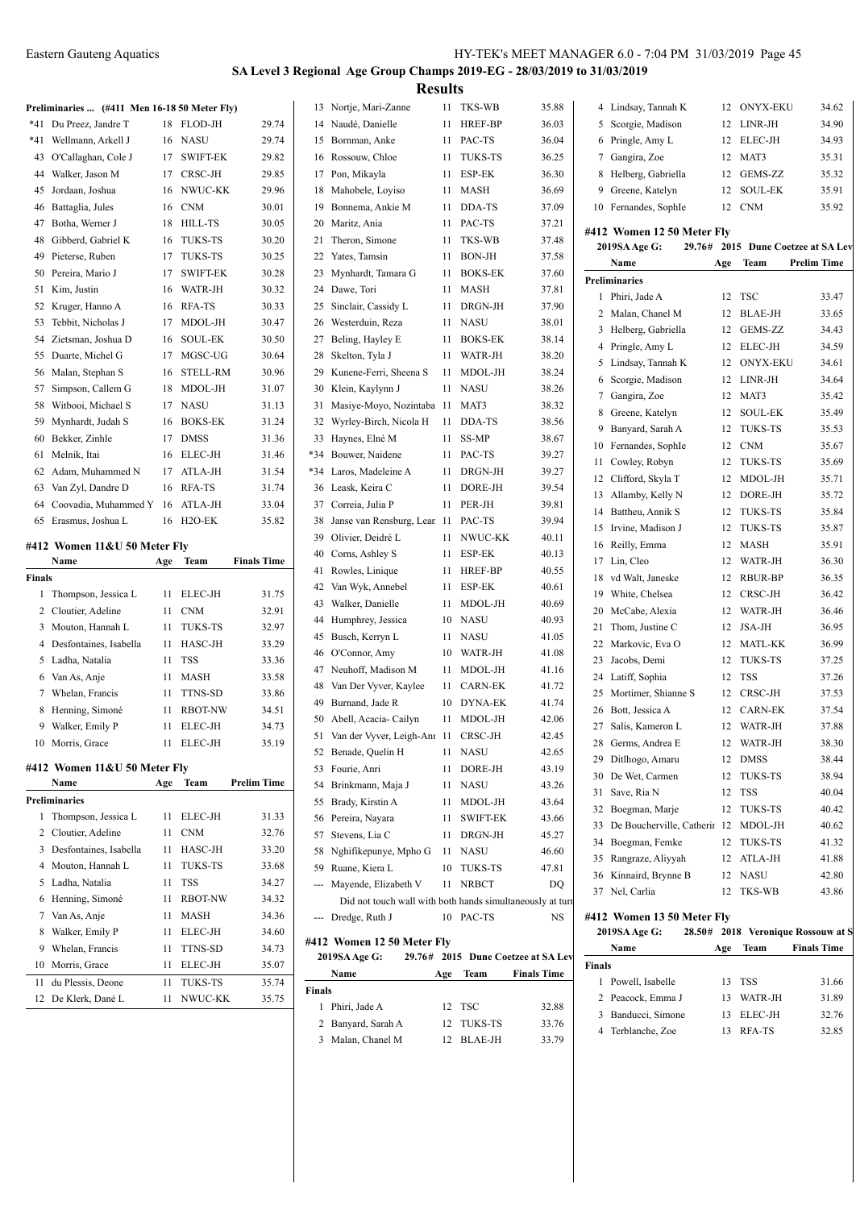# SA Level 3 Regional Age Group Champs 2019-EG - 28/03/2019 to 31/03/2019

## Results

### Preliminaries ... (#411 Men 16-18 50 Meter Fly)

| | Name | Age | Team | Prelim Time |
|---|---|---|---|---|
| *41 | Du Preez, Jandre T | 18 | FLOD-JH | 29.74 |
| *41 | Wellmann, Arkell J | 16 | NASU | 29.74 |
| 43 | O'Callaghan, Cole J | 17 | SWIFT-EK | 29.82 |
| 44 | Walker, Jason M | 17 | CRSC-JH | 29.85 |
| 45 | Jordaan, Joshua | 16 | NWUC-KK | 29.96 |
| 46 | Battaglia, Jules | 16 | CNM | 30.01 |
| 47 | Botha, Werner J | 18 | HILL-TS | 30.05 |
| 48 | Gibberd, Gabriel K | 16 | TUKS-TS | 30.20 |
| 49 | Pieterse, Ruben | 17 | TUKS-TS | 30.25 |
| 50 | Pereira, Mario J | 17 | SWIFT-EK | 30.28 |
| 51 | Kim, Justin | 16 | WATR-JH | 30.32 |
| 52 | Kruger, Hanno A | 16 | RFA-TS | 30.33 |
| 53 | Tebbit, Nicholas J | 17 | MDOL-JH | 30.47 |
| 54 | Zietsman, Joshua D | 16 | SOUL-EK | 30.50 |
| 55 | Duarte, Michel G | 17 | MGSC-UG | 30.64 |
| 56 | Malan, Stephan S | 16 | STELL-RM | 30.96 |
| 57 | Simpson, Callem G | 18 | MDOL-JH | 31.07 |
| 58 | Witbooi, Michael S | 17 | NASU | 31.13 |
| 59 | Mynhardt, Judah S | 16 | BOKS-EK | 31.24 |
| 60 | Bekker, Zinhle | 17 | DMSS | 31.36 |
| 61 | Melnik, Itai | 16 | ELEC-JH | 31.46 |
| 62 | Adam, Muhammed N | 17 | ATLA-JH | 31.54 |
| 63 | Van Zyl, Dandre D | 16 | RFA-TS | 31.74 |
| 64 | Coovadia, Muhammed Y | 16 | ATLA-JH | 33.04 |
| 65 | Erasmus, Joshua L | 16 | H2O-EK | 35.82 |

### #412 Women 11&U 50 Meter Fly

**Finals**

| | Name | Age | Team | Finals Time |
|---|---|---|---|---|
| 1 | Thompson, Jessica L | 11 | ELEC-JH | 31.75 |
| 2 | Cloutier, Adeline | 11 | CNM | 32.91 |
| 3 | Mouton, Hannah L | 11 | TUKS-TS | 32.97 |
| 4 | Desfontaines, Isabella | 11 | HASC-JH | 33.29 |
| 5 | Ladha, Natalia | 11 | TSS | 33.36 |
| 6 | Van As, Anje | 11 | MASH | 33.58 |
| 7 | Whelan, Francis | 11 | TTNS-SD | 33.86 |
| 8 | Henning, Simoné | 11 | RBOT-NW | 34.51 |
| 9 | Walker, Emily P | 11 | ELEC-JH | 34.73 |
| 10 | Morris, Grace | 11 | ELEC-JH | 35.19 |

### #412 Women 11&U 50 Meter Fly

**Preliminaries**

| | Name | Age | Team | Prelim Time |
|---|---|---|---|---|
| 1 | Thompson, Jessica L | 11 | ELEC-JH | 31.33 |
| 2 | Cloutier, Adeline | 11 | CNM | 32.76 |
| 3 | Desfontaines, Isabella | 11 | HASC-JH | 33.20 |
| 4 | Mouton, Hannah L | 11 | TUKS-TS | 33.68 |
| 5 | Ladha, Natalia | 11 | TSS | 34.27 |
| 6 | Henning, Simoné | 11 | RBOT-NW | 34.32 |
| 7 | Van As, Anje | 11 | MASH | 34.36 |
| 8 | Walker, Emily P | 11 | ELEC-JH | 34.60 |
| 9 | Whelan, Francis | 11 | TTNS-SD | 34.73 |
| 10 | Morris, Grace | 11 | ELEC-JH | 35.07 |
| 11 | du Plessis, Deone | 11 | TUKS-TS | 35.74 |
| 12 | De Klerk, Dané L | 11 | NWUC-KK | 35.75 |
| 13 | Nortje, Mari-Zanne | 11 | TKS-WB | 35.88 |
| 14 | Naudé, Danielle | 11 | HREF-BP | 36.03 |
| 15 | Bornman, Anke | 11 | PAC-TS | 36.04 |
| 16 | Rossouw, Chloe | 11 | TUKS-TS | 36.25 |
| 17 | Pon, Mikayla | 11 | ESP-EK | 36.30 |
| 18 | Mahobele, Loyiso | 11 | MASH | 36.69 |
| 19 | Bonnema, Ankie M | 11 | DDA-TS | 37.09 |
| 20 | Maritz, Ania | 11 | PAC-TS | 37.21 |
| 21 | Theron, Simone | 11 | TKS-WB | 37.48 |
| 22 | Yates, Tamsin | 11 | BON-JH | 37.58 |
| 23 | Mynhardt, Tamara G | 11 | BOKS-EK | 37.60 |
| 24 | Dawe, Tori | 11 | MASH | 37.81 |
| 25 | Sinclair, Cassidy L | 11 | DRGN-JH | 37.90 |
| 26 | Westerduin, Reza | 11 | NASU | 38.01 |
| 27 | Beling, Hayley E | 11 | BOKS-EK | 38.14 |
| 28 | Skelton, Tyla J | 11 | WATR-JH | 38.20 |
| 29 | Kunene-Ferri, Sheena S | 11 | MDOL-JH | 38.24 |
| 30 | Klein, Kaylynn J | 11 | NASU | 38.26 |
| 31 | Masiye-Moyo, Nozintaba | 11 | MAT3 | 38.32 |
| 32 | Wyrley-Birch, Nicola H | 11 | DDA-TS | 38.56 |
| 33 | Haynes, Elné M | 11 | SS-MP | 38.67 |
| *34 | Bouwer, Naidene | 11 | PAC-TS | 39.27 |
| *34 | Laros, Madeleine A | 11 | DRGN-JH | 39.27 |
| 36 | Leask, Keira C | 11 | DORE-JH | 39.54 |
| 37 | Correia, Julia P | 11 | PER-JH | 39.81 |
| 38 | Janse van Rensburg, Lear | 11 | PAC-TS | 39.94 |
| 39 | Olivier, Deidré L | 11 | NWUC-KK | 40.11 |
| 40 | Corns, Ashley S | 11 | ESP-EK | 40.13 |
| 41 | Rowles, Linique | 11 | HREF-BP | 40.55 |
| 42 | Van Wyk, Annebel | 11 | ESP-EK | 40.61 |
| 43 | Walker, Danielle | 11 | MDOL-JH | 40.69 |
| 44 | Humphrey, Jessica | 10 | NASU | 40.93 |
| 45 | Busch, Kerryn L | 11 | NASU | 41.05 |
| 46 | O'Connor, Amy | 10 | WATR-JH | 41.08 |
| 47 | Neuhoff, Madison M | 11 | MDOL-JH | 41.16 |
| 48 | Van Der Vyver, Kaylee | 11 | CARN-EK | 41.72 |
| 49 | Burnand, Jade R | 10 | DYNA-EK | 41.74 |
| 50 | Abell, Acacia- Cailyn | 11 | MDOL-JH | 42.06 |
| 51 | Van der Vyver, Leigh-Ann | 11 | CRSC-JH | 42.45 |
| 52 | Benade, Quelin H | 11 | NASU | 42.65 |
| 53 | Fourie, Anri | 11 | DORE-JH | 43.19 |
| 54 | Brinkmann, Maja J | 11 | NASU | 43.26 |
| 55 | Brady, Kirstin A | 11 | MDOL-JH | 43.64 |
| 56 | Pereira, Nayara | 11 | SWIFT-EK | 43.66 |
| 57 | Stevens, Lia C | 11 | DRGN-JH | 45.27 |
| 58 | Nghifikepunye, Mpho G | 11 | NASU | 46.60 |
| 59 | Ruane, Kiera L | 10 | TUKS-TS | 47.81 |
| --- | Mayende, Elizabeth V | 11 | NRBCT | DQ |
| | Did not touch wall with both hands simultaneously at turn | | | |
| --- | Dredge, Ruth J | 10 | PAC-TS | NS |

### #412 Women 12 50 Meter Fly

2019SA Age G: 29.76# 2015 Dune Coetzee at SA Lev

**Finals**

| | Name | Age | Team | Finals Time |
|---|---|---|---|---|
| 1 | Phiri, Jade A | 12 | TSC | 32.88 |
| 2 | Banyard, Sarah A | 12 | TUKS-TS | 33.76 |
| 3 | Malan, Chanel M | 12 | BLAE-JH | 33.79 |
| 4 | Lindsay, Tannah K | 12 | ONYX-EKU | 34.62 |
| 5 | Scorgie, Madison | 12 | LINR-JH | 34.90 |
| 6 | Pringle, Amy L | 12 | ELEC-JH | 34.93 |
| 7 | Gangira, Zoe | 12 | MAT3 | 35.31 |
| 8 | Helberg, Gabriella | 12 | GEMS-ZZ | 35.32 |
| 9 | Greene, Katelyn | 12 | SOUL-EK | 35.91 |
| 10 | Fernandes, Sophle | 12 | CNM | 35.92 |

### #412 Women 12 50 Meter Fly

2019SA Age G: 29.76# 2015 Dune Coetzee at SA Lev

**Preliminaries**

| | Name | Age | Team | Prelim Time |
|---|---|---|---|---|
| 1 | Phiri, Jade A | 12 | TSC | 33.47 |
| 2 | Malan, Chanel M | 12 | BLAE-JH | 33.65 |
| 3 | Helberg, Gabriella | 12 | GEMS-ZZ | 34.43 |
| 4 | Pringle, Amy L | 12 | ELEC-JH | 34.59 |
| 5 | Lindsay, Tannah K | 12 | ONYX-EKU | 34.61 |
| 6 | Scorgie, Madison | 12 | LINR-JH | 34.64 |
| 7 | Gangira, Zoe | 12 | MAT3 | 35.42 |
| 8 | Greene, Katelyn | 12 | SOUL-EK | 35.49 |
| 9 | Banyard, Sarah A | 12 | TUKS-TS | 35.53 |
| 10 | Fernandes, Sophle | 12 | CNM | 35.67 |
| 11 | Cowley, Robyn | 12 | TUKS-TS | 35.69 |
| 12 | Clifford, Skyla T | 12 | MDOL-JH | 35.71 |
| 13 | Allamby, Kelly N | 12 | DORE-JH | 35.72 |
| 14 | Battheu, Annik S | 12 | TUKS-TS | 35.84 |
| 15 | Irvine, Madison J | 12 | TUKS-TS | 35.87 |
| 16 | Reilly, Emma | 12 | MASH | 35.91 |
| 17 | Lin, Cleo | 12 | WATR-JH | 36.30 |
| 18 | vd Walt, Janeske | 12 | RBUR-BP | 36.35 |
| 19 | White, Chelsea | 12 | CRSC-JH | 36.42 |
| 20 | McCabe, Alexia | 12 | WATR-JH | 36.46 |
| 21 | Thom, Justine C | 12 | JSA-JH | 36.95 |
| 22 | Markovic, Eva O | 12 | MATL-KK | 36.99 |
| 23 | Jacobs, Demi | 12 | TUKS-TS | 37.25 |
| 24 | Latiff, Sophia | 12 | TSS | 37.26 |
| 25 | Mortimer, Shianne S | 12 | CRSC-JH | 37.53 |
| 26 | Bott, Jessica A | 12 | CARN-EK | 37.54 |
| 27 | Salis, Kameron L | 12 | WATR-JH | 37.88 |
| 28 | Germs, Andrea E | 12 | WATR-JH | 38.30 |
| 29 | Ditlhogo, Amaru | 12 | DMSS | 38.44 |
| 30 | De Wet, Carmen | 12 | TUKS-TS | 38.94 |
| 31 | Save, Ria N | 12 | TSS | 40.04 |
| 32 | Boegman, Marje | 12 | TUKS-TS | 40.42 |
| 33 | De Boucherville, Catherin | 12 | MDOL-JH | 40.62 |
| 34 | Boegman, Femke | 12 | TUKS-TS | 41.32 |
| 35 | Rangraze, Aliyyah | 12 | ATLA-JH | 41.88 |
| 36 | Kinnaird, Brynne B | 12 | NASU | 42.80 |
| 37 | Nel, Carlia | 12 | TKS-WB | 43.86 |

### #412 Women 13 50 Meter Fly

2019SA Age G: 28.50# 2018 Veronique Rossouw at S

**Finals**

| | Name | Age | Team | Finals Time |
|---|---|---|---|---|
| 1 | Powell, Isabelle | 13 | TSS | 31.66 |
| 2 | Peacock, Emma J | 13 | WATR-JH | 31.89 |
| 3 | Banducci, Simone | 13 | ELEC-JH | 32.76 |
| 4 | Terblanche, Zoe | 13 | RFA-TS | 32.85 |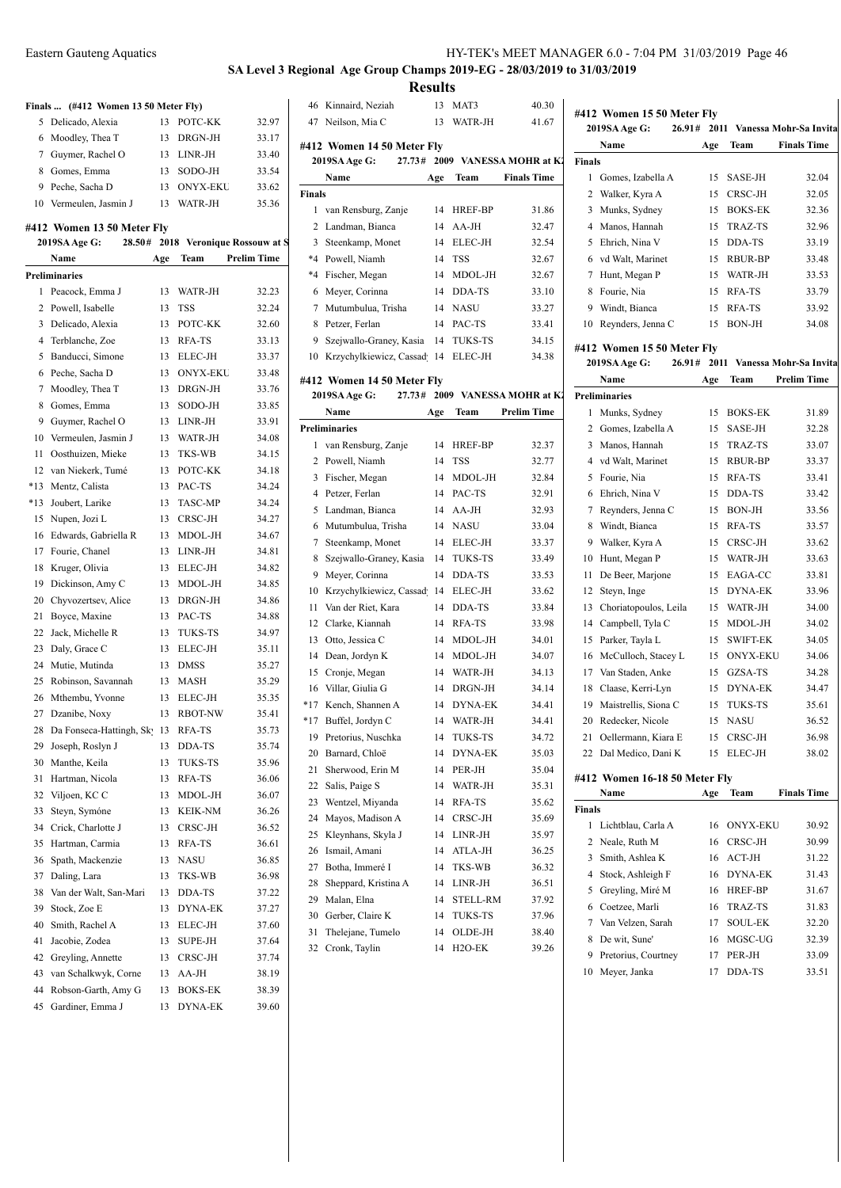**SA Level 3 Regional Age Group Champs 2019-EG - 28/03/2019 to 31/03/2019**

**Results**

### Finals ... (#412 Women 13 50 Meter Fly)

| | Name | Age | Team | Finals Time |
|---|---|---|---|---|
| 5 | Delicado, Alexia | 13 | POTC-KK | 32.97 |
| 6 | Moodley, Thea T | 13 | DRGN-JH | 33.17 |
| 7 | Guymer, Rachel O | 13 | LINR-JH | 33.40 |
| 8 | Gomes, Emma | 13 | SODO-JH | 33.54 |
| 9 | Peche, Sacha D | 13 | ONYX-EKU | 33.62 |
| 10 | Vermeulen, Jasmin J | 13 | WATR-JH | 35.36 |

### #412 Women 13 50 Meter Fly

2019SA Age G: 28.50# 2018 Veronique Rossouw at S

| | Name | Age | Team | Prelim Time |
|---|---|---|---|---|
| **Preliminaries** | | | | |
| 1 | Peacock, Emma J | 13 | WATR-JH | 32.23 |
| 2 | Powell, Isabelle | 13 | TSS | 32.24 |
| 3 | Delicado, Alexia | 13 | POTC-KK | 32.60 |
| 4 | Terblanche, Zoe | 13 | RFA-TS | 33.13 |
| 5 | Banducci, Simone | 13 | ELEC-JH | 33.37 |
| 6 | Peche, Sacha D | 13 | ONYX-EKU | 33.48 |
| 7 | Moodley, Thea T | 13 | DRGN-JH | 33.76 |
| 8 | Gomes, Emma | 13 | SODO-JH | 33.85 |
| 9 | Guymer, Rachel O | 13 | LINR-JH | 33.91 |
| 10 | Vermeulen, Jasmin J | 13 | WATR-JH | 34.08 |
| 11 | Oosthuizen, Mieke | 13 | TKS-WB | 34.15 |
| 12 | van Niekerk, Tumé | 13 | POTC-KK | 34.18 |
| *13 | Mentz, Calista | 13 | PAC-TS | 34.24 |
| *13 | Joubert, Larike | 13 | TASC-MP | 34.24 |
| 15 | Nupen, Jozi L | 13 | CRSC-JH | 34.27 |
| 16 | Edwards, Gabriella R | 13 | MDOL-JH | 34.67 |
| 17 | Fourie, Chanel | 13 | LINR-JH | 34.81 |
| 18 | Kruger, Olivia | 13 | ELEC-JH | 34.82 |
| 19 | Dickinson, Amy C | 13 | MDOL-JH | 34.85 |
| 20 | Chyvozertsev, Alice | 13 | DRGN-JH | 34.86 |
| 21 | Boyce, Maxine | 13 | PAC-TS | 34.88 |
| 22 | Jack, Michelle R | 13 | TUKS-TS | 34.97 |
| 23 | Daly, Grace C | 13 | ELEC-JH | 35.11 |
| 24 | Mutie, Mutinda | 13 | DMSS | 35.27 |
| 25 | Robinson, Savannah | 13 | MASH | 35.29 |
| 26 | Mthembu, Yvonne | 13 | ELEC-JH | 35.35 |
| 27 | Dzanibe, Noxy | 13 | RBOT-NW | 35.41 |
| 28 | Da Fonseca-Hattingh, Sky | 13 | RFA-TS | 35.73 |
| 29 | Joseph, Roslyn J | 13 | DDA-TS | 35.74 |
| 30 | Manthe, Keila | 13 | TUKS-TS | 35.96 |
| 31 | Hartman, Nicola | 13 | RFA-TS | 36.06 |
| 32 | Viljoen, KC C | 13 | MDOL-JH | 36.07 |
| 33 | Steyn, Symóne | 13 | KEIK-NM | 36.26 |
| 34 | Crick, Charlotte J | 13 | CRSC-JH | 36.52 |
| 35 | Hartman, Carmia | 13 | RFA-TS | 36.61 |
| 36 | Spath, Mackenzie | 13 | NASU | 36.85 |
| 37 | Daling, Lara | 13 | TKS-WB | 36.98 |
| 38 | Van der Walt, San-Mari | 13 | DDA-TS | 37.22 |
| 39 | Stock, Zoe E | 13 | DYNA-EK | 37.27 |
| 40 | Smith, Rachel A | 13 | ELEC-JH | 37.60 |
| 41 | Jacobie, Zodea | 13 | SUPE-JH | 37.64 |
| 42 | Greyling, Annette | 13 | CRSC-JH | 37.74 |
| 43 | van Schalkwyk, Corne | 13 | AA-JH | 38.19 |
| 44 | Robson-Garth, Amy G | 13 | BOKS-EK | 38.39 |
| 45 | Gardiner, Emma J | 13 | DYNA-EK | 39.60 |
| 46 | Kinnaird, Neziah | 13 | MAT3 | 40.30 |
| 47 | Neilson, Mia C | 13 | WATR-JH | 41.67 |

### #412 Women 14 50 Meter Fly

2019SA Age G: 27.73# 2009 VANESSA MOHR at KZ

| | Name | Age | Team | Finals Time |
|---|---|---|---|---|
| **Finals** | | | | |
| 1 | van Rensburg, Zanje | 14 | HREF-BP | 31.86 |
| 2 | Landman, Bianca | 14 | AA-JH | 32.47 |
| 3 | Steenkamp, Monet | 14 | ELEC-JH | 32.54 |
| *4 | Powell, Niamh | 14 | TSS | 32.67 |
| *4 | Fischer, Megan | 14 | MDOL-JH | 32.67 |
| 6 | Meyer, Corinna | 14 | DDA-TS | 33.10 |
| 7 | Mutumbulua, Trisha | 14 | NASU | 33.27 |
| 8 | Petzer, Ferlan | 14 | PAC-TS | 33.41 |
| 9 | Szejwallo-Graney, Kasia | 14 | TUKS-TS | 34.15 |
| 10 | Krzychylkiewicz, Cassady | 14 | ELEC-JH | 34.38 |

### #412 Women 14 50 Meter Fly

2019SA Age G: 27.73# 2009 VANESSA MOHR at KZ

| | Name | Age | Team | Prelim Time |
|---|---|---|---|---|
| **Preliminaries** | | | | |
| 1 | van Rensburg, Zanje | 14 | HREF-BP | 32.37 |
| 2 | Powell, Niamh | 14 | TSS | 32.77 |
| 3 | Fischer, Megan | 14 | MDOL-JH | 32.84 |
| 4 | Petzer, Ferlan | 14 | PAC-TS | 32.91 |
| 5 | Landman, Bianca | 14 | AA-JH | 32.93 |
| 6 | Mutumbulua, Trisha | 14 | NASU | 33.04 |
| 7 | Steenkamp, Monet | 14 | ELEC-JH | 33.37 |
| 8 | Szejwallo-Graney, Kasia | 14 | TUKS-TS | 33.49 |
| 9 | Meyer, Corinna | 14 | DDA-TS | 33.53 |
| 10 | Krzychylkiewicz, Cassady | 14 | ELEC-JH | 33.62 |
| 11 | Van der Riet, Kara | 14 | DDA-TS | 33.84 |
| 12 | Clarke, Kiannah | 14 | RFA-TS | 33.98 |
| 13 | Otto, Jessica C | 14 | MDOL-JH | 34.01 |
| 14 | Dean, Jordyn K | 14 | MDOL-JH | 34.07 |
| 15 | Cronje, Megan | 14 | WATR-JH | 34.13 |
| 16 | Villar, Giulia G | 14 | DRGN-JH | 34.14 |
| *17 | Kench, Shannen A | 14 | DYNA-EK | 34.41 |
| *17 | Buffel, Jordyn C | 14 | WATR-JH | 34.41 |
| 19 | Pretorius, Nuschka | 14 | TUKS-TS | 34.72 |
| 20 | Barnard, Chloë | 14 | DYNA-EK | 35.03 |
| 21 | Sherwood, Erin M | 14 | PER-JH | 35.04 |
| 22 | Salis, Paige S | 14 | WATR-JH | 35.31 |
| 23 | Wentzel, Miyanda | 14 | RFA-TS | 35.62 |
| 24 | Mayos, Madison A | 14 | CRSC-JH | 35.69 |
| 25 | Kleynhans, Skyla J | 14 | LINR-JH | 35.97 |
| 26 | Ismail, Amani | 14 | ATLA-JH | 36.25 |
| 27 | Botha, Immeré I | 14 | TKS-WB | 36.32 |
| 28 | Sheppard, Kristina A | 14 | LINR-JH | 36.51 |
| 29 | Malan, Elna | 14 | STELL-RM | 37.92 |
| 30 | Gerber, Claire K | 14 | TUKS-TS | 37.96 |
| 31 | Thelejane, Tumelo | 14 | OLDE-JH | 38.40 |
| 32 | Cronk, Taylin | 14 | H2O-EK | 39.26 |

### #412 Women 15 50 Meter Fly

2019SA Age G: 26.91# 2011 Vanessa Mohr-Sa Invita

| | Name | Age | Team | Finals Time |
|---|---|---|---|---|
| **Finals** | | | | |
| 1 | Gomes, Izabella A | 15 | SASE-JH | 32.04 |
| 2 | Walker, Kyra A | 15 | CRSC-JH | 32.05 |
| 3 | Munks, Sydney | 15 | BOKS-EK | 32.36 |
| 4 | Manos, Hannah | 15 | TRAZ-TS | 32.96 |
| 5 | Ehrich, Nina V | 15 | DDA-TS | 33.19 |
| 6 | vd Walt, Marinet | 15 | RBUR-BP | 33.48 |
| 7 | Hunt, Megan P | 15 | WATR-JH | 33.53 |
| 8 | Fourie, Nia | 15 | RFA-TS | 33.79 |
| 9 | Windt, Bianca | 15 | RFA-TS | 33.92 |
| 10 | Reynders, Jenna C | 15 | BON-JH | 34.08 |

### #412 Women 15 50 Meter Fly

2019SA Age G: 26.91# 2011 Vanessa Mohr-Sa Invita

| | Name | Age | Team | Prelim Time |
|---|---|---|---|---|
| **Preliminaries** | | | | |
| 1 | Munks, Sydney | 15 | BOKS-EK | 31.89 |
| 2 | Gomes, Izabella A | 15 | SASE-JH | 32.28 |
| 3 | Manos, Hannah | 15 | TRAZ-TS | 33.07 |
| 4 | vd Walt, Marinet | 15 | RBUR-BP | 33.37 |
| 5 | Fourie, Nia | 15 | RFA-TS | 33.41 |
| 6 | Ehrich, Nina V | 15 | DDA-TS | 33.42 |
| 7 | Reynders, Jenna C | 15 | BON-JH | 33.56 |
| 8 | Windt, Bianca | 15 | RFA-TS | 33.57 |
| 9 | Walker, Kyra A | 15 | CRSC-JH | 33.62 |
| 10 | Hunt, Megan P | 15 | WATR-JH | 33.63 |
| 11 | De Beer, Marjone | 15 | EAGA-CC | 33.81 |
| 12 | Steyn, Inge | 15 | DYNA-EK | 33.96 |
| 13 | Choriatopoulos, Leila | 15 | WATR-JH | 34.00 |
| 14 | Campbell, Tyla C | 15 | MDOL-JH | 34.02 |
| 15 | Parker, Tayla L | 15 | SWIFT-EK | 34.05 |
| 16 | McCulloch, Stacey L | 15 | ONYX-EKU | 34.06 |
| 17 | Van Staden, Anke | 15 | GZSA-TS | 34.28 |
| 18 | Claase, Kerri-Lyn | 15 | DYNA-EK | 34.47 |
| 19 | Maistrellis, Siona C | 15 | TUKS-TS | 35.61 |
| 20 | Redecker, Nicole | 15 | NASU | 36.52 |
| 21 | Oellermann, Kiara E | 15 | CRSC-JH | 36.98 |
| 22 | Dal Medico, Dani K | 15 | ELEC-JH | 38.02 |

### #412 Women 16-18 50 Meter Fly

| | Name | Age | Team | Finals Time |
|---|---|---|---|---|
| **Finals** | | | | |
| 1 | Lichtblau, Carla A | 16 | ONYX-EKU | 30.92 |
| 2 | Neale, Ruth M | 16 | CRSC-JH | 30.99 |
| 3 | Smith, Ashlea K | 16 | ACT-JH | 31.22 |
| 4 | Stock, Ashleigh F | 16 | DYNA-EK | 31.43 |
| 5 | Greyling, Miré M | 16 | HREF-BP | 31.67 |
| 6 | Coetzee, Marli | 16 | TRAZ-TS | 31.83 |
| 7 | Van Velzen, Sarah | 17 | SOUL-EK | 32.20 |
| 8 | De wit, Sune' | 16 | MGSC-UG | 32.39 |
| 9 | Pretorius, Courtney | 17 | PER-JH | 33.09 |
| 10 | Meyer, Janka | 17 | DDA-TS | 33.51 |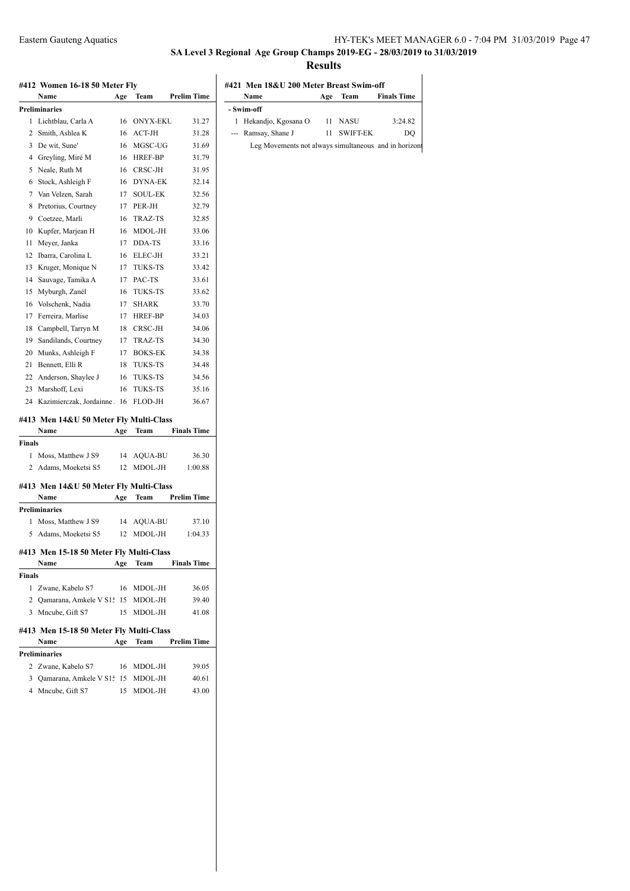## SA Level 3 Regional Age Group Champs 2019-EG - 28/03/2019 to 31/03/2019

## Results

### #412 Women 16-18 50 Meter Fly

| | Name | Age | Team | Prelim Time |
|---|---|---|---|---|
| **Preliminaries** | | | | |
| 1 | Lichtblau, Carla A | 16 | ONYX-EKU | 31.27 |
| 2 | Smith, Ashlea K | 16 | ACT-JH | 31.28 |
| 3 | De wit, Sune' | 16 | MGSC-UG | 31.69 |
| 4 | Greyling, Miré M | 16 | HREF-BP | 31.79 |
| 5 | Neale, Ruth M | 16 | CRSC-JH | 31.95 |
| 6 | Stock, Ashleigh F | 16 | DYNA-EK | 32.14 |
| 7 | Van Velzen, Sarah | 17 | SOUL-EK | 32.56 |
| 8 | Pretorius, Courtney | 17 | PER-JH | 32.79 |
| 9 | Coetzee, Marli | 16 | TRAZ-TS | 32.85 |
| 10 | Kupfer, Marjean H | 16 | MDOL-JH | 33.06 |
| 11 | Meyer, Janka | 17 | DDA-TS | 33.16 |
| 12 | Ibarra, Carolina L | 16 | ELEC-JH | 33.21 |
| 13 | Kruger, Monique N | 17 | TUKS-TS | 33.42 |
| 14 | Sauvage, Tamika A | 17 | PAC-TS | 33.61 |
| 15 | Myburgh, Zanél | 16 | TUKS-TS | 33.62 |
| 16 | Volschenk, Nadia | 17 | SHARK | 33.70 |
| 17 | Ferreira, Marlise | 17 | HREF-BP | 34.03 |
| 18 | Campbell, Tarryn M | 18 | CRSC-JH | 34.06 |
| 19 | Sandilands, Courtney | 17 | TRAZ-TS | 34.30 |
| 20 | Munks, Ashleigh F | 17 | BOKS-EK | 34.38 |
| 21 | Bennett, Elli R | 18 | TUKS-TS | 34.48 |
| 22 | Anderson, Shaylee J | 16 | TUKS-TS | 34.56 |
| 23 | Marshoff, Lexi | 16 | TUKS-TS | 35.16 |
| 24 | Kazimierczak, Jordainne | 16 | FLOD-JH | 36.67 |

### #413 Men 14&U 50 Meter Fly Multi-Class

| | Name | Age | Team | Finals Time |
|---|---|---|---|---|
| **Finals** | | | | |
| 1 | Moss, Matthew J S9 | 14 | AQUA-BU | 36.30 |
| 2 | Adams, Moeketsi S5 | 12 | MDOL-JH | 1:00.88 |

### #413 Men 14&U 50 Meter Fly Multi-Class

| | Name | Age | Team | Prelim Time |
|---|---|---|---|---|
| **Preliminaries** | | | | |
| 1 | Moss, Matthew J S9 | 14 | AQUA-BU | 37.10 |
| 5 | Adams, Moeketsi S5 | 12 | MDOL-JH | 1:04.33 |

### #413 Men 15-18 50 Meter Fly Multi-Class

| | Name | Age | Team | Finals Time |
|---|---|---|---|---|
| **Finals** | | | | |
| 1 | Zwane, Kabelo S7 | 16 | MDOL-JH | 36.05 |
| 2 | Qamarana, Amkele V S15 | 15 | MDOL-JH | 39.40 |
| 3 | Mncube, Gift S7 | 15 | MDOL-JH | 41.08 |

### #413 Men 15-18 50 Meter Fly Multi-Class

| | Name | Age | Team | Prelim Time |
|---|---|---|---|---|
| **Preliminaries** | | | | |
| 2 | Zwane, Kabelo S7 | 16 | MDOL-JH | 39.05 |
| 3 | Qamarana, Amkele V S15 | 15 | MDOL-JH | 40.61 |
| 4 | Mncube, Gift S7 | 15 | MDOL-JH | 43.00 |

### #421 Men 18&U 200 Meter Breast Swim-off

| | Name | Age | Team | Finals Time |
|---|---|---|---|---|
| **- Swim-off** | | | | |
| 1 | Hekandjo, Kgosana O | 11 | NASU | 3:24.82 |
| --- | Ramsay, Shane J | 11 | SWIFT-EK | DQ |

Leg Movements not always simultaneous and in horizont